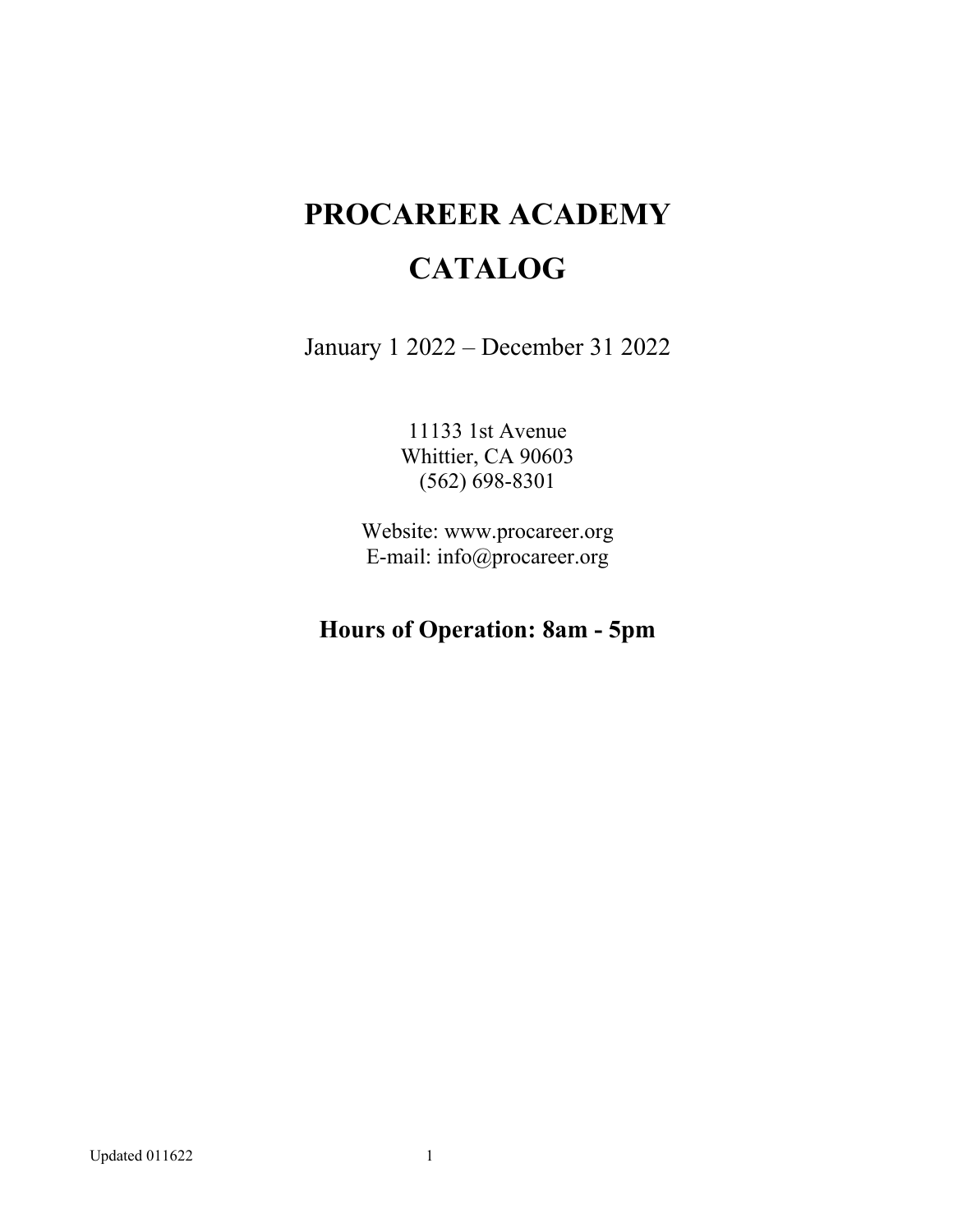# PROCAREER ACADEMY

# CATALOG

January 1 2022 – December 31 2022

11133 1st Avenue
Whittier, CA 90603
(562) 698-8301

Website: www.procareer.org
E-mail: info@procareer.org

## Hours of Operation: 8am - 5pm

Updated 011622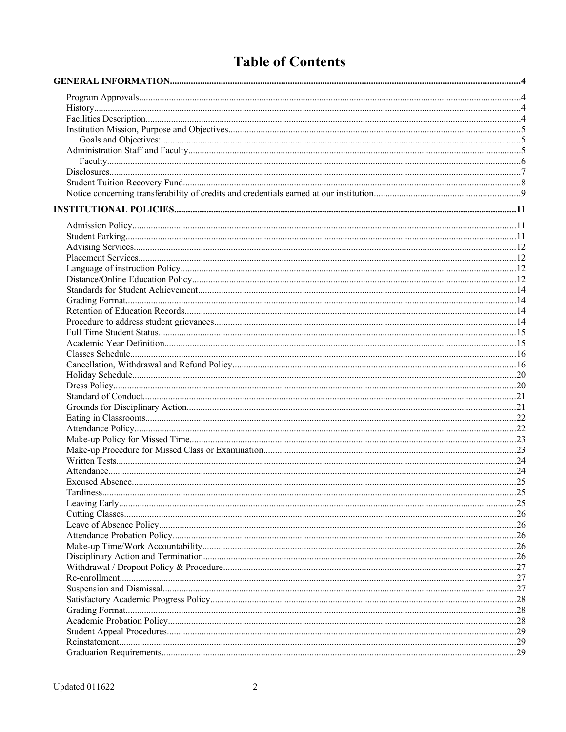# Table of Contents

**GENERAL INFORMATION** .....4

- Program Approvals .....4
- History .....4
- Facilities Description .....4
- Institution Mission, Purpose and Objectives .....5
  - Goals and Objectives: .....5
- Administration Staff and Faculty .....5
  - Faculty .....6
- Disclosures .....7
- Student Tuition Recovery Fund .....8
- Notice concerning transferability of credits and credentials earned at our institution .....9

**INSTITUTIONAL POLICIES** .....11

- Admission Policy .....11
- Student Parking .....11
- Advising Services .....12
- Placement Services .....12
- Language of instruction Policy .....12
- Distance/Online Education Policy .....12
- Standards for Student Achievement .....14
- Grading Format .....14
- Retention of Education Records .....14
- Procedure to address student grievances .....14
- Full Time Student Status .....15
- Academic Year Definition .....15
- Classes Schedule .....16
- Cancellation, Withdrawal and Refund Policy .....16
- Holiday Schedule .....20
- Dress Policy .....20
- Standard of Conduct .....21
- Grounds for Disciplinary Action .....21
- Eating in Classrooms .....22
- Attendance Policy .....22
- Make-up Policy for Missed Time .....23
- Make-up Procedure for Missed Class or Examination .....23
- Written Tests .....24
- Attendance .....24
- Excused Absence .....25
- Tardiness .....25
- Leaving Early .....25
- Cutting Classes .....26
- Leave of Absence Policy .....26
- Attendance Probation Policy .....26
- Make-up Time/Work Accountability .....26
- Disciplinary Action and Termination .....26
- Withdrawal / Dropout Policy & Procedure .....27
- Re-enrollment .....27
- Suspension and Dismissal .....27
- Satisfactory Academic Progress Policy .....28
- Grading Format .....28
- Academic Probation Policy .....28
- Student Appeal Procedures .....29
- Reinstatement .....29
- Graduation Requirements .....29

Updated 011622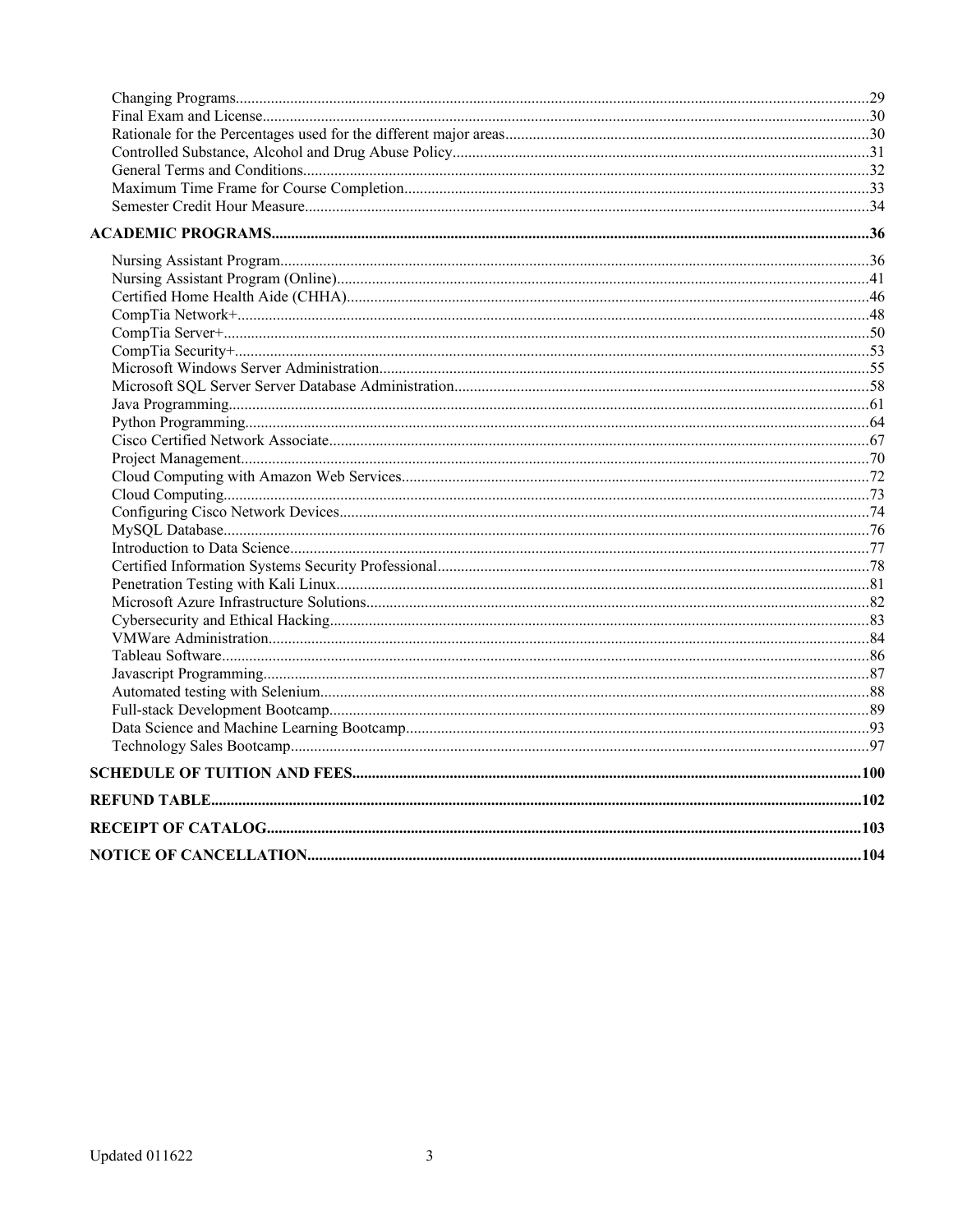Changing Programs........29
Final Exam and License........30
Rationale for the Percentages used for the different major areas........30
Controlled Substance, Alcohol and Drug Abuse Policy........31
General Terms and Conditions........32
Maximum Time Frame for Course Completion........33
Semester Credit Hour Measure........34

**ACADEMIC PROGRAMS........36**

Nursing Assistant Program........36
Nursing Assistant Program (Online)........41
Certified Home Health Aide (CHHA)........46
CompTia Network+........48
CompTia Server+........50
CompTia Security+........53
Microsoft Windows Server Administration........55
Microsoft SQL Server Server Database Administration........58
Java Programming........61
Python Programming........64
Cisco Certified Network Associate........67
Project Management........70
Cloud Computing with Amazon Web Services........72
Cloud Computing........73
Configuring Cisco Network Devices........74
MySQL Database........76
Introduction to Data Science........77
Certified Information Systems Security Professional........78
Penetration Testing with Kali Linux........81
Microsoft Azure Infrastructure Solutions........82
Cybersecurity and Ethical Hacking........83
VMWare Administration........84
Tableau Software........86
Javascript Programming........87
Automated testing with Selenium........88
Full-stack Development Bootcamp........89
Data Science and Machine Learning Bootcamp........93
Technology Sales Bootcamp........97

**SCHEDULE OF TUITION AND FEES........100**

**REFUND TABLE........102**

**RECEIPT OF CATALOG........103**

**NOTICE OF CANCELLATION........104**

Updated 011622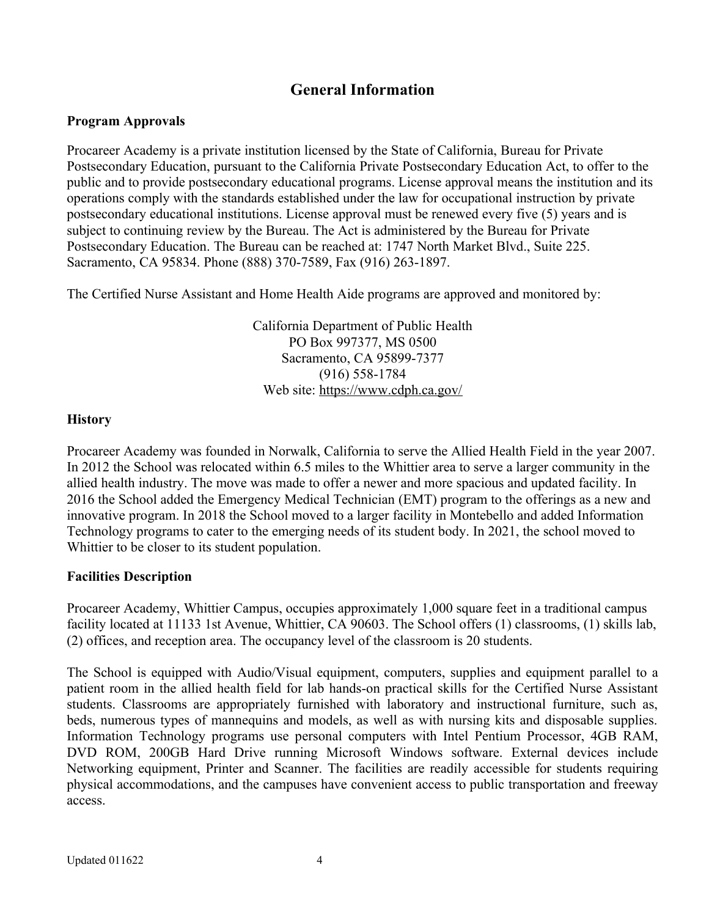# General Information

## Program Approvals

Procareer Academy is a private institution licensed by the State of California, Bureau for Private Postsecondary Education, pursuant to the California Private Postsecondary Education Act, to offer to the public and to provide postsecondary educational programs. License approval means the institution and its operations comply with the standards established under the law for occupational instruction by private postsecondary educational institutions. License approval must be renewed every five (5) years and is subject to continuing review by the Bureau. The Act is administered by the Bureau for Private Postsecondary Education. The Bureau can be reached at: 1747 North Market Blvd., Suite 225. Sacramento, CA 95834. Phone (888) 370-7589, Fax (916) 263-1897.

The Certified Nurse Assistant and Home Health Aide programs are approved and monitored by:

California Department of Public Health
PO Box 997377, MS 0500
Sacramento, CA 95899-7377
(916) 558-1784
Web site: https://www.cdph.ca.gov/

## History

Procareer Academy was founded in Norwalk, California to serve the Allied Health Field in the year 2007. In 2012 the School was relocated within 6.5 miles to the Whittier area to serve a larger community in the allied health industry. The move was made to offer a newer and more spacious and updated facility. In 2016 the School added the Emergency Medical Technician (EMT) program to the offerings as a new and innovative program. In 2018 the School moved to a larger facility in Montebello and added Information Technology programs to cater to the emerging needs of its student body. In 2021, the school moved to Whittier to be closer to its student population.

## Facilities Description

Procareer Academy, Whittier Campus, occupies approximately 1,000 square feet in a traditional campus facility located at 11133 1st Avenue, Whittier, CA 90603. The School offers (1) classrooms, (1) skills lab, (2) offices, and reception area. The occupancy level of the classroom is 20 students.

The School is equipped with Audio/Visual equipment, computers, supplies and equipment parallel to a patient room in the allied health field for lab hands-on practical skills for the Certified Nurse Assistant students. Classrooms are appropriately furnished with laboratory and instructional furniture, such as, beds, numerous types of mannequins and models, as well as with nursing kits and disposable supplies. Information Technology programs use personal computers with Intel Pentium Processor, 4GB RAM, DVD ROM, 200GB Hard Drive running Microsoft Windows software. External devices include Networking equipment, Printer and Scanner. The facilities are readily accessible for students requiring physical accommodations, and the campuses have convenient access to public transportation and freeway access.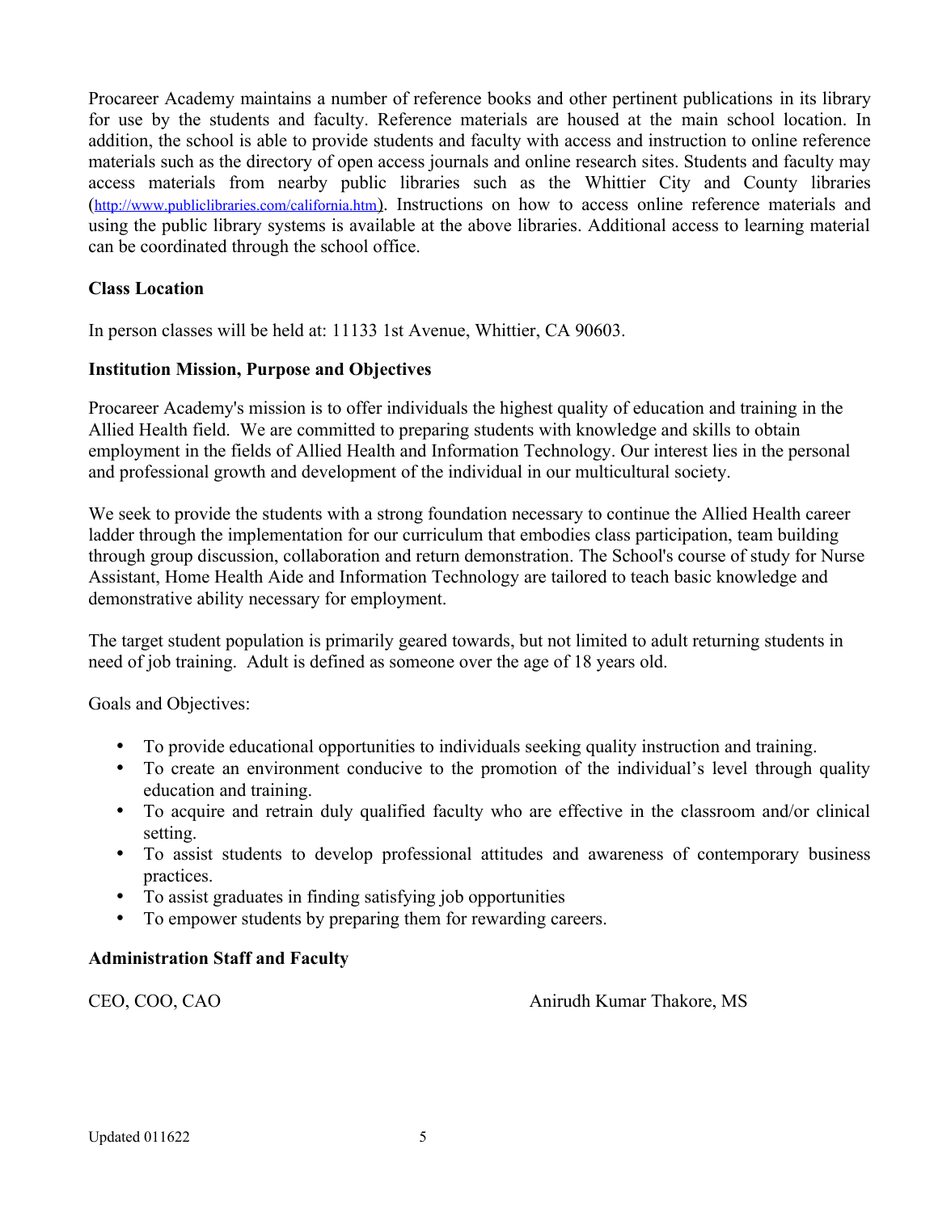Procareer Academy maintains a number of reference books and other pertinent publications in its library for use by the students and faculty. Reference materials are housed at the main school location. In addition, the school is able to provide students and faculty with access and instruction to online reference materials such as the directory of open access journals and online research sites. Students and faculty may access materials from nearby public libraries such as the Whittier City and County libraries (http://www.publiclibraries.com/california.htm). Instructions on how to access online reference materials and using the public library systems is available at the above libraries. Additional access to learning material can be coordinated through the school office.

**Class Location**

In person classes will be held at: 11133 1st Avenue, Whittier, CA 90603.

**Institution Mission, Purpose and Objectives**

Procareer Academy's mission is to offer individuals the highest quality of education and training in the Allied Health field. We are committed to preparing students with knowledge and skills to obtain employment in the fields of Allied Health and Information Technology. Our interest lies in the personal and professional growth and development of the individual in our multicultural society.

We seek to provide the students with a strong foundation necessary to continue the Allied Health career ladder through the implementation for our curriculum that embodies class participation, team building through group discussion, collaboration and return demonstration. The School's course of study for Nurse Assistant, Home Health Aide and Information Technology are tailored to teach basic knowledge and demonstrative ability necessary for employment.

The target student population is primarily geared towards, but not limited to adult returning students in need of job training. Adult is defined as someone over the age of 18 years old.

Goals and Objectives:

- To provide educational opportunities to individuals seeking quality instruction and training.
- To create an environment conducive to the promotion of the individual's level through quality education and training.
- To acquire and retrain duly qualified faculty who are effective in the classroom and/or clinical setting.
- To assist students to develop professional attitudes and awareness of contemporary business practices.
- To assist graduates in finding satisfying job opportunities
- To empower students by preparing them for rewarding careers.

**Administration Staff and Faculty**

CEO, COO, CAO — Anirudh Kumar Thakore, MS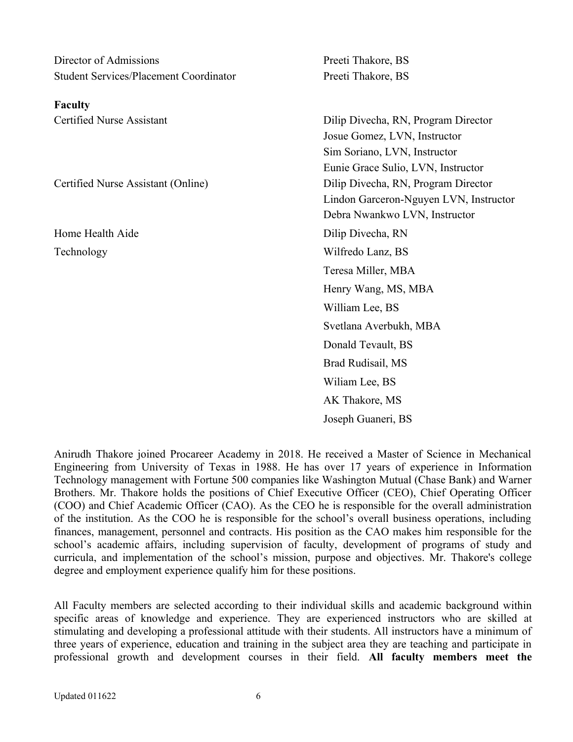| | |
|---|---|
| Director of Admissions | Preeti Thakore, BS |
| Student Services/Placement Coordinator | Preeti Thakore, BS |

**Faculty**

| | |
|---|---|
| Certified Nurse Assistant | Dilip Divecha, RN, Program Director |
| | Josue Gomez, LVN, Instructor |
| | Sim Soriano, LVN, Instructor |
| | Eunie Grace Sulio, LVN, Instructor |
| Certified Nurse Assistant (Online) | Dilip Divecha, RN, Program Director |
| | Lindon Garceron-Nguyen LVN, Instructor |
| | Debra Nwankwo LVN, Instructor |
| Home Health Aide | Dilip Divecha, RN |
| Technology | Wilfredo Lanz, BS |
| | Teresa Miller, MBA |
| | Henry Wang, MS, MBA |
| | William Lee, BS |
| | Svetlana Averbukh, MBA |
| | Donald Tevault, BS |
| | Brad Rudisail, MS |
| | Wiliam Lee, BS |
| | AK Thakore, MS |
| | Joseph Guaneri, BS |

Anirudh Thakore joined Procareer Academy in 2018. He received a Master of Science in Mechanical Engineering from University of Texas in 1988. He has over 17 years of experience in Information Technology management with Fortune 500 companies like Washington Mutual (Chase Bank) and Warner Brothers. Mr. Thakore holds the positions of Chief Executive Officer (CEO), Chief Operating Officer (COO) and Chief Academic Officer (CAO). As the CEO he is responsible for the overall administration of the institution. As the COO he is responsible for the school's overall business operations, including finances, management, personnel and contracts. His position as the CAO makes him responsible for the school's academic affairs, including supervision of faculty, development of programs of study and curricula, and implementation of the school's mission, purpose and objectives. Mr. Thakore's college degree and employment experience qualify him for these positions.

All Faculty members are selected according to their individual skills and academic background within specific areas of knowledge and experience. They are experienced instructors who are skilled at stimulating and developing a professional attitude with their students. All instructors have a minimum of three years of experience, education and training in the subject area they are teaching and participate in professional growth and development courses in their field. **All faculty members meet the**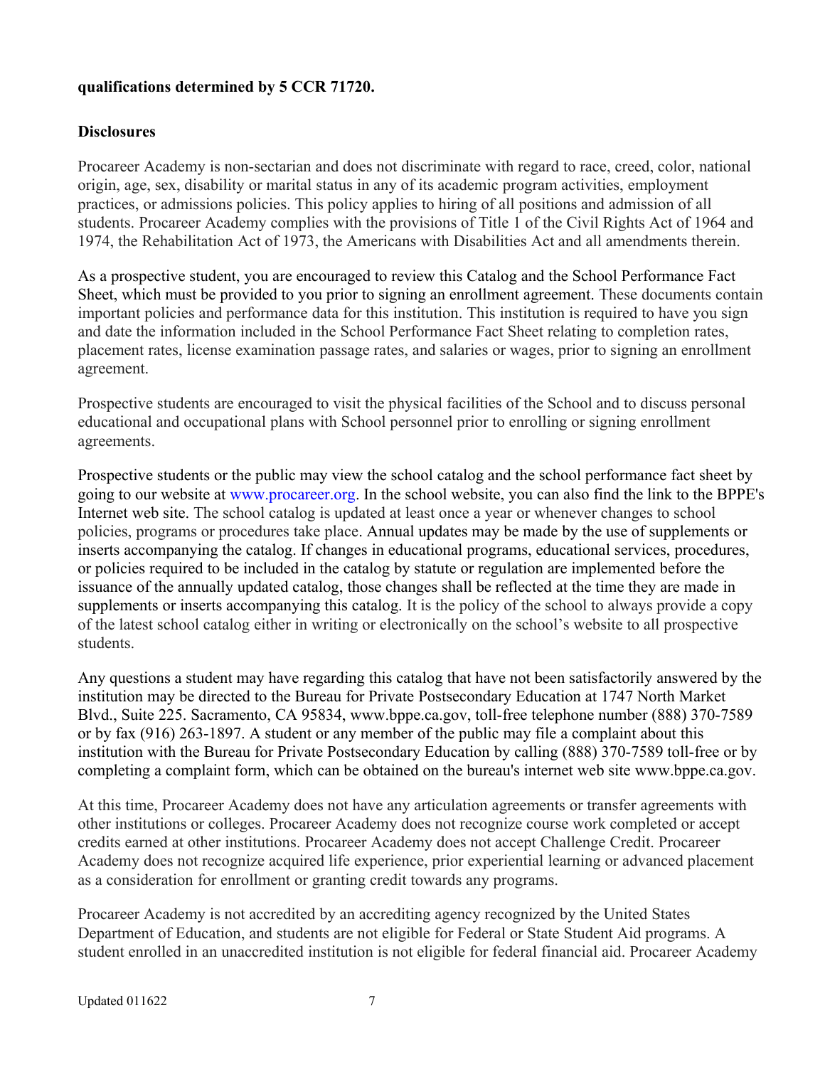**qualifications determined by 5 CCR 71720.**

**Disclosures**

Procareer Academy is non-sectarian and does not discriminate with regard to race, creed, color, national origin, age, sex, disability or marital status in any of its academic program activities, employment practices, or admissions policies. This policy applies to hiring of all positions and admission of all students. Procareer Academy complies with the provisions of Title 1 of the Civil Rights Act of 1964 and 1974, the Rehabilitation Act of 1973, the Americans with Disabilities Act and all amendments therein.

As a prospective student, you are encouraged to review this Catalog and the School Performance Fact Sheet, which must be provided to you prior to signing an enrollment agreement. These documents contain important policies and performance data for this institution. This institution is required to have you sign and date the information included in the School Performance Fact Sheet relating to completion rates, placement rates, license examination passage rates, and salaries or wages, prior to signing an enrollment agreement.

Prospective students are encouraged to visit the physical facilities of the School and to discuss personal educational and occupational plans with School personnel prior to enrolling or signing enrollment agreements.

Prospective students or the public may view the school catalog and the school performance fact sheet by going to our website at www.procareer.org. In the school website, you can also find the link to the BPPE's Internet web site. The school catalog is updated at least once a year or whenever changes to school policies, programs or procedures take place. Annual updates may be made by the use of supplements or inserts accompanying the catalog. If changes in educational programs, educational services, procedures, or policies required to be included in the catalog by statute or regulation are implemented before the issuance of the annually updated catalog, those changes shall be reflected at the time they are made in supplements or inserts accompanying this catalog. It is the policy of the school to always provide a copy of the latest school catalog either in writing or electronically on the school's website to all prospective students.

Any questions a student may have regarding this catalog that have not been satisfactorily answered by the institution may be directed to the Bureau for Private Postsecondary Education at 1747 North Market Blvd., Suite 225. Sacramento, CA 95834, www.bppe.ca.gov, toll-free telephone number (888) 370-7589 or by fax (916) 263-1897. A student or any member of the public may file a complaint about this institution with the Bureau for Private Postsecondary Education by calling (888) 370-7589 toll-free or by completing a complaint form, which can be obtained on the bureau's internet web site www.bppe.ca.gov.

At this time, Procareer Academy does not have any articulation agreements or transfer agreements with other institutions or colleges. Procareer Academy does not recognize course work completed or accept credits earned at other institutions. Procareer Academy does not accept Challenge Credit. Procareer Academy does not recognize acquired life experience, prior experiential learning or advanced placement as a consideration for enrollment or granting credit towards any programs.

Procareer Academy is not accredited by an accrediting agency recognized by the United States Department of Education, and students are not eligible for Federal or State Student Aid programs. A student enrolled in an unaccredited institution is not eligible for federal financial aid. Procareer Academy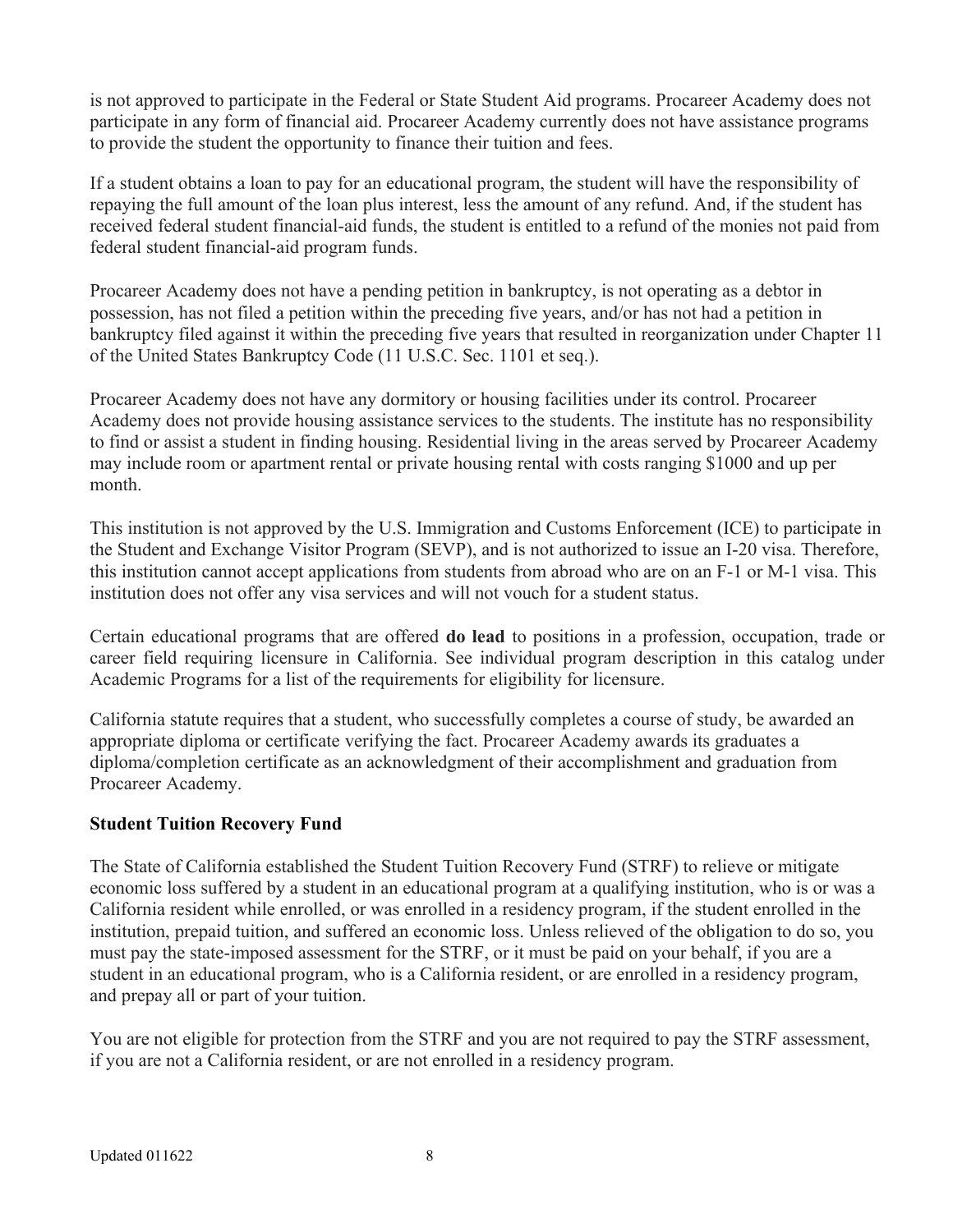is not approved to participate in the Federal or State Student Aid programs. Procareer Academy does not participate in any form of financial aid. Procareer Academy currently does not have assistance programs to provide the student the opportunity to finance their tuition and fees.

If a student obtains a loan to pay for an educational program, the student will have the responsibility of repaying the full amount of the loan plus interest, less the amount of any refund. And, if the student has received federal student financial-aid funds, the student is entitled to a refund of the monies not paid from federal student financial-aid program funds.

Procareer Academy does not have a pending petition in bankruptcy, is not operating as a debtor in possession, has not filed a petition within the preceding five years, and/or has not had a petition in bankruptcy filed against it within the preceding five years that resulted in reorganization under Chapter 11 of the United States Bankruptcy Code (11 U.S.C. Sec. 1101 et seq.).

Procareer Academy does not have any dormitory or housing facilities under its control. Procareer Academy does not provide housing assistance services to the students. The institute has no responsibility to find or assist a student in finding housing. Residential living in the areas served by Procareer Academy may include room or apartment rental or private housing rental with costs ranging $1000 and up per month.

This institution is not approved by the U.S. Immigration and Customs Enforcement (ICE) to participate in the Student and Exchange Visitor Program (SEVP), and is not authorized to issue an I-20 visa. Therefore, this institution cannot accept applications from students from abroad who are on an F-1 or M-1 visa. This institution does not offer any visa services and will not vouch for a student status.

Certain educational programs that are offered **do lead** to positions in a profession, occupation, trade or career field requiring licensure in California. See individual program description in this catalog under Academic Programs for a list of the requirements for eligibility for licensure.

California statute requires that a student, who successfully completes a course of study, be awarded an appropriate diploma or certificate verifying the fact. Procareer Academy awards its graduates a diploma/completion certificate as an acknowledgment of their accomplishment and graduation from Procareer Academy.

**Student Tuition Recovery Fund**

The State of California established the Student Tuition Recovery Fund (STRF) to relieve or mitigate economic loss suffered by a student in an educational program at a qualifying institution, who is or was a California resident while enrolled, or was enrolled in a residency program, if the student enrolled in the institution, prepaid tuition, and suffered an economic loss. Unless relieved of the obligation to do so, you must pay the state-imposed assessment for the STRF, or it must be paid on your behalf, if you are a student in an educational program, who is a California resident, or are enrolled in a residency program, and prepay all or part of your tuition.

You are not eligible for protection from the STRF and you are not required to pay the STRF assessment, if you are not a California resident, or are not enrolled in a residency program.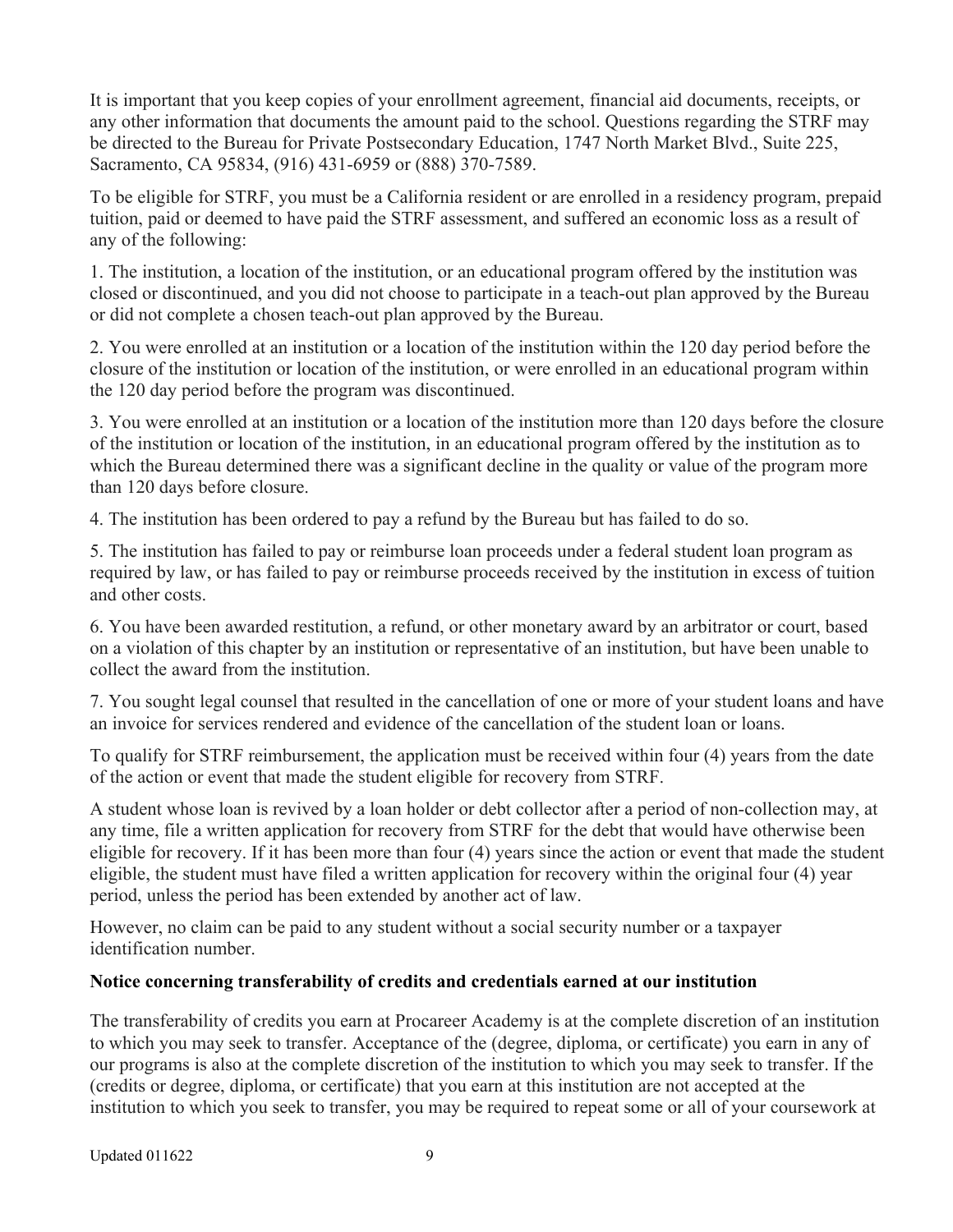It is important that you keep copies of your enrollment agreement, financial aid documents, receipts, or any other information that documents the amount paid to the school. Questions regarding the STRF may be directed to the Bureau for Private Postsecondary Education, 1747 North Market Blvd., Suite 225, Sacramento, CA 95834, (916) 431-6959 or (888) 370-7589.

To be eligible for STRF, you must be a California resident or are enrolled in a residency program, prepaid tuition, paid or deemed to have paid the STRF assessment, and suffered an economic loss as a result of any of the following:

1. The institution, a location of the institution, or an educational program offered by the institution was closed or discontinued, and you did not choose to participate in a teach-out plan approved by the Bureau or did not complete a chosen teach-out plan approved by the Bureau.

2. You were enrolled at an institution or a location of the institution within the 120 day period before the closure of the institution or location of the institution, or were enrolled in an educational program within the 120 day period before the program was discontinued.

3. You were enrolled at an institution or a location of the institution more than 120 days before the closure of the institution or location of the institution, in an educational program offered by the institution as to which the Bureau determined there was a significant decline in the quality or value of the program more than 120 days before closure.

4. The institution has been ordered to pay a refund by the Bureau but has failed to do so.

5. The institution has failed to pay or reimburse loan proceeds under a federal student loan program as required by law, or has failed to pay or reimburse proceeds received by the institution in excess of tuition and other costs.

6. You have been awarded restitution, a refund, or other monetary award by an arbitrator or court, based on a violation of this chapter by an institution or representative of an institution, but have been unable to collect the award from the institution.

7. You sought legal counsel that resulted in the cancellation of one or more of your student loans and have an invoice for services rendered and evidence of the cancellation of the student loan or loans.

To qualify for STRF reimbursement, the application must be received within four (4) years from the date of the action or event that made the student eligible for recovery from STRF.

A student whose loan is revived by a loan holder or debt collector after a period of non-collection may, at any time, file a written application for recovery from STRF for the debt that would have otherwise been eligible for recovery. If it has been more than four (4) years since the action or event that made the student eligible, the student must have filed a written application for recovery within the original four (4) year period, unless the period has been extended by another act of law.

However, no claim can be paid to any student without a social security number or a taxpayer identification number.

**Notice concerning transferability of credits and credentials earned at our institution**

The transferability of credits you earn at Procareer Academy is at the complete discretion of an institution to which you may seek to transfer. Acceptance of the (degree, diploma, or certificate) you earn in any of our programs is also at the complete discretion of the institution to which you may seek to transfer. If the (credits or degree, diploma, or certificate) that you earn at this institution are not accepted at the institution to which you seek to transfer, you may be required to repeat some or all of your coursework at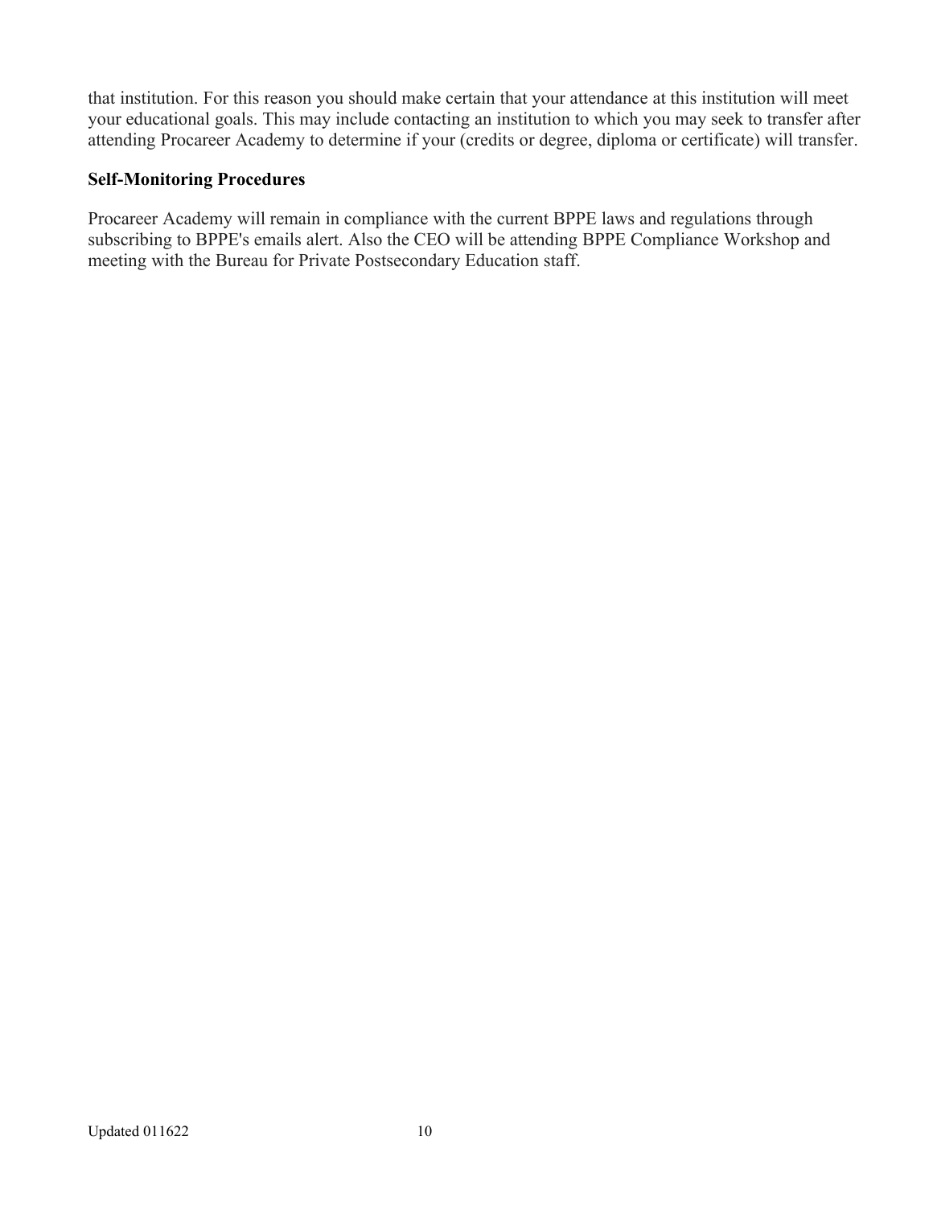that institution. For this reason you should make certain that your attendance at this institution will meet your educational goals. This may include contacting an institution to which you may seek to transfer after attending Procareer Academy to determine if your (credits or degree, diploma or certificate) will transfer.

**Self-Monitoring Procedures**

Procareer Academy will remain in compliance with the current BPPE laws and regulations through subscribing to BPPE's emails alert. Also the CEO will be attending BPPE Compliance Workshop and meeting with the Bureau for Private Postsecondary Education staff.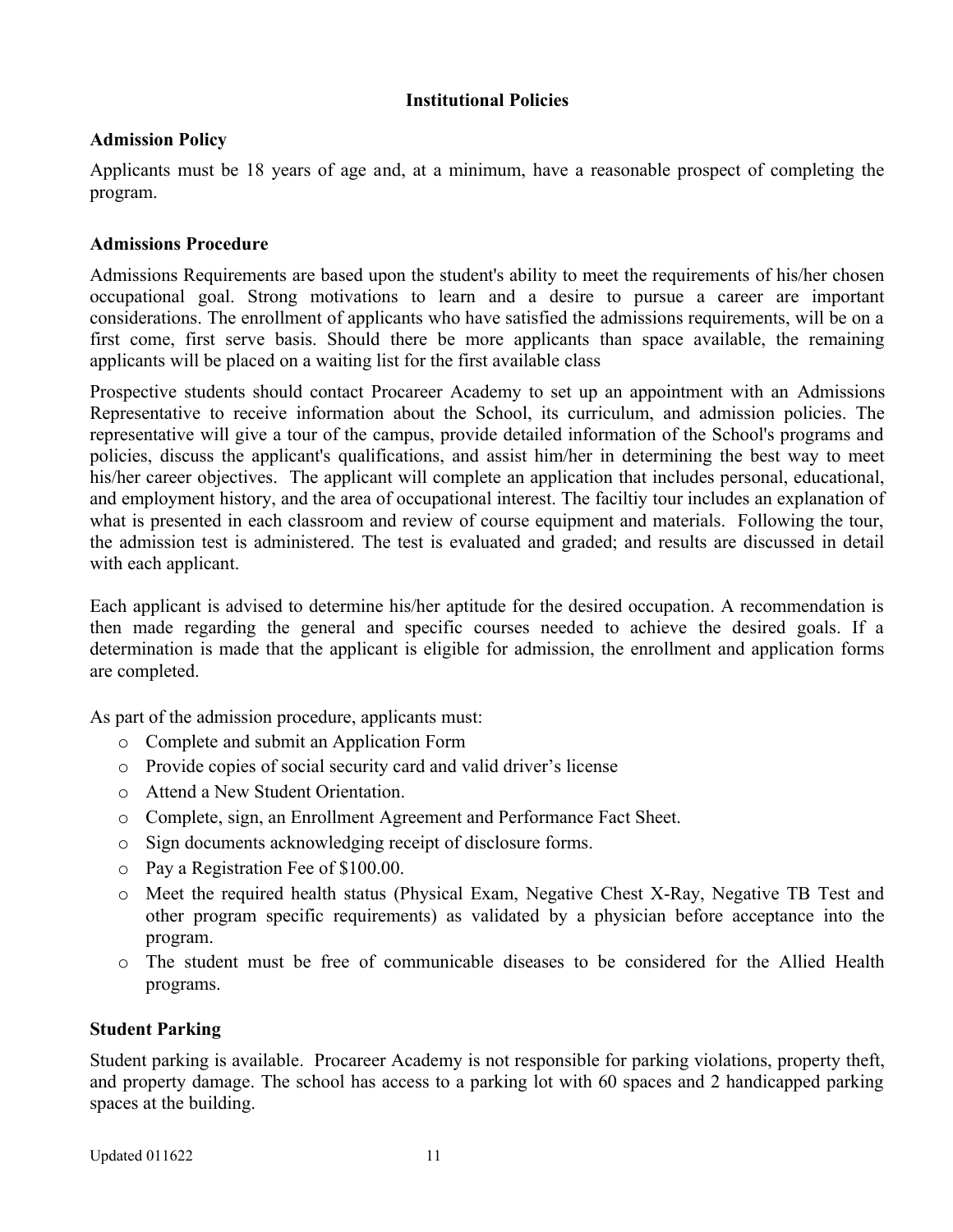## Institutional Policies

### Admission Policy

Applicants must be 18 years of age and, at a minimum, have a reasonable prospect of completing the program.

### Admissions Procedure

Admissions Requirements are based upon the student's ability to meet the requirements of his/her chosen occupational goal. Strong motivations to learn and a desire to pursue a career are important considerations. The enrollment of applicants who have satisfied the admissions requirements, will be on a first come, first serve basis. Should there be more applicants than space available, the remaining applicants will be placed on a waiting list for the first available class

Prospective students should contact Procareer Academy to set up an appointment with an Admissions Representative to receive information about the School, its curriculum, and admission policies. The representative will give a tour of the campus, provide detailed information of the School's programs and policies, discuss the applicant's qualifications, and assist him/her in determining the best way to meet his/her career objectives. The applicant will complete an application that includes personal, educational, and employment history, and the area of occupational interest. The faciltiy tour includes an explanation of what is presented in each classroom and review of course equipment and materials. Following the tour, the admission test is administered. The test is evaluated and graded; and results are discussed in detail with each applicant.

Each applicant is advised to determine his/her aptitude for the desired occupation. A recommendation is then made regarding the general and specific courses needed to achieve the desired goals. If a determination is made that the applicant is eligible for admission, the enrollment and application forms are completed.

As part of the admission procedure, applicants must:

- Complete and submit an Application Form
- Provide copies of social security card and valid driver's license
- Attend a New Student Orientation.
- Complete, sign, an Enrollment Agreement and Performance Fact Sheet.
- Sign documents acknowledging receipt of disclosure forms.
- Pay a Registration Fee of $100.00.
- Meet the required health status (Physical Exam, Negative Chest X-Ray, Negative TB Test and other program specific requirements) as validated by a physician before acceptance into the program.
- The student must be free of communicable diseases to be considered for the Allied Health programs.

### Student Parking

Student parking is available. Procareer Academy is not responsible for parking violations, property theft, and property damage. The school has access to a parking lot with 60 spaces and 2 handicapped parking spaces at the building.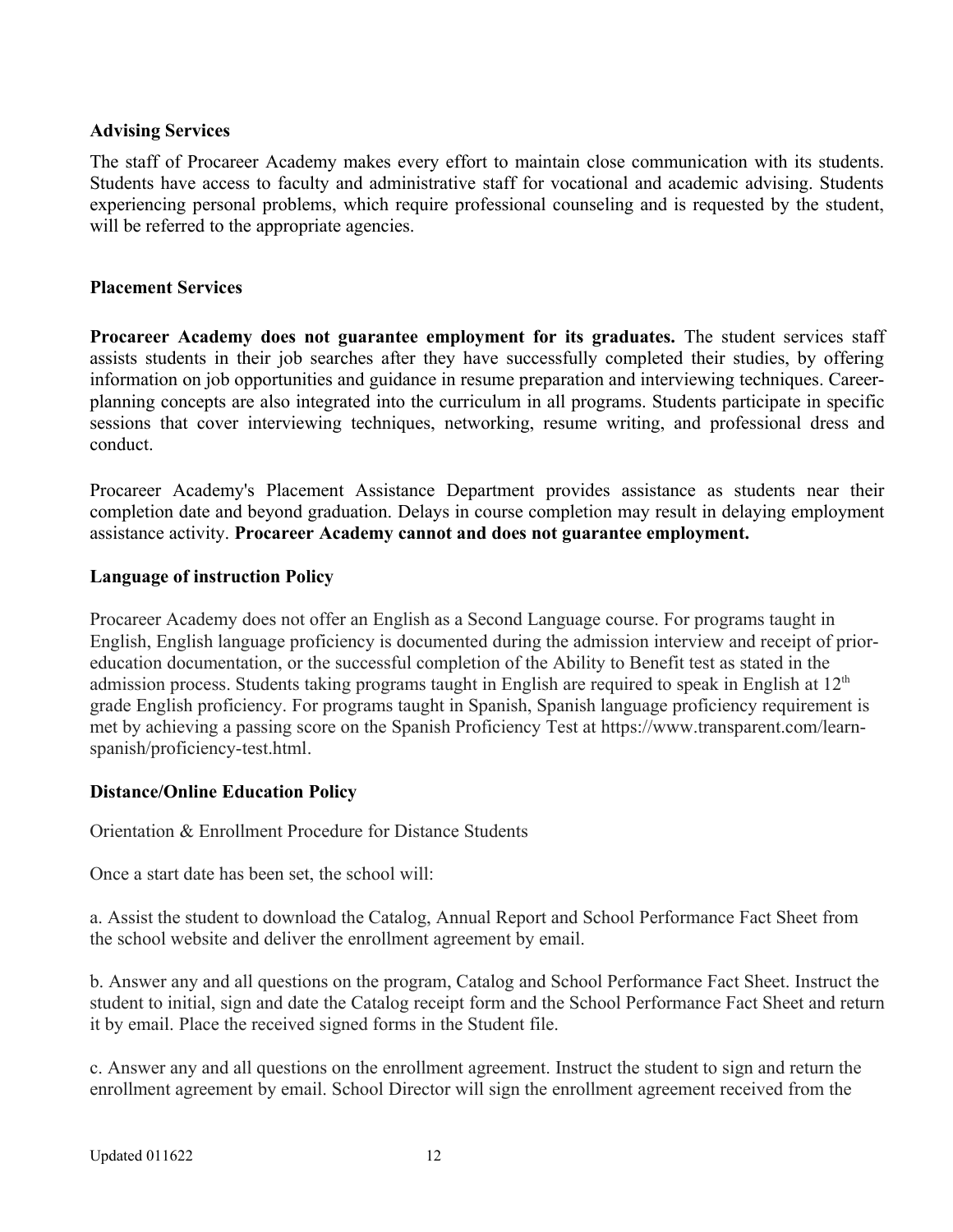**Advising Services**

The staff of Procareer Academy makes every effort to maintain close communication with its students. Students have access to faculty and administrative staff for vocational and academic advising. Students experiencing personal problems, which require professional counseling and is requested by the student, will be referred to the appropriate agencies.

**Placement Services**

**Procareer Academy does not guarantee employment for its graduates.** The student services staff assists students in their job searches after they have successfully completed their studies, by offering information on job opportunities and guidance in resume preparation and interviewing techniques. Career-planning concepts are also integrated into the curriculum in all programs. Students participate in specific sessions that cover interviewing techniques, networking, resume writing, and professional dress and conduct.

Procareer Academy's Placement Assistance Department provides assistance as students near their completion date and beyond graduation. Delays in course completion may result in delaying employment assistance activity. **Procareer Academy cannot and does not guarantee employment.**

**Language of instruction Policy**

Procareer Academy does not offer an English as a Second Language course. For programs taught in English, English language proficiency is documented during the admission interview and receipt of prior-education documentation, or the successful completion of the Ability to Benefit test as stated in the admission process. Students taking programs taught in English are required to speak in English at 12th grade English proficiency. For programs taught in Spanish, Spanish language proficiency requirement is met by achieving a passing score on the Spanish Proficiency Test at https://www.transparent.com/learn-spanish/proficiency-test.html.

**Distance/Online Education Policy**

Orientation & Enrollment Procedure for Distance Students

Once a start date has been set, the school will:

a. Assist the student to download the Catalog, Annual Report and School Performance Fact Sheet from the school website and deliver the enrollment agreement by email.

b. Answer any and all questions on the program, Catalog and School Performance Fact Sheet. Instruct the student to initial, sign and date the Catalog receipt form and the School Performance Fact Sheet and return it by email. Place the received signed forms in the Student file.

c. Answer any and all questions on the enrollment agreement. Instruct the student to sign and return the enrollment agreement by email. School Director will sign the enrollment agreement received from the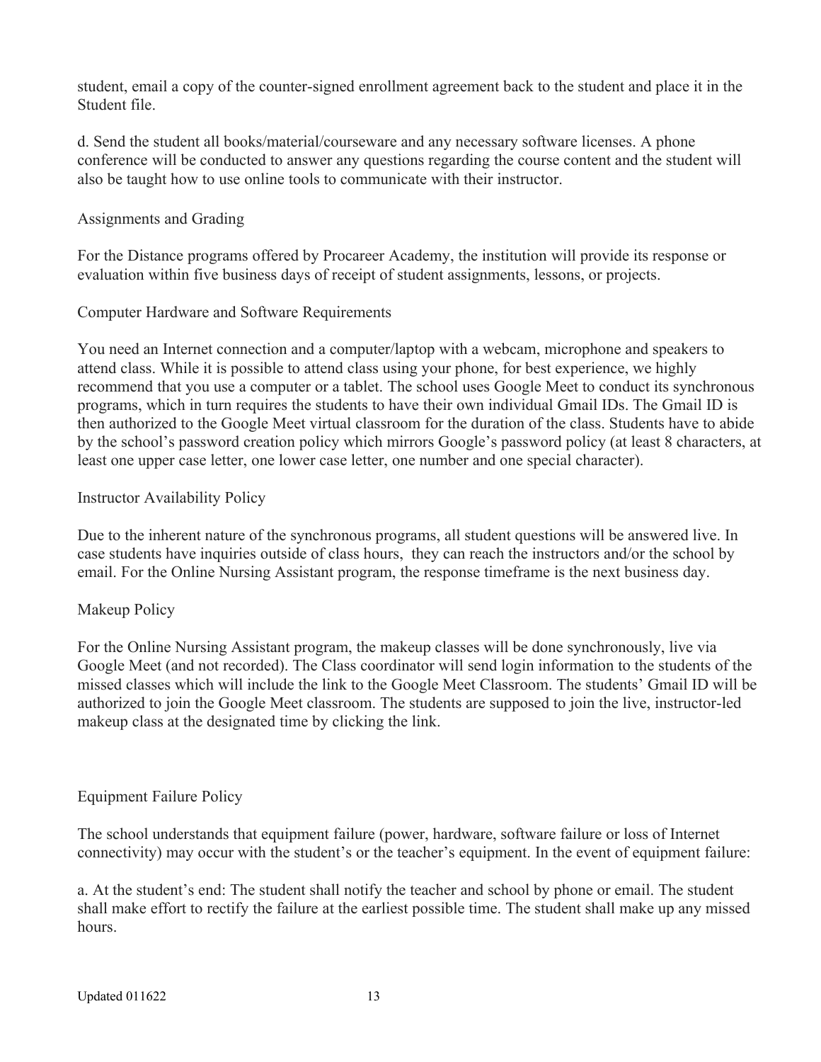student, email a copy of the counter-signed enrollment agreement back to the student and place it in the Student file.

d. Send the student all books/material/courseware and any necessary software licenses. A phone conference will be conducted to answer any questions regarding the course content and the student will also be taught how to use online tools to communicate with their instructor.

## Assignments and Grading

For the Distance programs offered by Procareer Academy, the institution will provide its response or evaluation within five business days of receipt of student assignments, lessons, or projects.

## Computer Hardware and Software Requirements

You need an Internet connection and a computer/laptop with a webcam, microphone and speakers to attend class. While it is possible to attend class using your phone, for best experience, we highly recommend that you use a computer or a tablet. The school uses Google Meet to conduct its synchronous programs, which in turn requires the students to have their own individual Gmail IDs. The Gmail ID is then authorized to the Google Meet virtual classroom for the duration of the class. Students have to abide by the school's password creation policy which mirrors Google's password policy (at least 8 characters, at least one upper case letter, one lower case letter, one number and one special character).

## Instructor Availability Policy

Due to the inherent nature of the synchronous programs, all student questions will be answered live. In case students have inquiries outside of class hours, they can reach the instructors and/or the school by email. For the Online Nursing Assistant program, the response timeframe is the next business day.

## Makeup Policy

For the Online Nursing Assistant program, the makeup classes will be done synchronously, live via Google Meet (and not recorded). The Class coordinator will send login information to the students of the missed classes which will include the link to the Google Meet Classroom. The students' Gmail ID will be authorized to join the Google Meet classroom. The students are supposed to join the live, instructor-led makeup class at the designated time by clicking the link.

## Equipment Failure Policy

The school understands that equipment failure (power, hardware, software failure or loss of Internet connectivity) may occur with the student's or the teacher's equipment. In the event of equipment failure:

a. At the student's end: The student shall notify the teacher and school by phone or email. The student shall make effort to rectify the failure at the earliest possible time. The student shall make up any missed hours.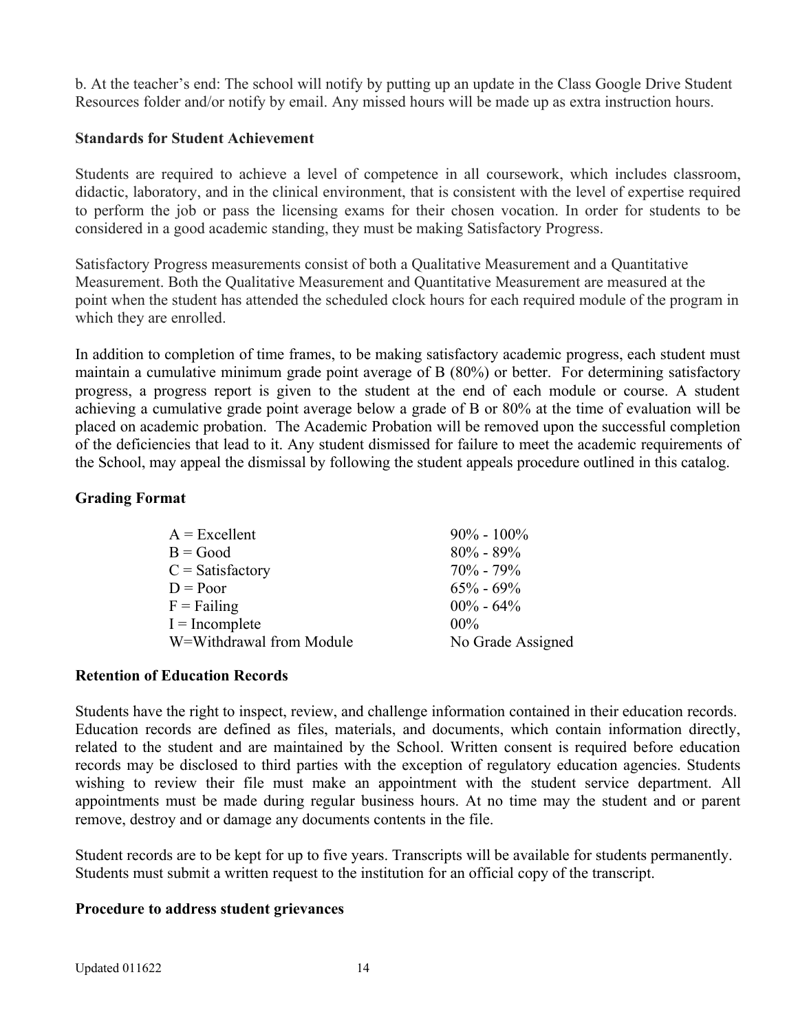b. At the teacher's end: The school will notify by putting up an update in the Class Google Drive Student Resources folder and/or notify by email. Any missed hours will be made up as extra instruction hours.

**Standards for Student Achievement**

Students are required to achieve a level of competence in all coursework, which includes classroom, didactic, laboratory, and in the clinical environment, that is consistent with the level of expertise required to perform the job or pass the licensing exams for their chosen vocation. In order for students to be considered in a good academic standing, they must be making Satisfactory Progress.

Satisfactory Progress measurements consist of both a Qualitative Measurement and a Quantitative Measurement. Both the Qualitative Measurement and Quantitative Measurement are measured at the point when the student has attended the scheduled clock hours for each required module of the program in which they are enrolled.

In addition to completion of time frames, to be making satisfactory academic progress, each student must maintain a cumulative minimum grade point average of B (80%) or better. For determining satisfactory progress, a progress report is given to the student at the end of each module or course. A student achieving a cumulative grade point average below a grade of B or 80% at the time of evaluation will be placed on academic probation. The Academic Probation will be removed upon the successful completion of the deficiencies that lead to it. Any student dismissed for failure to meet the academic requirements of the School, may appeal the dismissal by following the student appeals procedure outlined in this catalog.

**Grading Format**

| Grade | Range |
| --- | --- |
| A = Excellent | 90% - 100% |
| B = Good | 80% - 89% |
| C = Satisfactory | 70% - 79% |
| D = Poor | 65% - 69% |
| F = Failing | 00% - 64% |
| I = Incomplete | 00% |
| W=Withdrawal from Module | No Grade Assigned |

**Retention of Education Records**

Students have the right to inspect, review, and challenge information contained in their education records. Education records are defined as files, materials, and documents, which contain information directly, related to the student and are maintained by the School. Written consent is required before education records may be disclosed to third parties with the exception of regulatory education agencies. Students wishing to review their file must make an appointment with the student service department. All appointments must be made during regular business hours. At no time may the student and or parent remove, destroy and or damage any documents contents in the file.

Student records are to be kept for up to five years. Transcripts will be available for students permanently. Students must submit a written request to the institution for an official copy of the transcript.

**Procedure to address student grievances**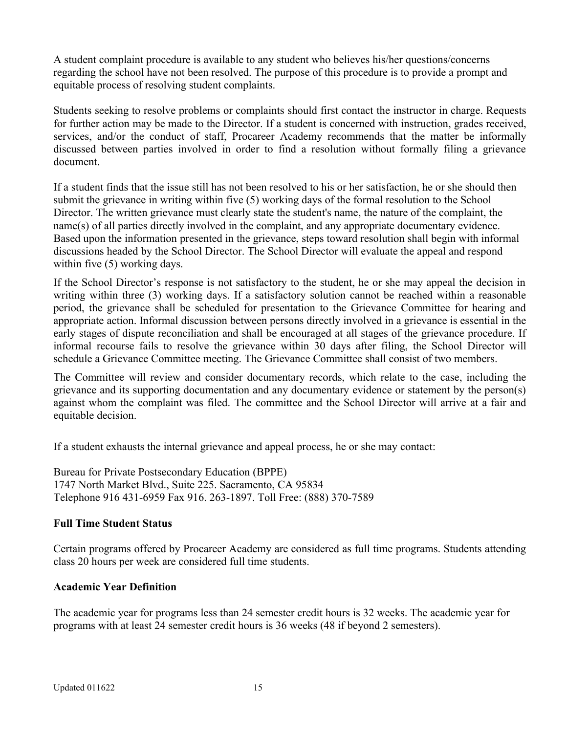A student complaint procedure is available to any student who believes his/her questions/concerns regarding the school have not been resolved. The purpose of this procedure is to provide a prompt and equitable process of resolving student complaints.

Students seeking to resolve problems or complaints should first contact the instructor in charge. Requests for further action may be made to the Director. If a student is concerned with instruction, grades received, services, and/or the conduct of staff, Procareer Academy recommends that the matter be informally discussed between parties involved in order to find a resolution without formally filing a grievance document.

If a student finds that the issue still has not been resolved to his or her satisfaction, he or she should then submit the grievance in writing within five (5) working days of the formal resolution to the School Director. The written grievance must clearly state the student's name, the nature of the complaint, the name(s) of all parties directly involved in the complaint, and any appropriate documentary evidence. Based upon the information presented in the grievance, steps toward resolution shall begin with informal discussions headed by the School Director. The School Director will evaluate the appeal and respond within five (5) working days.

If the School Director's response is not satisfactory to the student, he or she may appeal the decision in writing within three (3) working days. If a satisfactory solution cannot be reached within a reasonable period, the grievance shall be scheduled for presentation to the Grievance Committee for hearing and appropriate action. Informal discussion between persons directly involved in a grievance is essential in the early stages of dispute reconciliation and shall be encouraged at all stages of the grievance procedure. If informal recourse fails to resolve the grievance within 30 days after filing, the School Director will schedule a Grievance Committee meeting. The Grievance Committee shall consist of two members.

The Committee will review and consider documentary records, which relate to the case, including the grievance and its supporting documentation and any documentary evidence or statement by the person(s) against whom the complaint was filed. The committee and the School Director will arrive at a fair and equitable decision.

If a student exhausts the internal grievance and appeal process, he or she may contact:

Bureau for Private Postsecondary Education (BPPE)
1747 North Market Blvd., Suite 225. Sacramento, CA 95834
Telephone 916 431-6959 Fax 916. 263-1897. Toll Free: (888) 370-7589

**Full Time Student Status**

Certain programs offered by Procareer Academy are considered as full time programs. Students attending class 20 hours per week are considered full time students.

**Academic Year Definition**

The academic year for programs less than 24 semester credit hours is 32 weeks. The academic year for programs with at least 24 semester credit hours is 36 weeks (48 if beyond 2 semesters).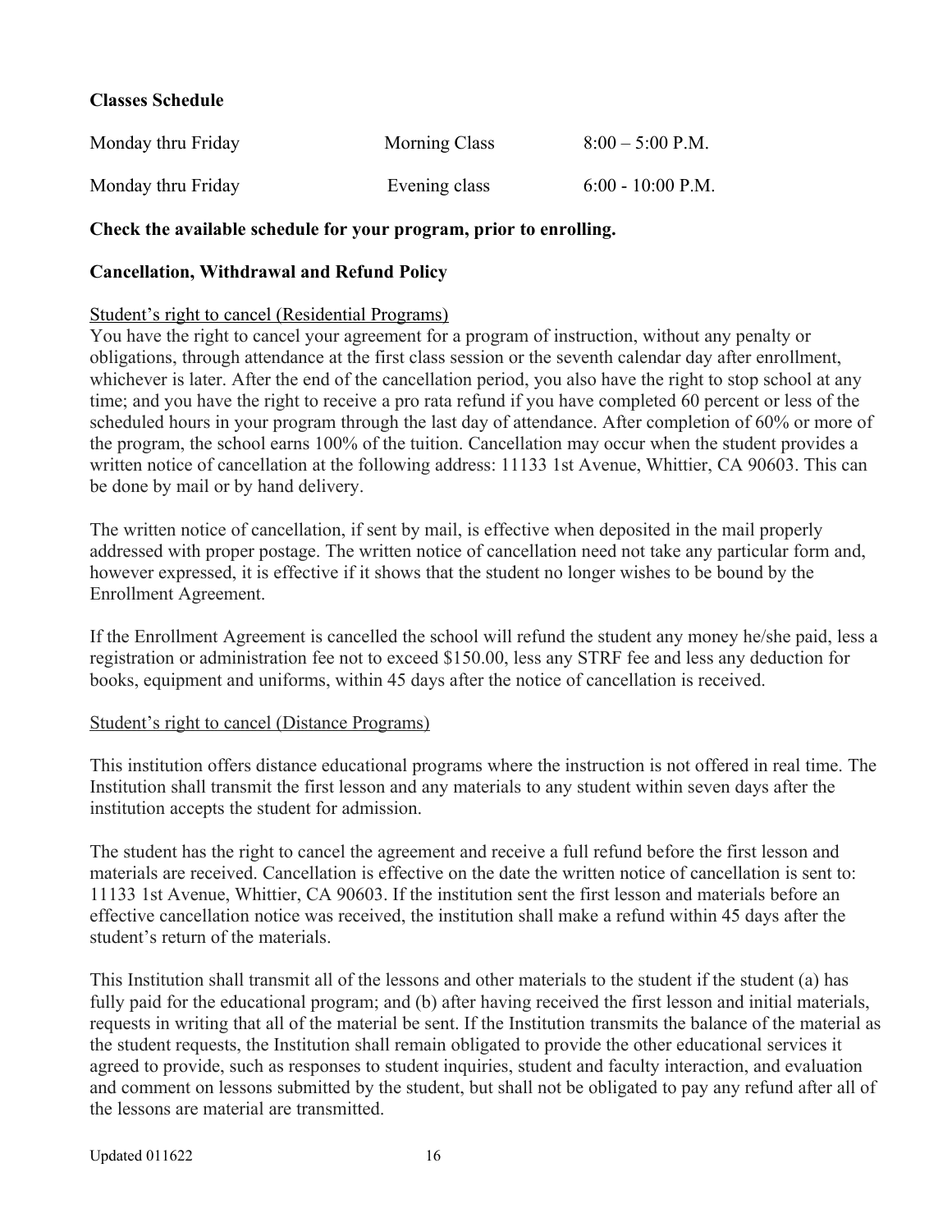**Classes Schedule**

| | | |
|---|---|---|
| Monday thru Friday | Morning Class | 8:00 – 5:00 P.M. |
| Monday thru Friday | Evening class | 6:00 - 10:00 P.M. |

**Check the available schedule for your program, prior to enrolling.**

**Cancellation, Withdrawal and Refund Policy**

<u>Student's right to cancel (Residential Programs)</u>

You have the right to cancel your agreement for a program of instruction, without any penalty or obligations, through attendance at the first class session or the seventh calendar day after enrollment, whichever is later. After the end of the cancellation period, you also have the right to stop school at any time; and you have the right to receive a pro rata refund if you have completed 60 percent or less of the scheduled hours in your program through the last day of attendance. After completion of 60% or more of the program, the school earns 100% of the tuition. Cancellation may occur when the student provides a written notice of cancellation at the following address: 11133 1st Avenue, Whittier, CA 90603. This can be done by mail or by hand delivery.

The written notice of cancellation, if sent by mail, is effective when deposited in the mail properly addressed with proper postage. The written notice of cancellation need not take any particular form and, however expressed, it is effective if it shows that the student no longer wishes to be bound by the Enrollment Agreement.

If the Enrollment Agreement is cancelled the school will refund the student any money he/she paid, less a registration or administration fee not to exceed $150.00, less any STRF fee and less any deduction for books, equipment and uniforms, within 45 days after the notice of cancellation is received.

<u>Student's right to cancel (Distance Programs)</u>

This institution offers distance educational programs where the instruction is not offered in real time. The Institution shall transmit the first lesson and any materials to any student within seven days after the institution accepts the student for admission.

The student has the right to cancel the agreement and receive a full refund before the first lesson and materials are received. Cancellation is effective on the date the written notice of cancellation is sent to: 11133 1st Avenue, Whittier, CA 90603. If the institution sent the first lesson and materials before an effective cancellation notice was received, the institution shall make a refund within 45 days after the student's return of the materials.

This Institution shall transmit all of the lessons and other materials to the student if the student (a) has fully paid for the educational program; and (b) after having received the first lesson and initial materials, requests in writing that all of the material be sent. If the Institution transmits the balance of the material as the student requests, the Institution shall remain obligated to provide the other educational services it agreed to provide, such as responses to student inquiries, student and faculty interaction, and evaluation and comment on lessons submitted by the student, but shall not be obligated to pay any refund after all of the lessons are material are transmitted.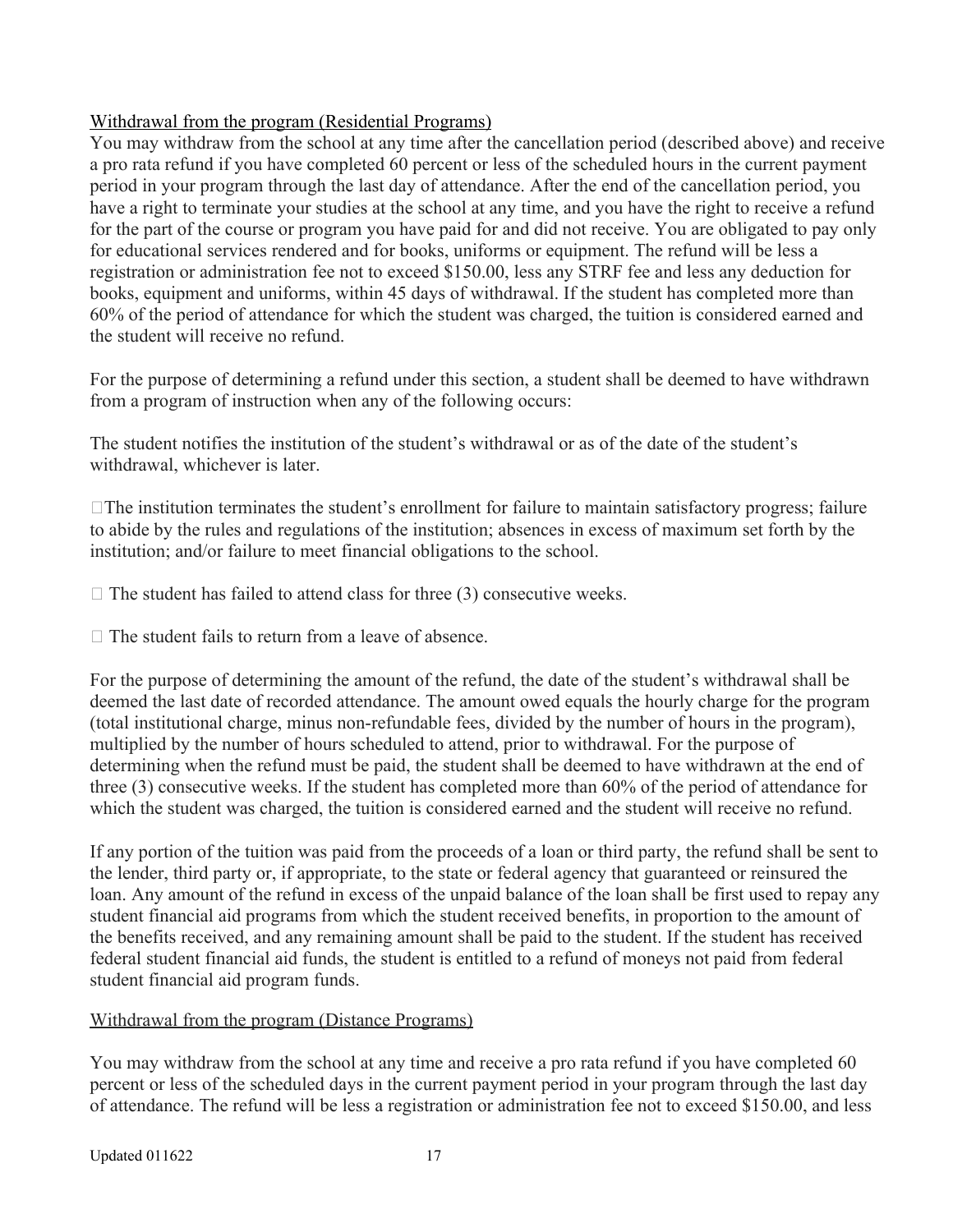Withdrawal from the program (Residential Programs)

You may withdraw from the school at any time after the cancellation period (described above) and receive a pro rata refund if you have completed 60 percent or less of the scheduled hours in the current payment period in your program through the last day of attendance. After the end of the cancellation period, you have a right to terminate your studies at the school at any time, and you have the right to receive a refund for the part of the course or program you have paid for and did not receive. You are obligated to pay only for educational services rendered and for books, uniforms or equipment. The refund will be less a registration or administration fee not to exceed $150.00, less any STRF fee and less any deduction for books, equipment and uniforms, within 45 days of withdrawal. If the student has completed more than 60% of the period of attendance for which the student was charged, the tuition is considered earned and the student will receive no refund.

For the purpose of determining a refund under this section, a student shall be deemed to have withdrawn from a program of instruction when any of the following occurs:

The student notifies the institution of the student's withdrawal or as of the date of the student's withdrawal, whichever is later.

- The institution terminates the student's enrollment for failure to maintain satisfactory progress; failure to abide by the rules and regulations of the institution; absences in excess of maximum set forth by the institution; and/or failure to meet financial obligations to the school.
- The student has failed to attend class for three (3) consecutive weeks.
- The student fails to return from a leave of absence.

For the purpose of determining the amount of the refund, the date of the student's withdrawal shall be deemed the last date of recorded attendance. The amount owed equals the hourly charge for the program (total institutional charge, minus non-refundable fees, divided by the number of hours in the program), multiplied by the number of hours scheduled to attend, prior to withdrawal. For the purpose of determining when the refund must be paid, the student shall be deemed to have withdrawn at the end of three (3) consecutive weeks. If the student has completed more than 60% of the period of attendance for which the student was charged, the tuition is considered earned and the student will receive no refund.

If any portion of the tuition was paid from the proceeds of a loan or third party, the refund shall be sent to the lender, third party or, if appropriate, to the state or federal agency that guaranteed or reinsured the loan. Any amount of the refund in excess of the unpaid balance of the loan shall be first used to repay any student financial aid programs from which the student received benefits, in proportion to the amount of the benefits received, and any remaining amount shall be paid to the student. If the student has received federal student financial aid funds, the student is entitled to a refund of moneys not paid from federal student financial aid program funds.

Withdrawal from the program (Distance Programs)

You may withdraw from the school at any time and receive a pro rata refund if you have completed 60 percent or less of the scheduled days in the current payment period in your program through the last day of attendance. The refund will be less a registration or administration fee not to exceed $150.00, and less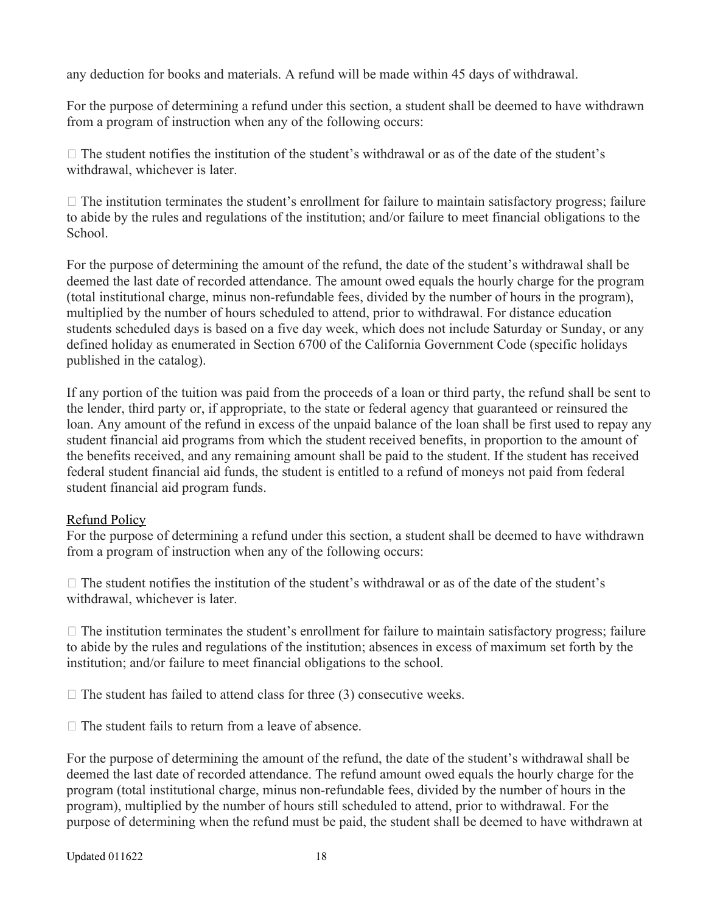any deduction for books and materials. A refund will be made within 45 days of withdrawal.

For the purpose of determining a refund under this section, a student shall be deemed to have withdrawn from a program of instruction when any of the following occurs:

- The student notifies the institution of the student's withdrawal or as of the date of the student's withdrawal, whichever is later.

- The institution terminates the student's enrollment for failure to maintain satisfactory progress; failure to abide by the rules and regulations of the institution; and/or failure to meet financial obligations to the School.

For the purpose of determining the amount of the refund, the date of the student's withdrawal shall be deemed the last date of recorded attendance. The amount owed equals the hourly charge for the program (total institutional charge, minus non-refundable fees, divided by the number of hours in the program), multiplied by the number of hours scheduled to attend, prior to withdrawal. For distance education students scheduled days is based on a five day week, which does not include Saturday or Sunday, or any defined holiday as enumerated in Section 6700 of the California Government Code (specific holidays published in the catalog).

If any portion of the tuition was paid from the proceeds of a loan or third party, the refund shall be sent to the lender, third party or, if appropriate, to the state or federal agency that guaranteed or reinsured the loan. Any amount of the refund in excess of the unpaid balance of the loan shall be first used to repay any student financial aid programs from which the student received benefits, in proportion to the amount of the benefits received, and any remaining amount shall be paid to the student. If the student has received federal student financial aid funds, the student is entitled to a refund of moneys not paid from federal student financial aid program funds.

<u>Refund Policy</u>

For the purpose of determining a refund under this section, a student shall be deemed to have withdrawn from a program of instruction when any of the following occurs:

- The student notifies the institution of the student's withdrawal or as of the date of the student's withdrawal, whichever is later.

- The institution terminates the student's enrollment for failure to maintain satisfactory progress; failure to abide by the rules and regulations of the institution; absences in excess of maximum set forth by the institution; and/or failure to meet financial obligations to the school.

- The student has failed to attend class for three (3) consecutive weeks.

- The student fails to return from a leave of absence.

For the purpose of determining the amount of the refund, the date of the student's withdrawal shall be deemed the last date of recorded attendance. The refund amount owed equals the hourly charge for the program (total institutional charge, minus non-refundable fees, divided by the number of hours in the program), multiplied by the number of hours still scheduled to attend, prior to withdrawal. For the purpose of determining when the refund must be paid, the student shall be deemed to have withdrawn at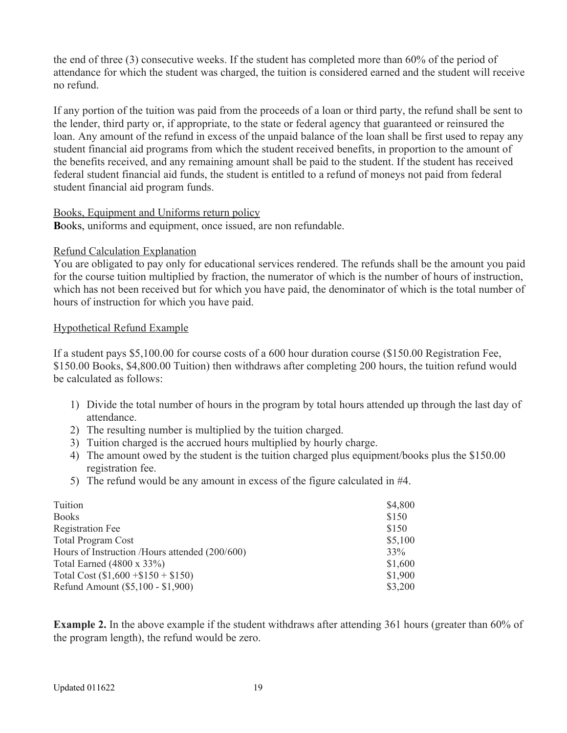the end of three (3) consecutive weeks. If the student has completed more than 60% of the period of attendance for which the student was charged, the tuition is considered earned and the student will receive no refund.

If any portion of the tuition was paid from the proceeds of a loan or third party, the refund shall be sent to the lender, third party or, if appropriate, to the state or federal agency that guaranteed or reinsured the loan. Any amount of the refund in excess of the unpaid balance of the loan shall be first used to repay any student financial aid programs from which the student received benefits, in proportion to the amount of the benefits received, and any remaining amount shall be paid to the student. If the student has received federal student financial aid funds, the student is entitled to a refund of moneys not paid from federal student financial aid program funds.

Books, Equipment and Uniforms return policy

**B**ooks, uniforms and equipment, once issued, are non refundable.

Refund Calculation Explanation

You are obligated to pay only for educational services rendered. The refunds shall be the amount you paid for the course tuition multiplied by fraction, the numerator of which is the number of hours of instruction, which has not been received but for which you have paid, the denominator of which is the total number of hours of instruction for which you have paid.

Hypothetical Refund Example

If a student pays $5,100.00 for course costs of a 600 hour duration course ($150.00 Registration Fee, $150.00 Books, $4,800.00 Tuition) then withdraws after completing 200 hours, the tuition refund would be calculated as follows:

1) Divide the total number of hours in the program by total hours attended up through the last day of attendance.
2) The resulting number is multiplied by the tuition charged.
3) Tuition charged is the accrued hours multiplied by hourly charge.
4) The amount owed by the student is the tuition charged plus equipment/books plus the $150.00 registration fee.
5) The refund would be any amount in excess of the figure calculated in #4.

| | |
|---|---|
| Tuition | $4,800 |
| Books | $150 |
| Registration Fee | $150 |
| Total Program Cost | $5,100 |
| Hours of Instruction /Hours attended (200/600) | 33% |
| Total Earned (4800 x 33%) | $1,600 |
| Total Cost ($1,600 +$150 + $150) | $1,900 |
| Refund Amount ($5,100 - $1,900) | $3,200 |

**Example 2.** In the above example if the student withdraws after attending 361 hours (greater than 60% of the program length), the refund would be zero.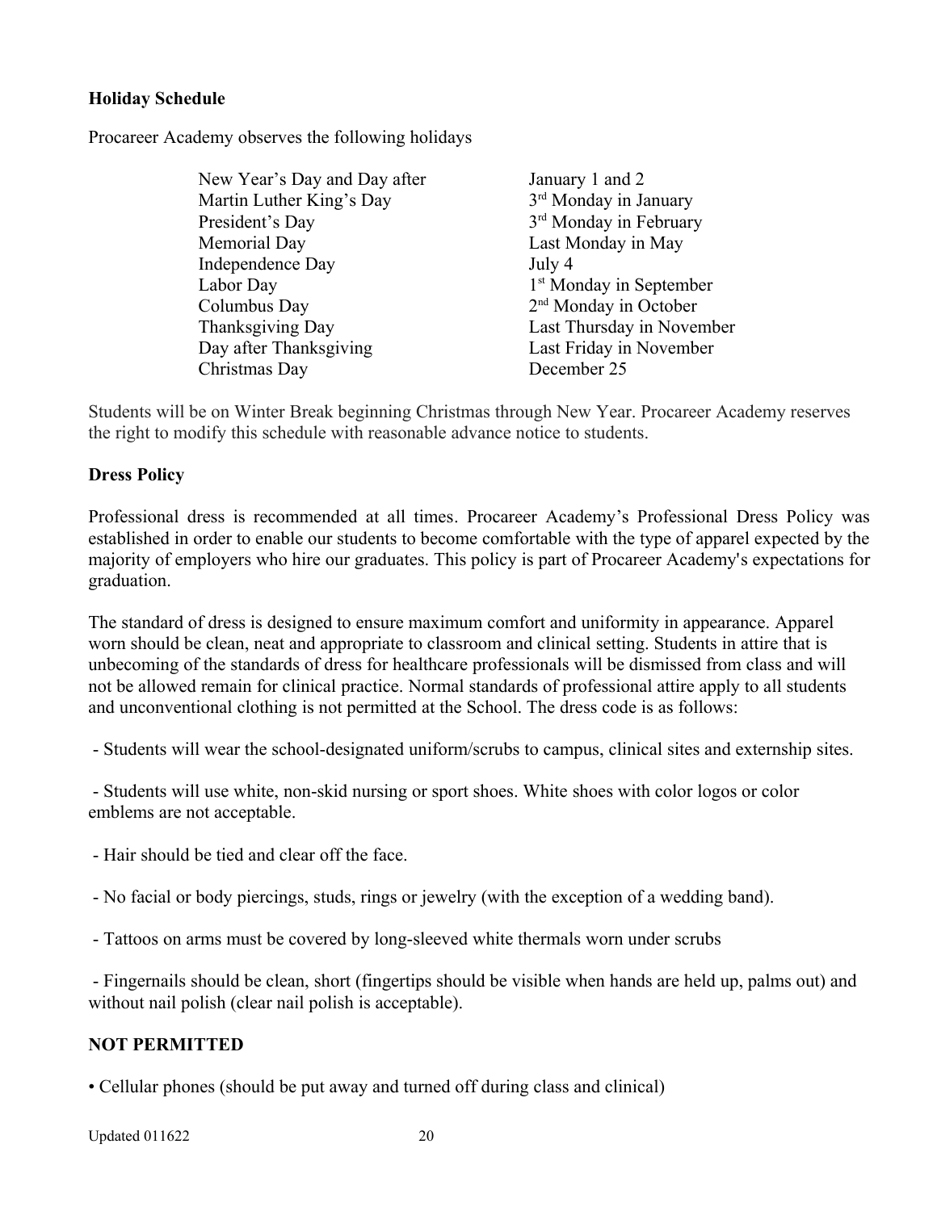**Holiday Schedule**

Procareer Academy observes the following holidays

| | |
|---|---|
| New Year's Day and Day after | January 1 and 2 |
| Martin Luther King's Day | 3rd Monday in January |
| President's Day | 3rd Monday in February |
| Memorial Day | Last Monday in May |
| Independence Day | July 4 |
| Labor Day | 1st Monday in September |
| Columbus Day | 2nd Monday in October |
| Thanksgiving Day | Last Thursday in November |
| Day after Thanksgiving | Last Friday in November |
| Christmas Day | December 25 |

Students will be on Winter Break beginning Christmas through New Year. Procareer Academy reserves the right to modify this schedule with reasonable advance notice to students.

**Dress Policy**

Professional dress is recommended at all times. Procareer Academy's Professional Dress Policy was established in order to enable our students to become comfortable with the type of apparel expected by the majority of employers who hire our graduates. This policy is part of Procareer Academy's expectations for graduation.

The standard of dress is designed to ensure maximum comfort and uniformity in appearance. Apparel worn should be clean, neat and appropriate to classroom and clinical setting. Students in attire that is unbecoming of the standards of dress for healthcare professionals will be dismissed from class and will not be allowed remain for clinical practice. Normal standards of professional attire apply to all students and unconventional clothing is not permitted at the School. The dress code is as follows:

- Students will wear the school-designated uniform/scrubs to campus, clinical sites and externship sites.

- Students will use white, non-skid nursing or sport shoes. White shoes with color logos or color emblems are not acceptable.

- Hair should be tied and clear off the face.

- No facial or body piercings, studs, rings or jewelry (with the exception of a wedding band).

- Tattoos on arms must be covered by long-sleeved white thermals worn under scrubs

- Fingernails should be clean, short (fingertips should be visible when hands are held up, palms out) and without nail polish (clear nail polish is acceptable).

**NOT PERMITTED**

- Cellular phones (should be put away and turned off during class and clinical)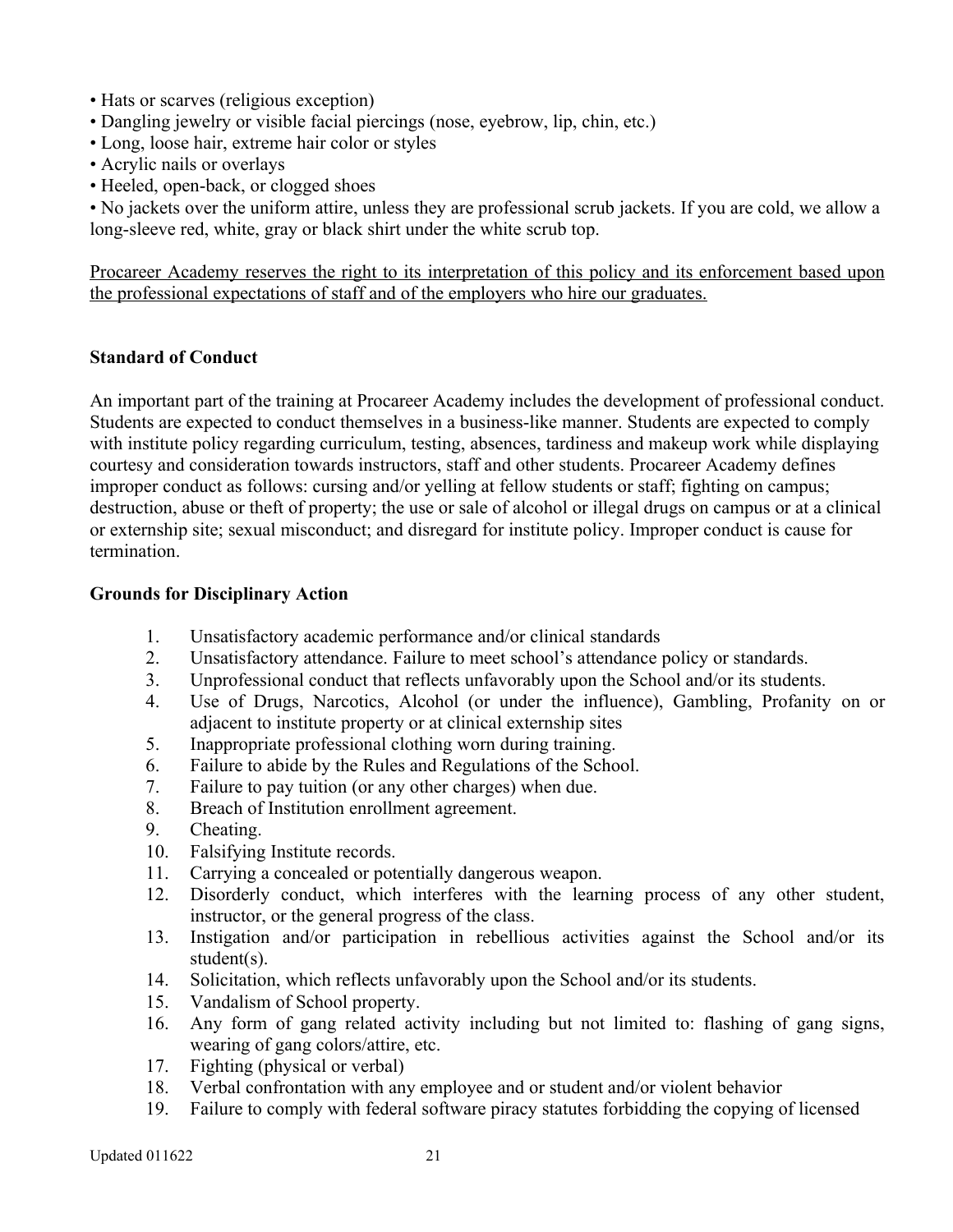- Hats or scarves (religious exception)
- Dangling jewelry or visible facial piercings (nose, eyebrow, lip, chin, etc.)
- Long, loose hair, extreme hair color or styles
- Acrylic nails or overlays
- Heeled, open-back, or clogged shoes
- No jackets over the uniform attire, unless they are professional scrub jackets. If you are cold, we allow a long-sleeve red, white, gray or black shirt under the white scrub top.

<u>Procareer Academy reserves the right to its interpretation of this policy and its enforcement based upon the professional expectations of staff and of the employers who hire our graduates.</u>

**Standard of Conduct**

An important part of the training at Procareer Academy includes the development of professional conduct. Students are expected to conduct themselves in a business-like manner. Students are expected to comply with institute policy regarding curriculum, testing, absences, tardiness and makeup work while displaying courtesy and consideration towards instructors, staff and other students. Procareer Academy defines improper conduct as follows: cursing and/or yelling at fellow students or staff; fighting on campus; destruction, abuse or theft of property; the use or sale of alcohol or illegal drugs on campus or at a clinical or externship site; sexual misconduct; and disregard for institute policy. Improper conduct is cause for termination.

**Grounds for Disciplinary Action**

1. Unsatisfactory academic performance and/or clinical standards
2. Unsatisfactory attendance. Failure to meet school's attendance policy or standards.
3. Unprofessional conduct that reflects unfavorably upon the School and/or its students.
4. Use of Drugs, Narcotics, Alcohol (or under the influence), Gambling, Profanity on or adjacent to institute property or at clinical externship sites
5. Inappropriate professional clothing worn during training.
6. Failure to abide by the Rules and Regulations of the School.
7. Failure to pay tuition (or any other charges) when due.
8. Breach of Institution enrollment agreement.
9. Cheating.
10. Falsifying Institute records.
11. Carrying a concealed or potentially dangerous weapon.
12. Disorderly conduct, which interferes with the learning process of any other student, instructor, or the general progress of the class.
13. Instigation and/or participation in rebellious activities against the School and/or its student(s).
14. Solicitation, which reflects unfavorably upon the School and/or its students.
15. Vandalism of School property.
16. Any form of gang related activity including but not limited to: flashing of gang signs, wearing of gang colors/attire, etc.
17. Fighting (physical or verbal)
18. Verbal confrontation with any employee and or student and/or violent behavior
19. Failure to comply with federal software piracy statutes forbidding the copying of licensed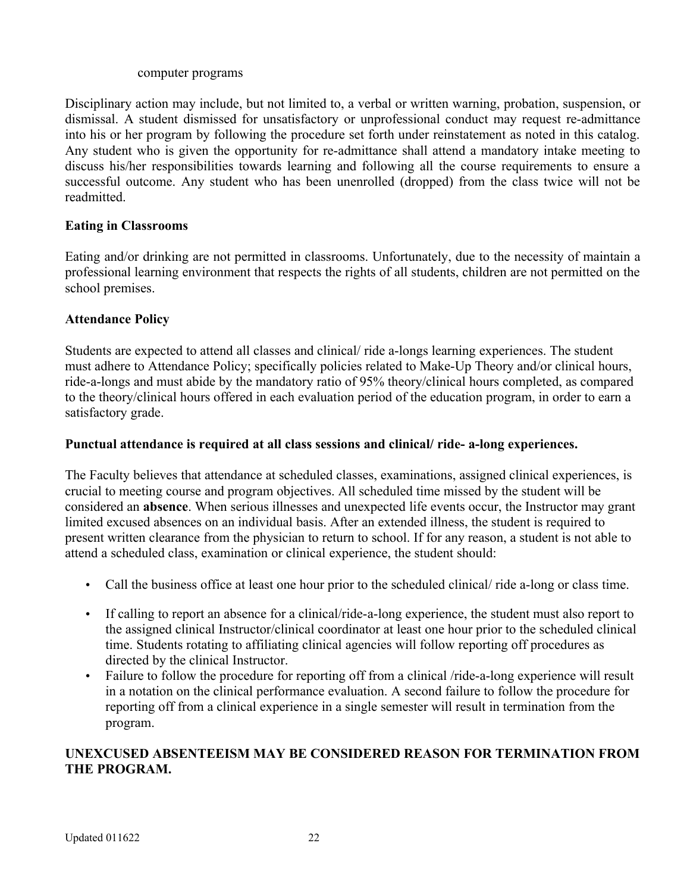computer programs

Disciplinary action may include, but not limited to, a verbal or written warning, probation, suspension, or dismissal. A student dismissed for unsatisfactory or unprofessional conduct may request re-admittance into his or her program by following the procedure set forth under reinstatement as noted in this catalog. Any student who is given the opportunity for re-admittance shall attend a mandatory intake meeting to discuss his/her responsibilities towards learning and following all the course requirements to ensure a successful outcome. Any student who has been unenrolled (dropped) from the class twice will not be readmitted.

**Eating in Classrooms**

Eating and/or drinking are not permitted in classrooms. Unfortunately, due to the necessity of maintain a professional learning environment that respects the rights of all students, children are not permitted on the school premises.

**Attendance Policy**

Students are expected to attend all classes and clinical/ ride a-longs learning experiences. The student must adhere to Attendance Policy; specifically policies related to Make-Up Theory and/or clinical hours, ride-a-longs and must abide by the mandatory ratio of 95% theory/clinical hours completed, as compared to the theory/clinical hours offered in each evaluation period of the education program, in order to earn a satisfactory grade.

**Punctual attendance is required at all class sessions and clinical/ ride- a-long experiences.**

The Faculty believes that attendance at scheduled classes, examinations, assigned clinical experiences, is crucial to meeting course and program objectives. All scheduled time missed by the student will be considered an **absence**. When serious illnesses and unexpected life events occur, the Instructor may grant limited excused absences on an individual basis. After an extended illness, the student is required to present written clearance from the physician to return to school. If for any reason, a student is not able to attend a scheduled class, examination or clinical experience, the student should:

- Call the business office at least one hour prior to the scheduled clinical/ ride a-long or class time.
- If calling to report an absence for a clinical/ride-a-long experience, the student must also report to the assigned clinical Instructor/clinical coordinator at least one hour prior to the scheduled clinical time. Students rotating to affiliating clinical agencies will follow reporting off procedures as directed by the clinical Instructor.
- Failure to follow the procedure for reporting off from a clinical /ride-a-long experience will result in a notation on the clinical performance evaluation. A second failure to follow the procedure for reporting off from a clinical experience in a single semester will result in termination from the program.

**UNEXCUSED ABSENTEEISM MAY BE CONSIDERED REASON FOR TERMINATION FROM THE PROGRAM.**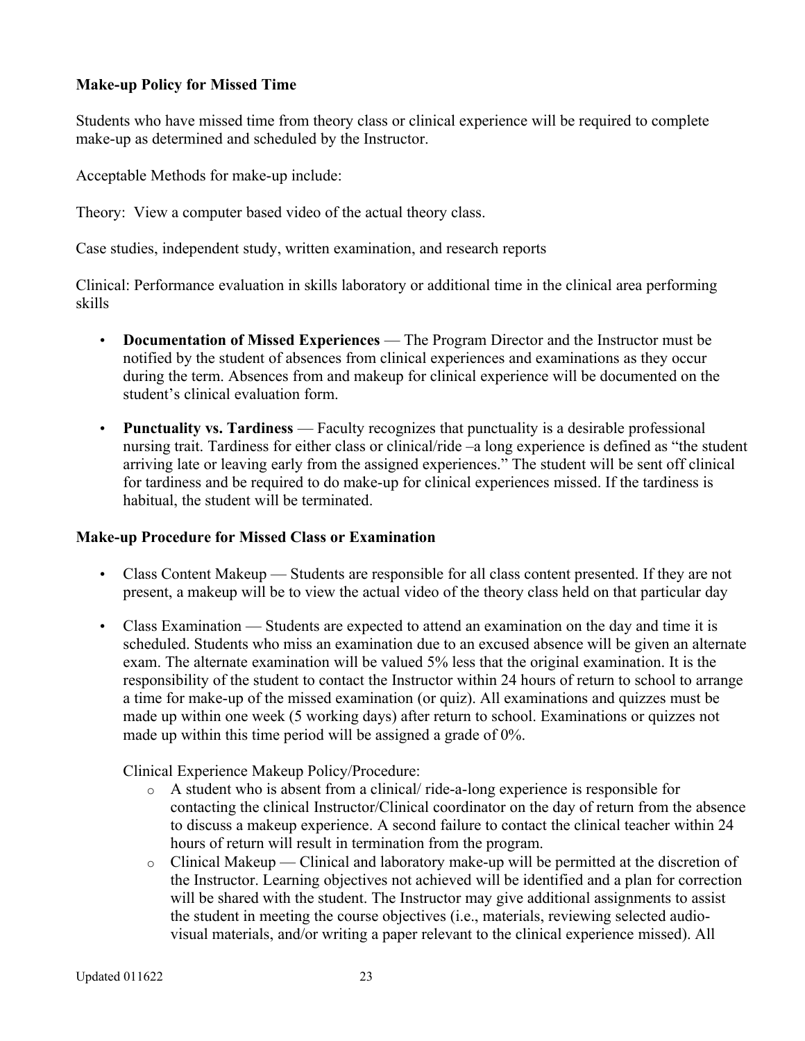**Make-up Policy for Missed Time**

Students who have missed time from theory class or clinical experience will be required to complete make-up as determined and scheduled by the Instructor.

Acceptable Methods for make-up include:

Theory: View a computer based video of the actual theory class.

Case studies, independent study, written examination, and research reports

Clinical: Performance evaluation in skills laboratory or additional time in the clinical area performing skills

- **Documentation of Missed Experiences** — The Program Director and the Instructor must be notified by the student of absences from clinical experiences and examinations as they occur during the term. Absences from and makeup for clinical experience will be documented on the student's clinical evaluation form.
- **Punctuality vs. Tardiness** — Faculty recognizes that punctuality is a desirable professional nursing trait. Tardiness for either class or clinical/ride –a long experience is defined as "the student arriving late or leaving early from the assigned experiences." The student will be sent off clinical for tardiness and be required to do make-up for clinical experiences missed. If the tardiness is habitual, the student will be terminated.

**Make-up Procedure for Missed Class or Examination**

- Class Content Makeup — Students are responsible for all class content presented. If they are not present, a makeup will be to view the actual video of the theory class held on that particular day
- Class Examination — Students are expected to attend an examination on the day and time it is scheduled. Students who miss an examination due to an excused absence will be given an alternate exam. The alternate examination will be valued 5% less that the original examination. It is the responsibility of the student to contact the Instructor within 24 hours of return to school to arrange a time for make-up of the missed examination (or quiz). All examinations and quizzes must be made up within one week (5 working days) after return to school. Examinations or quizzes not made up within this time period will be assigned a grade of 0%.

  Clinical Experience Makeup Policy/Procedure:
    - A student who is absent from a clinical/ ride-a-long experience is responsible for contacting the clinical Instructor/Clinical coordinator on the day of return from the absence to discuss a makeup experience. A second failure to contact the clinical teacher within 24 hours of return will result in termination from the program.
    - Clinical Makeup — Clinical and laboratory make-up will be permitted at the discretion of the Instructor. Learning objectives not achieved will be identified and a plan for correction will be shared with the student. The Instructor may give additional assignments to assist the student in meeting the course objectives (i.e., materials, reviewing selected audio-visual materials, and/or writing a paper relevant to the clinical experience missed). All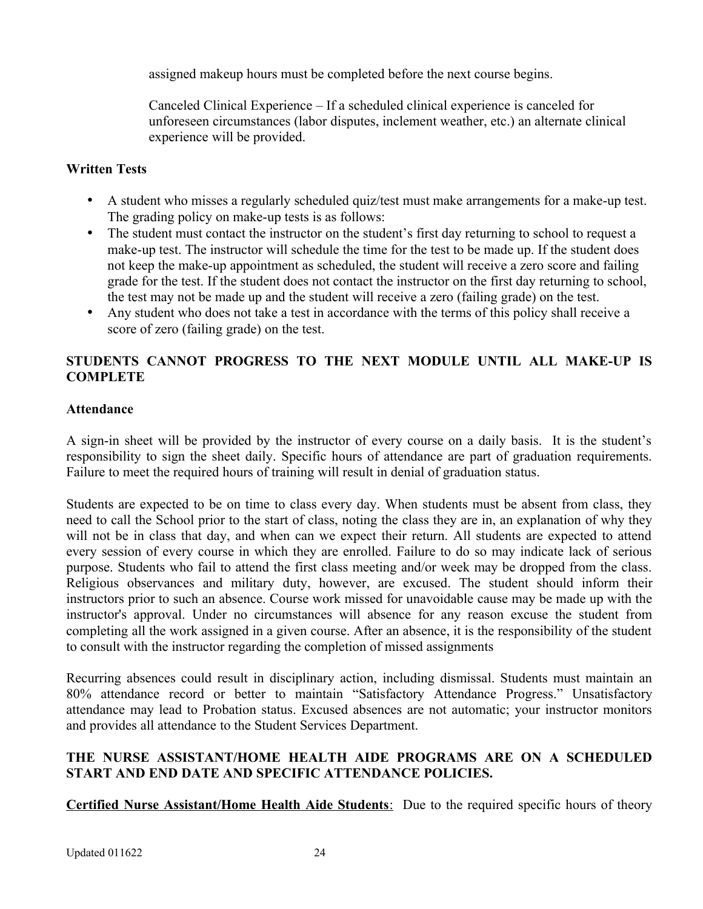assigned makeup hours must be completed before the next course begins.

Canceled Clinical Experience – If a scheduled clinical experience is canceled for unforeseen circumstances (labor disputes, inclement weather, etc.) an alternate clinical experience will be provided.

**Written Tests**

- A student who misses a regularly scheduled quiz/test must make arrangements for a make-up test. The grading policy on make-up tests is as follows:
- The student must contact the instructor on the student's first day returning to school to request a make-up test. The instructor will schedule the time for the test to be made up. If the student does not keep the make-up appointment as scheduled, the student will receive a zero score and failing grade for the test. If the student does not contact the instructor on the first day returning to school, the test may not be made up and the student will receive a zero (failing grade) on the test.
- Any student who does not take a test in accordance with the terms of this policy shall receive a score of zero (failing grade) on the test.

**STUDENTS CANNOT PROGRESS TO THE NEXT MODULE UNTIL ALL MAKE-UP IS COMPLETE**

**Attendance**

A sign-in sheet will be provided by the instructor of every course on a daily basis. It is the student's responsibility to sign the sheet daily. Specific hours of attendance are part of graduation requirements. Failure to meet the required hours of training will result in denial of graduation status.

Students are expected to be on time to class every day. When students must be absent from class, they need to call the School prior to the start of class, noting the class they are in, an explanation of why they will not be in class that day, and when can we expect their return. All students are expected to attend every session of every course in which they are enrolled. Failure to do so may indicate lack of serious purpose. Students who fail to attend the first class meeting and/or week may be dropped from the class. Religious observances and military duty, however, are excused. The student should inform their instructors prior to such an absence. Course work missed for unavoidable cause may be made up with the instructor's approval. Under no circumstances will absence for any reason excuse the student from completing all the work assigned in a given course. After an absence, it is the responsibility of the student to consult with the instructor regarding the completion of missed assignments

Recurring absences could result in disciplinary action, including dismissal. Students must maintain an 80% attendance record or better to maintain "Satisfactory Attendance Progress." Unsatisfactory attendance may lead to Probation status. Excused absences are not automatic; your instructor monitors and provides all attendance to the Student Services Department.

**THE NURSE ASSISTANT/HOME HEALTH AIDE PROGRAMS ARE ON A SCHEDULED START AND END DATE AND SPECIFIC ATTENDANCE POLICIES.**

**Certified Nurse Assistant/Home Health Aide Students**: Due to the required specific hours of theory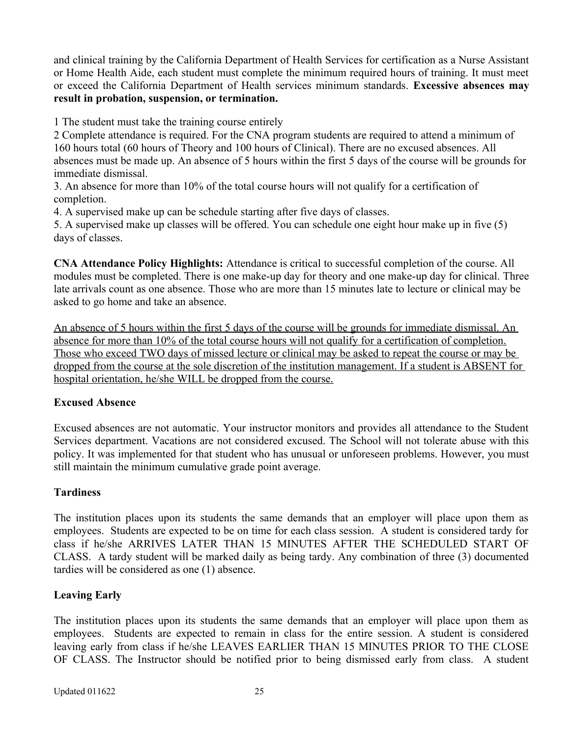and clinical training by the California Department of Health Services for certification as a Nurse Assistant or Home Health Aide, each student must complete the minimum required hours of training. It must meet or exceed the California Department of Health services minimum standards. **Excessive absences may result in probation, suspension, or termination.**

1 The student must take the training course entirely
2 Complete attendance is required. For the CNA program students are required to attend a minimum of 160 hours total (60 hours of Theory and 100 hours of Clinical). There are no excused absences. All absences must be made up. An absence of 5 hours within the first 5 days of the course will be grounds for immediate dismissal.
3. An absence for more than 10% of the total course hours will not qualify for a certification of completion.
4. A supervised make up can be schedule starting after five days of classes.
5. A supervised make up classes will be offered. You can schedule one eight hour make up in five (5) days of classes.

**CNA Attendance Policy Highlights:** Attendance is critical to successful completion of the course. All modules must be completed. There is one make-up day for theory and one make-up day for clinical. Three late arrivals count as one absence. Those who are more than 15 minutes late to lecture or clinical may be asked to go home and take an absence.

<u>An absence of 5 hours within the first 5 days of the course will be grounds for immediate dismissal. An absence for more than 10% of the total course hours will not qualify for a certification of completion. Those who exceed TWO days of missed lecture or clinical may be asked to repeat the course or may be dropped from the course at the sole discretion of the institution management. If a student is ABSENT for hospital orientation, he/she WILL be dropped from the course.</u>

### Excused Absence

Excused absences are not automatic. Your instructor monitors and provides all attendance to the Student Services department. Vacations are not considered excused. The School will not tolerate abuse with this policy. It was implemented for that student who has unusual or unforeseen problems. However, you must still maintain the minimum cumulative grade point average.

### Tardiness

The institution places upon its students the same demands that an employer will place upon them as employees. Students are expected to be on time for each class session. A student is considered tardy for class if he/she ARRIVES LATER THAN 15 MINUTES AFTER THE SCHEDULED START OF CLASS. A tardy student will be marked daily as being tardy. Any combination of three (3) documented tardies will be considered as one (1) absence.

### Leaving Early

The institution places upon its students the same demands that an employer will place upon them as employees. Students are expected to remain in class for the entire session. A student is considered leaving early from class if he/she LEAVES EARLIER THAN 15 MINUTES PRIOR TO THE CLOSE OF CLASS. The Instructor should be notified prior to being dismissed early from class. A student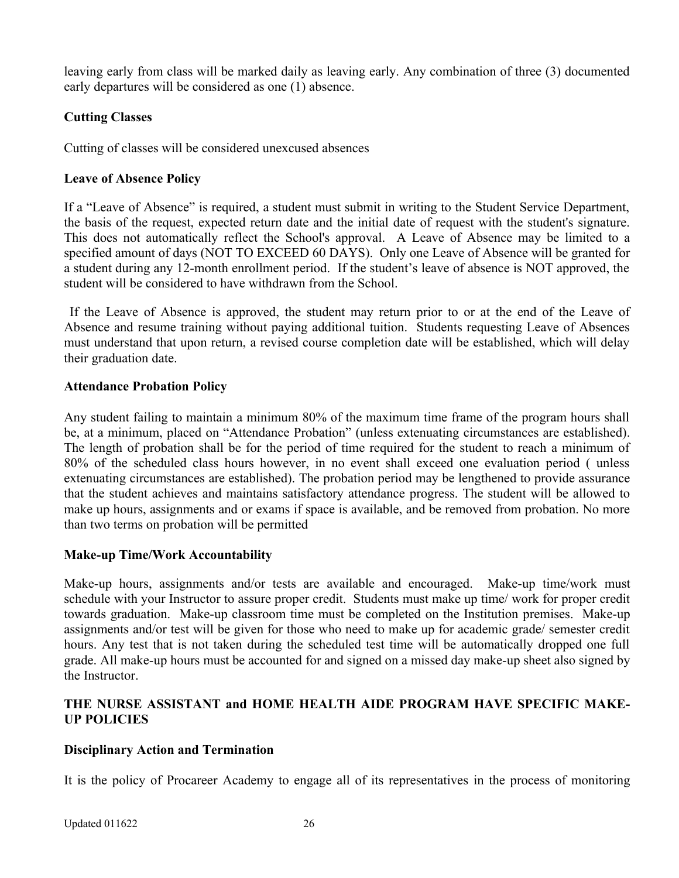leaving early from class will be marked daily as leaving early. Any combination of three (3) documented early departures will be considered as one (1) absence.

**Cutting Classes**

Cutting of classes will be considered unexcused absences

**Leave of Absence Policy**

If a "Leave of Absence" is required, a student must submit in writing to the Student Service Department, the basis of the request, expected return date and the initial date of request with the student's signature. This does not automatically reflect the School's approval. A Leave of Absence may be limited to a specified amount of days (NOT TO EXCEED 60 DAYS). Only one Leave of Absence will be granted for a student during any 12-month enrollment period. If the student's leave of absence is NOT approved, the student will be considered to have withdrawn from the School.

If the Leave of Absence is approved, the student may return prior to or at the end of the Leave of Absence and resume training without paying additional tuition. Students requesting Leave of Absences must understand that upon return, a revised course completion date will be established, which will delay their graduation date.

**Attendance Probation Policy**

Any student failing to maintain a minimum 80% of the maximum time frame of the program hours shall be, at a minimum, placed on "Attendance Probation" (unless extenuating circumstances are established). The length of probation shall be for the period of time required for the student to reach a minimum of 80% of the scheduled class hours however, in no event shall exceed one evaluation period ( unless extenuating circumstances are established). The probation period may be lengthened to provide assurance that the student achieves and maintains satisfactory attendance progress. The student will be allowed to make up hours, assignments and or exams if space is available, and be removed from probation. No more than two terms on probation will be permitted

**Make-up Time/Work Accountability**

Make-up hours, assignments and/or tests are available and encouraged. Make-up time/work must schedule with your Instructor to assure proper credit. Students must make up time/ work for proper credit towards graduation. Make-up classroom time must be completed on the Institution premises. Make-up assignments and/or test will be given for those who need to make up for academic grade/ semester credit hours. Any test that is not taken during the scheduled test time will be automatically dropped one full grade. All make-up hours must be accounted for and signed on a missed day make-up sheet also signed by the Instructor.

**THE NURSE ASSISTANT and HOME HEALTH AIDE PROGRAM HAVE SPECIFIC MAKE-UP POLICIES**

**Disciplinary Action and Termination**

It is the policy of Procareer Academy to engage all of its representatives in the process of monitoring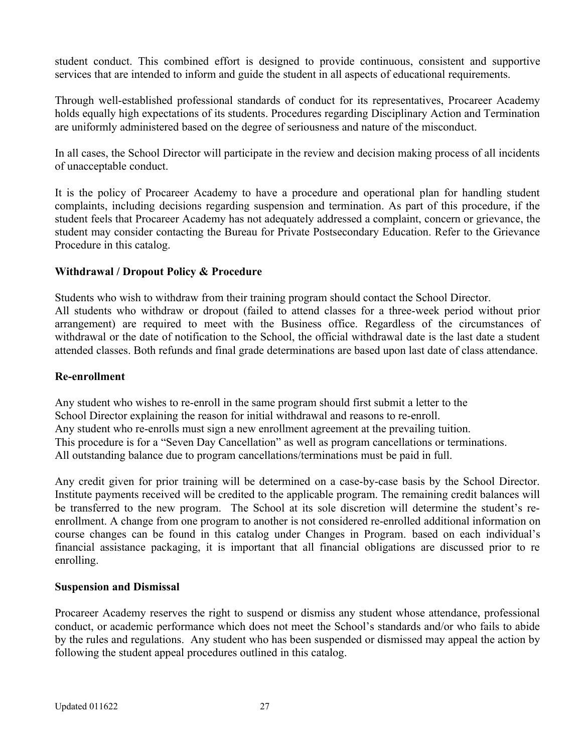student conduct. This combined effort is designed to provide continuous, consistent and supportive services that are intended to inform and guide the student in all aspects of educational requirements.

Through well-established professional standards of conduct for its representatives, Procareer Academy holds equally high expectations of its students. Procedures regarding Disciplinary Action and Termination are uniformly administered based on the degree of seriousness and nature of the misconduct.

In all cases, the School Director will participate in the review and decision making process of all incidents of unacceptable conduct.

It is the policy of Procareer Academy to have a procedure and operational plan for handling student complaints, including decisions regarding suspension and termination. As part of this procedure, if the student feels that Procareer Academy has not adequately addressed a complaint, concern or grievance, the student may consider contacting the Bureau for Private Postsecondary Education. Refer to the Grievance Procedure in this catalog.

**Withdrawal / Dropout Policy & Procedure**

Students who wish to withdraw from their training program should contact the School Director.
All students who withdraw or dropout (failed to attend classes for a three-week period without prior arrangement) are required to meet with the Business office. Regardless of the circumstances of withdrawal or the date of notification to the School, the official withdrawal date is the last date a student attended classes. Both refunds and final grade determinations are based upon last date of class attendance.

**Re-enrollment**

Any student who wishes to re-enroll in the same program should first submit a letter to the School Director explaining the reason for initial withdrawal and reasons to re-enroll.
Any student who re-enrolls must sign a new enrollment agreement at the prevailing tuition.
This procedure is for a "Seven Day Cancellation" as well as program cancellations or terminations.
All outstanding balance due to program cancellations/terminations must be paid in full.

Any credit given for prior training will be determined on a case-by-case basis by the School Director. Institute payments received will be credited to the applicable program. The remaining credit balances will be transferred to the new program. The School at its sole discretion will determine the student's re-enrollment. A change from one program to another is not considered re-enrolled additional information on course changes can be found in this catalog under Changes in Program. based on each individual's financial assistance packaging, it is important that all financial obligations are discussed prior to re enrolling.

**Suspension and Dismissal**

Procareer Academy reserves the right to suspend or dismiss any student whose attendance, professional conduct, or academic performance which does not meet the School's standards and/or who fails to abide by the rules and regulations. Any student who has been suspended or dismissed may appeal the action by following the student appeal procedures outlined in this catalog.

Updated 011622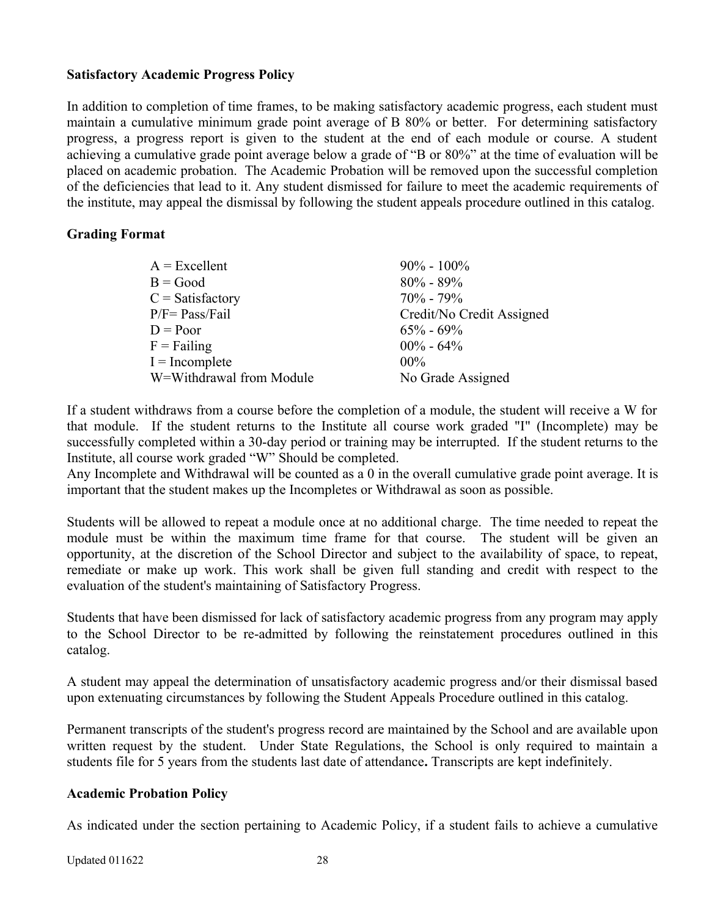**Satisfactory Academic Progress Policy**

In addition to completion of time frames, to be making satisfactory academic progress, each student must maintain a cumulative minimum grade point average of B 80% or better. For determining satisfactory progress, a progress report is given to the student at the end of each module or course. A student achieving a cumulative grade point average below a grade of "B or 80%" at the time of evaluation will be placed on academic probation. The Academic Probation will be removed upon the successful completion of the deficiencies that lead to it. Any student dismissed for failure to meet the academic requirements of the institute, may appeal the dismissal by following the student appeals procedure outlined in this catalog.

**Grading Format**

| | |
|---|---|
| A = Excellent | 90% - 100% |
| B = Good | 80% - 89% |
| C = Satisfactory | 70% - 79% |
| P/F= Pass/Fail | Credit/No Credit Assigned |
| D = Poor | 65% - 69% |
| F = Failing | 00% - 64% |
| I = Incomplete | 00% |
| W=Withdrawal from Module | No Grade Assigned |

If a student withdraws from a course before the completion of a module, the student will receive a W for that module. If the student returns to the Institute all course work graded "I" (Incomplete) may be successfully completed within a 30-day period or training may be interrupted. If the student returns to the Institute, all course work graded "W" Should be completed.
Any Incomplete and Withdrawal will be counted as a 0 in the overall cumulative grade point average. It is important that the student makes up the Incompletes or Withdrawal as soon as possible.

Students will be allowed to repeat a module once at no additional charge. The time needed to repeat the module must be within the maximum time frame for that course. The student will be given an opportunity, at the discretion of the School Director and subject to the availability of space, to repeat, remediate or make up work. This work shall be given full standing and credit with respect to the evaluation of the student's maintaining of Satisfactory Progress.

Students that have been dismissed for lack of satisfactory academic progress from any program may apply to the School Director to be re-admitted by following the reinstatement procedures outlined in this catalog.

A student may appeal the determination of unsatisfactory academic progress and/or their dismissal based upon extenuating circumstances by following the Student Appeals Procedure outlined in this catalog.

Permanent transcripts of the student's progress record are maintained by the School and are available upon written request by the student. Under State Regulations, the School is only required to maintain a students file for 5 years from the students last date of attendance**.** Transcripts are kept indefinitely.

**Academic Probation Policy**

As indicated under the section pertaining to Academic Policy, if a student fails to achieve a cumulative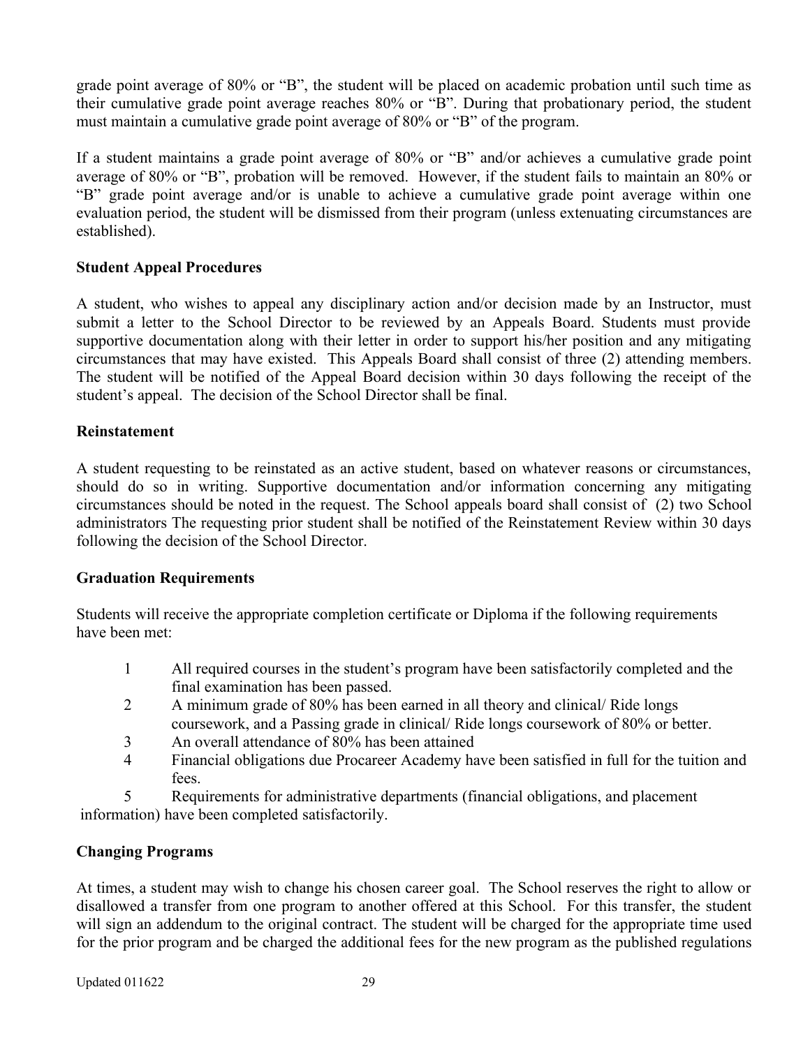grade point average of 80% or "B", the student will be placed on academic probation until such time as their cumulative grade point average reaches 80% or "B". During that probationary period, the student must maintain a cumulative grade point average of 80% or "B" of the program.

If a student maintains a grade point average of 80% or "B" and/or achieves a cumulative grade point average of 80% or "B", probation will be removed. However, if the student fails to maintain an 80% or "B" grade point average and/or is unable to achieve a cumulative grade point average within one evaluation period, the student will be dismissed from their program (unless extenuating circumstances are established).

**Student Appeal Procedures**

A student, who wishes to appeal any disciplinary action and/or decision made by an Instructor, must submit a letter to the School Director to be reviewed by an Appeals Board. Students must provide supportive documentation along with their letter in order to support his/her position and any mitigating circumstances that may have existed. This Appeals Board shall consist of three (2) attending members. The student will be notified of the Appeal Board decision within 30 days following the receipt of the student's appeal. The decision of the School Director shall be final.

**Reinstatement**

A student requesting to be reinstated as an active student, based on whatever reasons or circumstances, should do so in writing. Supportive documentation and/or information concerning any mitigating circumstances should be noted in the request. The School appeals board shall consist of (2) two School administrators The requesting prior student shall be notified of the Reinstatement Review within 30 days following the decision of the School Director.

**Graduation Requirements**

Students will receive the appropriate completion certificate or Diploma if the following requirements have been met:

1. All required courses in the student's program have been satisfactorily completed and the final examination has been passed.
2. A minimum grade of 80% has been earned in all theory and clinical/ Ride longs coursework, and a Passing grade in clinical/ Ride longs coursework of 80% or better.
3. An overall attendance of 80% has been attained
4. Financial obligations due Procareer Academy have been satisfied in full for the tuition and fees.
5. Requirements for administrative departments (financial obligations, and placement information) have been completed satisfactorily.

**Changing Programs**

At times, a student may wish to change his chosen career goal. The School reserves the right to allow or disallowed a transfer from one program to another offered at this School. For this transfer, the student will sign an addendum to the original contract. The student will be charged for the appropriate time used for the prior program and be charged the additional fees for the new program as the published regulations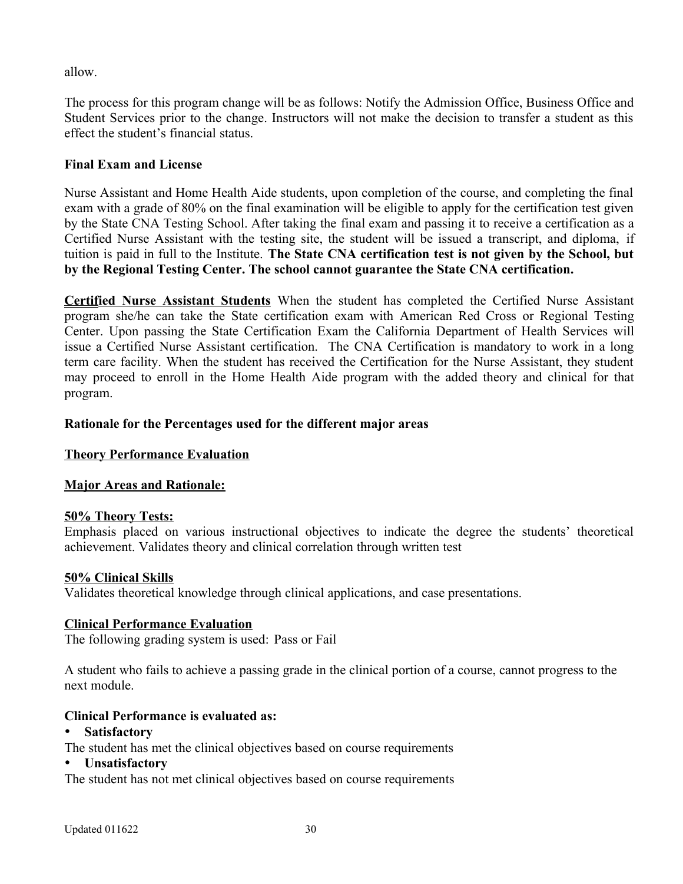allow.

The process for this program change will be as follows: Notify the Admission Office, Business Office and Student Services prior to the change. Instructors will not make the decision to transfer a student as this effect the student's financial status.

**Final Exam and License**

Nurse Assistant and Home Health Aide students, upon completion of the course, and completing the final exam with a grade of 80% on the final examination will be eligible to apply for the certification test given by the State CNA Testing School. After taking the final exam and passing it to receive a certification as a Certified Nurse Assistant with the testing site, the student will be issued a transcript, and diploma, if tuition is paid in full to the Institute. **The State CNA certification test is not given by the School, but by the Regional Testing Center. The school cannot guarantee the State CNA certification.**

**Certified Nurse Assistant Students** When the student has completed the Certified Nurse Assistant program she/he can take the State certification exam with American Red Cross or Regional Testing Center. Upon passing the State Certification Exam the California Department of Health Services will issue a Certified Nurse Assistant certification. The CNA Certification is mandatory to work in a long term care facility. When the student has received the Certification for the Nurse Assistant, they student may proceed to enroll in the Home Health Aide program with the added theory and clinical for that program.

**Rationale for the Percentages used for the different major areas**

**Theory Performance Evaluation**

**Major Areas and Rationale:**

**50% Theory Tests:**
Emphasis placed on various instructional objectives to indicate the degree the students' theoretical achievement. Validates theory and clinical correlation through written test

**50% Clinical Skills**
Validates theoretical knowledge through clinical applications, and case presentations.

**Clinical Performance Evaluation**
The following grading system is used: Pass or Fail

A student who fails to achieve a passing grade in the clinical portion of a course, cannot progress to the next module.

**Clinical Performance is evaluated as:**

- **Satisfactory**

The student has met the clinical objectives based on course requirements

- **Unsatisfactory**

The student has not met clinical objectives based on course requirements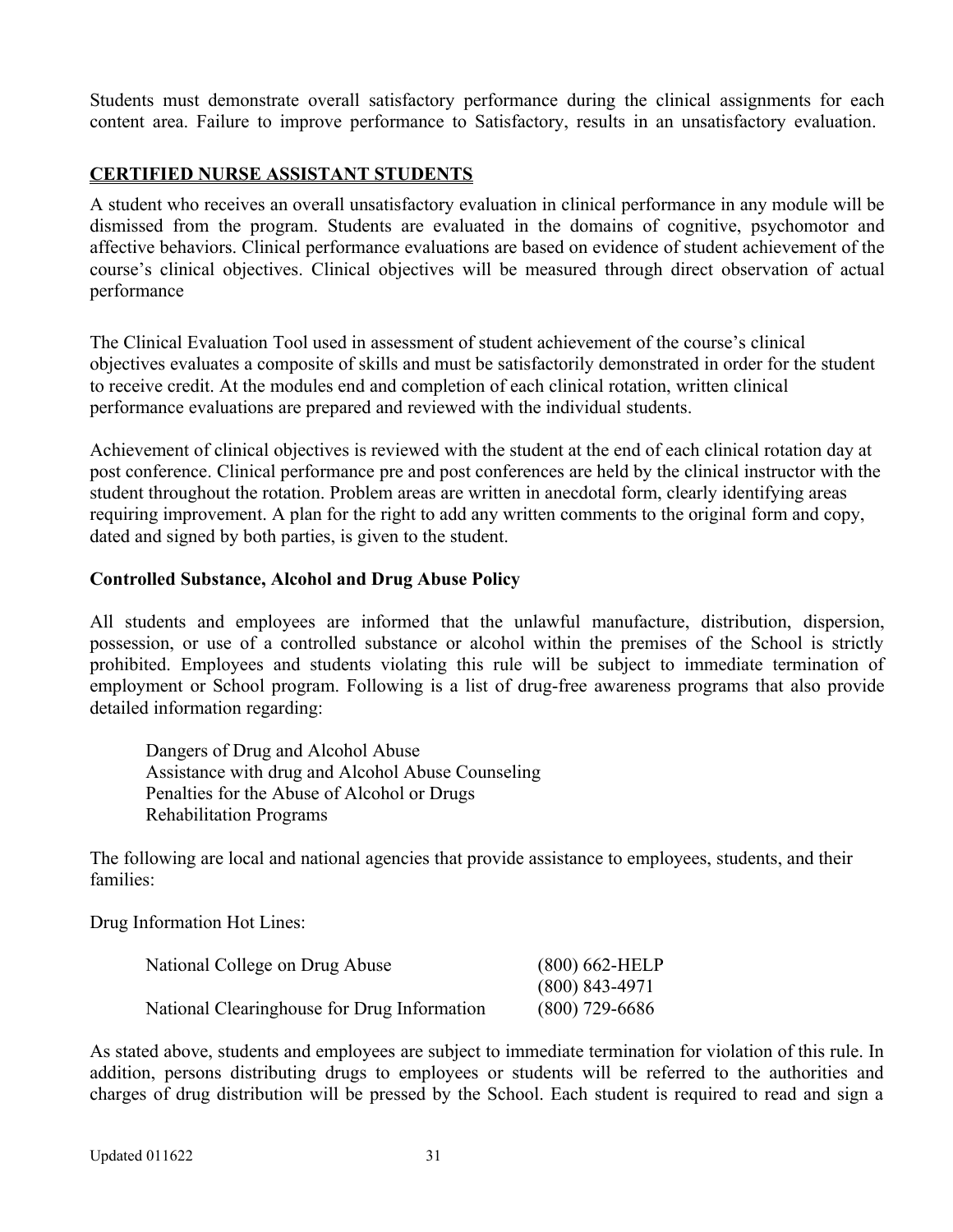Students must demonstrate overall satisfactory performance during the clinical assignments for each content area. Failure to improve performance to Satisfactory, results in an unsatisfactory evaluation.

## CERTIFIED NURSE ASSISTANT STUDENTS

A student who receives an overall unsatisfactory evaluation in clinical performance in any module will be dismissed from the program. Students are evaluated in the domains of cognitive, psychomotor and affective behaviors. Clinical performance evaluations are based on evidence of student achievement of the course's clinical objectives. Clinical objectives will be measured through direct observation of actual performance

The Clinical Evaluation Tool used in assessment of student achievement of the course's clinical objectives evaluates a composite of skills and must be satisfactorily demonstrated in order for the student to receive credit. At the modules end and completion of each clinical rotation, written clinical performance evaluations are prepared and reviewed with the individual students.

Achievement of clinical objectives is reviewed with the student at the end of each clinical rotation day at post conference. Clinical performance pre and post conferences are held by the clinical instructor with the student throughout the rotation. Problem areas are written in anecdotal form, clearly identifying areas requiring improvement. A plan for the right to add any written comments to the original form and copy, dated and signed by both parties, is given to the student.

### Controlled Substance, Alcohol and Drug Abuse Policy

All students and employees are informed that the unlawful manufacture, distribution, dispersion, possession, or use of a controlled substance or alcohol within the premises of the School is strictly prohibited. Employees and students violating this rule will be subject to immediate termination of employment or School program. Following is a list of drug-free awareness programs that also provide detailed information regarding:

Dangers of Drug and Alcohol Abuse
Assistance with drug and Alcohol Abuse Counseling
Penalties for the Abuse of Alcohol or Drugs
Rehabilitation Programs

The following are local and national agencies that provide assistance to employees, students, and their families:

Drug Information Hot Lines:

| | |
|---|---|
| National College on Drug Abuse | (800) 662-HELP |
| | (800) 843-4971 |
| National Clearinghouse for Drug Information | (800) 729-6686 |

As stated above, students and employees are subject to immediate termination for violation of this rule. In addition, persons distributing drugs to employees or students will be referred to the authorities and charges of drug distribution will be pressed by the School. Each student is required to read and sign a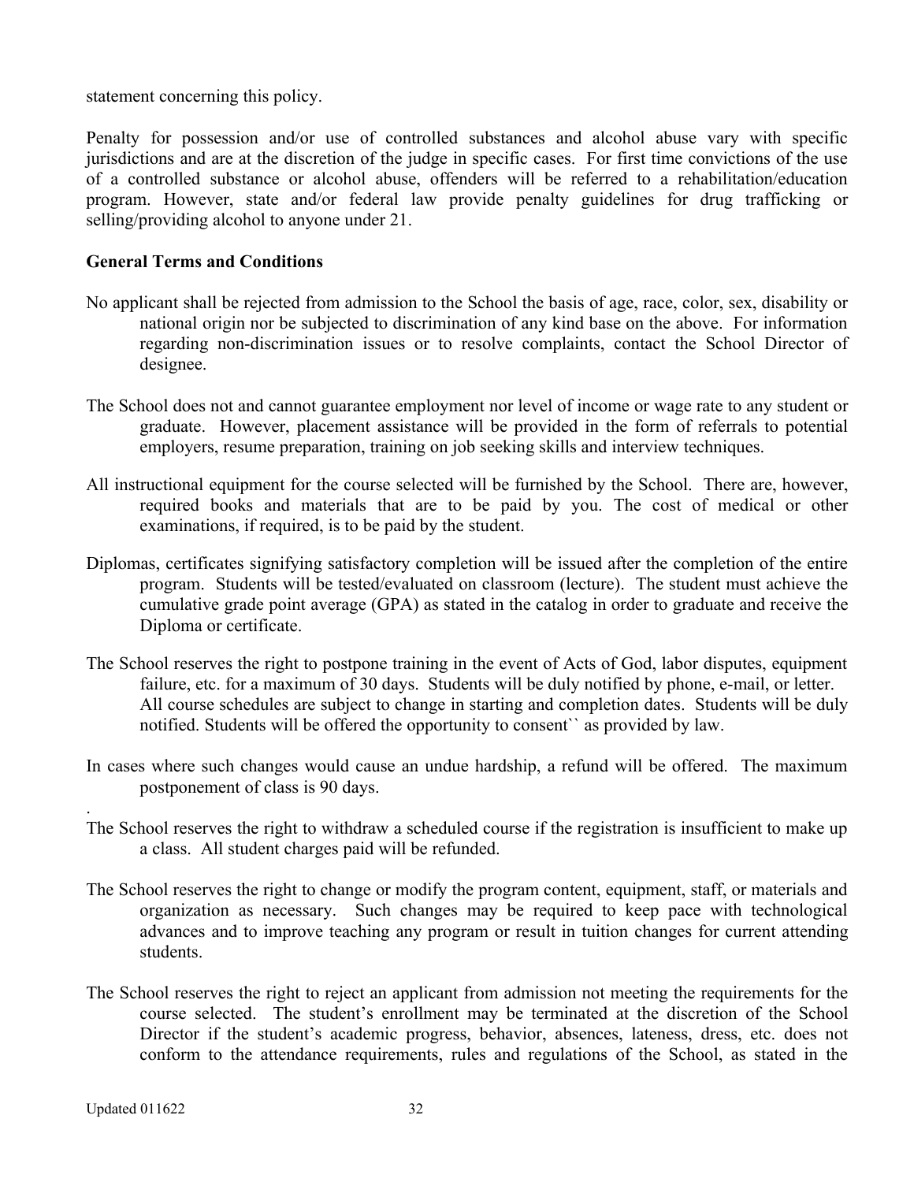statement concerning this policy.

Penalty for possession and/or use of controlled substances and alcohol abuse vary with specific jurisdictions and are at the discretion of the judge in specific cases. For first time convictions of the use of a controlled substance or alcohol abuse, offenders will be referred to a rehabilitation/education program. However, state and/or federal law provide penalty guidelines for drug trafficking or selling/providing alcohol to anyone under 21.

**General Terms and Conditions**

No applicant shall be rejected from admission to the School the basis of age, race, color, sex, disability or national origin nor be subjected to discrimination of any kind base on the above. For information regarding non-discrimination issues or to resolve complaints, contact the School Director of designee.

The School does not and cannot guarantee employment nor level of income or wage rate to any student or graduate. However, placement assistance will be provided in the form of referrals to potential employers, resume preparation, training on job seeking skills and interview techniques.

All instructional equipment for the course selected will be furnished by the School. There are, however, required books and materials that are to be paid by you. The cost of medical or other examinations, if required, is to be paid by the student.

Diplomas, certificates signifying satisfactory completion will be issued after the completion of the entire program. Students will be tested/evaluated on classroom (lecture). The student must achieve the cumulative grade point average (GPA) as stated in the catalog in order to graduate and receive the Diploma or certificate.

The School reserves the right to postpone training in the event of Acts of God, labor disputes, equipment failure, etc. for a maximum of 30 days. Students will be duly notified by phone, e-mail, or letter. All course schedules are subject to change in starting and completion dates. Students will be duly notified. Students will be offered the opportunity to consent`` as provided by law.

In cases where such changes would cause an undue hardship, a refund will be offered. The maximum postponement of class is 90 days.

.

The School reserves the right to withdraw a scheduled course if the registration is insufficient to make up a class. All student charges paid will be refunded.

The School reserves the right to change or modify the program content, equipment, staff, or materials and organization as necessary. Such changes may be required to keep pace with technological advances and to improve teaching any program or result in tuition changes for current attending students.

The School reserves the right to reject an applicant from admission not meeting the requirements for the course selected. The student's enrollment may be terminated at the discretion of the School Director if the student's academic progress, behavior, absences, lateness, dress, etc. does not conform to the attendance requirements, rules and regulations of the School, as stated in the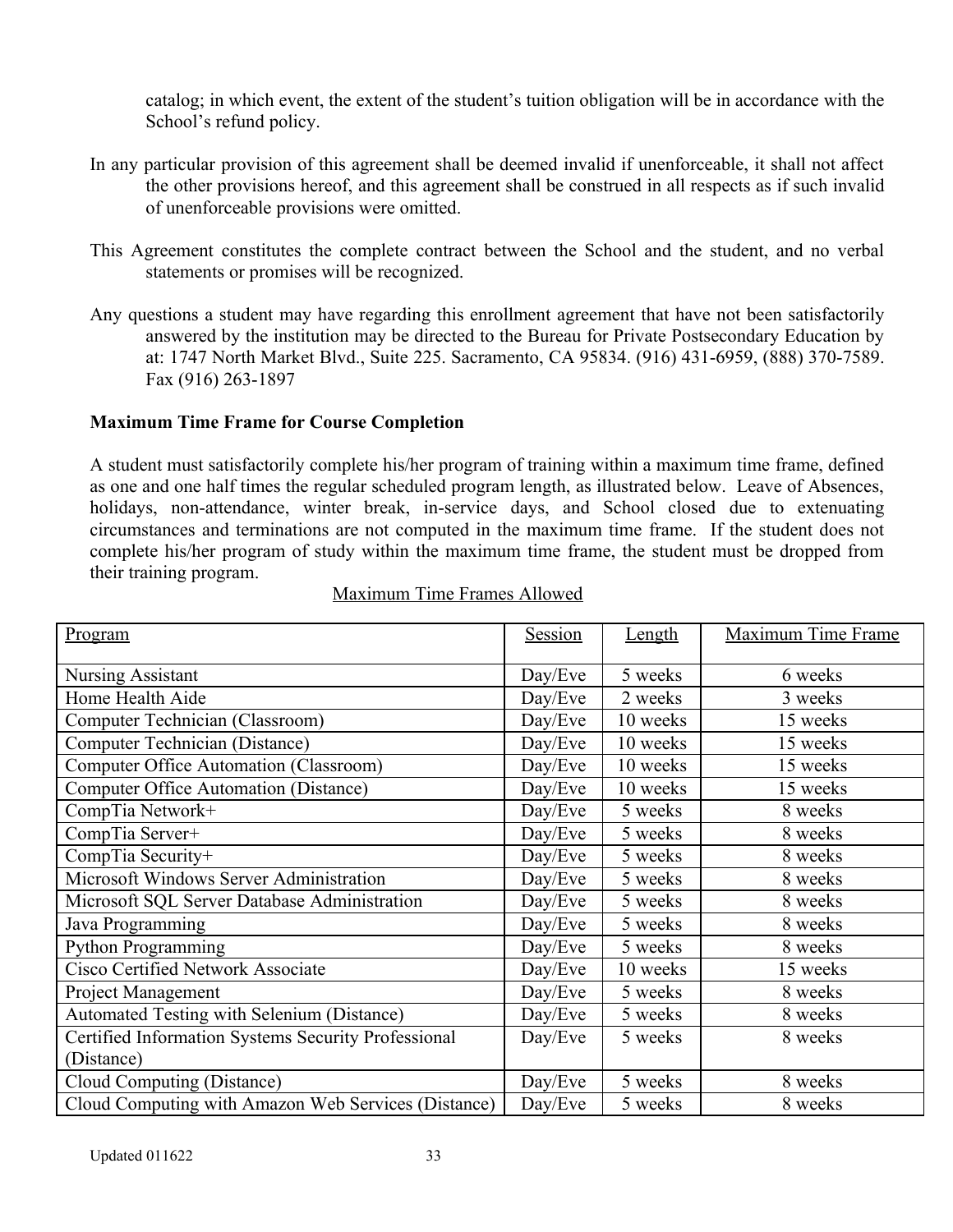catalog; in which event, the extent of the student's tuition obligation will be in accordance with the School's refund policy.

In any particular provision of this agreement shall be deemed invalid if unenforceable, it shall not affect the other provisions hereof, and this agreement shall be construed in all respects as if such invalid of unenforceable provisions were omitted.

This Agreement constitutes the complete contract between the School and the student, and no verbal statements or promises will be recognized.

Any questions a student may have regarding this enrollment agreement that have not been satisfactorily answered by the institution may be directed to the Bureau for Private Postsecondary Education by at: 1747 North Market Blvd., Suite 225. Sacramento, CA 95834. (916) 431-6959, (888) 370-7589. Fax (916) 263-1897

**Maximum Time Frame for Course Completion**

A student must satisfactorily complete his/her program of training within a maximum time frame, defined as one and one half times the regular scheduled program length, as illustrated below. Leave of Absences, holidays, non-attendance, winter break, in-service days, and School closed due to extenuating circumstances and terminations are not computed in the maximum time frame. If the student does not complete his/her program of study within the maximum time frame, the student must be dropped from their training program.

Maximum Time Frames Allowed

| Program | Session | Length | Maximum Time Frame |
|---|---|---|---|
| Nursing Assistant | Day/Eve | 5 weeks | 6 weeks |
| Home Health Aide | Day/Eve | 2 weeks | 3 weeks |
| Computer Technician (Classroom) | Day/Eve | 10 weeks | 15 weeks |
| Computer Technician (Distance) | Day/Eve | 10 weeks | 15 weeks |
| Computer Office Automation (Classroom) | Day/Eve | 10 weeks | 15 weeks |
| Computer Office Automation (Distance) | Day/Eve | 10 weeks | 15 weeks |
| CompTia Network+ | Day/Eve | 5 weeks | 8 weeks |
| CompTia Server+ | Day/Eve | 5 weeks | 8 weeks |
| CompTia Security+ | Day/Eve | 5 weeks | 8 weeks |
| Microsoft Windows Server Administration | Day/Eve | 5 weeks | 8 weeks |
| Microsoft SQL Server Database Administration | Day/Eve | 5 weeks | 8 weeks |
| Java Programming | Day/Eve | 5 weeks | 8 weeks |
| Python Programming | Day/Eve | 5 weeks | 8 weeks |
| Cisco Certified Network Associate | Day/Eve | 10 weeks | 15 weeks |
| Project Management | Day/Eve | 5 weeks | 8 weeks |
| Automated Testing with Selenium (Distance) | Day/Eve | 5 weeks | 8 weeks |
| Certified Information Systems Security Professional (Distance) | Day/Eve | 5 weeks | 8 weeks |
| Cloud Computing (Distance) | Day/Eve | 5 weeks | 8 weeks |
| Cloud Computing with Amazon Web Services (Distance) | Day/Eve | 5 weeks | 8 weeks |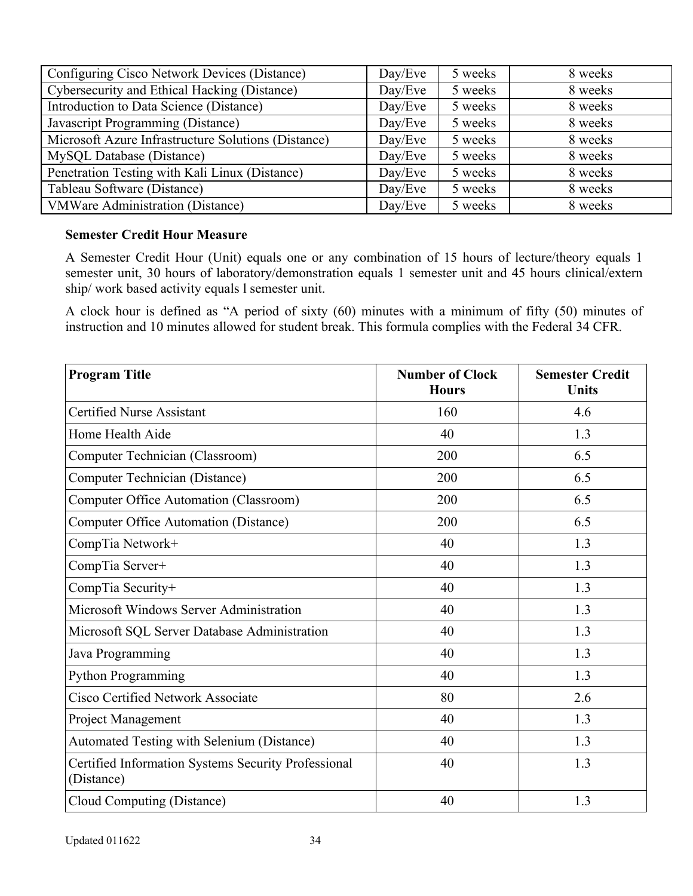| | | | |
|---|---|---|---|
| Configuring Cisco Network Devices (Distance) | Day/Eve | 5 weeks | 8 weeks |
| Cybersecurity and Ethical Hacking (Distance) | Day/Eve | 5 weeks | 8 weeks |
| Introduction to Data Science (Distance) | Day/Eve | 5 weeks | 8 weeks |
| Javascript Programming (Distance) | Day/Eve | 5 weeks | 8 weeks |
| Microsoft Azure Infrastructure Solutions (Distance) | Day/Eve | 5 weeks | 8 weeks |
| MySQL Database (Distance) | Day/Eve | 5 weeks | 8 weeks |
| Penetration Testing with Kali Linux (Distance) | Day/Eve | 5 weeks | 8 weeks |
| Tableau Software (Distance) | Day/Eve | 5 weeks | 8 weeks |
| VMWare Administration (Distance) | Day/Eve | 5 weeks | 8 weeks |

**Semester Credit Hour Measure**

A Semester Credit Hour (Unit) equals one or any combination of 15 hours of lecture/theory equals 1 semester unit, 30 hours of laboratory/demonstration equals 1 semester unit and 45 hours clinical/extern ship/ work based activity equals l semester unit.

A clock hour is defined as "A period of sixty (60) minutes with a minimum of fifty (50) minutes of instruction and 10 minutes allowed for student break. This formula complies with the Federal 34 CFR.

| Program Title | Number of Clock Hours | Semester Credit Units |
|---|---|---|
| Certified Nurse Assistant | 160 | 4.6 |
| Home Health Aide | 40 | 1.3 |
| Computer Technician (Classroom) | 200 | 6.5 |
| Computer Technician (Distance) | 200 | 6.5 |
| Computer Office Automation (Classroom) | 200 | 6.5 |
| Computer Office Automation (Distance) | 200 | 6.5 |
| CompTia Network+ | 40 | 1.3 |
| CompTia Server+ | 40 | 1.3 |
| CompTia Security+ | 40 | 1.3 |
| Microsoft Windows Server Administration | 40 | 1.3 |
| Microsoft SQL Server Database Administration | 40 | 1.3 |
| Java Programming | 40 | 1.3 |
| Python Programming | 40 | 1.3 |
| Cisco Certified Network Associate | 80 | 2.6 |
| Project Management | 40 | 1.3 |
| Automated Testing with Selenium (Distance) | 40 | 1.3 |
| Certified Information Systems Security Professional (Distance) | 40 | 1.3 |
| Cloud Computing (Distance) | 40 | 1.3 |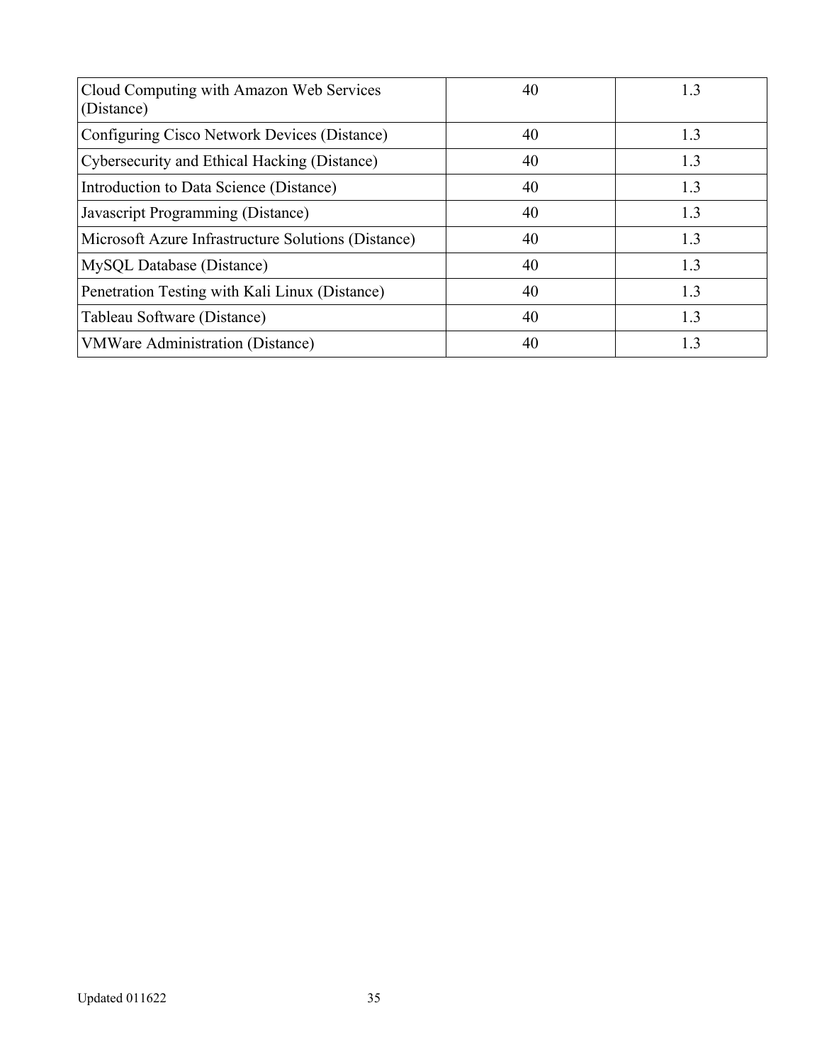| | | |
|---|---|---|
| Cloud Computing with Amazon Web Services (Distance) | 40 | 1.3 |
| Configuring Cisco Network Devices (Distance) | 40 | 1.3 |
| Cybersecurity and Ethical Hacking (Distance) | 40 | 1.3 |
| Introduction to Data Science (Distance) | 40 | 1.3 |
| Javascript Programming (Distance) | 40 | 1.3 |
| Microsoft Azure Infrastructure Solutions (Distance) | 40 | 1.3 |
| MySQL Database (Distance) | 40 | 1.3 |
| Penetration Testing with Kali Linux (Distance) | 40 | 1.3 |
| Tableau Software (Distance) | 40 | 1.3 |
| VMWare Administration (Distance) | 40 | 1.3 |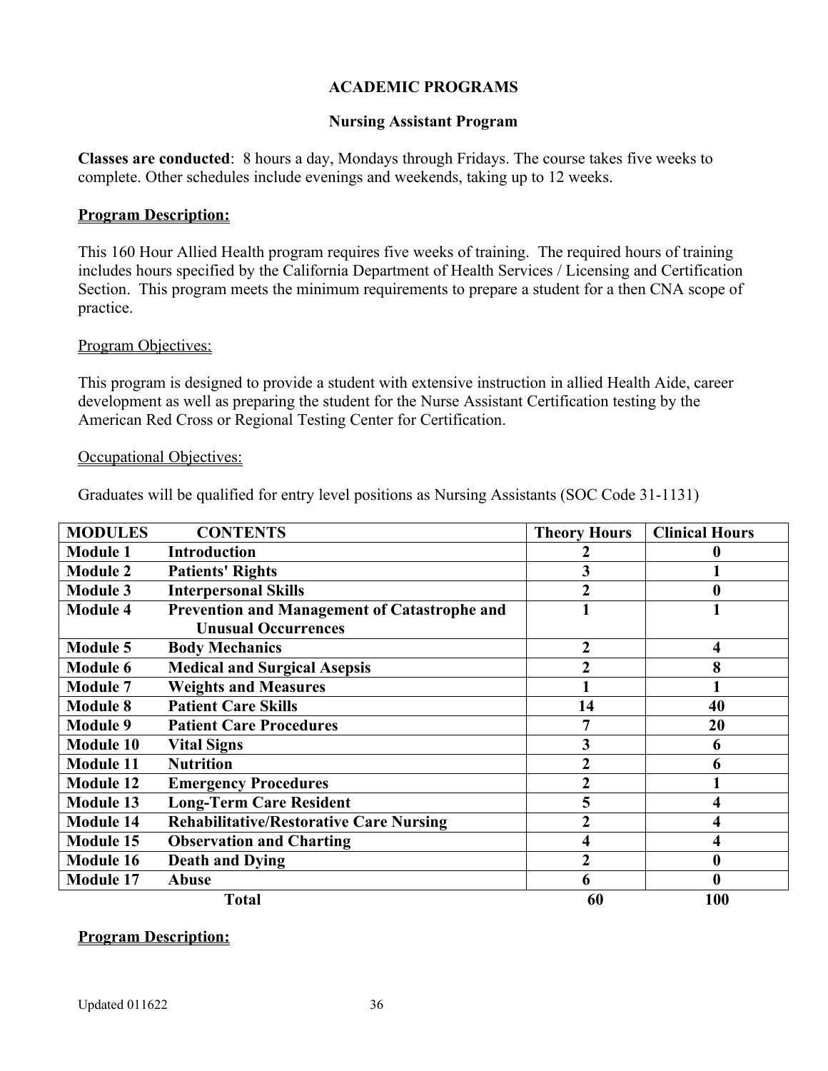## ACADEMIC PROGRAMS

### Nursing Assistant Program

**Classes are conducted**: 8 hours a day, Mondays through Fridays. The course takes five weeks to complete. Other schedules include evenings and weekends, taking up to 12 weeks.

**Program Description:**

This 160 Hour Allied Health program requires five weeks of training. The required hours of training includes hours specified by the California Department of Health Services / Licensing and Certification Section. This program meets the minimum requirements to prepare a student for a then CNA scope of practice.

Program Objectives:

This program is designed to provide a student with extensive instruction in allied Health Aide, career development as well as preparing the student for the Nurse Assistant Certification testing by the American Red Cross or Regional Testing Center for Certification.

Occupational Objectives:

Graduates will be qualified for entry level positions as Nursing Assistants (SOC Code 31-1131)

| MODULES | CONTENTS | Theory Hours | Clinical Hours |
|---|---|---|---|
| Module 1 | Introduction | 2 | 0 |
| Module 2 | Patients' Rights | 3 | 1 |
| Module 3 | Interpersonal Skills | 2 | 0 |
| Module 4 | Prevention and Management of Catastrophe and Unusual Occurrences | 1 | 1 |
| Module 5 | Body Mechanics | 2 | 4 |
| Module 6 | Medical and Surgical Asepsis | 2 | 8 |
| Module 7 | Weights and Measures | 1 | 1 |
| Module 8 | Patient Care Skills | 14 | 40 |
| Module 9 | Patient Care Procedures | 7 | 20 |
| Module 10 | Vital Signs | 3 | 6 |
| Module 11 | Nutrition | 2 | 6 |
| Module 12 | Emergency Procedures | 2 | 1 |
| Module 13 | Long-Term Care Resident | 5 | 4 |
| Module 14 | Rehabilitative/Restorative Care Nursing | 2 | 4 |
| Module 15 | Observation and Charting | 4 | 4 |
| Module 16 | Death and Dying | 2 | 0 |
| Module 17 | Abuse | 6 | 0 |
| | **Total** | **60** | **100** |

**Program Description:**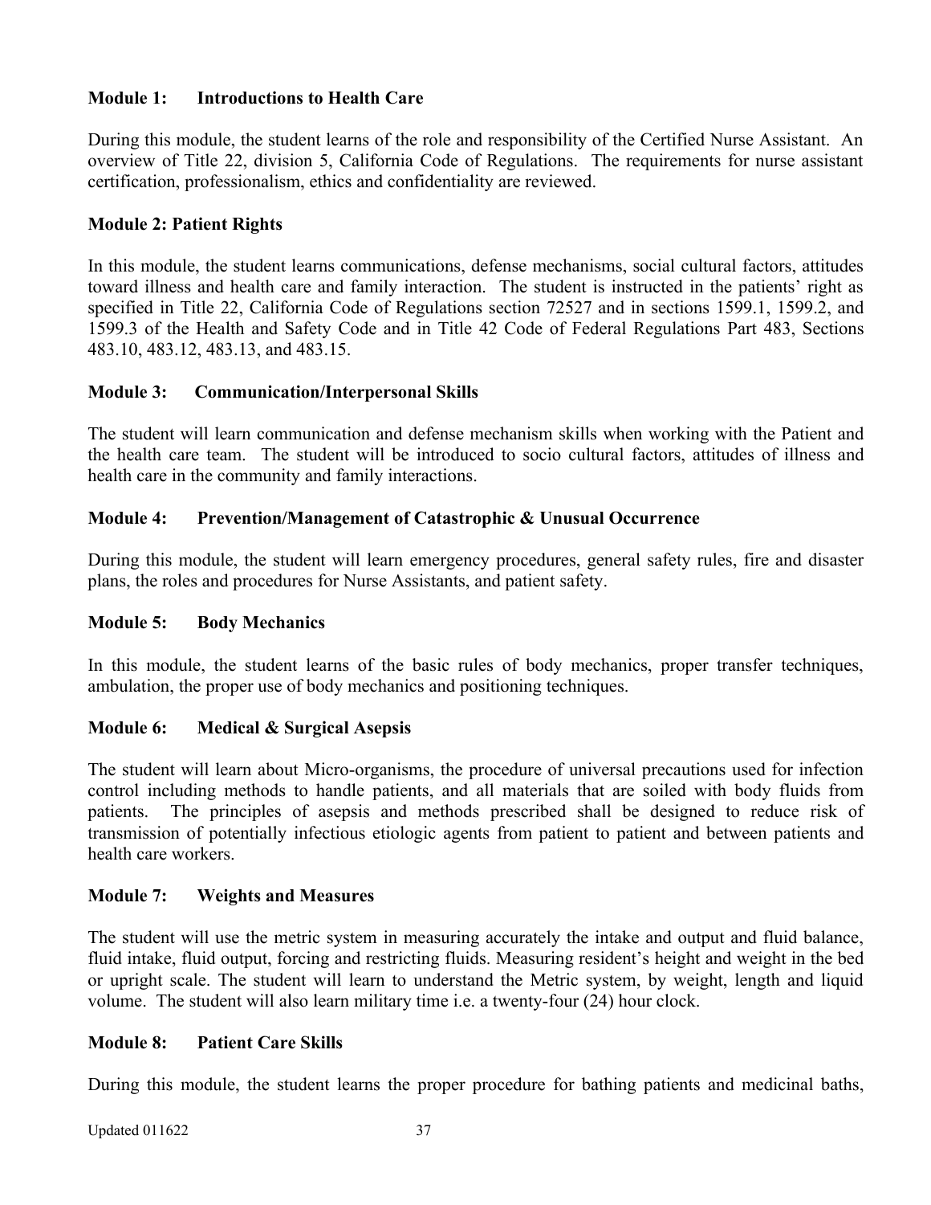**Module 1: Introductions to Health Care**

During this module, the student learns of the role and responsibility of the Certified Nurse Assistant. An overview of Title 22, division 5, California Code of Regulations. The requirements for nurse assistant certification, professionalism, ethics and confidentiality are reviewed.

**Module 2: Patient Rights**

In this module, the student learns communications, defense mechanisms, social cultural factors, attitudes toward illness and health care and family interaction. The student is instructed in the patients' right as specified in Title 22, California Code of Regulations section 72527 and in sections 1599.1, 1599.2, and 1599.3 of the Health and Safety Code and in Title 42 Code of Federal Regulations Part 483, Sections 483.10, 483.12, 483.13, and 483.15.

**Module 3: Communication/Interpersonal Skills**

The student will learn communication and defense mechanism skills when working with the Patient and the health care team. The student will be introduced to socio cultural factors, attitudes of illness and health care in the community and family interactions.

**Module 4: Prevention/Management of Catastrophic & Unusual Occurrence**

During this module, the student will learn emergency procedures, general safety rules, fire and disaster plans, the roles and procedures for Nurse Assistants, and patient safety.

**Module 5: Body Mechanics**

In this module, the student learns of the basic rules of body mechanics, proper transfer techniques, ambulation, the proper use of body mechanics and positioning techniques.

**Module 6: Medical & Surgical Asepsis**

The student will learn about Micro-organisms, the procedure of universal precautions used for infection control including methods to handle patients, and all materials that are soiled with body fluids from patients. The principles of asepsis and methods prescribed shall be designed to reduce risk of transmission of potentially infectious etiologic agents from patient to patient and between patients and health care workers.

**Module 7: Weights and Measures**

The student will use the metric system in measuring accurately the intake and output and fluid balance, fluid intake, fluid output, forcing and restricting fluids. Measuring resident's height and weight in the bed or upright scale. The student will learn to understand the Metric system, by weight, length and liquid volume. The student will also learn military time i.e. a twenty-four (24) hour clock.

**Module 8: Patient Care Skills**

During this module, the student learns the proper procedure for bathing patients and medicinal baths,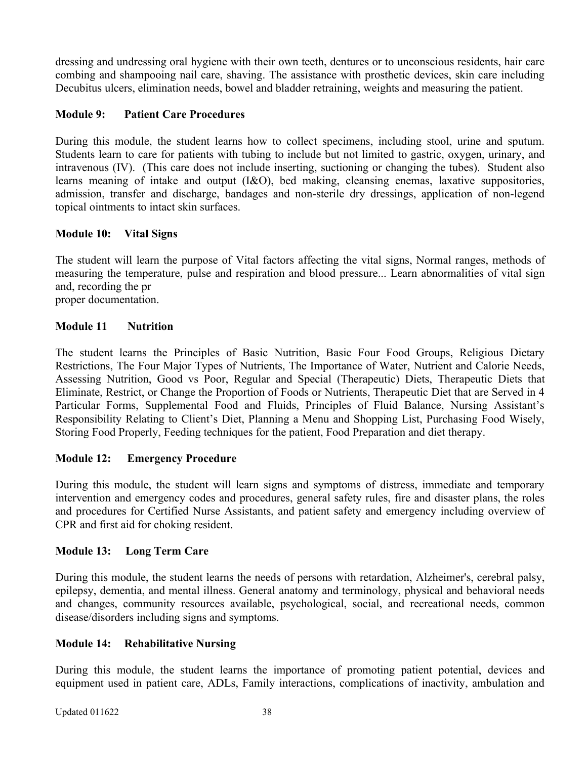dressing and undressing oral hygiene with their own teeth, dentures or to unconscious residents, hair care combing and shampooing nail care, shaving. The assistance with prosthetic devices, skin care including Decubitus ulcers, elimination needs, bowel and bladder retraining, weights and measuring the patient.

**Module 9: Patient Care Procedures**

During this module, the student learns how to collect specimens, including stool, urine and sputum. Students learn to care for patients with tubing to include but not limited to gastric, oxygen, urinary, and intravenous (IV). (This care does not include inserting, suctioning or changing the tubes). Student also learns meaning of intake and output (I&O), bed making, cleansing enemas, laxative suppositories, admission, transfer and discharge, bandages and non-sterile dry dressings, application of non-legend topical ointments to intact skin surfaces.

**Module 10: Vital Signs**

The student will learn the purpose of Vital factors affecting the vital signs, Normal ranges, methods of measuring the temperature, pulse and respiration and blood pressure... Learn abnormalities of vital sign and, recording the pr
proper documentation.

**Module 11 Nutrition**

The student learns the Principles of Basic Nutrition, Basic Four Food Groups, Religious Dietary Restrictions, The Four Major Types of Nutrients, The Importance of Water, Nutrient and Calorie Needs, Assessing Nutrition, Good vs Poor, Regular and Special (Therapeutic) Diets, Therapeutic Diets that Eliminate, Restrict, or Change the Proportion of Foods or Nutrients, Therapeutic Diet that are Served in 4 Particular Forms, Supplemental Food and Fluids, Principles of Fluid Balance, Nursing Assistant's Responsibility Relating to Client's Diet, Planning a Menu and Shopping List, Purchasing Food Wisely, Storing Food Properly, Feeding techniques for the patient, Food Preparation and diet therapy.

**Module 12: Emergency Procedure**

During this module, the student will learn signs and symptoms of distress, immediate and temporary intervention and emergency codes and procedures, general safety rules, fire and disaster plans, the roles and procedures for Certified Nurse Assistants, and patient safety and emergency including overview of CPR and first aid for choking resident.

**Module 13: Long Term Care**

During this module, the student learns the needs of persons with retardation, Alzheimer's, cerebral palsy, epilepsy, dementia, and mental illness. General anatomy and terminology, physical and behavioral needs and changes, community resources available, psychological, social, and recreational needs, common disease/disorders including signs and symptoms.

**Module 14: Rehabilitative Nursing**

During this module, the student learns the importance of promoting patient potential, devices and equipment used in patient care, ADLs, Family interactions, complications of inactivity, ambulation and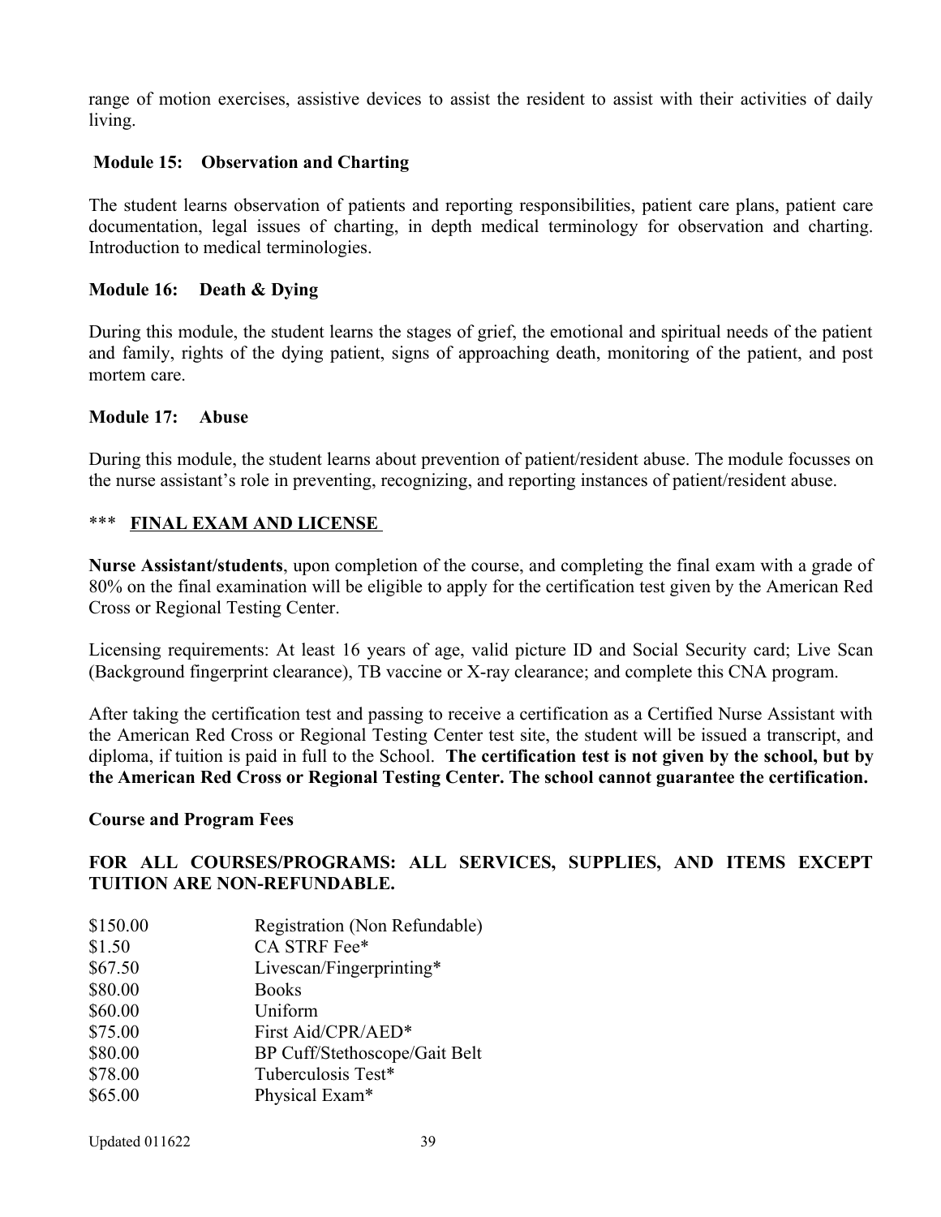range of motion exercises, assistive devices to assist the resident to assist with their activities of daily living.

**Module 15: Observation and Charting**

The student learns observation of patients and reporting responsibilities, patient care plans, patient care documentation, legal issues of charting, in depth medical terminology for observation and charting. Introduction to medical terminologies.

**Module 16: Death & Dying**

During this module, the student learns the stages of grief, the emotional and spiritual needs of the patient and family, rights of the dying patient, signs of approaching death, monitoring of the patient, and post mortem care.

**Module 17: Abuse**

During this module, the student learns about prevention of patient/resident abuse. The module focusses on the nurse assistant's role in preventing, recognizing, and reporting instances of patient/resident abuse.

*** **FINAL EXAM AND LICENSE**

**Nurse Assistant/students**, upon completion of the course, and completing the final exam with a grade of 80% on the final examination will be eligible to apply for the certification test given by the American Red Cross or Regional Testing Center.

Licensing requirements: At least 16 years of age, valid picture ID and Social Security card; Live Scan (Background fingerprint clearance), TB vaccine or X-ray clearance; and complete this CNA program.

After taking the certification test and passing to receive a certification as a Certified Nurse Assistant with the American Red Cross or Regional Testing Center test site, the student will be issued a transcript, and diploma, if tuition is paid in full to the School. **The certification test is not given by the school, but by the American Red Cross or Regional Testing Center. The school cannot guarantee the certification.**

**Course and Program Fees**

**FOR ALL COURSES/PROGRAMS: ALL SERVICES, SUPPLIES, AND ITEMS EXCEPT TUITION ARE NON-REFUNDABLE.**

| | |
|---|---|
| $150.00 | Registration (Non Refundable) |
| $1.50 | CA STRF Fee* |
| $67.50 | Livescan/Fingerprinting* |
| $80.00 | Books |
| $60.00 | Uniform |
| $75.00 | First Aid/CPR/AED* |
| $80.00 | BP Cuff/Stethoscope/Gait Belt |
| $78.00 | Tuberculosis Test* |
| $65.00 | Physical Exam* |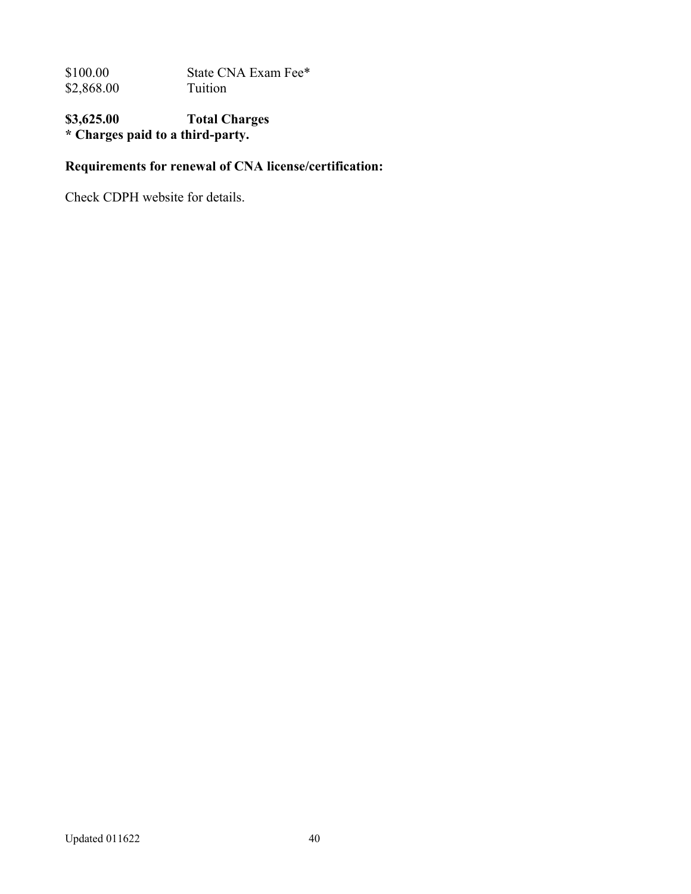| | |
|---|---|
| $100.00 | State CNA Exam Fee* |
| $2,868.00 | Tuition |

**$3,625.00 Total Charges**
**\* Charges paid to a third-party.**

**Requirements for renewal of CNA license/certification:**

Check CDPH website for details.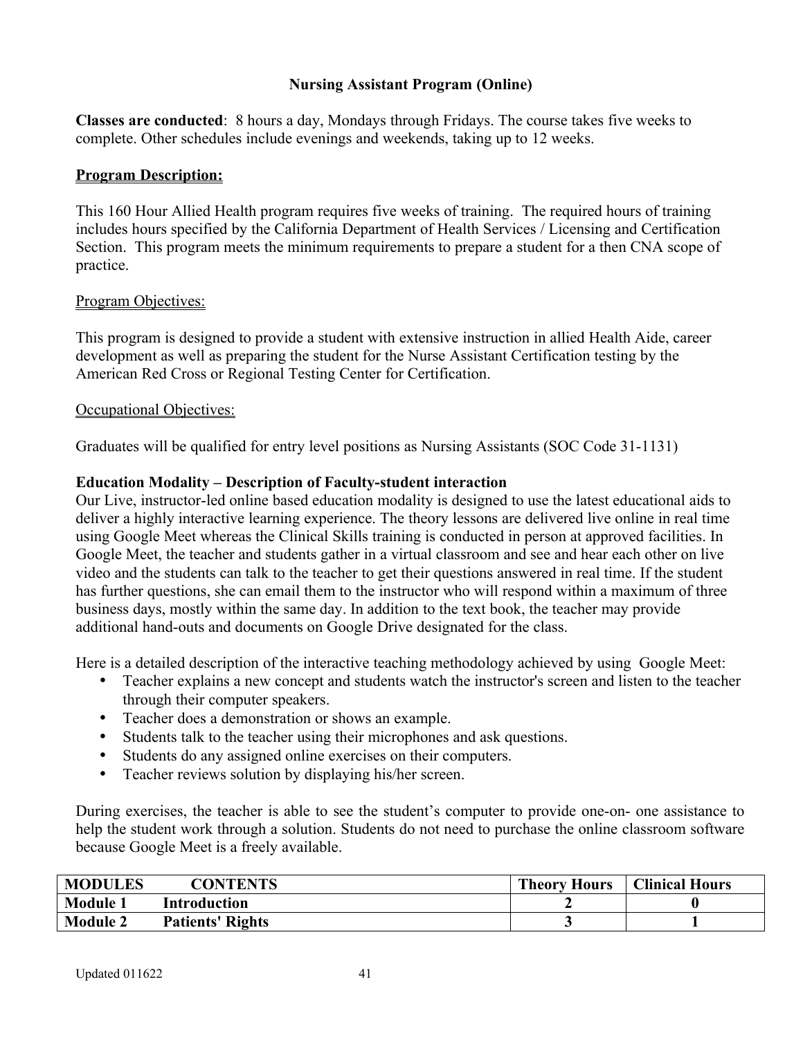## Nursing Assistant Program (Online)

**Classes are conducted**: 8 hours a day, Mondays through Fridays. The course takes five weeks to complete. Other schedules include evenings and weekends, taking up to 12 weeks.

**Program Description:**

This 160 Hour Allied Health program requires five weeks of training. The required hours of training includes hours specified by the California Department of Health Services / Licensing and Certification Section. This program meets the minimum requirements to prepare a student for a then CNA scope of practice.

Program Objectives:

This program is designed to provide a student with extensive instruction in allied Health Aide, career development as well as preparing the student for the Nurse Assistant Certification testing by the American Red Cross or Regional Testing Center for Certification.

Occupational Objectives:

Graduates will be qualified for entry level positions as Nursing Assistants (SOC Code 31-1131)

**Education Modality – Description of Faculty-student interaction**

Our Live, instructor-led online based education modality is designed to use the latest educational aids to deliver a highly interactive learning experience. The theory lessons are delivered live online in real time using Google Meet whereas the Clinical Skills training is conducted in person at approved facilities. In Google Meet, the teacher and students gather in a virtual classroom and see and hear each other on live video and the students can talk to the teacher to get their questions answered in real time. If the student has further questions, she can email them to the instructor who will respond within a maximum of three business days, mostly within the same day. In addition to the text book, the teacher may provide additional hand-outs and documents on Google Drive designated for the class.

Here is a detailed description of the interactive teaching methodology achieved by using Google Meet:

- Teacher explains a new concept and students watch the instructor's screen and listen to the teacher through their computer speakers.
- Teacher does a demonstration or shows an example.
- Students talk to the teacher using their microphones and ask questions.
- Students do any assigned online exercises on their computers.
- Teacher reviews solution by displaying his/her screen.

During exercises, the teacher is able to see the student's computer to provide one-on- one assistance to help the student work through a solution. Students do not need to purchase the online classroom software because Google Meet is a freely available.

| MODULES | CONTENTS | Theory Hours | Clinical Hours |
|---|---|---|---|
| Module 1 | Introduction | 2 | 0 |
| Module 2 | Patients' Rights | 3 | 1 |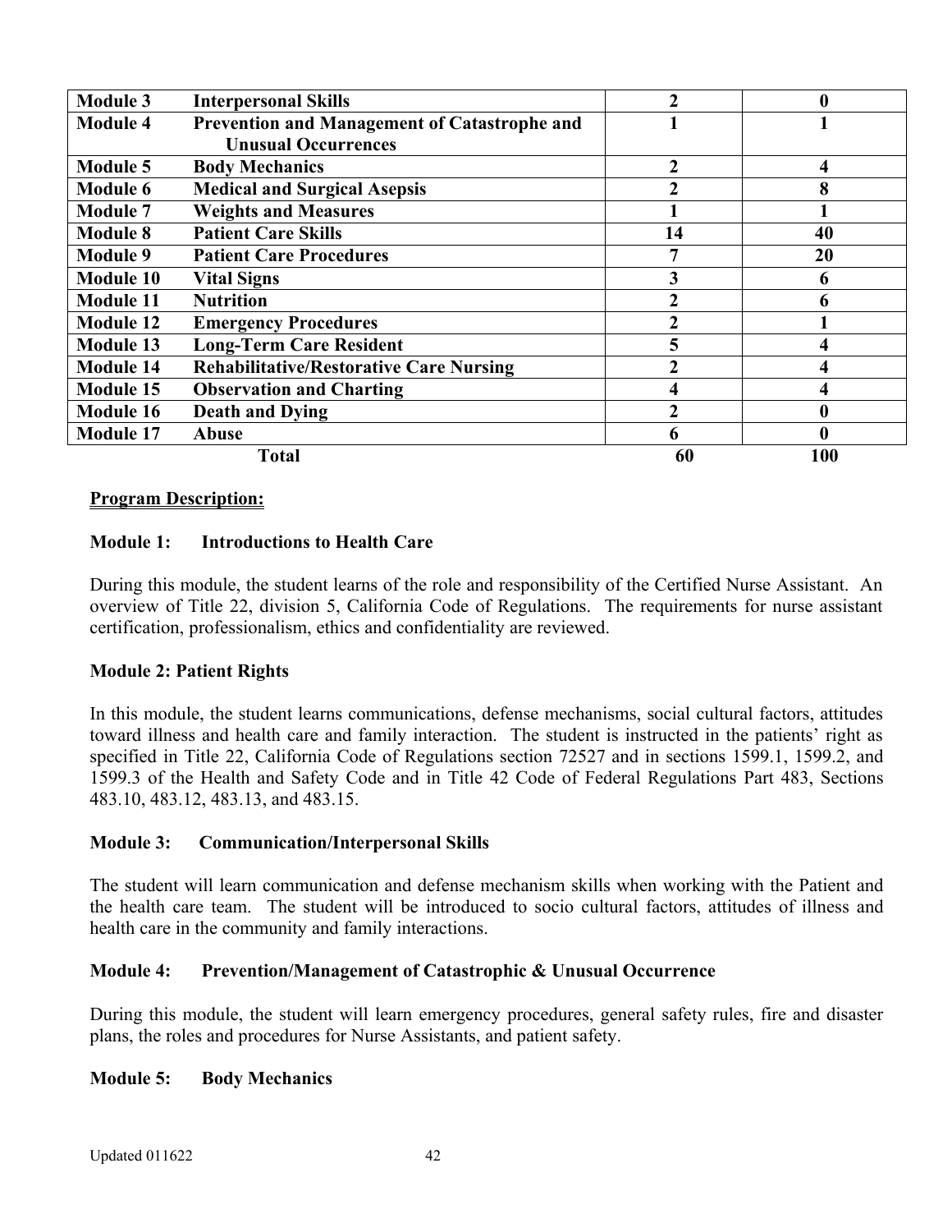| | | | |
|---|---|---|---|
| **Module 3** | **Interpersonal Skills** | **2** | **0** |
| **Module 4** | **Prevention and Management of Catastrophe and Unusual Occurrences** | **1** | **1** |
| **Module 5** | **Body Mechanics** | **2** | **4** |
| **Module 6** | **Medical and Surgical Asepsis** | **2** | **8** |
| **Module 7** | **Weights and Measures** | **1** | **1** |
| **Module 8** | **Patient Care Skills** | **14** | **40** |
| **Module 9** | **Patient Care Procedures** | **7** | **20** |
| **Module 10** | **Vital Signs** | **3** | **6** |
| **Module 11** | **Nutrition** | **2** | **6** |
| **Module 12** | **Emergency Procedures** | **2** | **1** |
| **Module 13** | **Long-Term Care Resident** | **5** | **4** |
| **Module 14** | **Rehabilitative/Restorative Care Nursing** | **2** | **4** |
| **Module 15** | **Observation and Charting** | **4** | **4** |
| **Module 16** | **Death and Dying** | **2** | **0** |
| **Module 17** | **Abuse** | **6** | **0** |
| | **Total** | **60** | **100** |

**Program Description:**

**Module 1: Introductions to Health Care**

During this module, the student learns of the role and responsibility of the Certified Nurse Assistant. An overview of Title 22, division 5, California Code of Regulations. The requirements for nurse assistant certification, professionalism, ethics and confidentiality are reviewed.

**Module 2: Patient Rights**

In this module, the student learns communications, defense mechanisms, social cultural factors, attitudes toward illness and health care and family interaction. The student is instructed in the patients' right as specified in Title 22, California Code of Regulations section 72527 and in sections 1599.1, 1599.2, and 1599.3 of the Health and Safety Code and in Title 42 Code of Federal Regulations Part 483, Sections 483.10, 483.12, 483.13, and 483.15.

**Module 3: Communication/Interpersonal Skills**

The student will learn communication and defense mechanism skills when working with the Patient and the health care team. The student will be introduced to socio cultural factors, attitudes of illness and health care in the community and family interactions.

**Module 4: Prevention/Management of Catastrophic & Unusual Occurrence**

During this module, the student will learn emergency procedures, general safety rules, fire and disaster plans, the roles and procedures for Nurse Assistants, and patient safety.

**Module 5: Body Mechanics**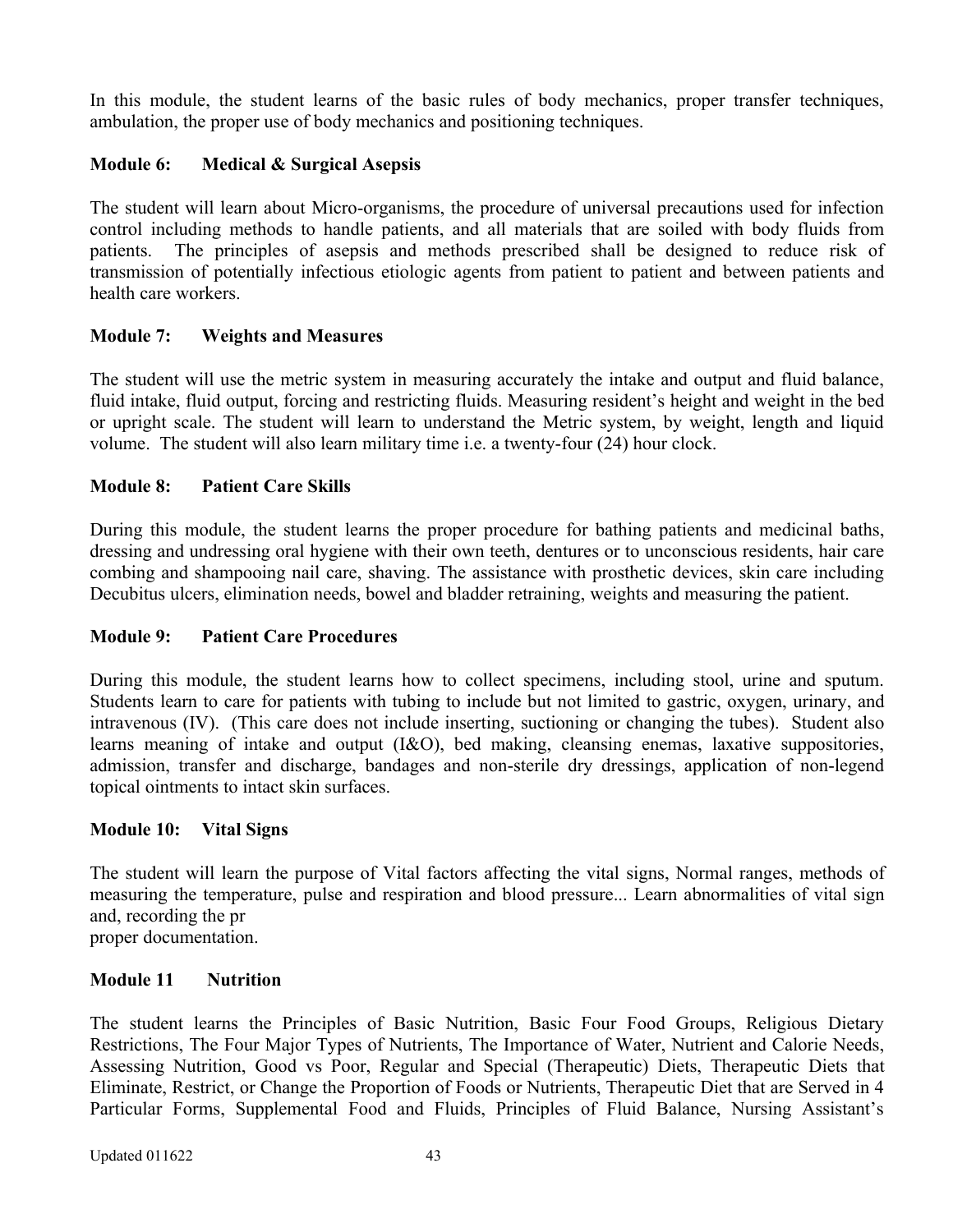In this module, the student learns of the basic rules of body mechanics, proper transfer techniques, ambulation, the proper use of body mechanics and positioning techniques.

### Module 6: Medical & Surgical Asepsis

The student will learn about Micro-organisms, the procedure of universal precautions used for infection control including methods to handle patients, and all materials that are soiled with body fluids from patients. The principles of asepsis and methods prescribed shall be designed to reduce risk of transmission of potentially infectious etiologic agents from patient to patient and between patients and health care workers.

### Module 7: Weights and Measures

The student will use the metric system in measuring accurately the intake and output and fluid balance, fluid intake, fluid output, forcing and restricting fluids. Measuring resident's height and weight in the bed or upright scale. The student will learn to understand the Metric system, by weight, length and liquid volume. The student will also learn military time i.e. a twenty-four (24) hour clock.

### Module 8: Patient Care Skills

During this module, the student learns the proper procedure for bathing patients and medicinal baths, dressing and undressing oral hygiene with their own teeth, dentures or to unconscious residents, hair care combing and shampooing nail care, shaving. The assistance with prosthetic devices, skin care including Decubitus ulcers, elimination needs, bowel and bladder retraining, weights and measuring the patient.

### Module 9: Patient Care Procedures

During this module, the student learns how to collect specimens, including stool, urine and sputum. Students learn to care for patients with tubing to include but not limited to gastric, oxygen, urinary, and intravenous (IV). (This care does not include inserting, suctioning or changing the tubes). Student also learns meaning of intake and output (I&O), bed making, cleansing enemas, laxative suppositories, admission, transfer and discharge, bandages and non-sterile dry dressings, application of non-legend topical ointments to intact skin surfaces.

### Module 10: Vital Signs

The student will learn the purpose of Vital factors affecting the vital signs, Normal ranges, methods of measuring the temperature, pulse and respiration and blood pressure... Learn abnormalities of vital sign and, recording the pr
proper documentation.

### Module 11 Nutrition

The student learns the Principles of Basic Nutrition, Basic Four Food Groups, Religious Dietary Restrictions, The Four Major Types of Nutrients, The Importance of Water, Nutrient and Calorie Needs, Assessing Nutrition, Good vs Poor, Regular and Special (Therapeutic) Diets, Therapeutic Diets that Eliminate, Restrict, or Change the Proportion of Foods or Nutrients, Therapeutic Diet that are Served in 4 Particular Forms, Supplemental Food and Fluids, Principles of Fluid Balance, Nursing Assistant's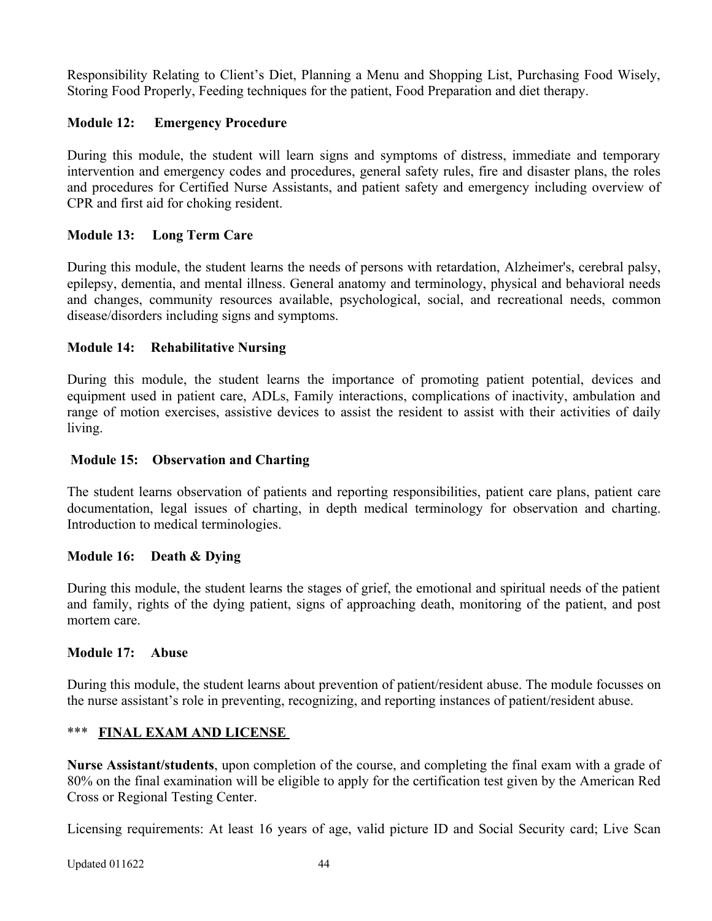Responsibility Relating to Client's Diet, Planning a Menu and Shopping List, Purchasing Food Wisely, Storing Food Properly, Feeding techniques for the patient, Food Preparation and diet therapy.

**Module 12: Emergency Procedure**

During this module, the student will learn signs and symptoms of distress, immediate and temporary intervention and emergency codes and procedures, general safety rules, fire and disaster plans, the roles and procedures for Certified Nurse Assistants, and patient safety and emergency including overview of CPR and first aid for choking resident.

**Module 13: Long Term Care**

During this module, the student learns the needs of persons with retardation, Alzheimer's, cerebral palsy, epilepsy, dementia, and mental illness. General anatomy and terminology, physical and behavioral needs and changes, community resources available, psychological, social, and recreational needs, common disease/disorders including signs and symptoms.

**Module 14: Rehabilitative Nursing**

During this module, the student learns the importance of promoting patient potential, devices and equipment used in patient care, ADLs, Family interactions, complications of inactivity, ambulation and range of motion exercises, assistive devices to assist the resident to assist with their activities of daily living.

**Module 15: Observation and Charting**

The student learns observation of patients and reporting responsibilities, patient care plans, patient care documentation, legal issues of charting, in depth medical terminology for observation and charting. Introduction to medical terminologies.

**Module 16: Death & Dying**

During this module, the student learns the stages of grief, the emotional and spiritual needs of the patient and family, rights of the dying patient, signs of approaching death, monitoring of the patient, and post mortem care.

**Module 17: Abuse**

During this module, the student learns about prevention of patient/resident abuse. The module focusses on the nurse assistant's role in preventing, recognizing, and reporting instances of patient/resident abuse.

*** **FINAL EXAM AND LICENSE**

**Nurse Assistant/students**, upon completion of the course, and completing the final exam with a grade of 80% on the final examination will be eligible to apply for the certification test given by the American Red Cross or Regional Testing Center.

Licensing requirements: At least 16 years of age, valid picture ID and Social Security card; Live Scan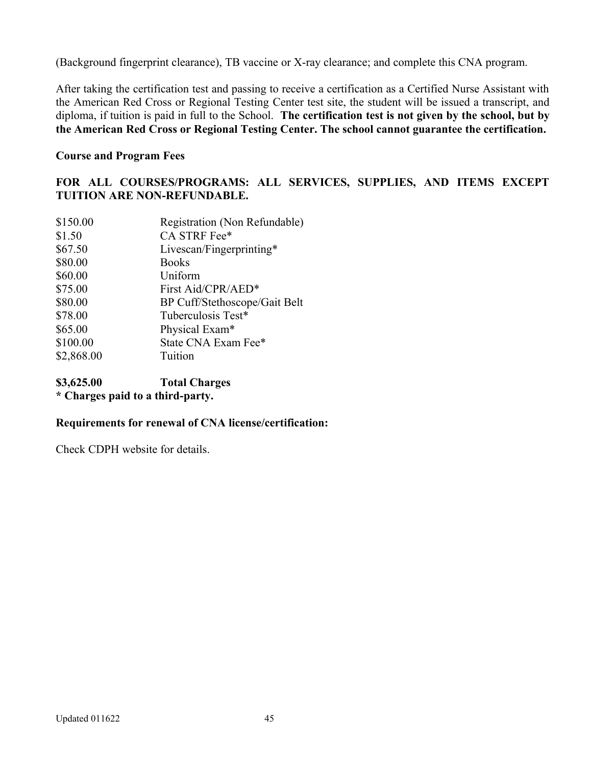(Background fingerprint clearance), TB vaccine or X-ray clearance; and complete this CNA program.

After taking the certification test and passing to receive a certification as a Certified Nurse Assistant with the American Red Cross or Regional Testing Center test site, the student will be issued a transcript, and diploma, if tuition is paid in full to the School. **The certification test is not given by the school, but by the American Red Cross or Regional Testing Center. The school cannot guarantee the certification.**

**Course and Program Fees**

**FOR ALL COURSES/PROGRAMS: ALL SERVICES, SUPPLIES, AND ITEMS EXCEPT TUITION ARE NON-REFUNDABLE.**

| | |
|---|---|
| $150.00 | Registration (Non Refundable) |
| $1.50 | CA STRF Fee* |
| $67.50 | Livescan/Fingerprinting* |
| $80.00 | Books |
| $60.00 | Uniform |
| $75.00 | First Aid/CPR/AED* |
| $80.00 | BP Cuff/Stethoscope/Gait Belt |
| $78.00 | Tuberculosis Test* |
| $65.00 | Physical Exam* |
| $100.00 | State CNA Exam Fee* |
| $2,868.00 | Tuition |
| **$3,625.00** | **Total Charges** |

**\* Charges paid to a third-party.**

**Requirements for renewal of CNA license/certification:**

Check CDPH website for details.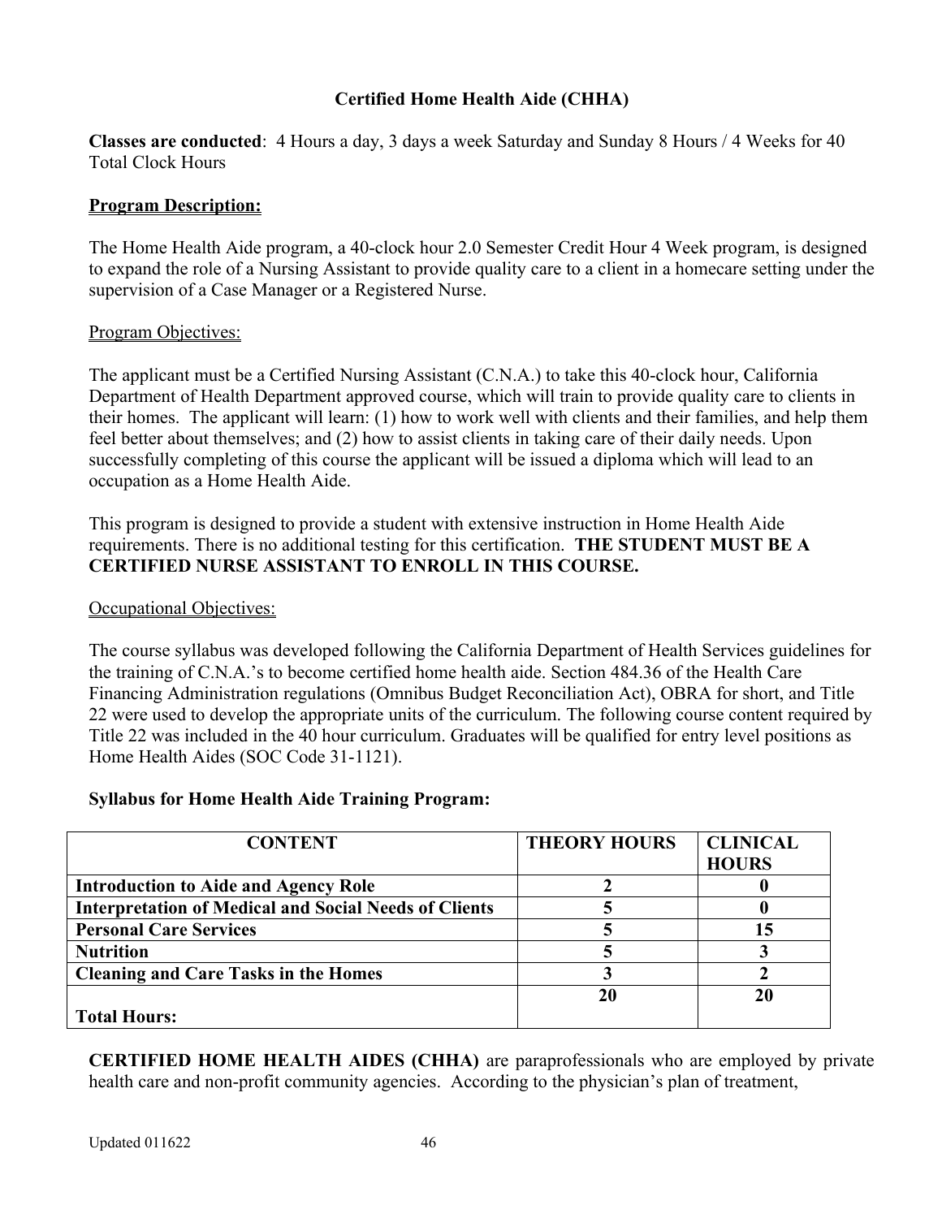## Certified Home Health Aide (CHHA)

**Classes are conducted**: 4 Hours a day, 3 days a week Saturday and Sunday 8 Hours / 4 Weeks for 40 Total Clock Hours

### Program Description:

The Home Health Aide program, a 40-clock hour 2.0 Semester Credit Hour 4 Week program, is designed to expand the role of a Nursing Assistant to provide quality care to a client in a homecare setting under the supervision of a Case Manager or a Registered Nurse.

Program Objectives:

The applicant must be a Certified Nursing Assistant (C.N.A.) to take this 40-clock hour, California Department of Health Department approved course, which will train to provide quality care to clients in their homes. The applicant will learn: (1) how to work well with clients and their families, and help them feel better about themselves; and (2) how to assist clients in taking care of their daily needs. Upon successfully completing of this course the applicant will be issued a diploma which will lead to an occupation as a Home Health Aide.

This program is designed to provide a student with extensive instruction in Home Health Aide requirements. There is no additional testing for this certification. **THE STUDENT MUST BE A CERTIFIED NURSE ASSISTANT TO ENROLL IN THIS COURSE.**

Occupational Objectives:

The course syllabus was developed following the California Department of Health Services guidelines for the training of C.N.A.'s to become certified home health aide. Section 484.36 of the Health Care Financing Administration regulations (Omnibus Budget Reconciliation Act), OBRA for short, and Title 22 were used to develop the appropriate units of the curriculum. The following course content required by Title 22 was included in the 40 hour curriculum. Graduates will be qualified for entry level positions as Home Health Aides (SOC Code 31-1121).

**Syllabus for Home Health Aide Training Program:**

| CONTENT | THEORY HOURS | CLINICAL HOURS |
|---|---|---|
| **Introduction to Aide and Agency Role** | **2** | **0** |
| **Interpretation of Medical and Social Needs of Clients** | **5** | **0** |
| **Personal Care Services** | **5** | **15** |
| **Nutrition** | **5** | **3** |
| **Cleaning and Care Tasks in the Homes** | **3** | **2** |
| **Total Hours:** | **20** | **20** |

**CERTIFIED HOME HEALTH AIDES (CHHA)** are paraprofessionals who are employed by private health care and non-profit community agencies. According to the physician's plan of treatment,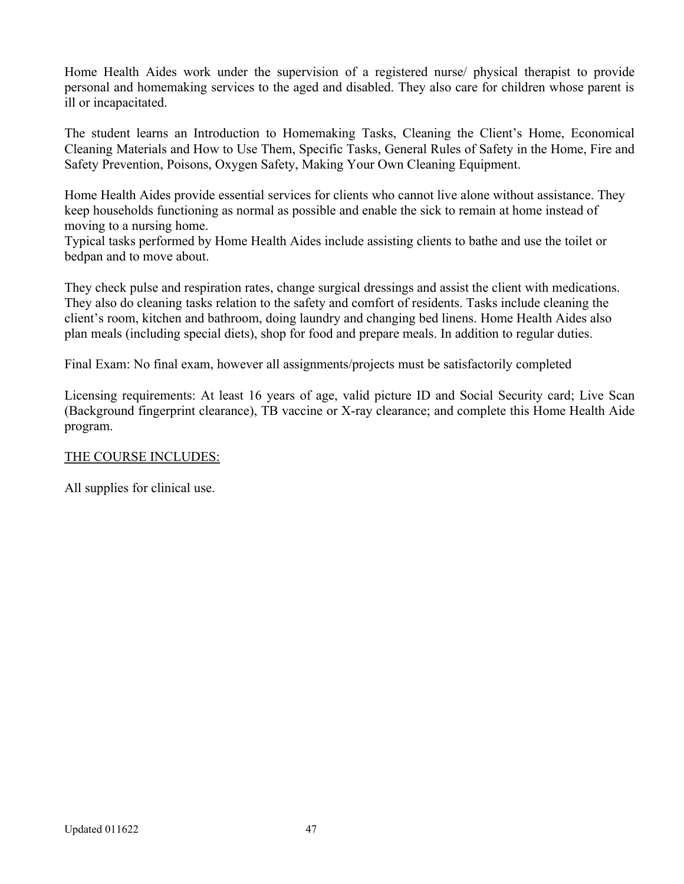Home Health Aides work under the supervision of a registered nurse/ physical therapist to provide personal and homemaking services to the aged and disabled. They also care for children whose parent is ill or incapacitated.

The student learns an Introduction to Homemaking Tasks, Cleaning the Client's Home, Economical Cleaning Materials and How to Use Them, Specific Tasks, General Rules of Safety in the Home, Fire and Safety Prevention, Poisons, Oxygen Safety, Making Your Own Cleaning Equipment.

Home Health Aides provide essential services for clients who cannot live alone without assistance. They keep households functioning as normal as possible and enable the sick to remain at home instead of moving to a nursing home.
Typical tasks performed by Home Health Aides include assisting clients to bathe and use the toilet or bedpan and to move about.

They check pulse and respiration rates, change surgical dressings and assist the client with medications. They also do cleaning tasks relation to the safety and comfort of residents. Tasks include cleaning the client's room, kitchen and bathroom, doing laundry and changing bed linens. Home Health Aides also plan meals (including special diets), shop for food and prepare meals. In addition to regular duties.

Final Exam: No final exam, however all assignments/projects must be satisfactorily completed

Licensing requirements: At least 16 years of age, valid picture ID and Social Security card; Live Scan (Background fingerprint clearance), TB vaccine or X-ray clearance; and complete this Home Health Aide program.

<u>THE COURSE INCLUDES:</u>

All supplies for clinical use.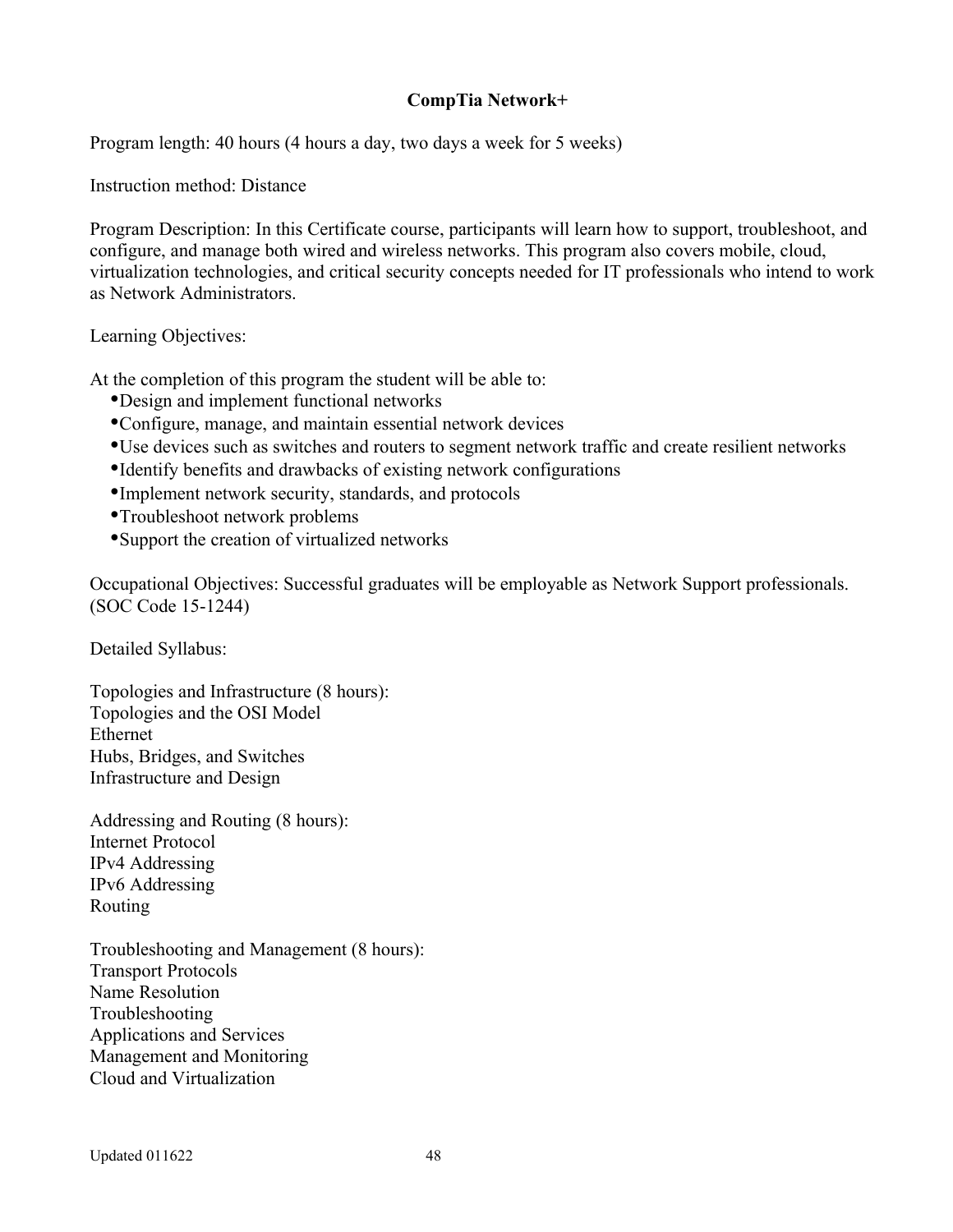## CompTia Network+

Program length: 40 hours (4 hours a day, two days a week for 5 weeks)

Instruction method: Distance

Program Description: In this Certificate course, participants will learn how to support, troubleshoot, and configure, and manage both wired and wireless networks. This program also covers mobile, cloud, virtualization technologies, and critical security concepts needed for IT professionals who intend to work as Network Administrators.

Learning Objectives:

At the completion of this program the student will be able to:

- Design and implement functional networks
- Configure, manage, and maintain essential network devices
- Use devices such as switches and routers to segment network traffic and create resilient networks
- Identify benefits and drawbacks of existing network configurations
- Implement network security, standards, and protocols
- Troubleshoot network problems
- Support the creation of virtualized networks

Occupational Objectives: Successful graduates will be employable as Network Support professionals. (SOC Code 15-1244)

Detailed Syllabus:

Topologies and Infrastructure (8 hours):
Topologies and the OSI Model
Ethernet
Hubs, Bridges, and Switches
Infrastructure and Design

Addressing and Routing (8 hours):
Internet Protocol
IPv4 Addressing
IPv6 Addressing
Routing

Troubleshooting and Management (8 hours):
Transport Protocols
Name Resolution
Troubleshooting
Applications and Services
Management and Monitoring
Cloud and Virtualization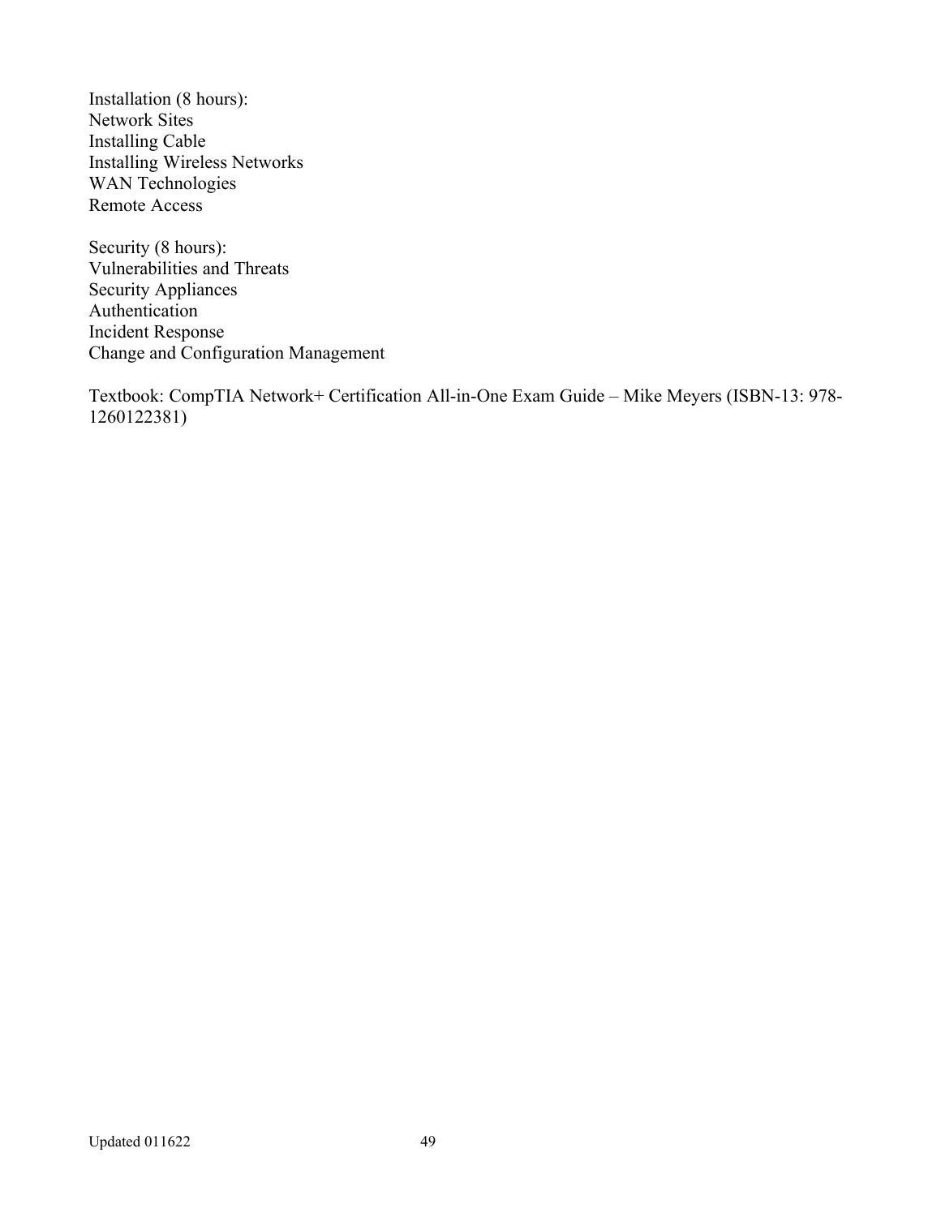Installation (8 hours):
Network Sites
Installing Cable
Installing Wireless Networks
WAN Technologies
Remote Access

Security (8 hours):
Vulnerabilities and Threats
Security Appliances
Authentication
Incident Response
Change and Configuration Management

Textbook: CompTIA Network+ Certification All-in-One Exam Guide – Mike Meyers (ISBN-13: 978-1260122381)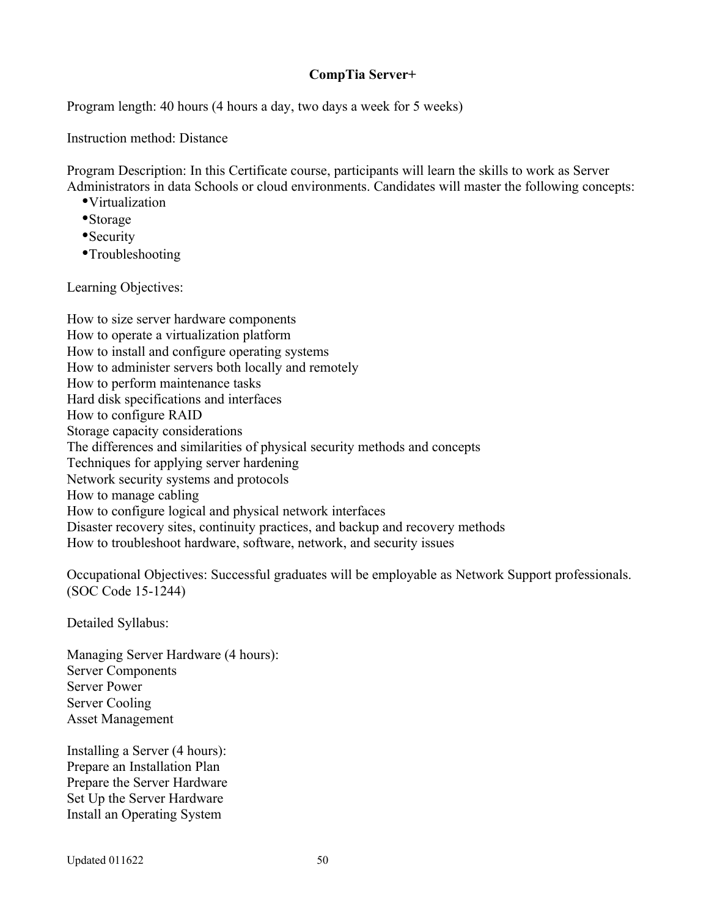## CompTia Server+

Program length: 40 hours (4 hours a day, two days a week for 5 weeks)

Instruction method: Distance

Program Description: In this Certificate course, participants will learn the skills to work as Server Administrators in data Schools or cloud environments. Candidates will master the following concepts:

- Virtualization
- Storage
- Security
- Troubleshooting

Learning Objectives:

How to size server hardware components
How to operate a virtualization platform
How to install and configure operating systems
How to administer servers both locally and remotely
How to perform maintenance tasks
Hard disk specifications and interfaces
How to configure RAID
Storage capacity considerations
The differences and similarities of physical security methods and concepts
Techniques for applying server hardening
Network security systems and protocols
How to manage cabling
How to configure logical and physical network interfaces
Disaster recovery sites, continuity practices, and backup and recovery methods
How to troubleshoot hardware, software, network, and security issues

Occupational Objectives: Successful graduates will be employable as Network Support professionals. (SOC Code 15-1244)

Detailed Syllabus:

Managing Server Hardware (4 hours):
Server Components
Server Power
Server Cooling
Asset Management

Installing a Server (4 hours):
Prepare an Installation Plan
Prepare the Server Hardware
Set Up the Server Hardware
Install an Operating System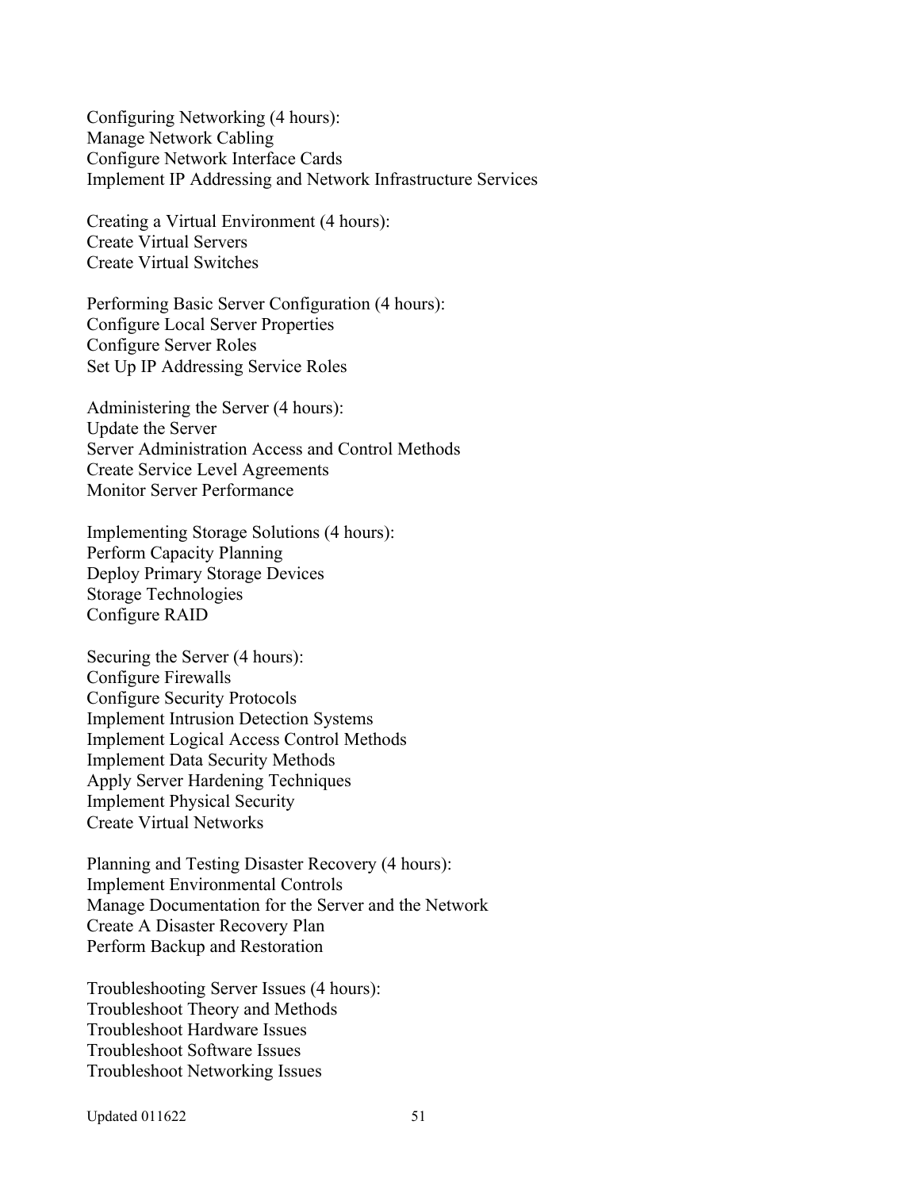Configuring Networking (4 hours):
Manage Network Cabling
Configure Network Interface Cards
Implement IP Addressing and Network Infrastructure Services

Creating a Virtual Environment (4 hours):
Create Virtual Servers
Create Virtual Switches

Performing Basic Server Configuration (4 hours):
Configure Local Server Properties
Configure Server Roles
Set Up IP Addressing Service Roles

Administering the Server (4 hours):
Update the Server
Server Administration Access and Control Methods
Create Service Level Agreements
Monitor Server Performance

Implementing Storage Solutions (4 hours):
Perform Capacity Planning
Deploy Primary Storage Devices
Storage Technologies
Configure RAID

Securing the Server (4 hours):
Configure Firewalls
Configure Security Protocols
Implement Intrusion Detection Systems
Implement Logical Access Control Methods
Implement Data Security Methods
Apply Server Hardening Techniques
Implement Physical Security
Create Virtual Networks

Planning and Testing Disaster Recovery (4 hours):
Implement Environmental Controls
Manage Documentation for the Server and the Network
Create A Disaster Recovery Plan
Perform Backup and Restoration

Troubleshooting Server Issues (4 hours):
Troubleshoot Theory and Methods
Troubleshoot Hardware Issues
Troubleshoot Software Issues
Troubleshoot Networking Issues

Updated 011622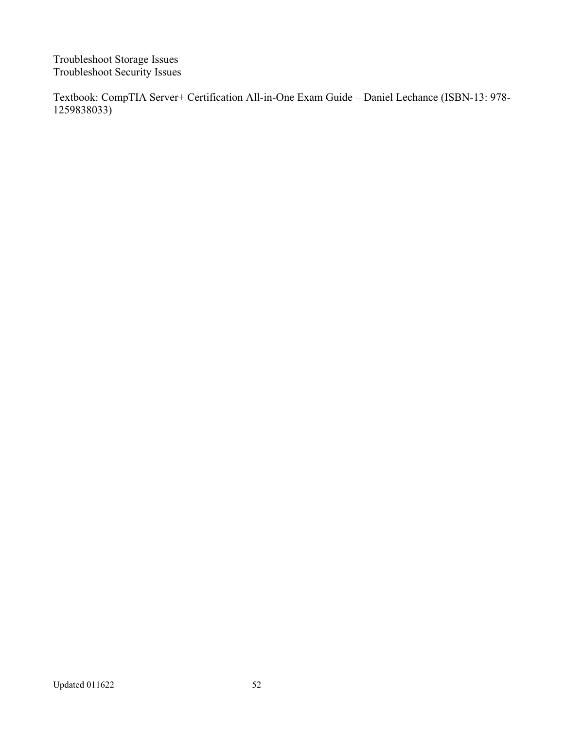Troubleshoot Storage Issues
Troubleshoot Security Issues

Textbook: CompTIA Server+ Certification All-in-One Exam Guide – Daniel Lechance (ISBN-13: 978-1259838033)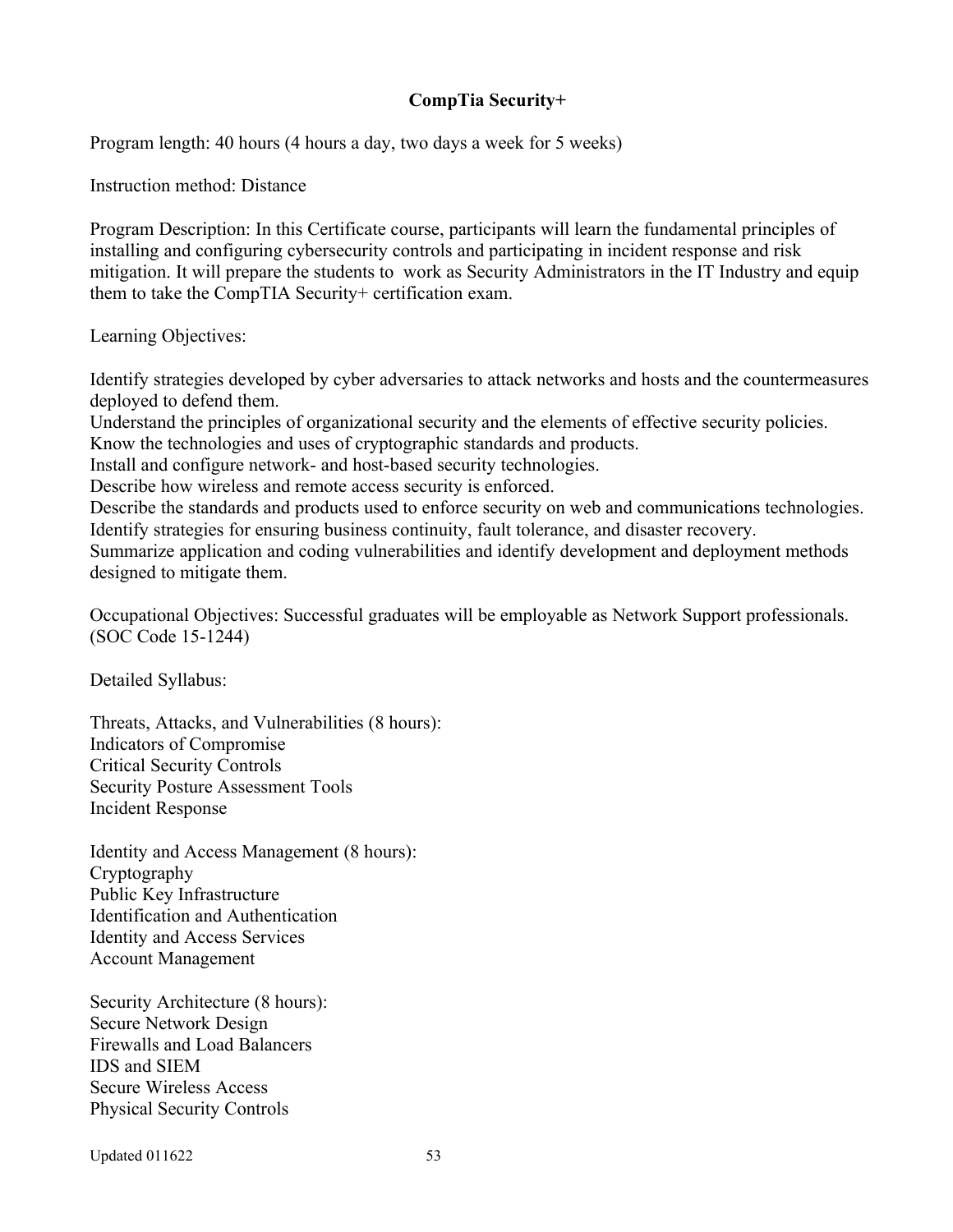## CompTia Security+

Program length: 40 hours (4 hours a day, two days a week for 5 weeks)

Instruction method: Distance

Program Description: In this Certificate course, participants will learn the fundamental principles of installing and configuring cybersecurity controls and participating in incident response and risk mitigation. It will prepare the students to work as Security Administrators in the IT Industry and equip them to take the CompTIA Security+ certification exam.

Learning Objectives:

Identify strategies developed by cyber adversaries to attack networks and hosts and the countermeasures deployed to defend them.
Understand the principles of organizational security and the elements of effective security policies.
Know the technologies and uses of cryptographic standards and products.
Install and configure network- and host-based security technologies.
Describe how wireless and remote access security is enforced.
Describe the standards and products used to enforce security on web and communications technologies.
Identify strategies for ensuring business continuity, fault tolerance, and disaster recovery.
Summarize application and coding vulnerabilities and identify development and deployment methods designed to mitigate them.

Occupational Objectives: Successful graduates will be employable as Network Support professionals. (SOC Code 15-1244)

Detailed Syllabus:

Threats, Attacks, and Vulnerabilities (8 hours):
Indicators of Compromise
Critical Security Controls
Security Posture Assessment Tools
Incident Response

Identity and Access Management (8 hours):
Cryptography
Public Key Infrastructure
Identification and Authentication
Identity and Access Services
Account Management

Security Architecture (8 hours):
Secure Network Design
Firewalls and Load Balancers
IDS and SIEM
Secure Wireless Access
Physical Security Controls

Updated 011622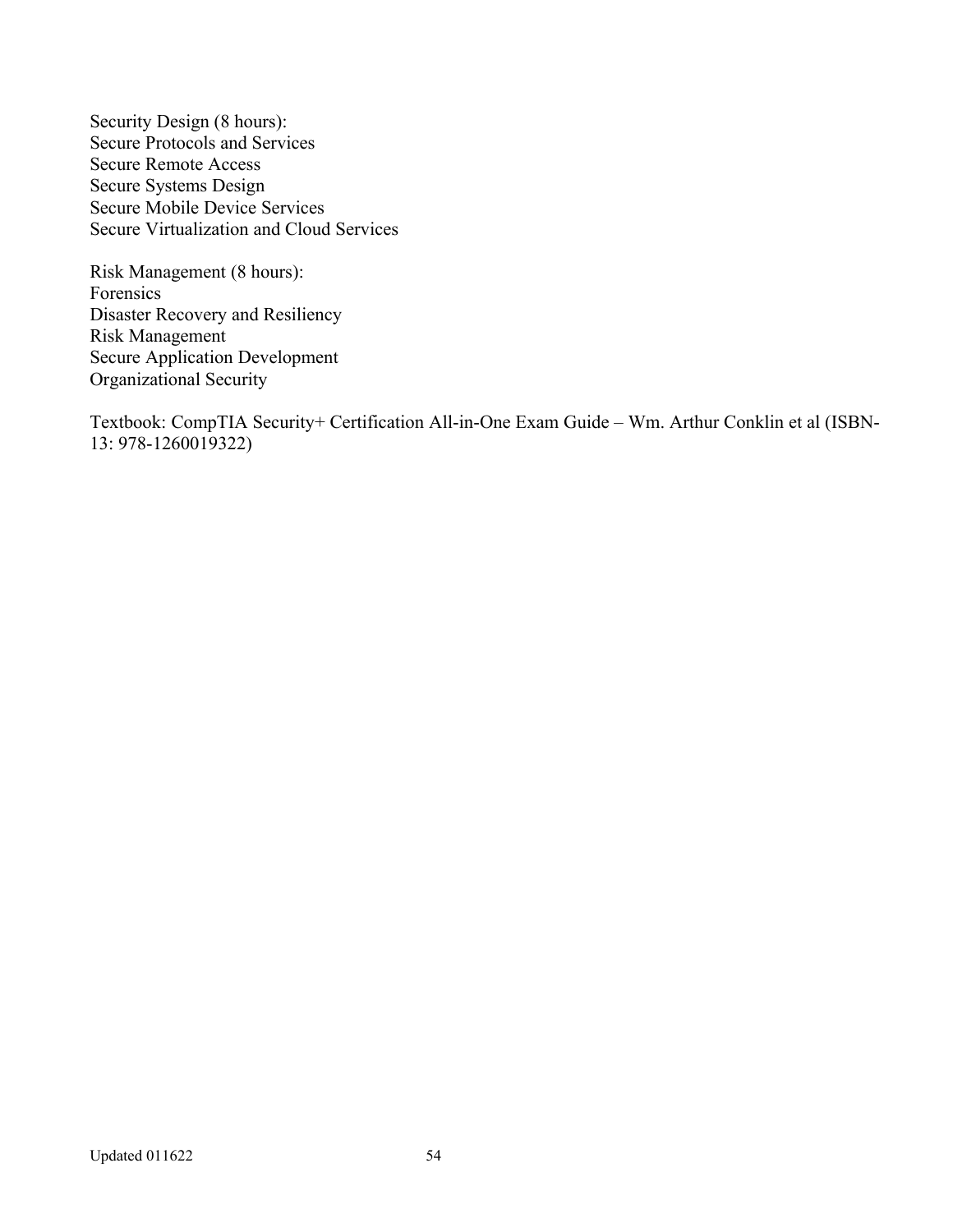Security Design (8 hours):
Secure Protocols and Services
Secure Remote Access
Secure Systems Design
Secure Mobile Device Services
Secure Virtualization and Cloud Services

Risk Management (8 hours):
Forensics
Disaster Recovery and Resiliency
Risk Management
Secure Application Development
Organizational Security

Textbook: CompTIA Security+ Certification All-in-One Exam Guide – Wm. Arthur Conklin et al (ISBN-13: 978-1260019322)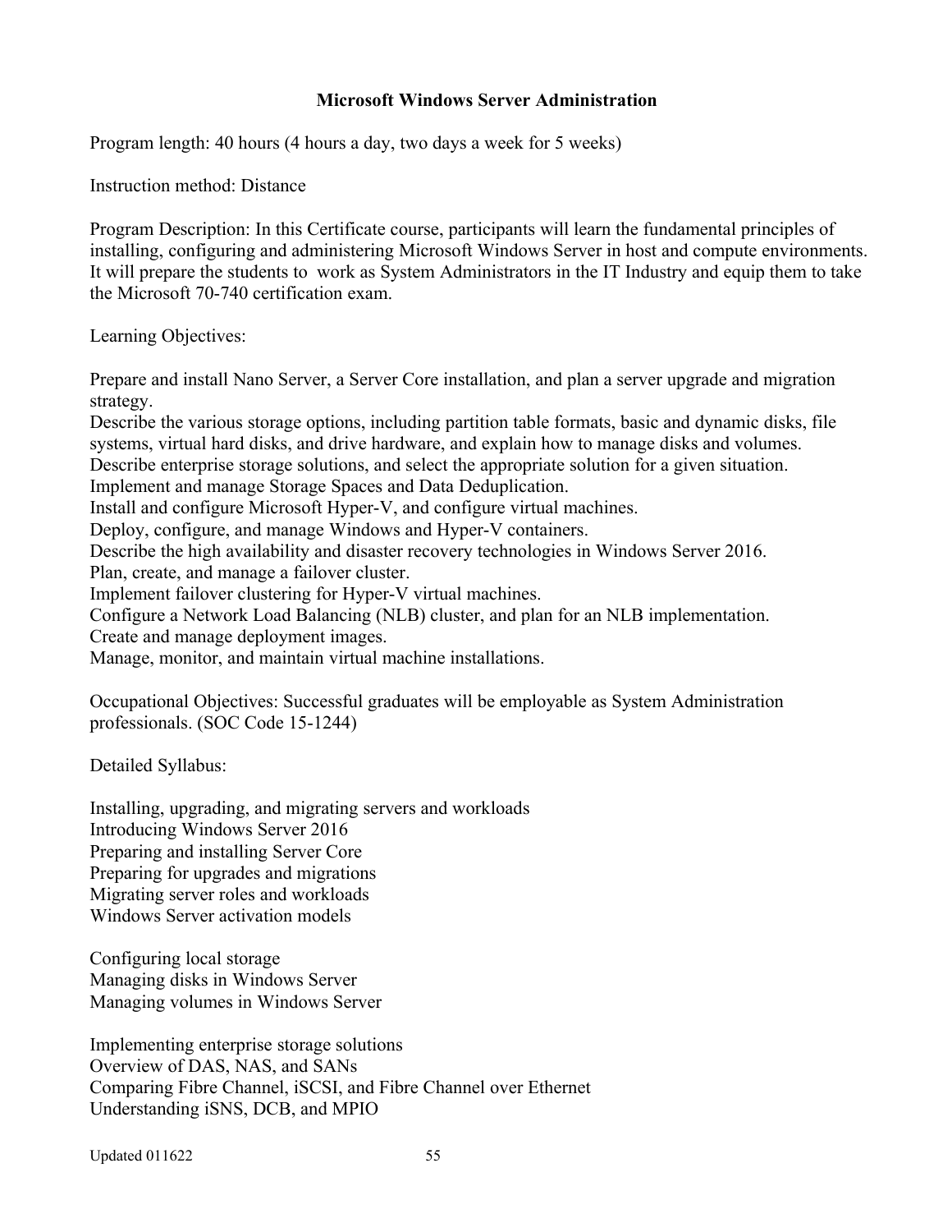## Microsoft Windows Server Administration

Program length: 40 hours (4 hours a day, two days a week for 5 weeks)

Instruction method: Distance

Program Description: In this Certificate course, participants will learn the fundamental principles of installing, configuring and administering Microsoft Windows Server in host and compute environments. It will prepare the students to work as System Administrators in the IT Industry and equip them to take the Microsoft 70-740 certification exam.

Learning Objectives:

Prepare and install Nano Server, a Server Core installation, and plan a server upgrade and migration strategy.
Describe the various storage options, including partition table formats, basic and dynamic disks, file systems, virtual hard disks, and drive hardware, and explain how to manage disks and volumes.
Describe enterprise storage solutions, and select the appropriate solution for a given situation.
Implement and manage Storage Spaces and Data Deduplication.
Install and configure Microsoft Hyper-V, and configure virtual machines.
Deploy, configure, and manage Windows and Hyper-V containers.
Describe the high availability and disaster recovery technologies in Windows Server 2016.
Plan, create, and manage a failover cluster.
Implement failover clustering for Hyper-V virtual machines.
Configure a Network Load Balancing (NLB) cluster, and plan for an NLB implementation.
Create and manage deployment images.
Manage, monitor, and maintain virtual machine installations.

Occupational Objectives: Successful graduates will be employable as System Administration professionals. (SOC Code 15-1244)

Detailed Syllabus:

Installing, upgrading, and migrating servers and workloads
Introducing Windows Server 2016
Preparing and installing Server Core
Preparing for upgrades and migrations
Migrating server roles and workloads
Windows Server activation models

Configuring local storage
Managing disks in Windows Server
Managing volumes in Windows Server

Implementing enterprise storage solutions
Overview of DAS, NAS, and SANs
Comparing Fibre Channel, iSCSI, and Fibre Channel over Ethernet
Understanding iSNS, DCB, and MPIO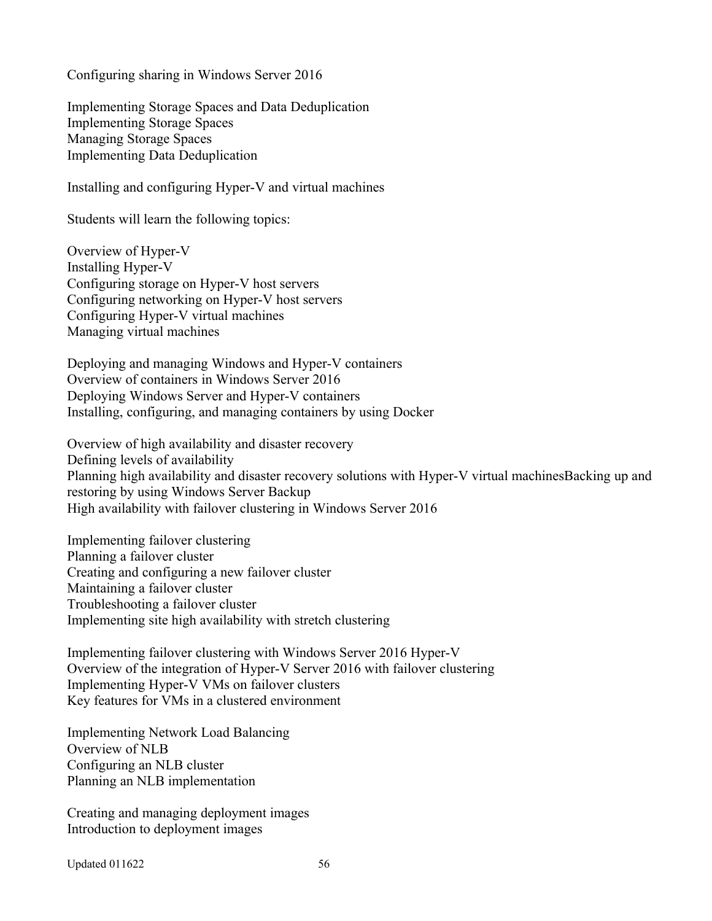Configuring sharing in Windows Server 2016

Implementing Storage Spaces and Data Deduplication
Implementing Storage Spaces
Managing Storage Spaces
Implementing Data Deduplication

Installing and configuring Hyper-V and virtual machines

Students will learn the following topics:

Overview of Hyper-V
Installing Hyper-V
Configuring storage on Hyper-V host servers
Configuring networking on Hyper-V host servers
Configuring Hyper-V virtual machines
Managing virtual machines

Deploying and managing Windows and Hyper-V containers
Overview of containers in Windows Server 2016
Deploying Windows Server and Hyper-V containers
Installing, configuring, and managing containers by using Docker

Overview of high availability and disaster recovery
Defining levels of availability
Planning high availability and disaster recovery solutions with Hyper-V virtual machinesBacking up and restoring by using Windows Server Backup
High availability with failover clustering in Windows Server 2016

Implementing failover clustering
Planning a failover cluster
Creating and configuring a new failover cluster
Maintaining a failover cluster
Troubleshooting a failover cluster
Implementing site high availability with stretch clustering

Implementing failover clustering with Windows Server 2016 Hyper-V
Overview of the integration of Hyper-V Server 2016 with failover clustering
Implementing Hyper-V VMs on failover clusters
Key features for VMs in a clustered environment

Implementing Network Load Balancing
Overview of NLB
Configuring an NLB cluster
Planning an NLB implementation

Creating and managing deployment images
Introduction to deployment images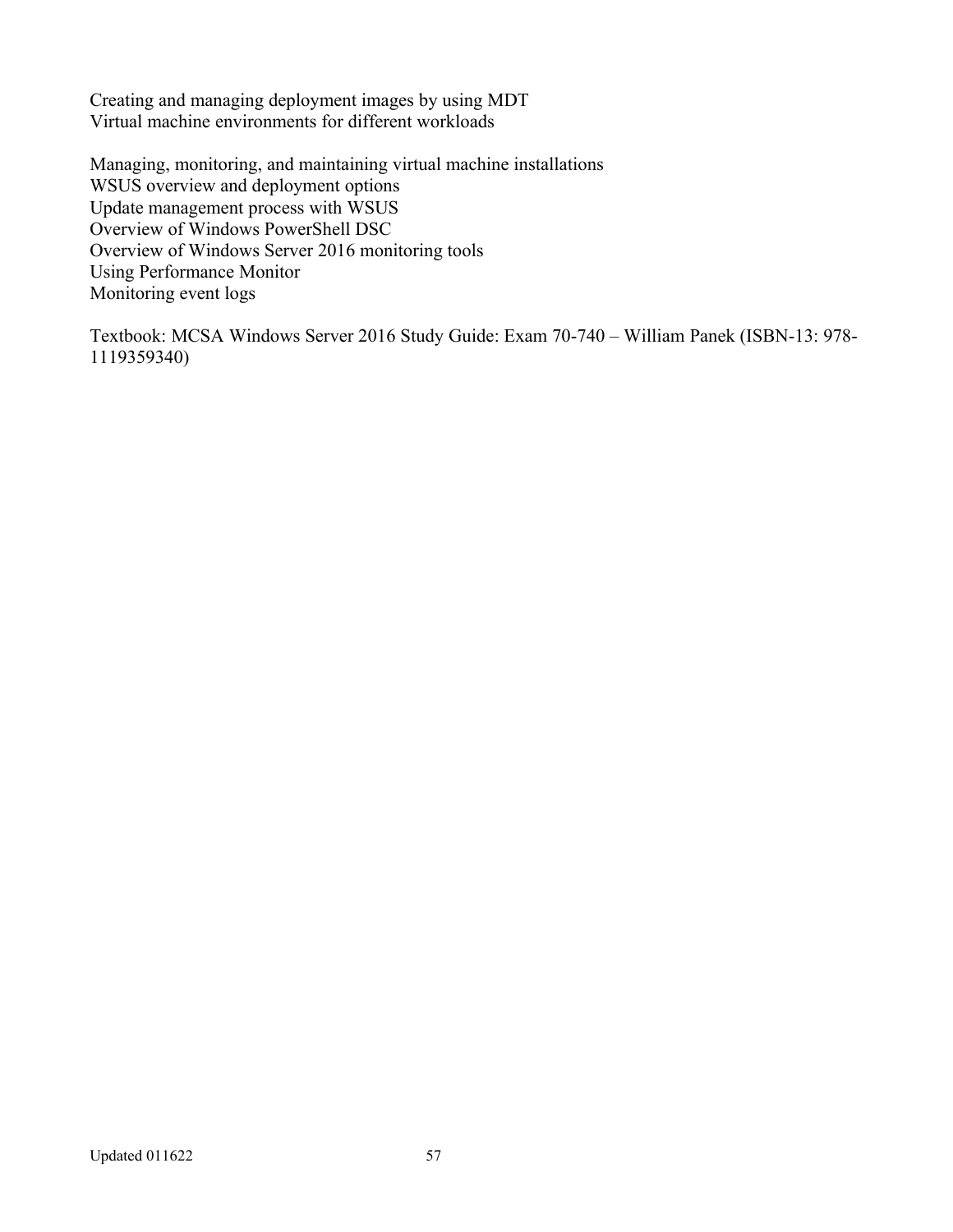Creating and managing deployment images by using MDT
Virtual machine environments for different workloads

Managing, monitoring, and maintaining virtual machine installations
WSUS overview and deployment options
Update management process with WSUS
Overview of Windows PowerShell DSC
Overview of Windows Server 2016 monitoring tools
Using Performance Monitor
Monitoring event logs

Textbook: MCSA Windows Server 2016 Study Guide: Exam 70-740 – William Panek (ISBN-13: 978-1119359340)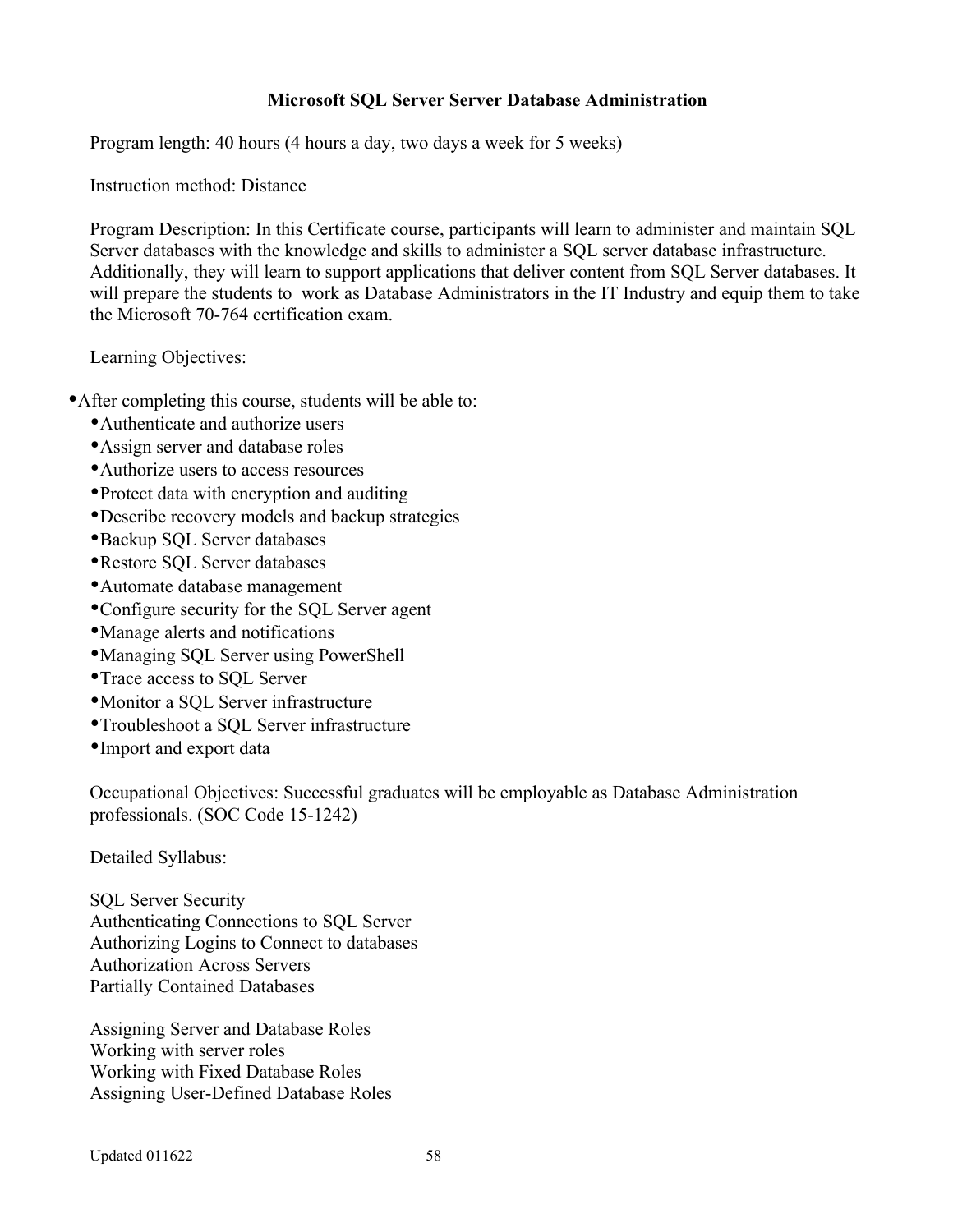## Microsoft SQL Server Server Database Administration

Program length: 40 hours (4 hours a day, two days a week for 5 weeks)

Instruction method: Distance

Program Description: In this Certificate course, participants will learn to administer and maintain SQL Server databases with the knowledge and skills to administer a SQL server database infrastructure. Additionally, they will learn to support applications that deliver content from SQL Server databases. It will prepare the students to work as Database Administrators in the IT Industry and equip them to take the Microsoft 70-764 certification exam.

Learning Objectives:

- After completing this course, students will be able to:
  - Authenticate and authorize users
  - Assign server and database roles
  - Authorize users to access resources
  - Protect data with encryption and auditing
  - Describe recovery models and backup strategies
  - Backup SQL Server databases
  - Restore SQL Server databases
  - Automate database management
  - Configure security for the SQL Server agent
  - Manage alerts and notifications
  - Managing SQL Server using PowerShell
  - Trace access to SQL Server
  - Monitor a SQL Server infrastructure
  - Troubleshoot a SQL Server infrastructure
  - Import and export data

Occupational Objectives: Successful graduates will be employable as Database Administration professionals. (SOC Code 15-1242)

Detailed Syllabus:

SQL Server Security
Authenticating Connections to SQL Server
Authorizing Logins to Connect to databases
Authorization Across Servers
Partially Contained Databases

Assigning Server and Database Roles
Working with server roles
Working with Fixed Database Roles
Assigning User-Defined Database Roles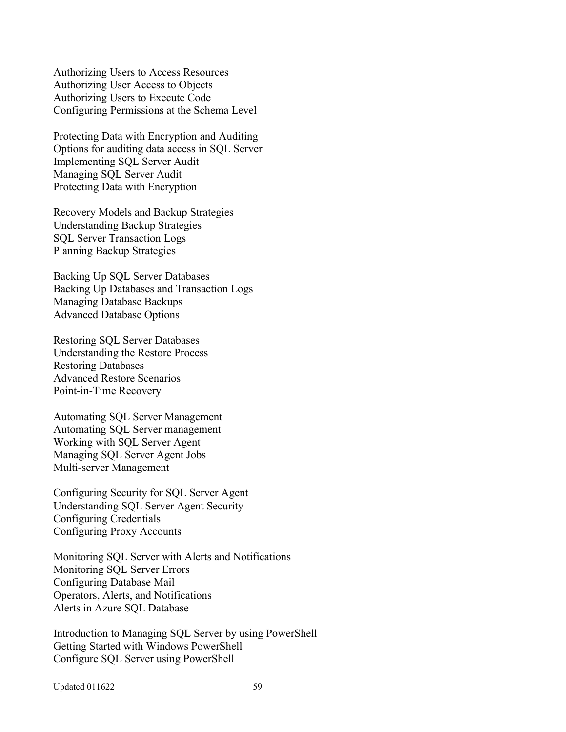Authorizing Users to Access Resources
Authorizing User Access to Objects
Authorizing Users to Execute Code
Configuring Permissions at the Schema Level

Protecting Data with Encryption and Auditing
Options for auditing data access in SQL Server
Implementing SQL Server Audit
Managing SQL Server Audit
Protecting Data with Encryption

Recovery Models and Backup Strategies
Understanding Backup Strategies
SQL Server Transaction Logs
Planning Backup Strategies

Backing Up SQL Server Databases
Backing Up Databases and Transaction Logs
Managing Database Backups
Advanced Database Options

Restoring SQL Server Databases
Understanding the Restore Process
Restoring Databases
Advanced Restore Scenarios
Point-in-Time Recovery

Automating SQL Server Management
Automating SQL Server management
Working with SQL Server Agent
Managing SQL Server Agent Jobs
Multi-server Management

Configuring Security for SQL Server Agent
Understanding SQL Server Agent Security
Configuring Credentials
Configuring Proxy Accounts

Monitoring SQL Server with Alerts and Notifications
Monitoring SQL Server Errors
Configuring Database Mail
Operators, Alerts, and Notifications
Alerts in Azure SQL Database

Introduction to Managing SQL Server by using PowerShell
Getting Started with Windows PowerShell
Configure SQL Server using PowerShell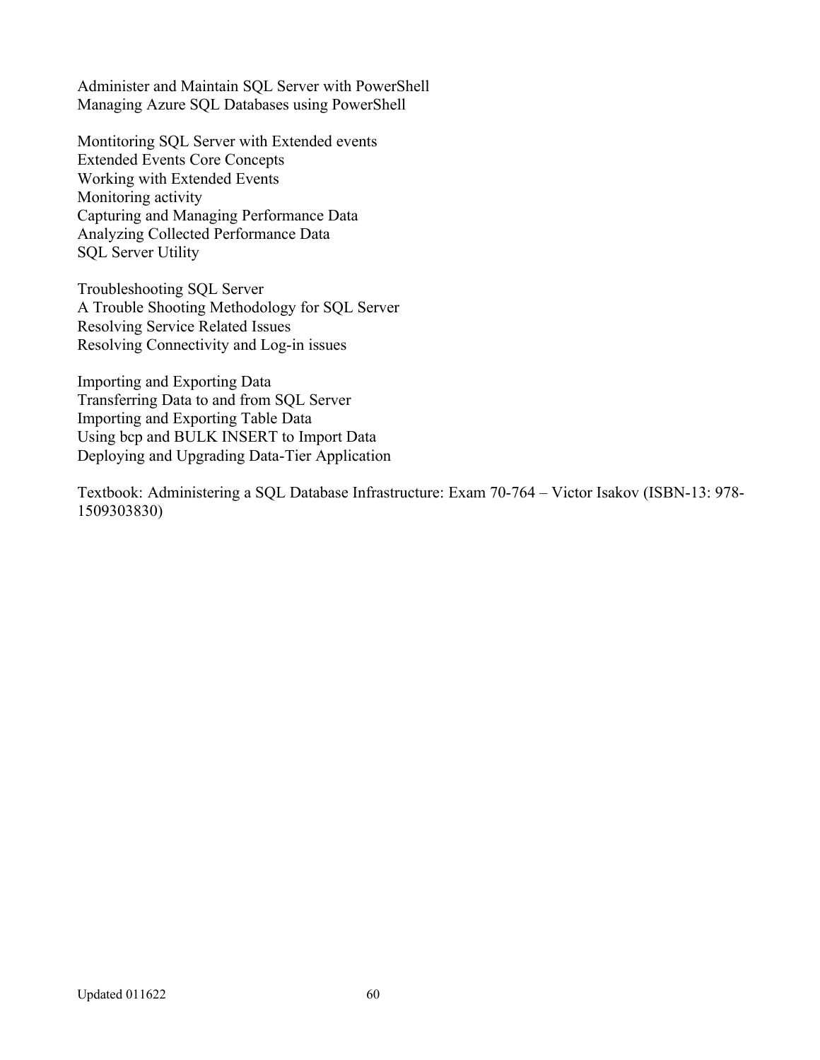Administer and Maintain SQL Server with PowerShell
Managing Azure SQL Databases using PowerShell

Montitoring SQL Server with Extended events
Extended Events Core Concepts
Working with Extended Events
Monitoring activity
Capturing and Managing Performance Data
Analyzing Collected Performance Data
SQL Server Utility

Troubleshooting SQL Server
A Trouble Shooting Methodology for SQL Server
Resolving Service Related Issues
Resolving Connectivity and Log-in issues

Importing and Exporting Data
Transferring Data to and from SQL Server
Importing and Exporting Table Data
Using bcp and BULK INSERT to Import Data
Deploying and Upgrading Data-Tier Application

Textbook: Administering a SQL Database Infrastructure: Exam 70-764 – Victor Isakov (ISBN-13: 978-1509303830)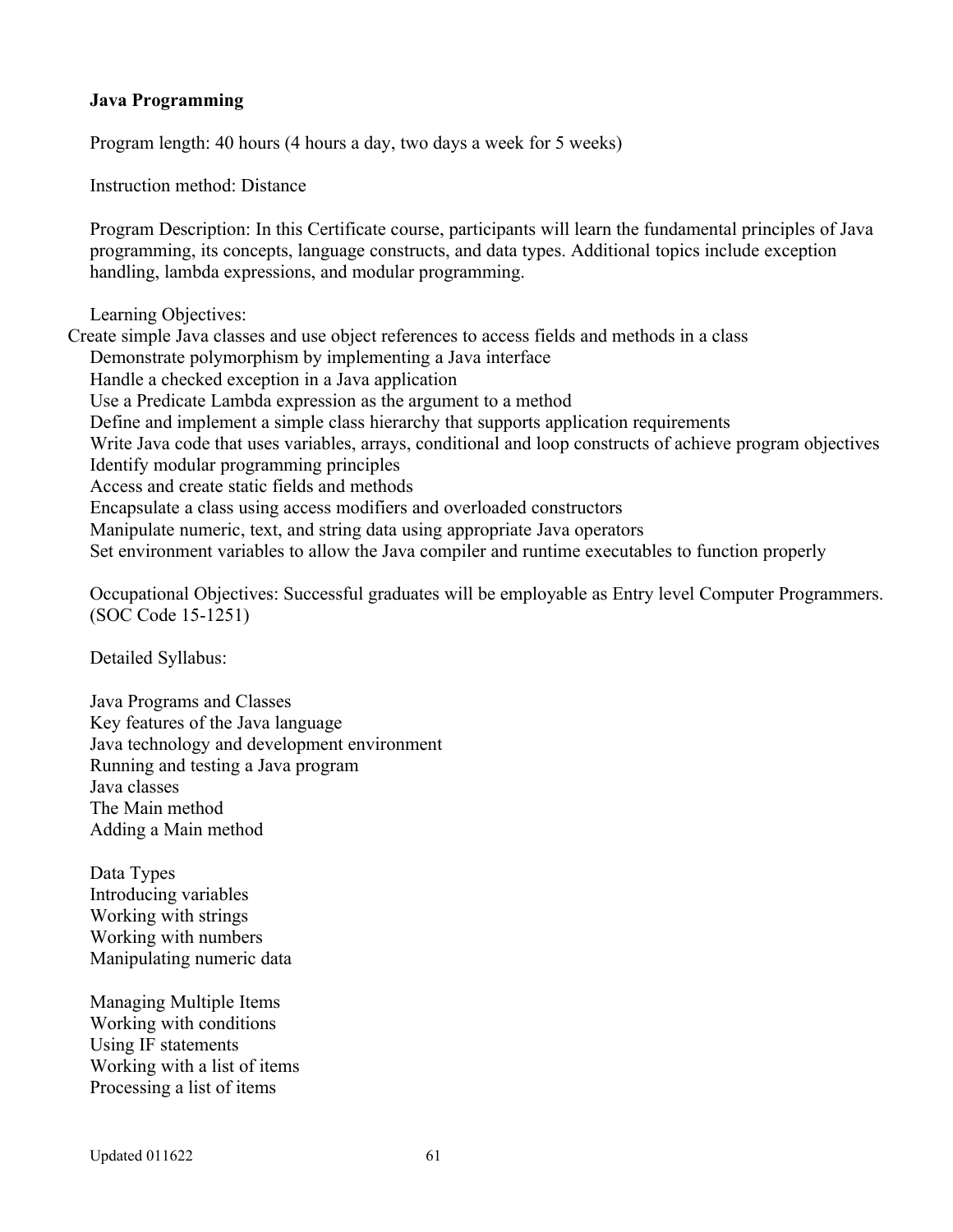**Java Programming**

Program length: 40 hours (4 hours a day, two days a week for 5 weeks)

Instruction method: Distance

Program Description: In this Certificate course, participants will learn the fundamental principles of Java programming, its concepts, language constructs, and data types. Additional topics include exception handling, lambda expressions, and modular programming.

Learning Objectives:

Create simple Java classes and use object references to access fields and methods in a class
Demonstrate polymorphism by implementing a Java interface
Handle a checked exception in a Java application
Use a Predicate Lambda expression as the argument to a method
Define and implement a simple class hierarchy that supports application requirements
Write Java code that uses variables, arrays, conditional and loop constructs of achieve program objectives
Identify modular programming principles
Access and create static fields and methods
Encapsulate a class using access modifiers and overloaded constructors
Manipulate numeric, text, and string data using appropriate Java operators
Set environment variables to allow the Java compiler and runtime executables to function properly

Occupational Objectives: Successful graduates will be employable as Entry level Computer Programmers. (SOC Code 15-1251)

Detailed Syllabus:

Java Programs and Classes
Key features of the Java language
Java technology and development environment
Running and testing a Java program
Java classes
The Main method
Adding a Main method

Data Types
Introducing variables
Working with strings
Working with numbers
Manipulating numeric data

Managing Multiple Items
Working with conditions
Using IF statements
Working with a list of items
Processing a list of items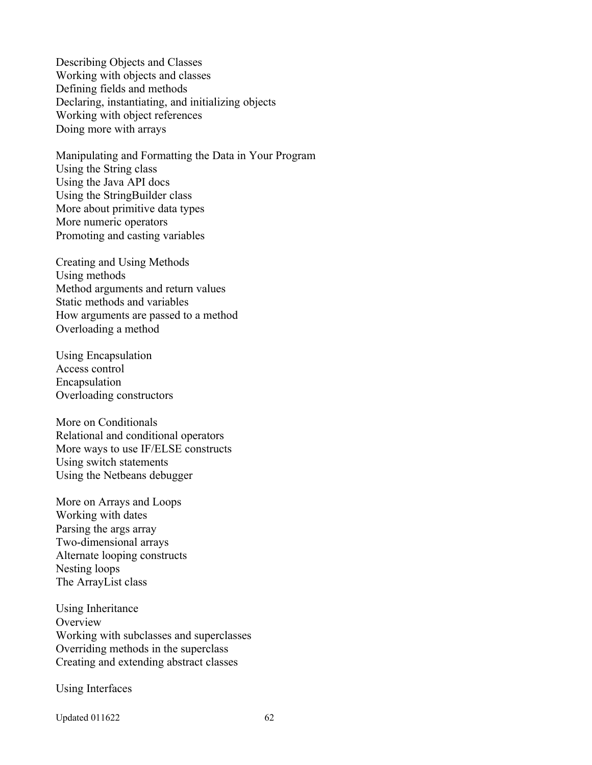Describing Objects and Classes
Working with objects and classes
Defining fields and methods
Declaring, instantiating, and initializing objects
Working with object references
Doing more with arrays

Manipulating and Formatting the Data in Your Program
Using the String class
Using the Java API docs
Using the StringBuilder class
More about primitive data types
More numeric operators
Promoting and casting variables

Creating and Using Methods
Using methods
Method arguments and return values
Static methods and variables
How arguments are passed to a method
Overloading a method

Using Encapsulation
Access control
Encapsulation
Overloading constructors

More on Conditionals
Relational and conditional operators
More ways to use IF/ELSE constructs
Using switch statements
Using the Netbeans debugger

More on Arrays and Loops
Working with dates
Parsing the args array
Two-dimensional arrays
Alternate looping constructs
Nesting loops
The ArrayList class

Using Inheritance
Overview
Working with subclasses and superclasses
Overriding methods in the superclass
Creating and extending abstract classes

Using Interfaces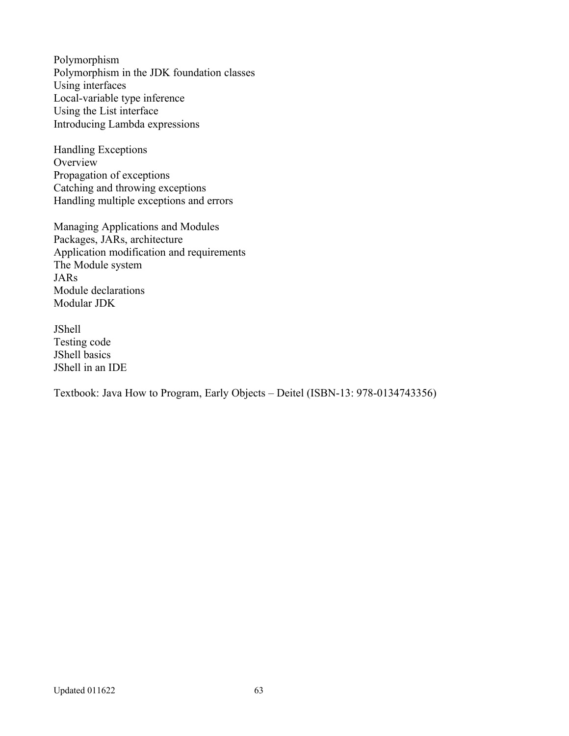Polymorphism
Polymorphism in the JDK foundation classes
Using interfaces
Local-variable type inference
Using the List interface
Introducing Lambda expressions

Handling Exceptions
Overview
Propagation of exceptions
Catching and throwing exceptions
Handling multiple exceptions and errors

Managing Applications and Modules
Packages, JARs, architecture
Application modification and requirements
The Module system
JARs
Module declarations
Modular JDK

JShell
Testing code
JShell basics
JShell in an IDE

Textbook: Java How to Program, Early Objects – Deitel (ISBN-13: 978-0134743356)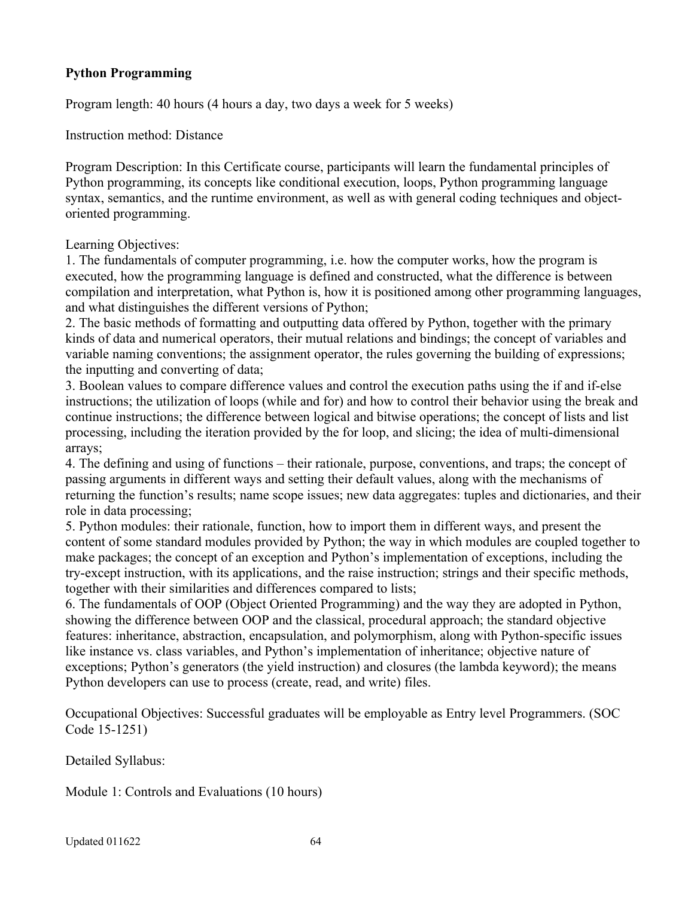**Python Programming**

Program length: 40 hours (4 hours a day, two days a week for 5 weeks)

Instruction method: Distance

Program Description: In this Certificate course, participants will learn the fundamental principles of Python programming, its concepts like conditional execution, loops, Python programming language syntax, semantics, and the runtime environment, as well as with general coding techniques and object-oriented programming.

Learning Objectives:

1. The fundamentals of computer programming, i.e. how the computer works, how the program is executed, how the programming language is defined and constructed, what the difference is between compilation and interpretation, what Python is, how it is positioned among other programming languages, and what distinguishes the different versions of Python;
2. The basic methods of formatting and outputting data offered by Python, together with the primary kinds of data and numerical operators, their mutual relations and bindings; the concept of variables and variable naming conventions; the assignment operator, the rules governing the building of expressions; the inputting and converting of data;
3. Boolean values to compare difference values and control the execution paths using the if and if-else instructions; the utilization of loops (while and for) and how to control their behavior using the break and continue instructions; the difference between logical and bitwise operations; the concept of lists and list processing, including the iteration provided by the for loop, and slicing; the idea of multi-dimensional arrays;
4. The defining and using of functions – their rationale, purpose, conventions, and traps; the concept of passing arguments in different ways and setting their default values, along with the mechanisms of returning the function's results; name scope issues; new data aggregates: tuples and dictionaries, and their role in data processing;
5. Python modules: their rationale, function, how to import them in different ways, and present the content of some standard modules provided by Python; the way in which modules are coupled together to make packages; the concept of an exception and Python's implementation of exceptions, including the try-except instruction, with its applications, and the raise instruction; strings and their specific methods, together with their similarities and differences compared to lists;
6. The fundamentals of OOP (Object Oriented Programming) and the way they are adopted in Python, showing the difference between OOP and the classical, procedural approach; the standard objective features: inheritance, abstraction, encapsulation, and polymorphism, along with Python-specific issues like instance vs. class variables, and Python's implementation of inheritance; objective nature of exceptions; Python's generators (the yield instruction) and closures (the lambda keyword); the means Python developers can use to process (create, read, and write) files.

Occupational Objectives: Successful graduates will be employable as Entry level Programmers. (SOC Code 15-1251)

Detailed Syllabus:

Module 1: Controls and Evaluations (10 hours)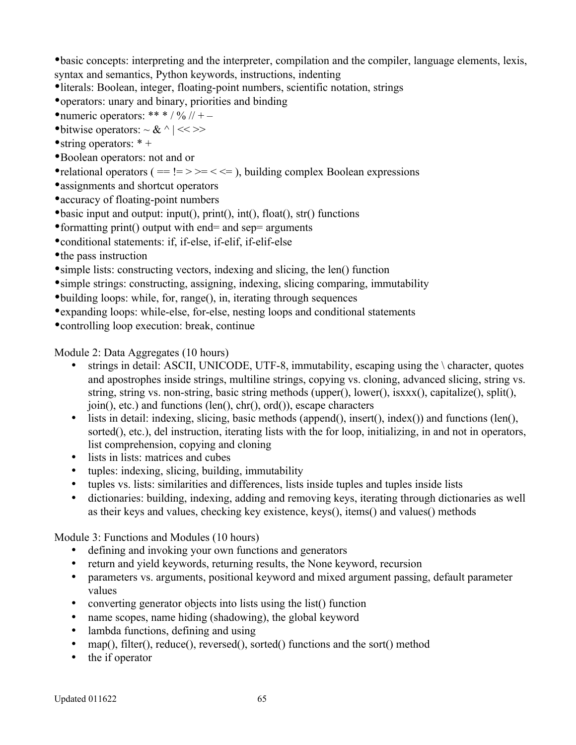- basic concepts: interpreting and the interpreter, compilation and the compiler, language elements, lexis, syntax and semantics, Python keywords, instructions, indenting
- literals: Boolean, integer, floating-point numbers, scientific notation, strings
- operators: unary and binary, priorities and binding
- numeric operators: ** * / % // + –
- bitwise operators: ~ & ^ | << >>
- string operators: * +
- Boolean operators: not and or
- relational operators ( == != > >= < <= ), building complex Boolean expressions
- assignments and shortcut operators
- accuracy of floating-point numbers
- basic input and output: input(), print(), int(), float(), str() functions
- formatting print() output with end= and sep= arguments
- conditional statements: if, if-else, if-elif, if-elif-else
- the pass instruction
- simple lists: constructing vectors, indexing and slicing, the len() function
- simple strings: constructing, assigning, indexing, slicing comparing, immutability
- building loops: while, for, range(), in, iterating through sequences
- expanding loops: while-else, for-else, nesting loops and conditional statements
- controlling loop execution: break, continue

Module 2: Data Aggregates (10 hours)

- strings in detail: ASCII, UNICODE, UTF-8, immutability, escaping using the \ character, quotes and apostrophes inside strings, multiline strings, copying vs. cloning, advanced slicing, string vs. string, string vs. non-string, basic string methods (upper(), lower(), isxxx(), capitalize(), split(), join(), etc.) and functions (len(), chr(), ord()), escape characters
- lists in detail: indexing, slicing, basic methods (append(), insert(), index()) and functions (len(), sorted(), etc.), del instruction, iterating lists with the for loop, initializing, in and not in operators, list comprehension, copying and cloning
- lists in lists: matrices and cubes
- tuples: indexing, slicing, building, immutability
- tuples vs. lists: similarities and differences, lists inside tuples and tuples inside lists
- dictionaries: building, indexing, adding and removing keys, iterating through dictionaries as well as their keys and values, checking key existence, keys(), items() and values() methods

Module 3: Functions and Modules (10 hours)

- defining and invoking your own functions and generators
- return and yield keywords, returning results, the None keyword, recursion
- parameters vs. arguments, positional keyword and mixed argument passing, default parameter values
- converting generator objects into lists using the list() function
- name scopes, name hiding (shadowing), the global keyword
- lambda functions, defining and using
- map(), filter(), reduce(), reversed(), sorted() functions and the sort() method
- the if operator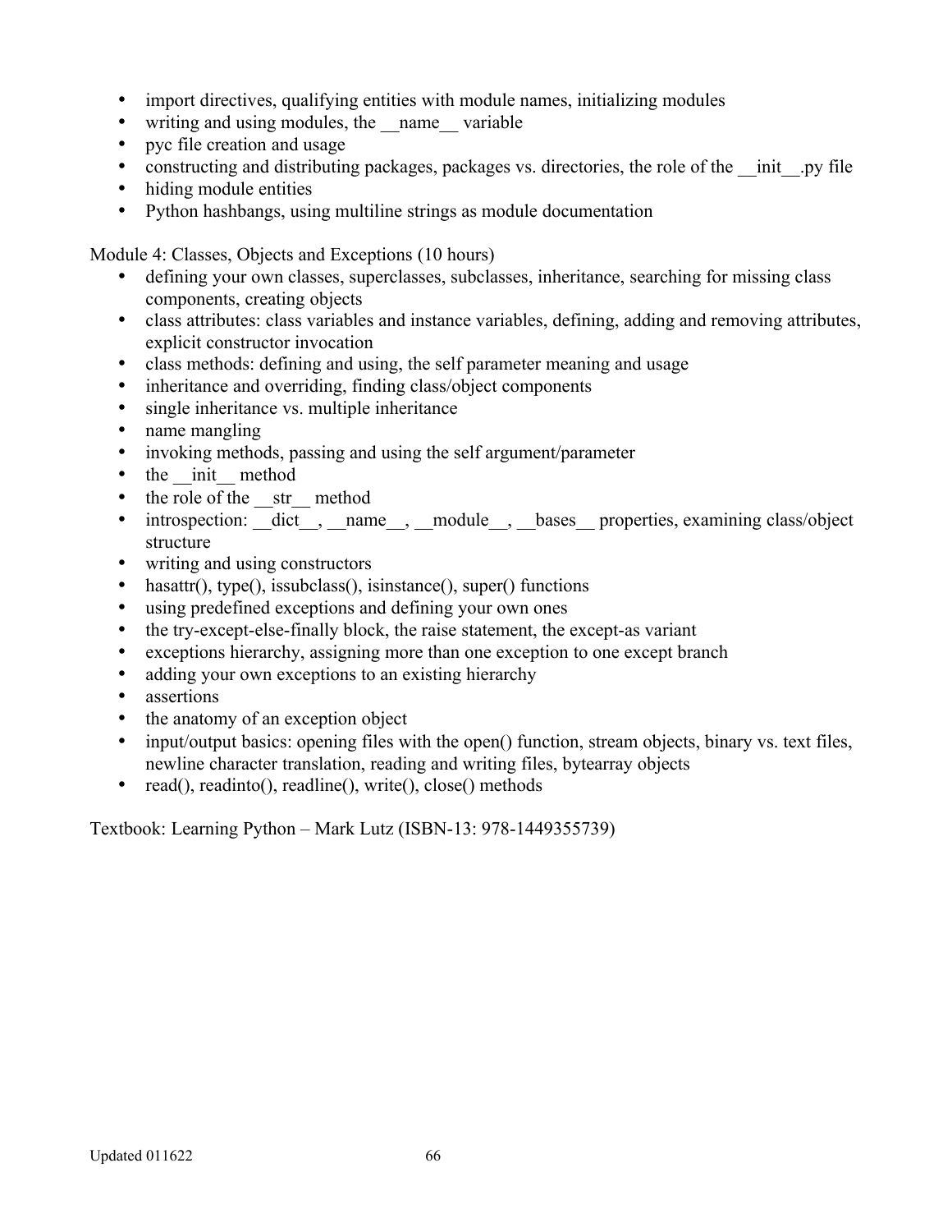- import directives, qualifying entities with module names, initializing modules
- writing and using modules, the __name__ variable
- pyc file creation and usage
- constructing and distributing packages, packages vs. directories, the role of the __init__.py file
- hiding module entities
- Python hashbangs, using multiline strings as module documentation

Module 4: Classes, Objects and Exceptions (10 hours)

- defining your own classes, superclasses, subclasses, inheritance, searching for missing class components, creating objects
- class attributes: class variables and instance variables, defining, adding and removing attributes, explicit constructor invocation
- class methods: defining and using, the self parameter meaning and usage
- inheritance and overriding, finding class/object components
- single inheritance vs. multiple inheritance
- name mangling
- invoking methods, passing and using the self argument/parameter
- the __init__ method
- the role of the __str__ method
- introspection: __dict__, __name__, __module__, __bases__ properties, examining class/object structure
- writing and using constructors
- hasattr(), type(), issubclass(), isinstance(), super() functions
- using predefined exceptions and defining your own ones
- the try-except-else-finally block, the raise statement, the except-as variant
- exceptions hierarchy, assigning more than one exception to one except branch
- adding your own exceptions to an existing hierarchy
- assertions
- the anatomy of an exception object
- input/output basics: opening files with the open() function, stream objects, binary vs. text files, newline character translation, reading and writing files, bytearray objects
- read(), readinto(), readline(), write(), close() methods

Textbook: Learning Python – Mark Lutz (ISBN-13: 978-1449355739)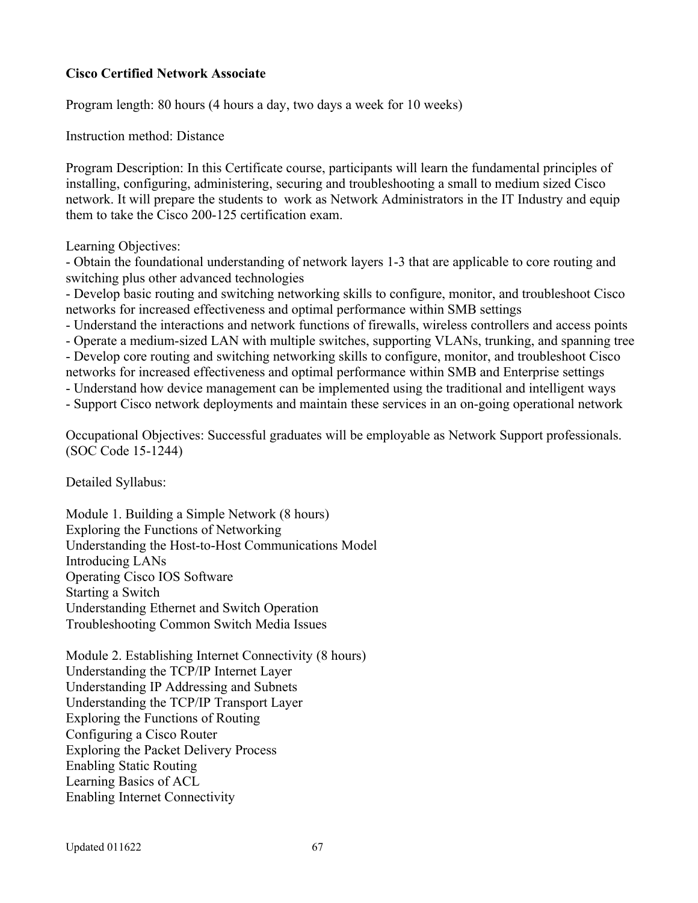**Cisco Certified Network Associate**

Program length: 80 hours (4 hours a day, two days a week for 10 weeks)

Instruction method: Distance

Program Description: In this Certificate course, participants will learn the fundamental principles of installing, configuring, administering, securing and troubleshooting a small to medium sized Cisco network. It will prepare the students to work as Network Administrators in the IT Industry and equip them to take the Cisco 200-125 certification exam.

Learning Objectives:
- Obtain the foundational understanding of network layers 1-3 that are applicable to core routing and switching plus other advanced technologies
- Develop basic routing and switching networking skills to configure, monitor, and troubleshoot Cisco networks for increased effectiveness and optimal performance within SMB settings
- Understand the interactions and network functions of firewalls, wireless controllers and access points
- Operate a medium-sized LAN with multiple switches, supporting VLANs, trunking, and spanning tree
- Develop core routing and switching networking skills to configure, monitor, and troubleshoot Cisco networks for increased effectiveness and optimal performance within SMB and Enterprise settings
- Understand how device management can be implemented using the traditional and intelligent ways
- Support Cisco network deployments and maintain these services in an on-going operational network

Occupational Objectives: Successful graduates will be employable as Network Support professionals. (SOC Code 15-1244)

Detailed Syllabus:

Module 1. Building a Simple Network (8 hours)
Exploring the Functions of Networking
Understanding the Host-to-Host Communications Model
Introducing LANs
Operating Cisco IOS Software
Starting a Switch
Understanding Ethernet and Switch Operation
Troubleshooting Common Switch Media Issues

Module 2. Establishing Internet Connectivity (8 hours)
Understanding the TCP/IP Internet Layer
Understanding IP Addressing and Subnets
Understanding the TCP/IP Transport Layer
Exploring the Functions of Routing
Configuring a Cisco Router
Exploring the Packet Delivery Process
Enabling Static Routing
Learning Basics of ACL
Enabling Internet Connectivity

Updated 011622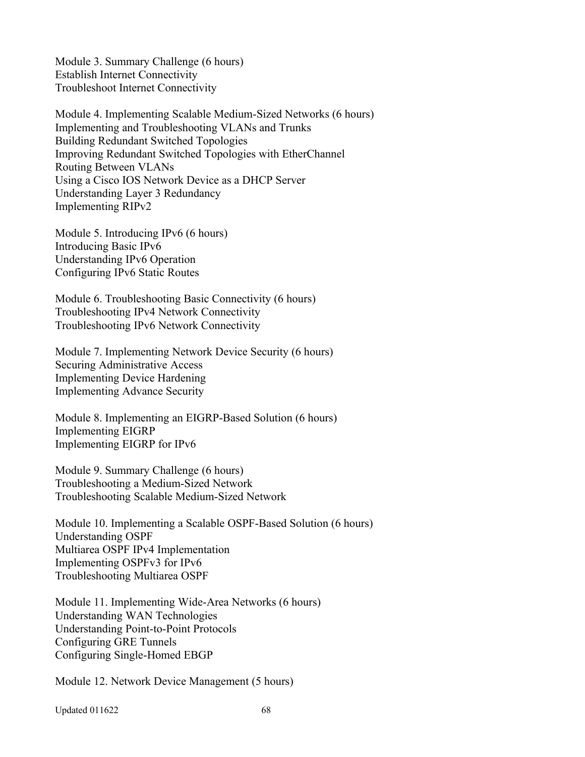Module 3. Summary Challenge (6 hours)
Establish Internet Connectivity
Troubleshoot Internet Connectivity

Module 4. Implementing Scalable Medium-Sized Networks (6 hours)
Implementing and Troubleshooting VLANs and Trunks
Building Redundant Switched Topologies
Improving Redundant Switched Topologies with EtherChannel
Routing Between VLANs
Using a Cisco IOS Network Device as a DHCP Server
Understanding Layer 3 Redundancy
Implementing RIPv2

Module 5. Introducing IPv6 (6 hours)
Introducing Basic IPv6
Understanding IPv6 Operation
Configuring IPv6 Static Routes

Module 6. Troubleshooting Basic Connectivity (6 hours)
Troubleshooting IPv4 Network Connectivity
Troubleshooting IPv6 Network Connectivity

Module 7. Implementing Network Device Security (6 hours)
Securing Administrative Access
Implementing Device Hardening
Implementing Advance Security

Module 8. Implementing an EIGRP-Based Solution (6 hours)
Implementing EIGRP
Implementing EIGRP for IPv6

Module 9. Summary Challenge (6 hours)
Troubleshooting a Medium-Sized Network
Troubleshooting Scalable Medium-Sized Network

Module 10. Implementing a Scalable OSPF-Based Solution (6 hours)
Understanding OSPF
Multiarea OSPF IPv4 Implementation
Implementing OSPFv3 for IPv6
Troubleshooting Multiarea OSPF

Module 11. Implementing Wide-Area Networks (6 hours)
Understanding WAN Technologies
Understanding Point-to-Point Protocols
Configuring GRE Tunnels
Configuring Single-Homed EBGP

Module 12. Network Device Management (5 hours)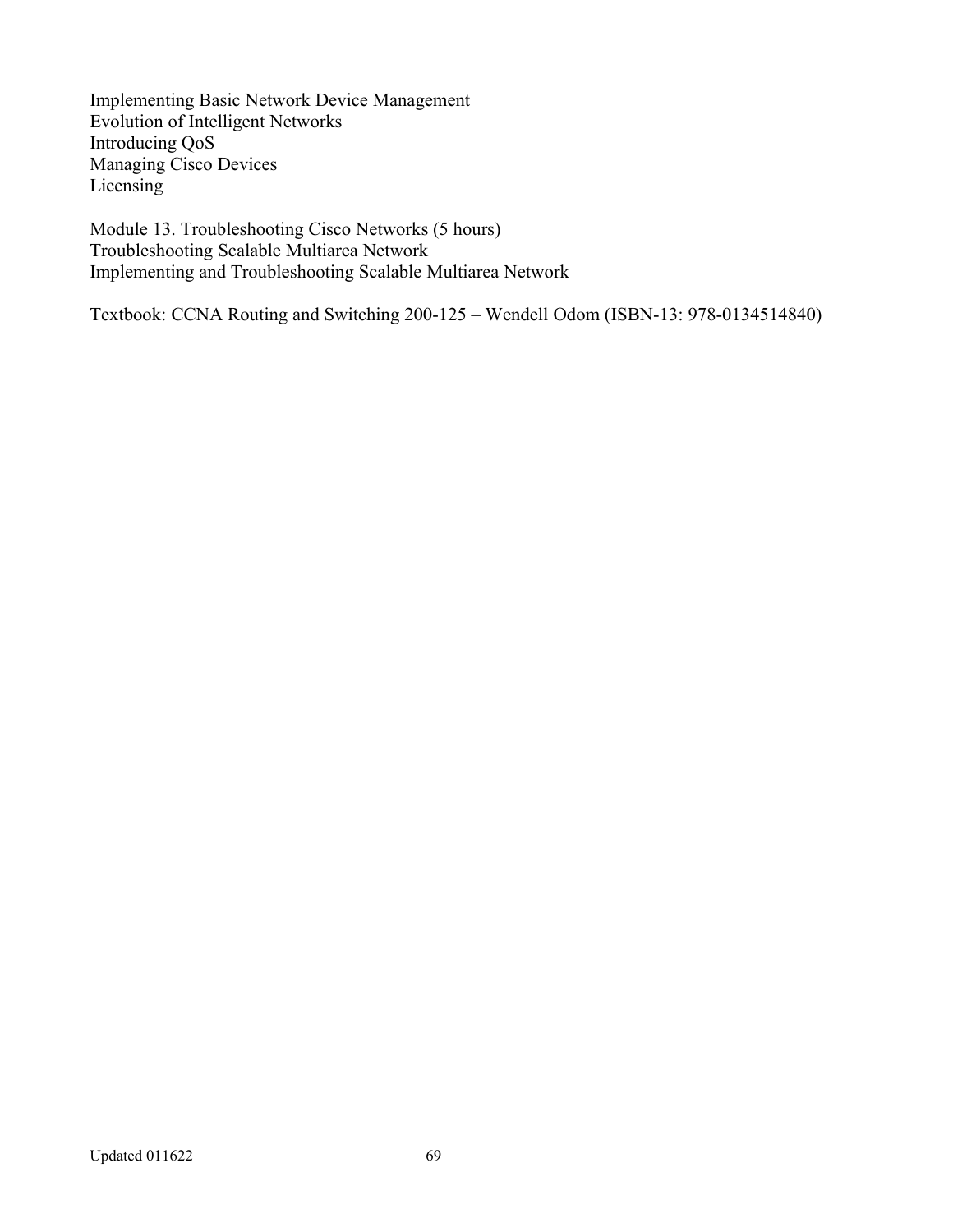Implementing Basic Network Device Management
Evolution of Intelligent Networks
Introducing QoS
Managing Cisco Devices
Licensing

Module 13. Troubleshooting Cisco Networks (5 hours)
Troubleshooting Scalable Multiarea Network
Implementing and Troubleshooting Scalable Multiarea Network

Textbook: CCNA Routing and Switching 200-125 – Wendell Odom (ISBN-13: 978-0134514840)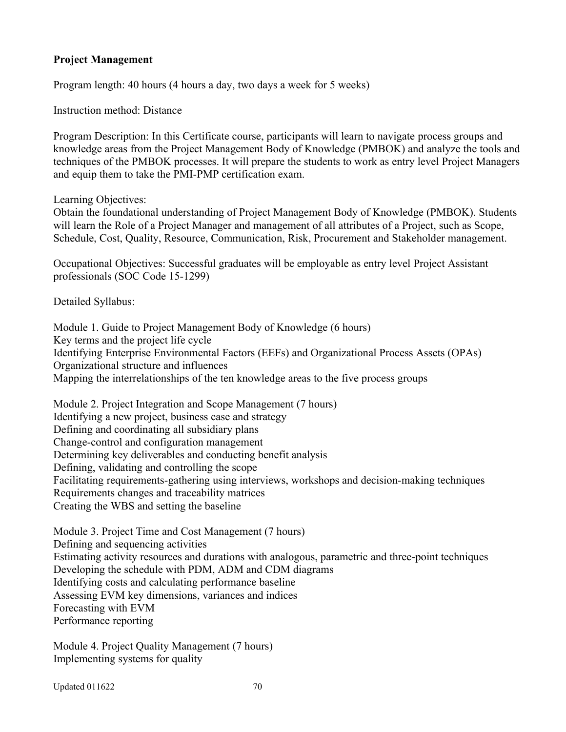**Project Management**

Program length: 40 hours (4 hours a day, two days a week for 5 weeks)

Instruction method: Distance

Program Description: In this Certificate course, participants will learn to navigate process groups and knowledge areas from the Project Management Body of Knowledge (PMBOK) and analyze the tools and techniques of the PMBOK processes. It will prepare the students to work as entry level Project Managers and equip them to take the PMI-PMP certification exam.

Learning Objectives:
Obtain the foundational understanding of Project Management Body of Knowledge (PMBOK). Students will learn the Role of a Project Manager and management of all attributes of a Project, such as Scope, Schedule, Cost, Quality, Resource, Communication, Risk, Procurement and Stakeholder management.

Occupational Objectives: Successful graduates will be employable as entry level Project Assistant professionals (SOC Code 15-1299)

Detailed Syllabus:

Module 1. Guide to Project Management Body of Knowledge (6 hours)
Key terms and the project life cycle
Identifying Enterprise Environmental Factors (EEFs) and Organizational Process Assets (OPAs)
Organizational structure and influences
Mapping the interrelationships of the ten knowledge areas to the five process groups

Module 2. Project Integration and Scope Management (7 hours)
Identifying a new project, business case and strategy
Defining and coordinating all subsidiary plans
Change-control and configuration management
Determining key deliverables and conducting benefit analysis
Defining, validating and controlling the scope
Facilitating requirements-gathering using interviews, workshops and decision-making techniques
Requirements changes and traceability matrices
Creating the WBS and setting the baseline

Module 3. Project Time and Cost Management (7 hours)
Defining and sequencing activities
Estimating activity resources and durations with analogous, parametric and three-point techniques
Developing the schedule with PDM, ADM and CDM diagrams
Identifying costs and calculating performance baseline
Assessing EVM key dimensions, variances and indices
Forecasting with EVM
Performance reporting

Module 4. Project Quality Management (7 hours)
Implementing systems for quality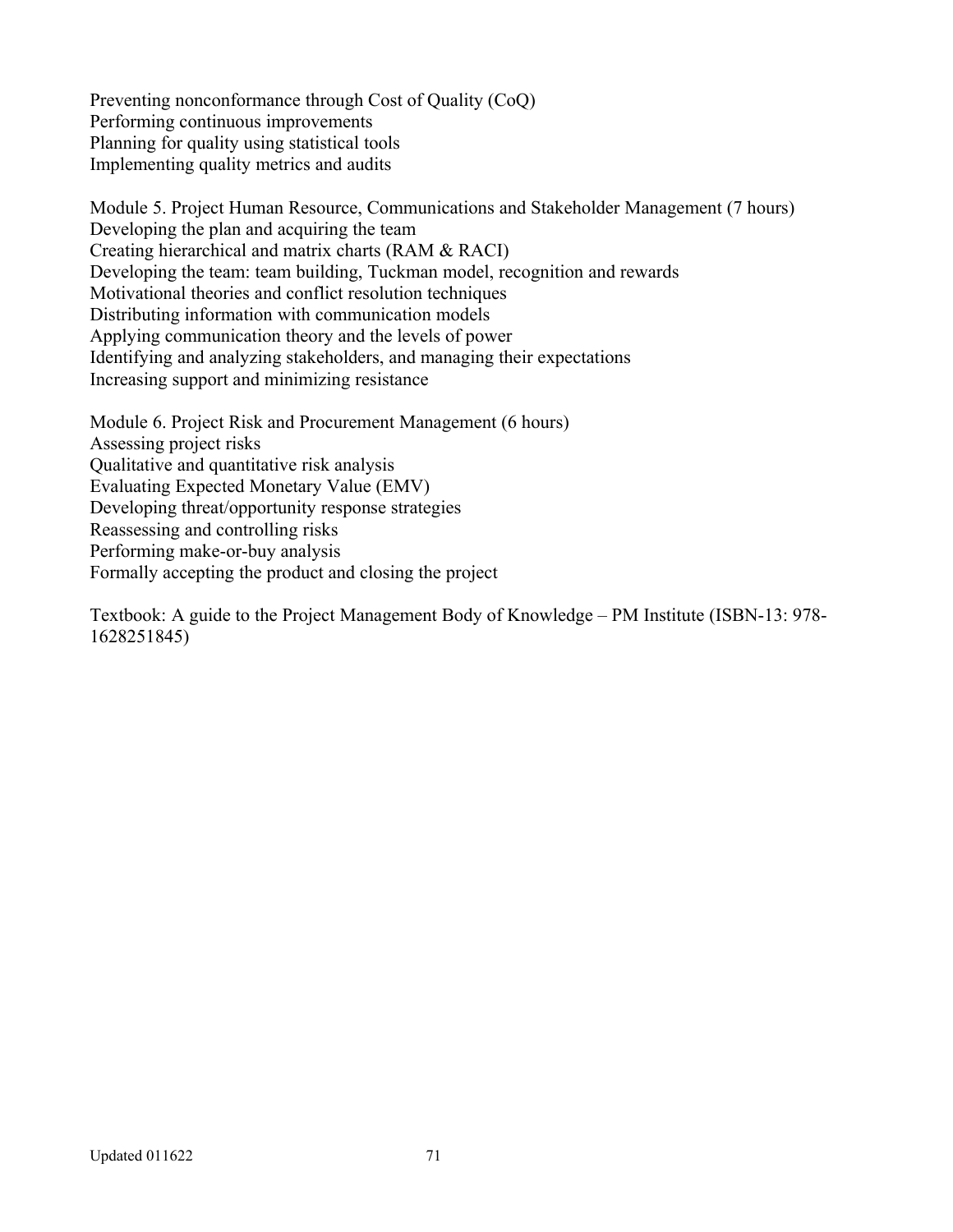Preventing nonconformance through Cost of Quality (CoQ)
Performing continuous improvements
Planning for quality using statistical tools
Implementing quality metrics and audits

Module 5. Project Human Resource, Communications and Stakeholder Management (7 hours)
Developing the plan and acquiring the team
Creating hierarchical and matrix charts (RAM & RACI)
Developing the team: team building, Tuckman model, recognition and rewards
Motivational theories and conflict resolution techniques
Distributing information with communication models
Applying communication theory and the levels of power
Identifying and analyzing stakeholders, and managing their expectations
Increasing support and minimizing resistance

Module 6. Project Risk and Procurement Management (6 hours)
Assessing project risks
Qualitative and quantitative risk analysis
Evaluating Expected Monetary Value (EMV)
Developing threat/opportunity response strategies
Reassessing and controlling risks
Performing make-or-buy analysis
Formally accepting the product and closing the project

Textbook: A guide to the Project Management Body of Knowledge – PM Institute (ISBN-13: 978-1628251845)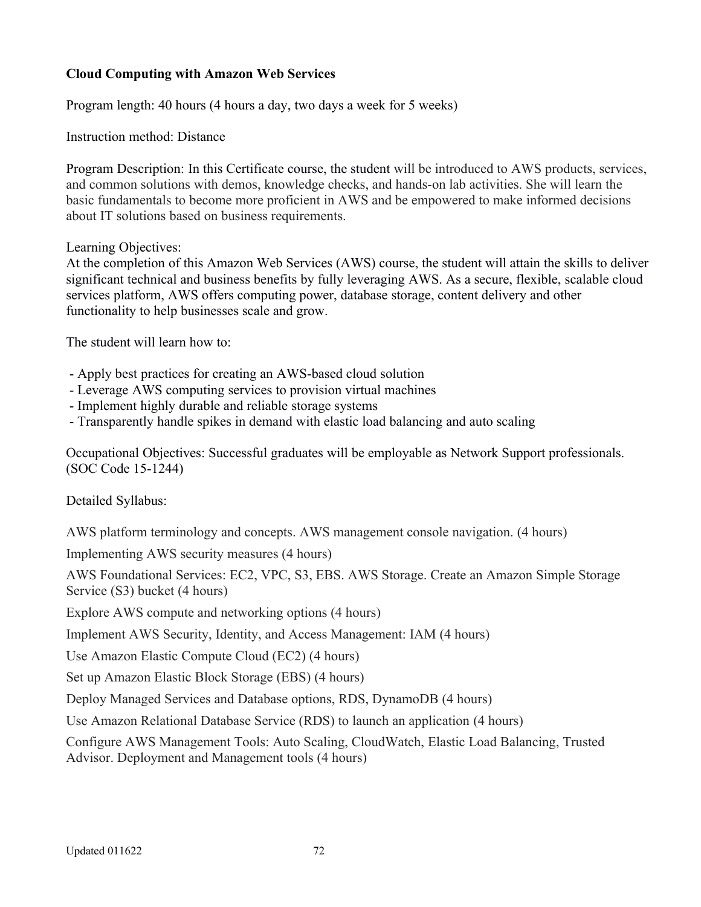**Cloud Computing with Amazon Web Services**

Program length: 40 hours (4 hours a day, two days a week for 5 weeks)

Instruction method: Distance

Program Description: In this Certificate course, the student will be introduced to AWS products, services, and common solutions with demos, knowledge checks, and hands-on lab activities. She will learn the basic fundamentals to become more proficient in AWS and be empowered to make informed decisions about IT solutions based on business requirements.

Learning Objectives:
At the completion of this Amazon Web Services (AWS) course, the student will attain the skills to deliver significant technical and business benefits by fully leveraging AWS. As a secure, flexible, scalable cloud services platform, AWS offers computing power, database storage, content delivery and other functionality to help businesses scale and grow.

The student will learn how to:

- Apply best practices for creating an AWS-based cloud solution
- Leverage AWS computing services to provision virtual machines
- Implement highly durable and reliable storage systems
- Transparently handle spikes in demand with elastic load balancing and auto scaling

Occupational Objectives: Successful graduates will be employable as Network Support professionals. (SOC Code 15-1244)

Detailed Syllabus:

AWS platform terminology and concepts. AWS management console navigation. (4 hours)

Implementing AWS security measures (4 hours)

AWS Foundational Services: EC2, VPC, S3, EBS. AWS Storage. Create an Amazon Simple Storage Service (S3) bucket (4 hours)

Explore AWS compute and networking options (4 hours)

Implement AWS Security, Identity, and Access Management: IAM (4 hours)

Use Amazon Elastic Compute Cloud (EC2) (4 hours)

Set up Amazon Elastic Block Storage (EBS) (4 hours)

Deploy Managed Services and Database options, RDS, DynamoDB (4 hours)

Use Amazon Relational Database Service (RDS) to launch an application (4 hours)

Configure AWS Management Tools: Auto Scaling, CloudWatch, Elastic Load Balancing, Trusted Advisor. Deployment and Management tools (4 hours)

Updated 011622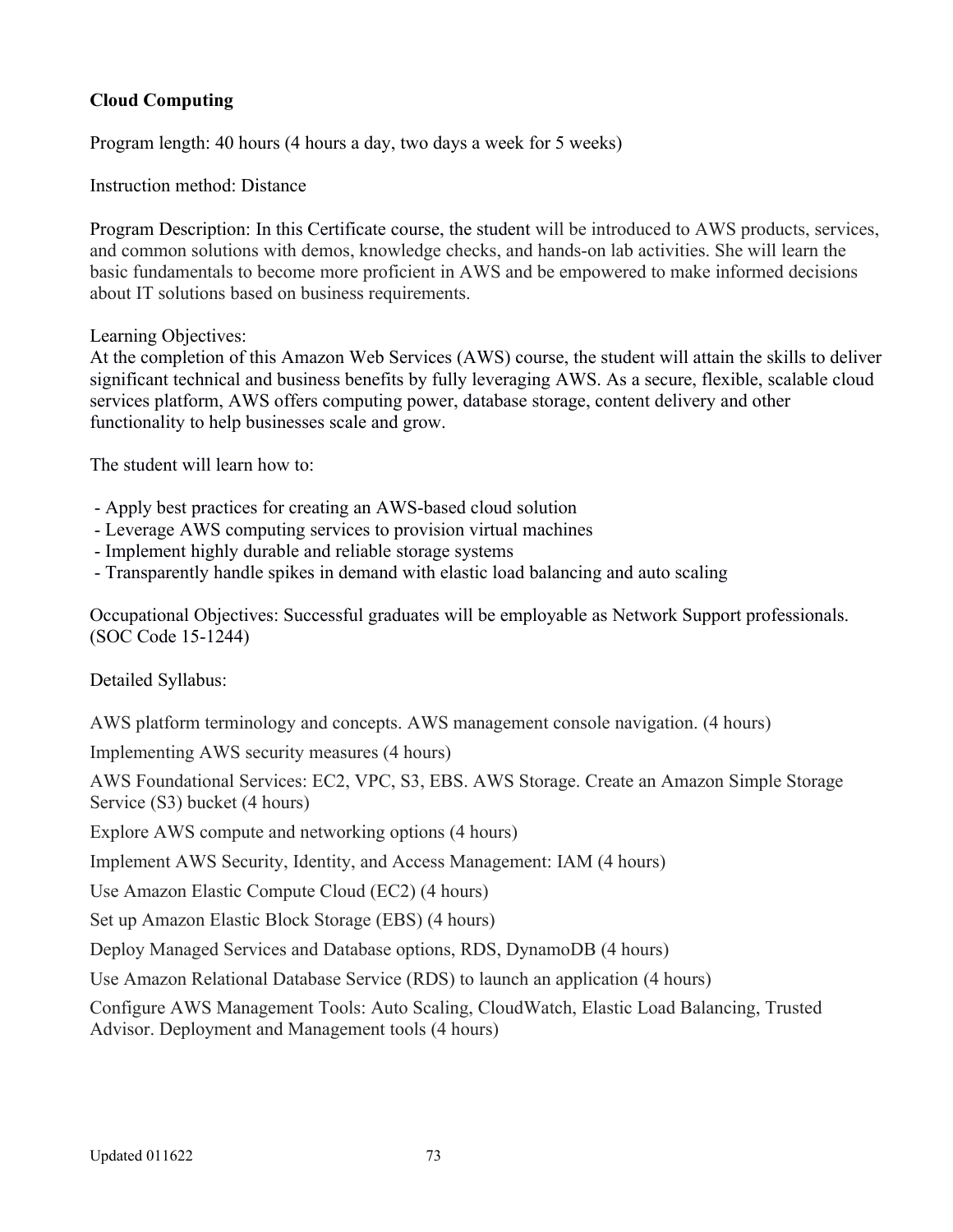**Cloud Computing**

Program length: 40 hours (4 hours a day, two days a week for 5 weeks)

Instruction method: Distance

Program Description: In this Certificate course, the student will be introduced to AWS products, services, and common solutions with demos, knowledge checks, and hands-on lab activities. She will learn the basic fundamentals to become more proficient in AWS and be empowered to make informed decisions about IT solutions based on business requirements.

Learning Objectives:
At the completion of this Amazon Web Services (AWS) course, the student will attain the skills to deliver significant technical and business benefits by fully leveraging AWS. As a secure, flexible, scalable cloud services platform, AWS offers computing power, database storage, content delivery and other functionality to help businesses scale and grow.

The student will learn how to:

- Apply best practices for creating an AWS-based cloud solution
- Leverage AWS computing services to provision virtual machines
- Implement highly durable and reliable storage systems
- Transparently handle spikes in demand with elastic load balancing and auto scaling

Occupational Objectives: Successful graduates will be employable as Network Support professionals. (SOC Code 15-1244)

Detailed Syllabus:

AWS platform terminology and concepts. AWS management console navigation. (4 hours)

Implementing AWS security measures (4 hours)

AWS Foundational Services: EC2, VPC, S3, EBS. AWS Storage. Create an Amazon Simple Storage Service (S3) bucket (4 hours)

Explore AWS compute and networking options (4 hours)

Implement AWS Security, Identity, and Access Management: IAM (4 hours)

Use Amazon Elastic Compute Cloud (EC2) (4 hours)

Set up Amazon Elastic Block Storage (EBS) (4 hours)

Deploy Managed Services and Database options, RDS, DynamoDB (4 hours)

Use Amazon Relational Database Service (RDS) to launch an application (4 hours)

Configure AWS Management Tools: Auto Scaling, CloudWatch, Elastic Load Balancing, Trusted Advisor. Deployment and Management tools (4 hours)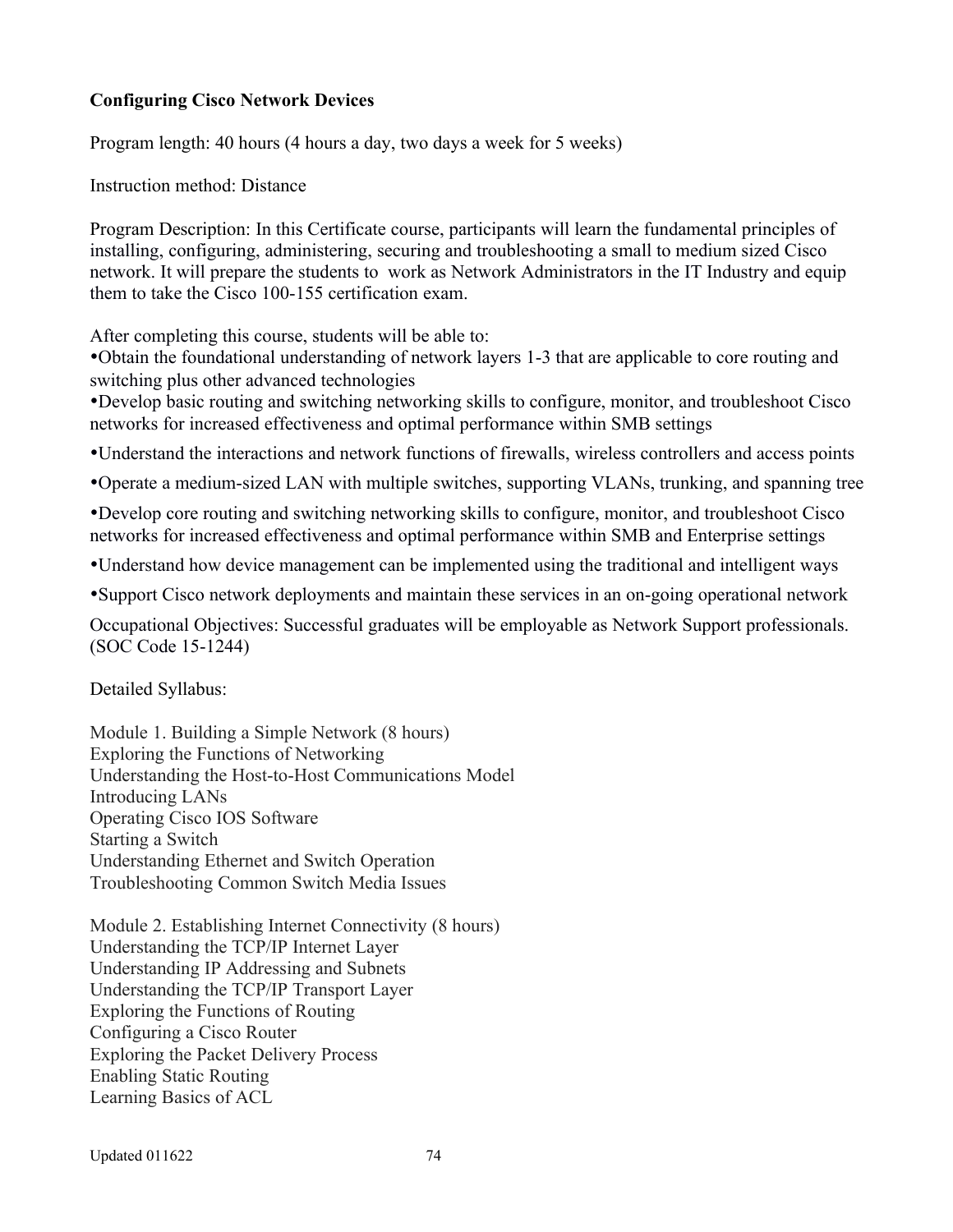**Configuring Cisco Network Devices**

Program length: 40 hours (4 hours a day, two days a week for 5 weeks)

Instruction method: Distance

Program Description: In this Certificate course, participants will learn the fundamental principles of installing, configuring, administering, securing and troubleshooting a small to medium sized Cisco network. It will prepare the students to work as Network Administrators in the IT Industry and equip them to take the Cisco 100-155 certification exam.

After completing this course, students will be able to:

- Obtain the foundational understanding of network layers 1-3 that are applicable to core routing and switching plus other advanced technologies
- Develop basic routing and switching networking skills to configure, monitor, and troubleshoot Cisco networks for increased effectiveness and optimal performance within SMB settings
- Understand the interactions and network functions of firewalls, wireless controllers and access points
- Operate a medium-sized LAN with multiple switches, supporting VLANs, trunking, and spanning tree
- Develop core routing and switching networking skills to configure, monitor, and troubleshoot Cisco networks for increased effectiveness and optimal performance within SMB and Enterprise settings
- Understand how device management can be implemented using the traditional and intelligent ways
- Support Cisco network deployments and maintain these services in an on-going operational network

Occupational Objectives: Successful graduates will be employable as Network Support professionals. (SOC Code 15-1244)

Detailed Syllabus:

Module 1. Building a Simple Network (8 hours)
Exploring the Functions of Networking
Understanding the Host-to-Host Communications Model
Introducing LANs
Operating Cisco IOS Software
Starting a Switch
Understanding Ethernet and Switch Operation
Troubleshooting Common Switch Media Issues

Module 2. Establishing Internet Connectivity (8 hours)
Understanding the TCP/IP Internet Layer
Understanding IP Addressing and Subnets
Understanding the TCP/IP Transport Layer
Exploring the Functions of Routing
Configuring a Cisco Router
Exploring the Packet Delivery Process
Enabling Static Routing
Learning Basics of ACL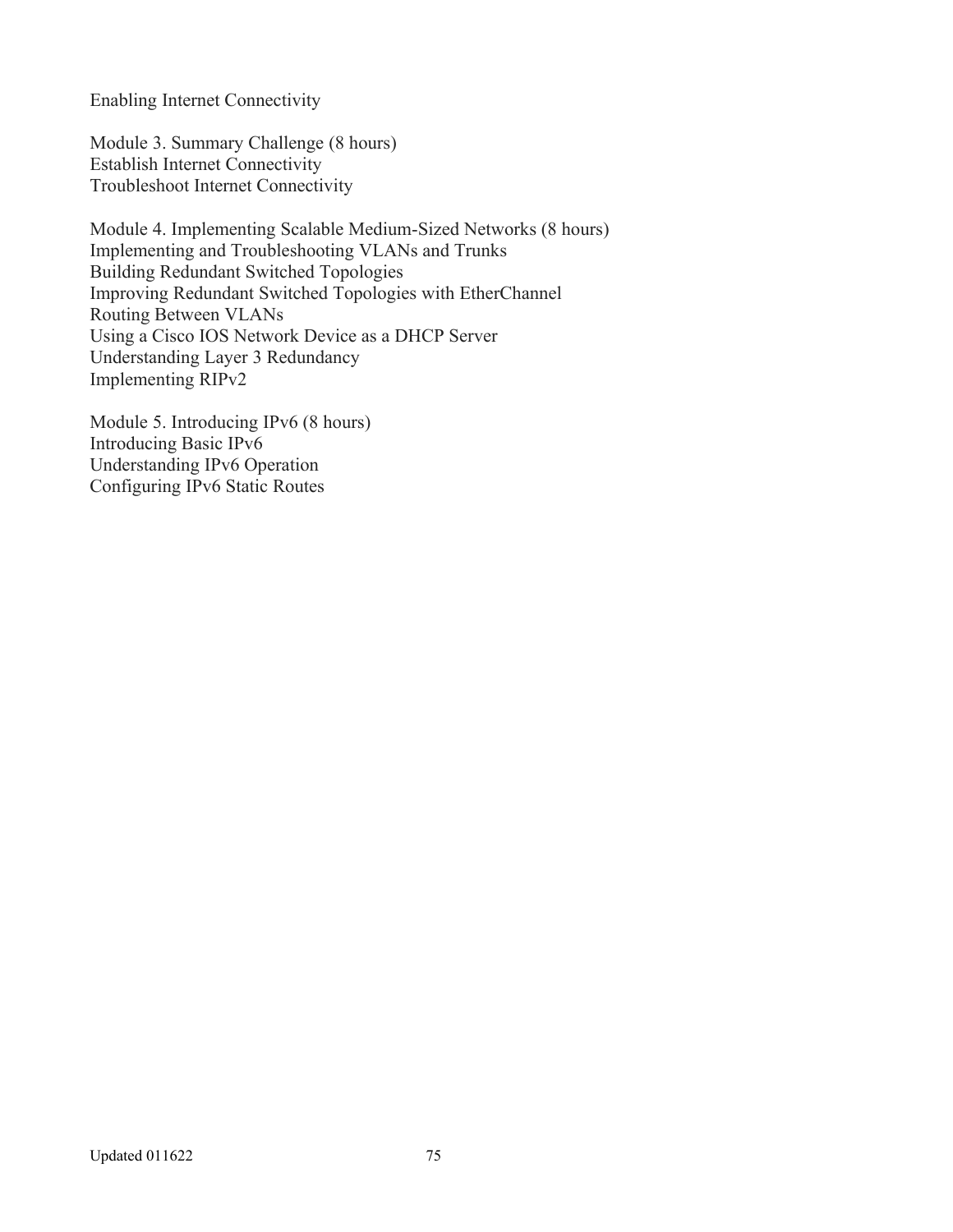Enabling Internet Connectivity

Module 3. Summary Challenge (8 hours)
Establish Internet Connectivity
Troubleshoot Internet Connectivity

Module 4. Implementing Scalable Medium-Sized Networks (8 hours)
Implementing and Troubleshooting VLANs and Trunks
Building Redundant Switched Topologies
Improving Redundant Switched Topologies with EtherChannel
Routing Between VLANs
Using a Cisco IOS Network Device as a DHCP Server
Understanding Layer 3 Redundancy
Implementing RIPv2

Module 5. Introducing IPv6 (8 hours)
Introducing Basic IPv6
Understanding IPv6 Operation
Configuring IPv6 Static Routes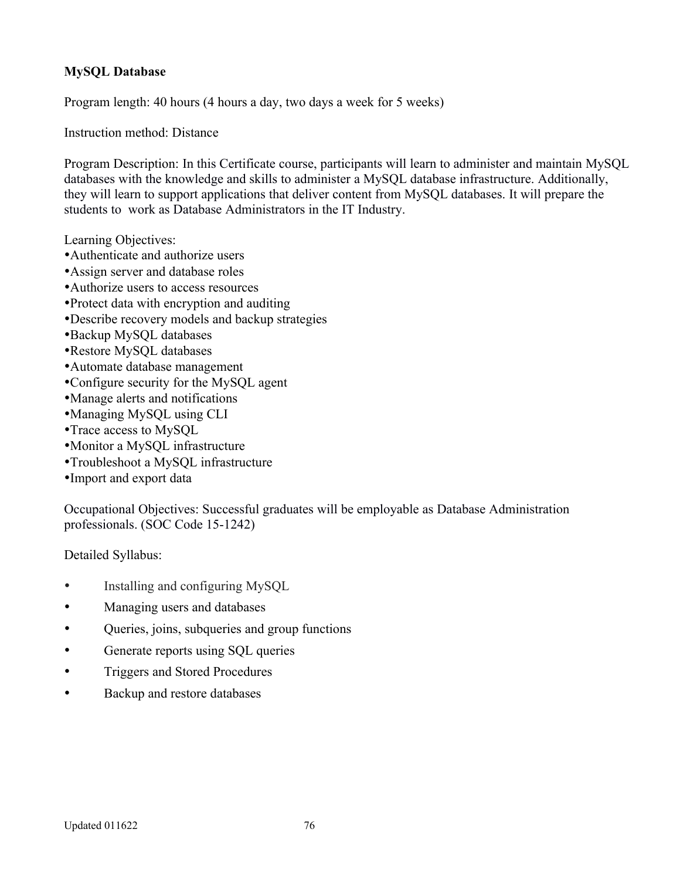**MySQL Database**

Program length: 40 hours (4 hours a day, two days a week for 5 weeks)

Instruction method: Distance

Program Description: In this Certificate course, participants will learn to administer and maintain MySQL databases with the knowledge and skills to administer a MySQL database infrastructure. Additionally, they will learn to support applications that deliver content from MySQL databases. It will prepare the students to work as Database Administrators in the IT Industry.

Learning Objectives:

- Authenticate and authorize users
- Assign server and database roles
- Authorize users to access resources
- Protect data with encryption and auditing
- Describe recovery models and backup strategies
- Backup MySQL databases
- Restore MySQL databases
- Automate database management
- Configure security for the MySQL agent
- Manage alerts and notifications
- Managing MySQL using CLI
- Trace access to MySQL
- Monitor a MySQL infrastructure
- Troubleshoot a MySQL infrastructure
- Import and export data

Occupational Objectives: Successful graduates will be employable as Database Administration professionals. (SOC Code 15-1242)

Detailed Syllabus:

- Installing and configuring MySQL
- Managing users and databases
- Queries, joins, subqueries and group functions
- Generate reports using SQL queries
- Triggers and Stored Procedures
- Backup and restore databases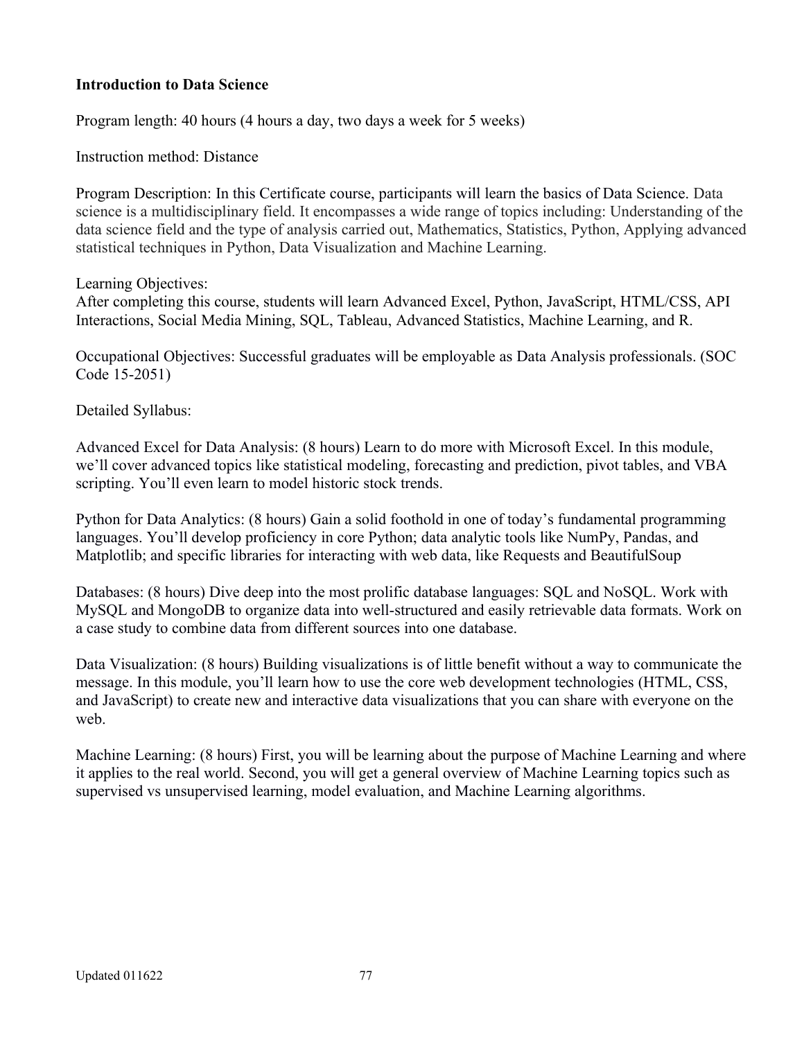**Introduction to Data Science**

Program length: 40 hours (4 hours a day, two days a week for 5 weeks)

Instruction method: Distance

Program Description: In this Certificate course, participants will learn the basics of Data Science. Data science is a multidisciplinary field. It encompasses a wide range of topics including: Understanding of the data science field and the type of analysis carried out, Mathematics, Statistics, Python, Applying advanced statistical techniques in Python, Data Visualization and Machine Learning.

Learning Objectives:
After completing this course, students will learn Advanced Excel, Python, JavaScript, HTML/CSS, API Interactions, Social Media Mining, SQL, Tableau, Advanced Statistics, Machine Learning, and R.

Occupational Objectives: Successful graduates will be employable as Data Analysis professionals. (SOC Code 15-2051)

Detailed Syllabus:

Advanced Excel for Data Analysis: (8 hours) Learn to do more with Microsoft Excel. In this module, we'll cover advanced topics like statistical modeling, forecasting and prediction, pivot tables, and VBA scripting. You'll even learn to model historic stock trends.

Python for Data Analytics: (8 hours) Gain a solid foothold in one of today's fundamental programming languages. You'll develop proficiency in core Python; data analytic tools like NumPy, Pandas, and Matplotlib; and specific libraries for interacting with web data, like Requests and BeautifulSoup

Databases: (8 hours) Dive deep into the most prolific database languages: SQL and NoSQL. Work with MySQL and MongoDB to organize data into well-structured and easily retrievable data formats. Work on a case study to combine data from different sources into one database.

Data Visualization: (8 hours) Building visualizations is of little benefit without a way to communicate the message. In this module, you'll learn how to use the core web development technologies (HTML, CSS, and JavaScript) to create new and interactive data visualizations that you can share with everyone on the web.

Machine Learning: (8 hours) First, you will be learning about the purpose of Machine Learning and where it applies to the real world. Second, you will get a general overview of Machine Learning topics such as supervised vs unsupervised learning, model evaluation, and Machine Learning algorithms.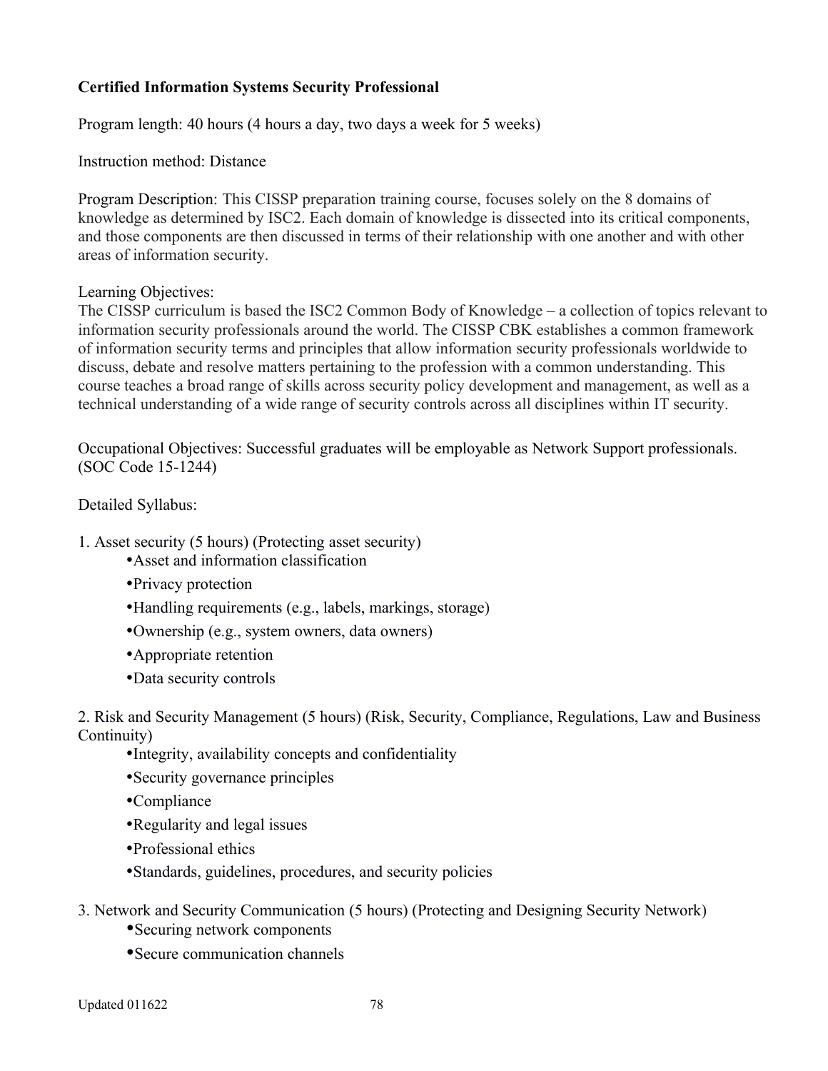**Certified Information Systems Security Professional**

Program length: 40 hours (4 hours a day, two days a week for 5 weeks)

Instruction method: Distance

Program Description: This CISSP preparation training course, focuses solely on the 8 domains of knowledge as determined by ISC2. Each domain of knowledge is dissected into its critical components, and those components are then discussed in terms of their relationship with one another and with other areas of information security.

Learning Objectives:
The CISSP curriculum is based the ISC2 Common Body of Knowledge – a collection of topics relevant to information security professionals around the world. The CISSP CBK establishes a common framework of information security terms and principles that allow information security professionals worldwide to discuss, debate and resolve matters pertaining to the profession with a common understanding. This course teaches a broad range of skills across security policy development and management, as well as a technical understanding of a wide range of security controls across all disciplines within IT security.

Occupational Objectives: Successful graduates will be employable as Network Support professionals. (SOC Code 15-1244)

Detailed Syllabus:

1. Asset security (5 hours) (Protecting asset security)
    - Asset and information classification
    - Privacy protection
    - Handling requirements (e.g., labels, markings, storage)
    - Ownership (e.g., system owners, data owners)
    - Appropriate retention
    - Data security controls

2. Risk and Security Management (5 hours) (Risk, Security, Compliance, Regulations, Law and Business Continuity)
    - Integrity, availability concepts and confidentiality
    - Security governance principles
    - Compliance
    - Regularity and legal issues
    - Professional ethics
    - Standards, guidelines, procedures, and security policies

3. Network and Security Communication (5 hours) (Protecting and Designing Security Network)
    - Securing network components
    - Secure communication channels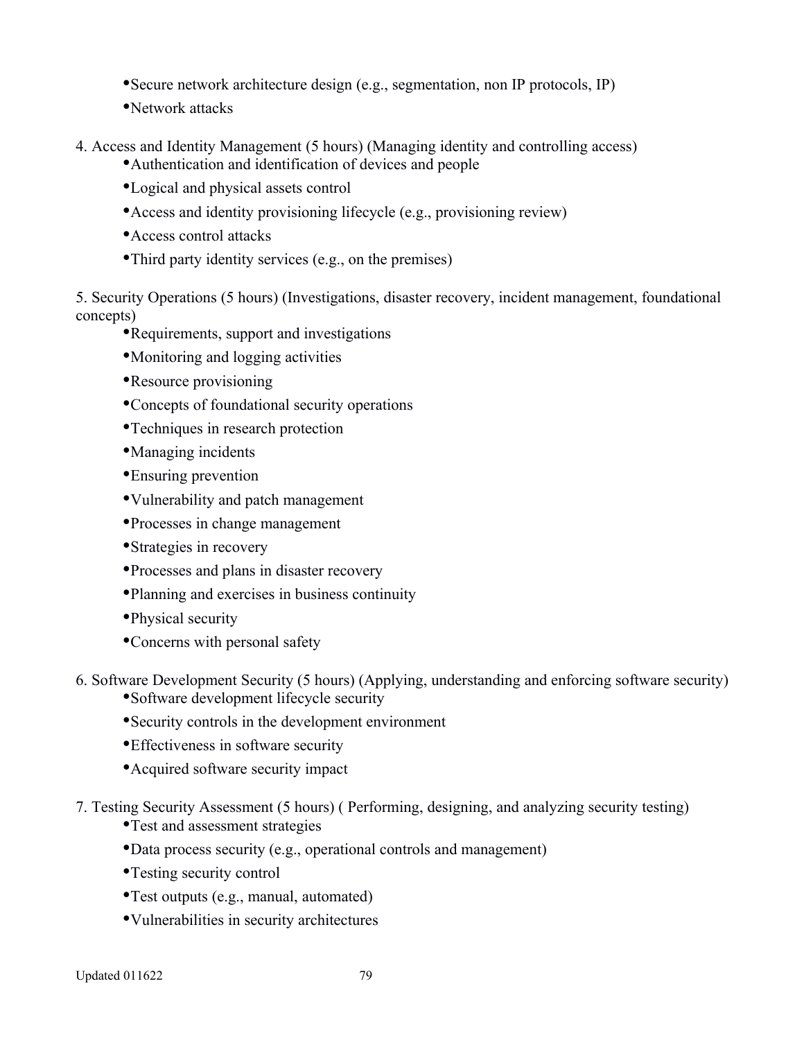- Secure network architecture design (e.g., segmentation, non IP protocols, IP)
- Network attacks

4. Access and Identity Management (5 hours) (Managing identity and controlling access)
    - Authentication and identification of devices and people
    - Logical and physical assets control
    - Access and identity provisioning lifecycle (e.g., provisioning review)
    - Access control attacks
    - Third party identity services (e.g., on the premises)

5. Security Operations (5 hours) (Investigations, disaster recovery, incident management, foundational concepts)
    - Requirements, support and investigations
    - Monitoring and logging activities
    - Resource provisioning
    - Concepts of foundational security operations
    - Techniques in research protection
    - Managing incidents
    - Ensuring prevention
    - Vulnerability and patch management
    - Processes in change management
    - Strategies in recovery
    - Processes and plans in disaster recovery
    - Planning and exercises in business continuity
    - Physical security
    - Concerns with personal safety

6. Software Development Security (5 hours) (Applying, understanding and enforcing software security)
    - Software development lifecycle security
    - Security controls in the development environment
    - Effectiveness in software security
    - Acquired software security impact

7. Testing Security Assessment (5 hours) ( Performing, designing, and analyzing security testing)
    - Test and assessment strategies
    - Data process security (e.g., operational controls and management)
    - Testing security control
    - Test outputs (e.g., manual, automated)
    - Vulnerabilities in security architectures

Updated 011622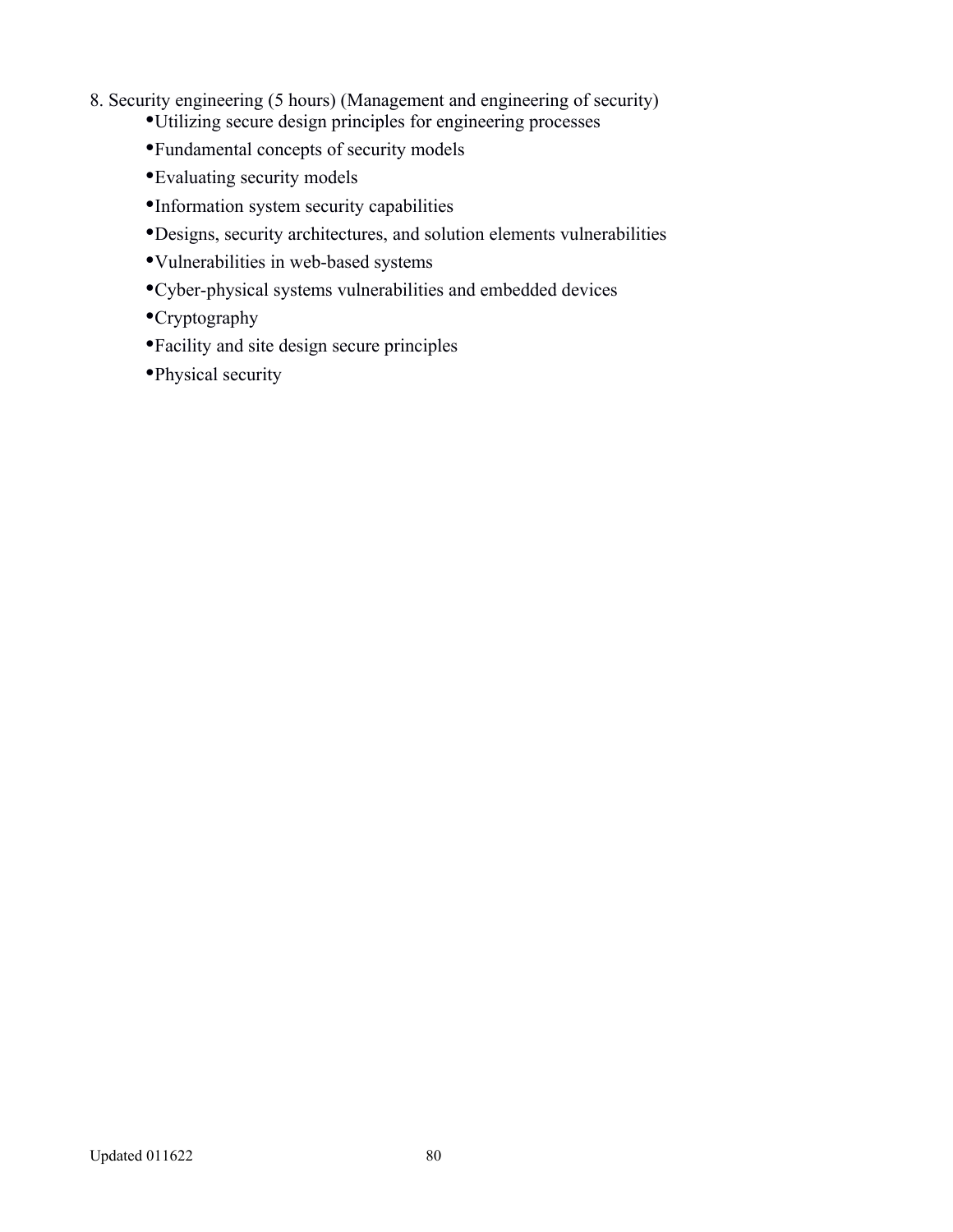8. Security engineering (5 hours) (Management and engineering of security)

- Utilizing secure design principles for engineering processes
- Fundamental concepts of security models
- Evaluating security models
- Information system security capabilities
- Designs, security architectures, and solution elements vulnerabilities
- Vulnerabilities in web-based systems
- Cyber-physical systems vulnerabilities and embedded devices
- Cryptography
- Facility and site design secure principles
- Physical security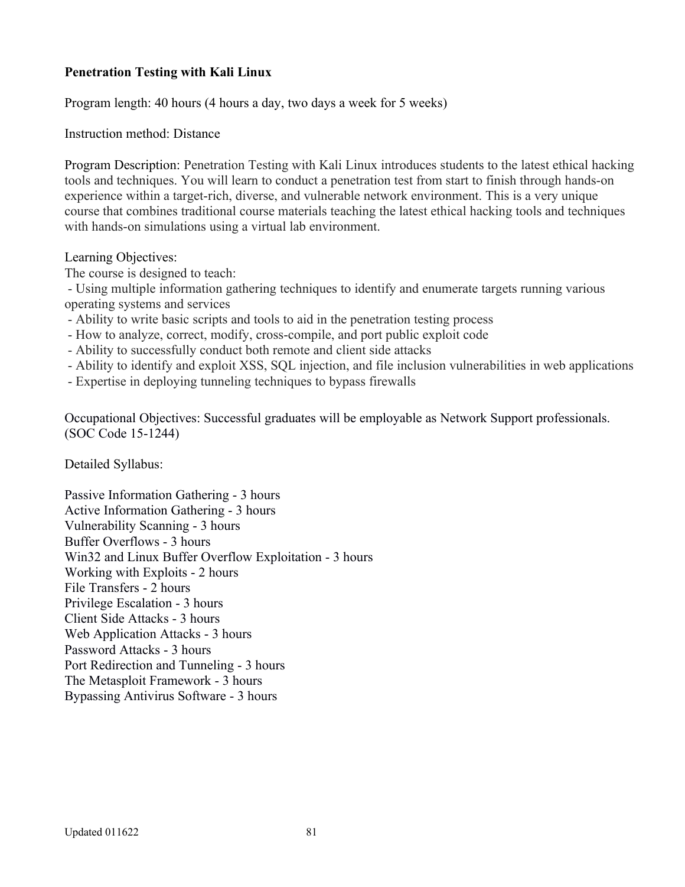**Penetration Testing with Kali Linux**

Program length: 40 hours (4 hours a day, two days a week for 5 weeks)

Instruction method: Distance

Program Description: Penetration Testing with Kali Linux introduces students to the latest ethical hacking tools and techniques. You will learn to conduct a penetration test from start to finish through hands-on experience within a target-rich, diverse, and vulnerable network environment. This is a very unique course that combines traditional course materials teaching the latest ethical hacking tools and techniques with hands-on simulations using a virtual lab environment.

Learning Objectives:
The course is designed to teach:

- Using multiple information gathering techniques to identify and enumerate targets running various operating systems and services
- Ability to write basic scripts and tools to aid in the penetration testing process
- How to analyze, correct, modify, cross-compile, and port public exploit code
- Ability to successfully conduct both remote and client side attacks
- Ability to identify and exploit XSS, SQL injection, and file inclusion vulnerabilities in web applications
- Expertise in deploying tunneling techniques to bypass firewalls

Occupational Objectives: Successful graduates will be employable as Network Support professionals. (SOC Code 15-1244)

Detailed Syllabus:

Passive Information Gathering - 3 hours
Active Information Gathering - 3 hours
Vulnerability Scanning - 3 hours
Buffer Overflows - 3 hours
Win32 and Linux Buffer Overflow Exploitation - 3 hours
Working with Exploits - 2 hours
File Transfers - 2 hours
Privilege Escalation - 3 hours
Client Side Attacks - 3 hours
Web Application Attacks - 3 hours
Password Attacks - 3 hours
Port Redirection and Tunneling - 3 hours
The Metasploit Framework - 3 hours
Bypassing Antivirus Software - 3 hours

Updated 011622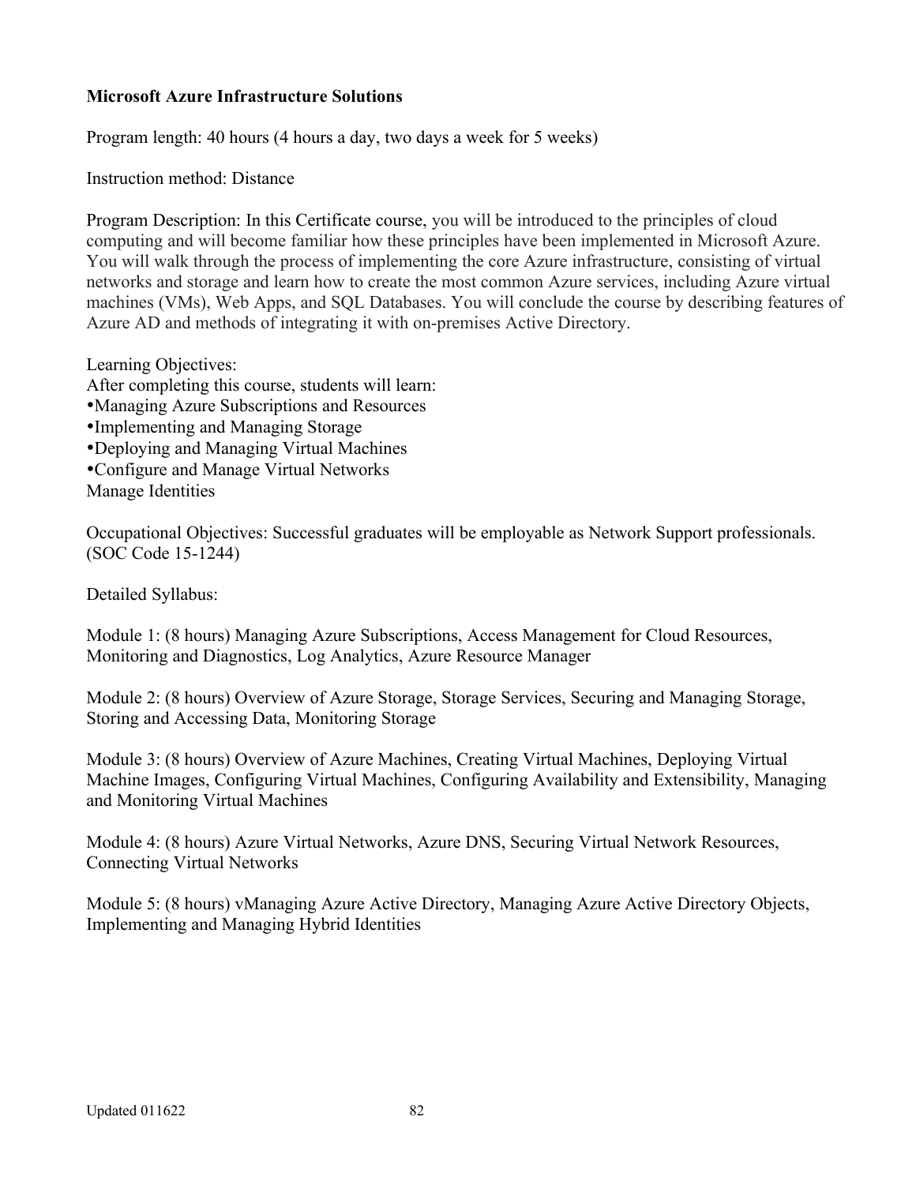**Microsoft Azure Infrastructure Solutions**

Program length: 40 hours (4 hours a day, two days a week for 5 weeks)

Instruction method: Distance

Program Description: In this Certificate course, you will be introduced to the principles of cloud computing and will become familiar how these principles have been implemented in Microsoft Azure. You will walk through the process of implementing the core Azure infrastructure, consisting of virtual networks and storage and learn how to create the most common Azure services, including Azure virtual machines (VMs), Web Apps, and SQL Databases. You will conclude the course by describing features of Azure AD and methods of integrating it with on-premises Active Directory.

Learning Objectives:
After completing this course, students will learn:
•Managing Azure Subscriptions and Resources
•Implementing and Managing Storage
•Deploying and Managing Virtual Machines
•Configure and Manage Virtual Networks
Manage Identities

Occupational Objectives: Successful graduates will be employable as Network Support professionals. (SOC Code 15-1244)

Detailed Syllabus:

Module 1: (8 hours) Managing Azure Subscriptions, Access Management for Cloud Resources, Monitoring and Diagnostics, Log Analytics, Azure Resource Manager

Module 2: (8 hours) Overview of Azure Storage, Storage Services, Securing and Managing Storage, Storing and Accessing Data, Monitoring Storage

Module 3: (8 hours) Overview of Azure Machines, Creating Virtual Machines, Deploying Virtual Machine Images, Configuring Virtual Machines, Configuring Availability and Extensibility, Managing and Monitoring Virtual Machines

Module 4: (8 hours) Azure Virtual Networks, Azure DNS, Securing Virtual Network Resources, Connecting Virtual Networks

Module 5: (8 hours) vManaging Azure Active Directory, Managing Azure Active Directory Objects, Implementing and Managing Hybrid Identities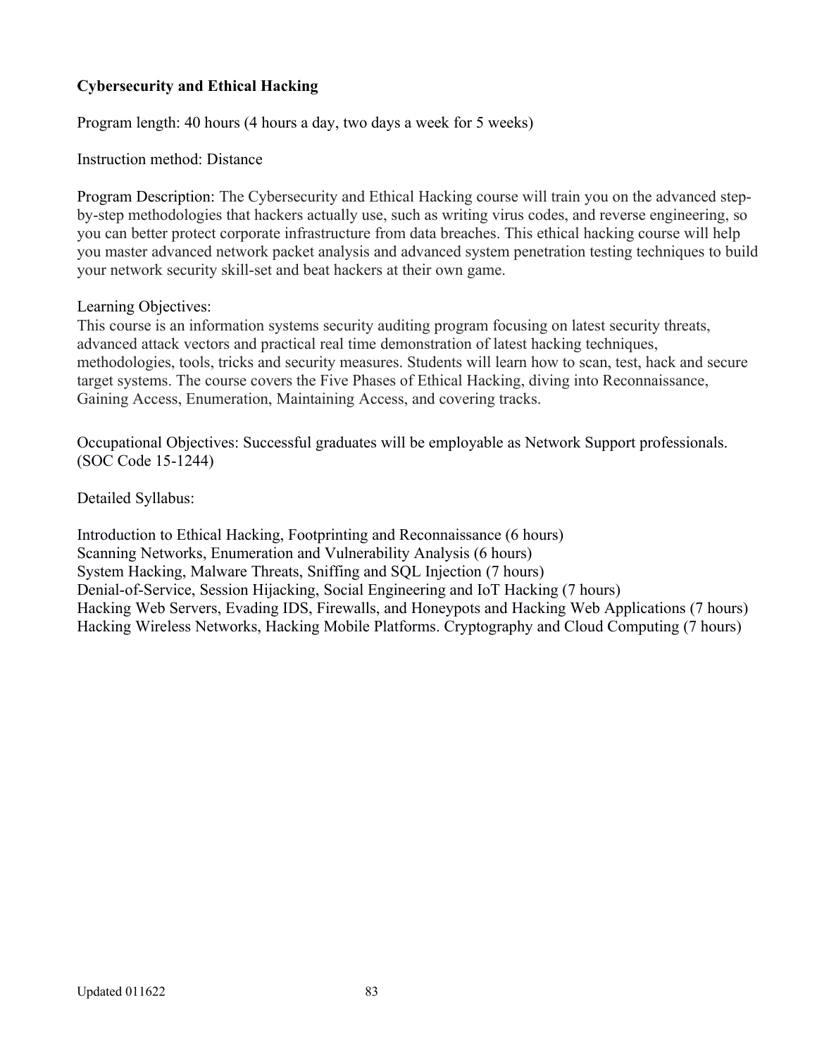**Cybersecurity and Ethical Hacking**

Program length: 40 hours (4 hours a day, two days a week for 5 weeks)

Instruction method: Distance

Program Description: The Cybersecurity and Ethical Hacking course will train you on the advanced step-by-step methodologies that hackers actually use, such as writing virus codes, and reverse engineering, so you can better protect corporate infrastructure from data breaches. This ethical hacking course will help you master advanced network packet analysis and advanced system penetration testing techniques to build your network security skill-set and beat hackers at their own game.

Learning Objectives:
This course is an information systems security auditing program focusing on latest security threats, advanced attack vectors and practical real time demonstration of latest hacking techniques, methodologies, tools, tricks and security measures. Students will learn how to scan, test, hack and secure target systems. The course covers the Five Phases of Ethical Hacking, diving into Reconnaissance, Gaining Access, Enumeration, Maintaining Access, and covering tracks.

Occupational Objectives: Successful graduates will be employable as Network Support professionals. (SOC Code 15-1244)

Detailed Syllabus:

Introduction to Ethical Hacking, Footprinting and Reconnaissance (6 hours)
Scanning Networks, Enumeration and Vulnerability Analysis (6 hours)
System Hacking, Malware Threats, Sniffing and SQL Injection (7 hours)
Denial-of-Service, Session Hijacking, Social Engineering and IoT Hacking (7 hours)
Hacking Web Servers, Evading IDS, Firewalls, and Honeypots and Hacking Web Applications (7 hours)
Hacking Wireless Networks, Hacking Mobile Platforms. Cryptography and Cloud Computing (7 hours)

Updated 011622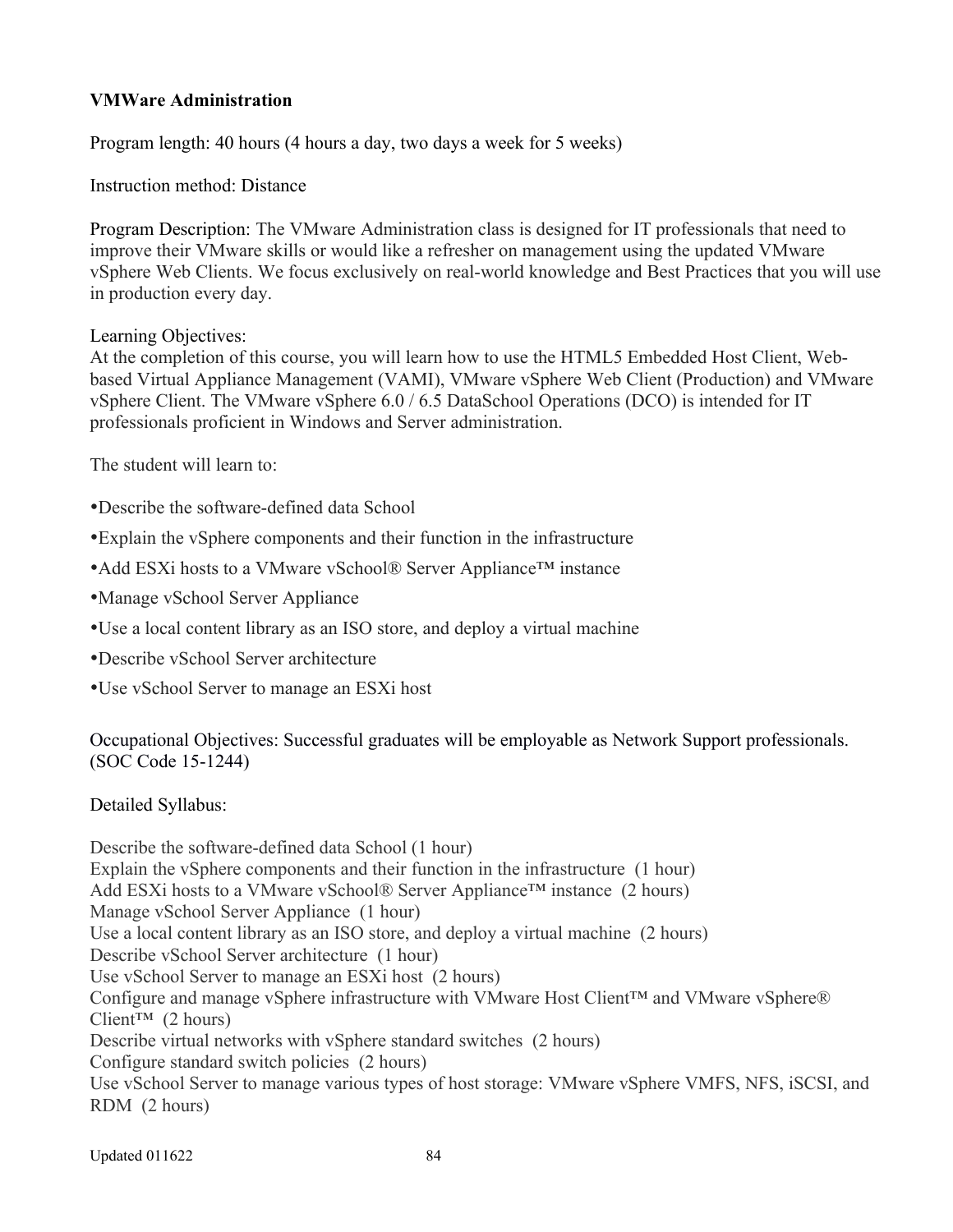**VMWare Administration**

Program length: 40 hours (4 hours a day, two days a week for 5 weeks)

Instruction method: Distance

Program Description: The VMware Administration class is designed for IT professionals that need to improve their VMware skills or would like a refresher on management using the updated VMware vSphere Web Clients. We focus exclusively on real-world knowledge and Best Practices that you will use in production every day.

Learning Objectives:
At the completion of this course, you will learn how to use the HTML5 Embedded Host Client, Web-based Virtual Appliance Management (VAMI), VMware vSphere Web Client (Production) and VMware vSphere Client. The VMware vSphere 6.0 / 6.5 DataSchool Operations (DCO) is intended for IT professionals proficient in Windows and Server administration.

The student will learn to:

- Describe the software-defined data School
- Explain the vSphere components and their function in the infrastructure
- Add ESXi hosts to a VMware vSchool® Server Appliance™ instance
- Manage vSchool Server Appliance
- Use a local content library as an ISO store, and deploy a virtual machine
- Describe vSchool Server architecture
- Use vSchool Server to manage an ESXi host

Occupational Objectives: Successful graduates will be employable as Network Support professionals. (SOC Code 15-1244)

Detailed Syllabus:

Describe the software-defined data School (1 hour)
Explain the vSphere components and their function in the infrastructure (1 hour)
Add ESXi hosts to a VMware vSchool® Server Appliance™ instance (2 hours)
Manage vSchool Server Appliance (1 hour)
Use a local content library as an ISO store, and deploy a virtual machine (2 hours)
Describe vSchool Server architecture (1 hour)
Use vSchool Server to manage an ESXi host (2 hours)
Configure and manage vSphere infrastructure with VMware Host Client™ and VMware vSphere® Client™ (2 hours)
Describe virtual networks with vSphere standard switches (2 hours)
Configure standard switch policies (2 hours)
Use vSchool Server to manage various types of host storage: VMware vSphere VMFS, NFS, iSCSI, and RDM (2 hours)

Updated 011622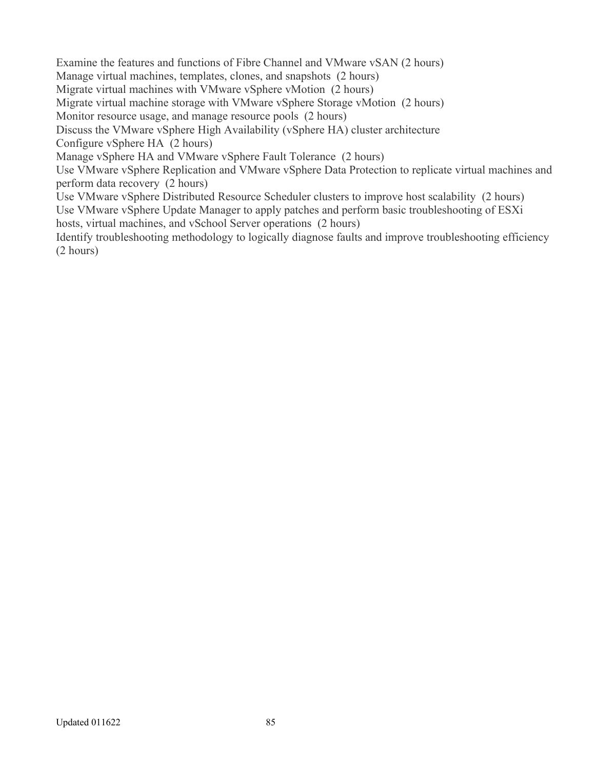Examine the features and functions of Fibre Channel and VMware vSAN (2 hours)
Manage virtual machines, templates, clones, and snapshots  (2 hours)
Migrate virtual machines with VMware vSphere vMotion  (2 hours)
Migrate virtual machine storage with VMware vSphere Storage vMotion  (2 hours)
Monitor resource usage, and manage resource pools  (2 hours)
Discuss the VMware vSphere High Availability (vSphere HA) cluster architecture
Configure vSphere HA  (2 hours)
Manage vSphere HA and VMware vSphere Fault Tolerance  (2 hours)
Use VMware vSphere Replication and VMware vSphere Data Protection to replicate virtual machines and perform data recovery  (2 hours)
Use VMware vSphere Distributed Resource Scheduler clusters to improve host scalability  (2 hours)
Use VMware vSphere Update Manager to apply patches and perform basic troubleshooting of ESXi hosts, virtual machines, and vSchool Server operations  (2 hours)
Identify troubleshooting methodology to logically diagnose faults and improve troubleshooting efficiency (2 hours)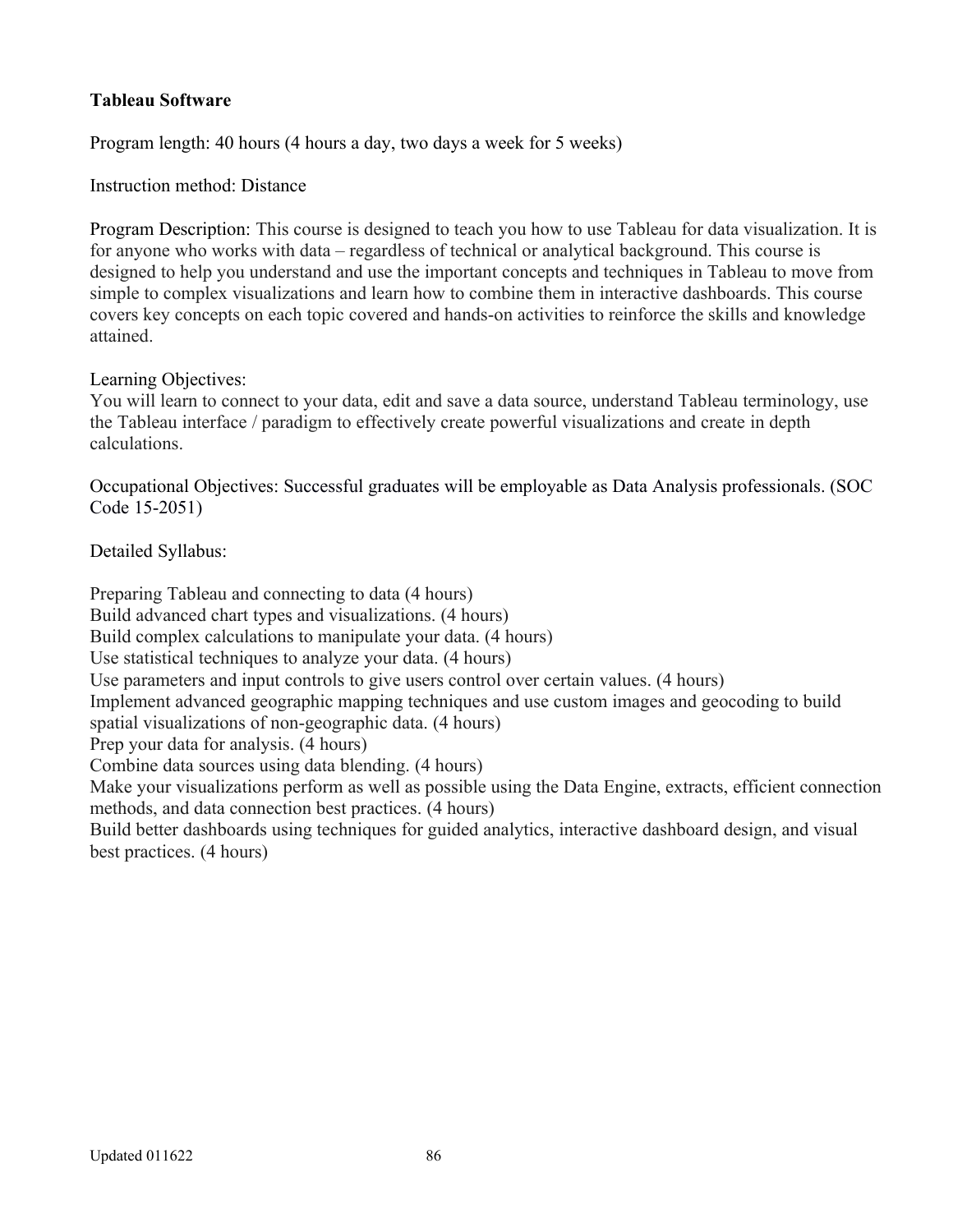**Tableau Software**

Program length: 40 hours (4 hours a day, two days a week for 5 weeks)

Instruction method: Distance

Program Description: This course is designed to teach you how to use Tableau for data visualization. It is for anyone who works with data – regardless of technical or analytical background. This course is designed to help you understand and use the important concepts and techniques in Tableau to move from simple to complex visualizations and learn how to combine them in interactive dashboards. This course covers key concepts on each topic covered and hands-on activities to reinforce the skills and knowledge attained.

Learning Objectives:
You will learn to connect to your data, edit and save a data source, understand Tableau terminology, use the Tableau interface / paradigm to effectively create powerful visualizations and create in depth calculations.

Occupational Objectives: Successful graduates will be employable as Data Analysis professionals. (SOC Code 15-2051)

Detailed Syllabus:

Preparing Tableau and connecting to data (4 hours)
Build advanced chart types and visualizations. (4 hours)
Build complex calculations to manipulate your data. (4 hours)
Use statistical techniques to analyze your data. (4 hours)
Use parameters and input controls to give users control over certain values. (4 hours)
Implement advanced geographic mapping techniques and use custom images and geocoding to build spatial visualizations of non-geographic data. (4 hours)
Prep your data for analysis. (4 hours)
Combine data sources using data blending. (4 hours)
Make your visualizations perform as well as possible using the Data Engine, extracts, efficient connection methods, and data connection best practices. (4 hours)
Build better dashboards using techniques for guided analytics, interactive dashboard design, and visual best practices. (4 hours)

Updated 011622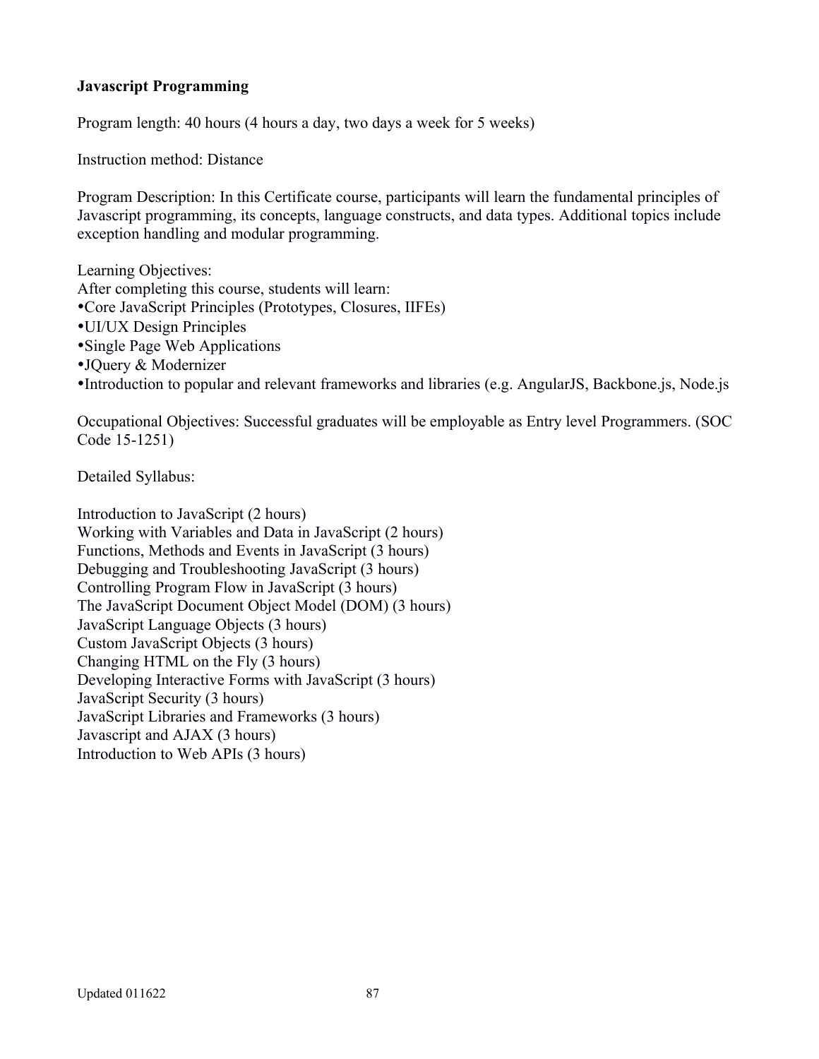**Javascript Programming**

Program length: 40 hours (4 hours a day, two days a week for 5 weeks)

Instruction method: Distance

Program Description: In this Certificate course, participants will learn the fundamental principles of Javascript programming, its concepts, language constructs, and data types. Additional topics include exception handling and modular programming.

Learning Objectives:
After completing this course, students will learn:

- Core JavaScript Principles (Prototypes, Closures, IIFEs)
- UI/UX Design Principles
- Single Page Web Applications
- JQuery & Modernizer
- Introduction to popular and relevant frameworks and libraries (e.g. AngularJS, Backbone.js, Node.js

Occupational Objectives: Successful graduates will be employable as Entry level Programmers. (SOC Code 15-1251)

Detailed Syllabus:

Introduction to JavaScript (2 hours)
Working with Variables and Data in JavaScript (2 hours)
Functions, Methods and Events in JavaScript (3 hours)
Debugging and Troubleshooting JavaScript (3 hours)
Controlling Program Flow in JavaScript (3 hours)
The JavaScript Document Object Model (DOM) (3 hours)
JavaScript Language Objects (3 hours)
Custom JavaScript Objects (3 hours)
Changing HTML on the Fly (3 hours)
Developing Interactive Forms with JavaScript (3 hours)
JavaScript Security (3 hours)
JavaScript Libraries and Frameworks (3 hours)
Javascript and AJAX (3 hours)
Introduction to Web APIs (3 hours)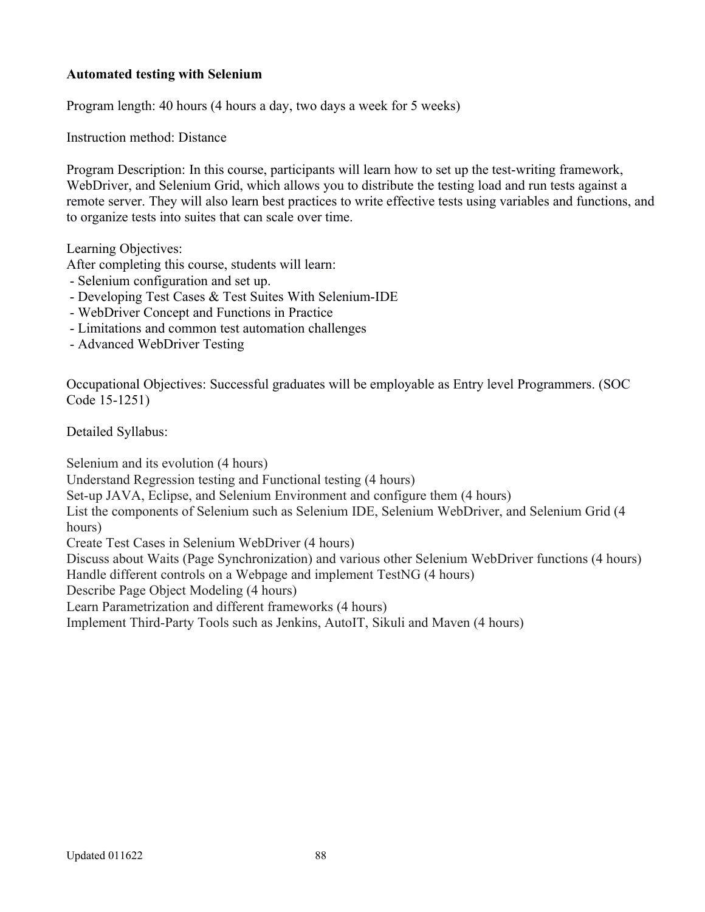**Automated testing with Selenium**

Program length: 40 hours (4 hours a day, two days a week for 5 weeks)

Instruction method: Distance

Program Description: In this course, participants will learn how to set up the test-writing framework, WebDriver, and Selenium Grid, which allows you to distribute the testing load and run tests against a remote server. They will also learn best practices to write effective tests using variables and functions, and to organize tests into suites that can scale over time.

Learning Objectives:
After completing this course, students will learn:
- Selenium configuration and set up.
- Developing Test Cases & Test Suites With Selenium-IDE
- WebDriver Concept and Functions in Practice
- Limitations and common test automation challenges
- Advanced WebDriver Testing

Occupational Objectives: Successful graduates will be employable as Entry level Programmers. (SOC Code 15-1251)

Detailed Syllabus:

Selenium and its evolution (4 hours)
Understand Regression testing and Functional testing (4 hours)
Set-up JAVA, Eclipse, and Selenium Environment and configure them (4 hours)
List the components of Selenium such as Selenium IDE, Selenium WebDriver, and Selenium Grid (4 hours)
Create Test Cases in Selenium WebDriver (4 hours)
Discuss about Waits (Page Synchronization) and various other Selenium WebDriver functions (4 hours)
Handle different controls on a Webpage and implement TestNG (4 hours)
Describe Page Object Modeling (4 hours)
Learn Parametrization and different frameworks (4 hours)
Implement Third-Party Tools such as Jenkins, AutoIT, Sikuli and Maven (4 hours)

Updated 011622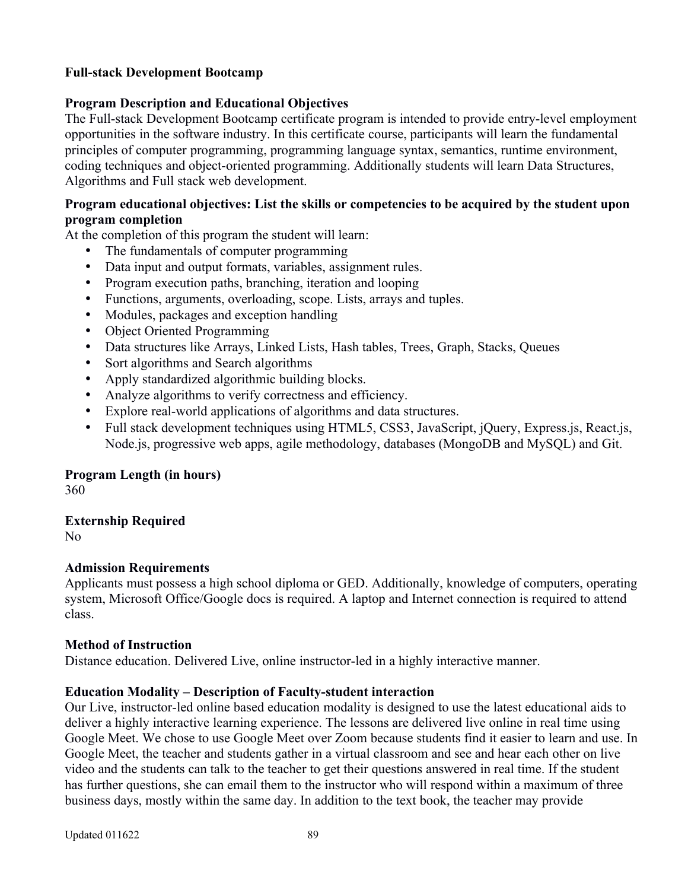**Full-stack Development Bootcamp**

**Program Description and Educational Objectives**

The Full-stack Development Bootcamp certificate program is intended to provide entry-level employment opportunities in the software industry. In this certificate course, participants will learn the fundamental principles of computer programming, programming language syntax, semantics, runtime environment, coding techniques and object-oriented programming. Additionally students will learn Data Structures, Algorithms and Full stack web development.

**Program educational objectives: List the skills or competencies to be acquired by the student upon program completion**

At the completion of this program the student will learn:

- The fundamentals of computer programming
- Data input and output formats, variables, assignment rules.
- Program execution paths, branching, iteration and looping
- Functions, arguments, overloading, scope. Lists, arrays and tuples.
- Modules, packages and exception handling
- Object Oriented Programming
- Data structures like Arrays, Linked Lists, Hash tables, Trees, Graph, Stacks, Queues
- Sort algorithms and Search algorithms
- Apply standardized algorithmic building blocks.
- Analyze algorithms to verify correctness and efficiency.
- Explore real-world applications of algorithms and data structures.
- Full stack development techniques using HTML5, CSS3, JavaScript, jQuery, Express.js, React.js, Node.js, progressive web apps, agile methodology, databases (MongoDB and MySQL) and Git.

**Program Length (in hours)**

360

**Externship Required**

No

**Admission Requirements**

Applicants must possess a high school diploma or GED. Additionally, knowledge of computers, operating system, Microsoft Office/Google docs is required. A laptop and Internet connection is required to attend class.

**Method of Instruction**

Distance education. Delivered Live, online instructor-led in a highly interactive manner.

**Education Modality – Description of Faculty-student interaction**

Our Live, instructor-led online based education modality is designed to use the latest educational aids to deliver a highly interactive learning experience. The lessons are delivered live online in real time using Google Meet. We chose to use Google Meet over Zoom because students find it easier to learn and use. In Google Meet, the teacher and students gather in a virtual classroom and see and hear each other on live video and the students can talk to the teacher to get their questions answered in real time. If the student has further questions, she can email them to the instructor who will respond within a maximum of three business days, mostly within the same day. In addition to the text book, the teacher may provide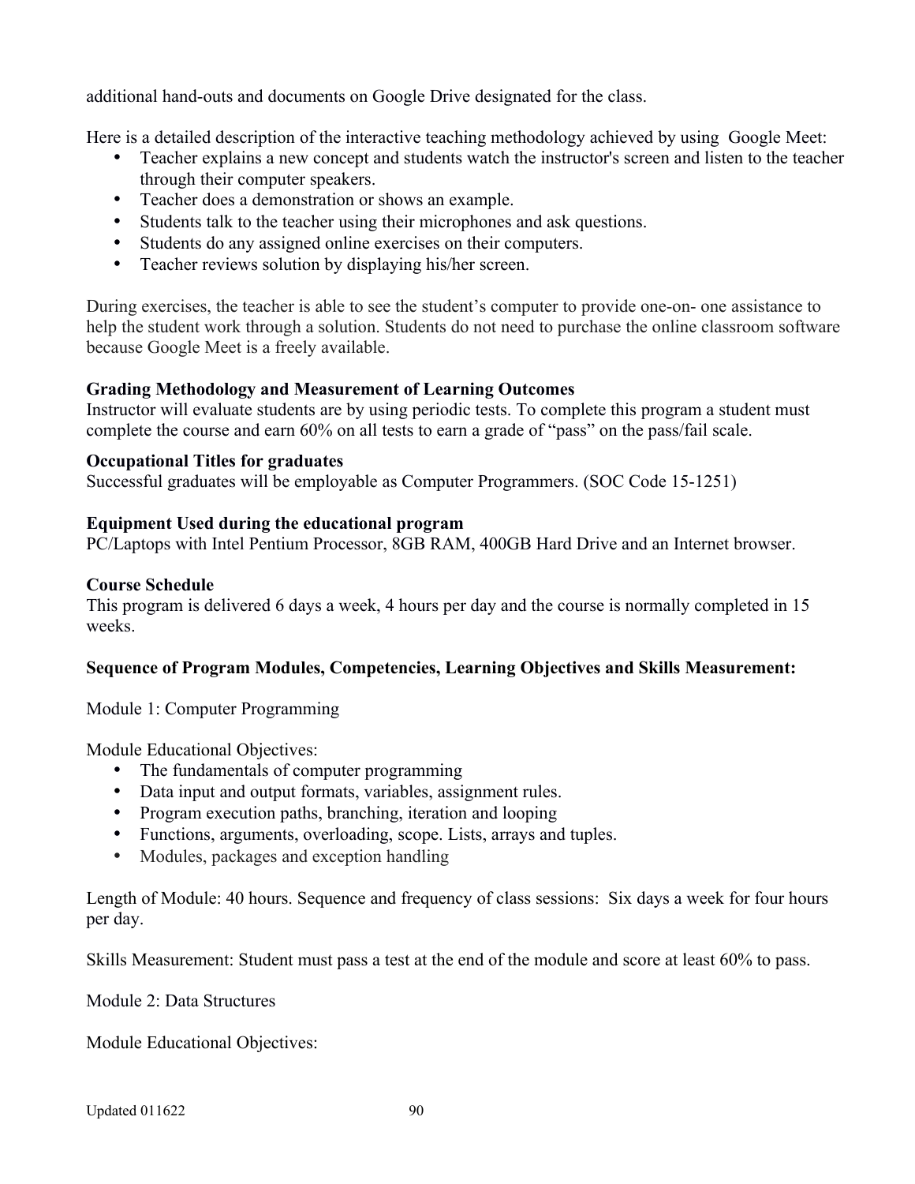additional hand-outs and documents on Google Drive designated for the class.

Here is a detailed description of the interactive teaching methodology achieved by using Google Meet:

- Teacher explains a new concept and students watch the instructor's screen and listen to the teacher through their computer speakers.
- Teacher does a demonstration or shows an example.
- Students talk to the teacher using their microphones and ask questions.
- Students do any assigned online exercises on their computers.
- Teacher reviews solution by displaying his/her screen.

During exercises, the teacher is able to see the student's computer to provide one-on- one assistance to help the student work through a solution. Students do not need to purchase the online classroom software because Google Meet is a freely available.

**Grading Methodology and Measurement of Learning Outcomes**
Instructor will evaluate students are by using periodic tests. To complete this program a student must complete the course and earn 60% on all tests to earn a grade of "pass" on the pass/fail scale.

**Occupational Titles for graduates**
Successful graduates will be employable as Computer Programmers. (SOC Code 15-1251)

**Equipment Used during the educational program**
PC/Laptops with Intel Pentium Processor, 8GB RAM, 400GB Hard Drive and an Internet browser.

**Course Schedule**
This program is delivered 6 days a week, 4 hours per day and the course is normally completed in 15 weeks.

**Sequence of Program Modules, Competencies, Learning Objectives and Skills Measurement:**

Module 1: Computer Programming

Module Educational Objectives:

- The fundamentals of computer programming
- Data input and output formats, variables, assignment rules.
- Program execution paths, branching, iteration and looping
- Functions, arguments, overloading, scope. Lists, arrays and tuples.
- Modules, packages and exception handling

Length of Module: 40 hours. Sequence and frequency of class sessions: Six days a week for four hours per day.

Skills Measurement: Student must pass a test at the end of the module and score at least 60% to pass.

Module 2: Data Structures

Module Educational Objectives: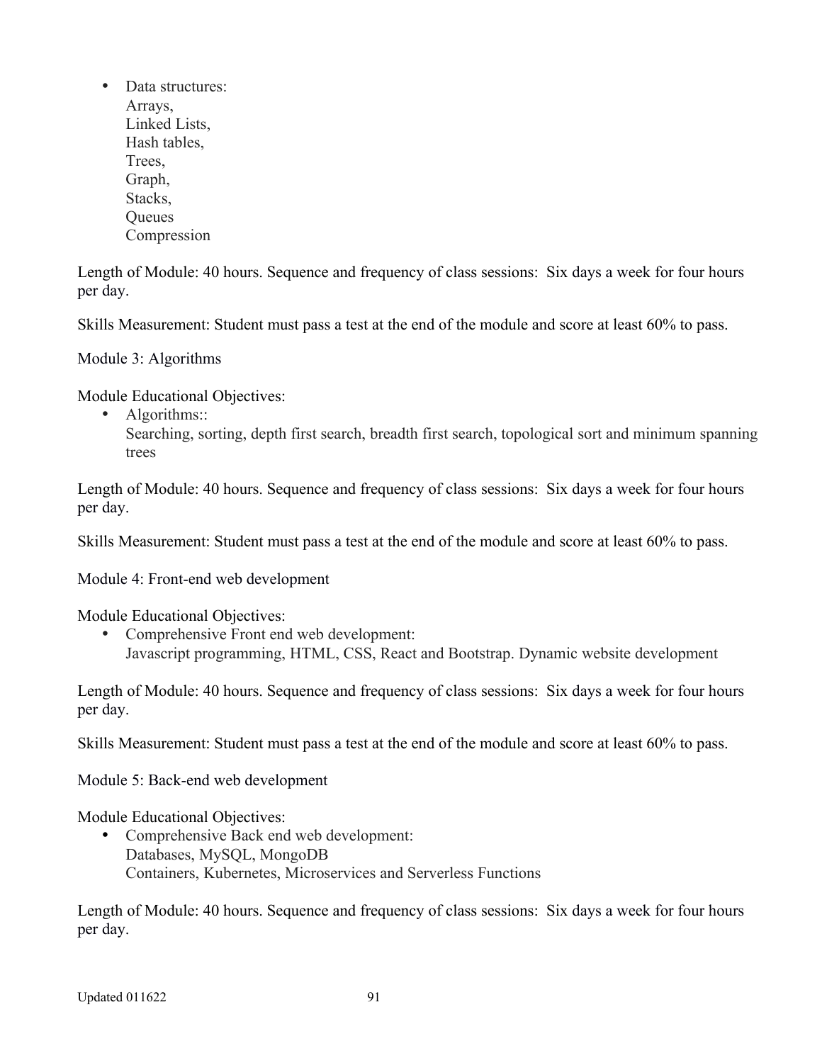- Data structures:
  Arrays,
  Linked Lists,
  Hash tables,
  Trees,
  Graph,
  Stacks,
  Queues
  Compression

Length of Module: 40 hours. Sequence and frequency of class sessions: Six days a week for four hours per day.

Skills Measurement: Student must pass a test at the end of the module and score at least 60% to pass.

Module 3: Algorithms

Module Educational Objectives:

- Algorithms::
  Searching, sorting, depth first search, breadth first search, topological sort and minimum spanning trees

Length of Module: 40 hours. Sequence and frequency of class sessions: Six days a week for four hours per day.

Skills Measurement: Student must pass a test at the end of the module and score at least 60% to pass.

Module 4: Front-end web development

Module Educational Objectives:

- Comprehensive Front end web development:
  Javascript programming, HTML, CSS, React and Bootstrap. Dynamic website development

Length of Module: 40 hours. Sequence and frequency of class sessions: Six days a week for four hours per day.

Skills Measurement: Student must pass a test at the end of the module and score at least 60% to pass.

Module 5: Back-end web development

Module Educational Objectives:

- Comprehensive Back end web development:
  Databases, MySQL, MongoDB
  Containers, Kubernetes, Microservices and Serverless Functions

Length of Module: 40 hours. Sequence and frequency of class sessions: Six days a week for four hours per day.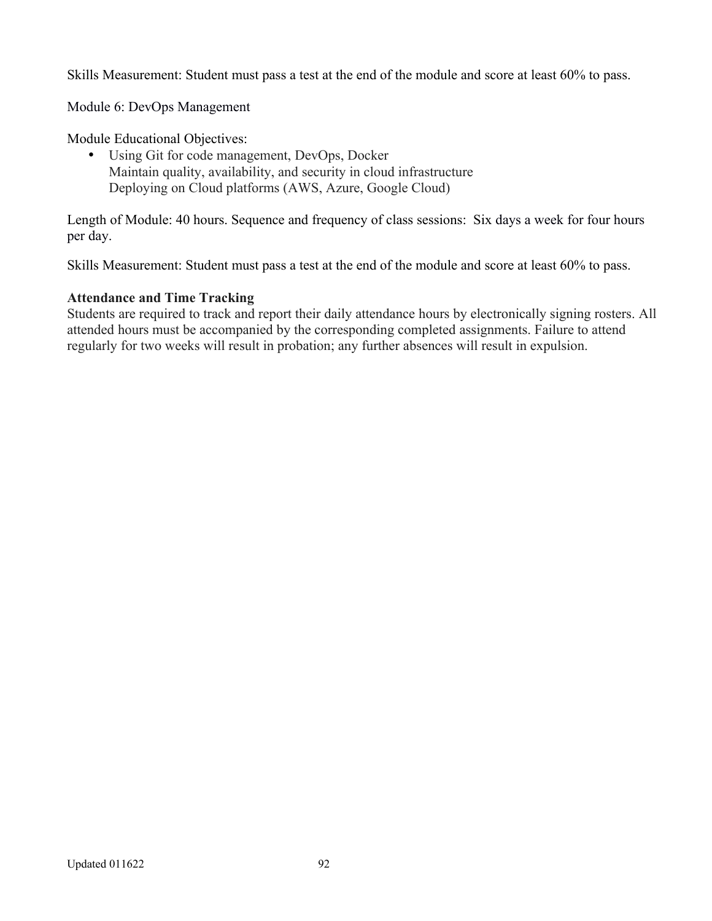Skills Measurement: Student must pass a test at the end of the module and score at least 60% to pass.

Module 6: DevOps Management

Module Educational Objectives:

- Using Git for code management, DevOps, Docker
  Maintain quality, availability, and security in cloud infrastructure
  Deploying on Cloud platforms (AWS, Azure, Google Cloud)

Length of Module: 40 hours. Sequence and frequency of class sessions: Six days a week for four hours per day.

Skills Measurement: Student must pass a test at the end of the module and score at least 60% to pass.

**Attendance and Time Tracking**

Students are required to track and report their daily attendance hours by electronically signing rosters. All attended hours must be accompanied by the corresponding completed assignments. Failure to attend regularly for two weeks will result in probation; any further absences will result in expulsion.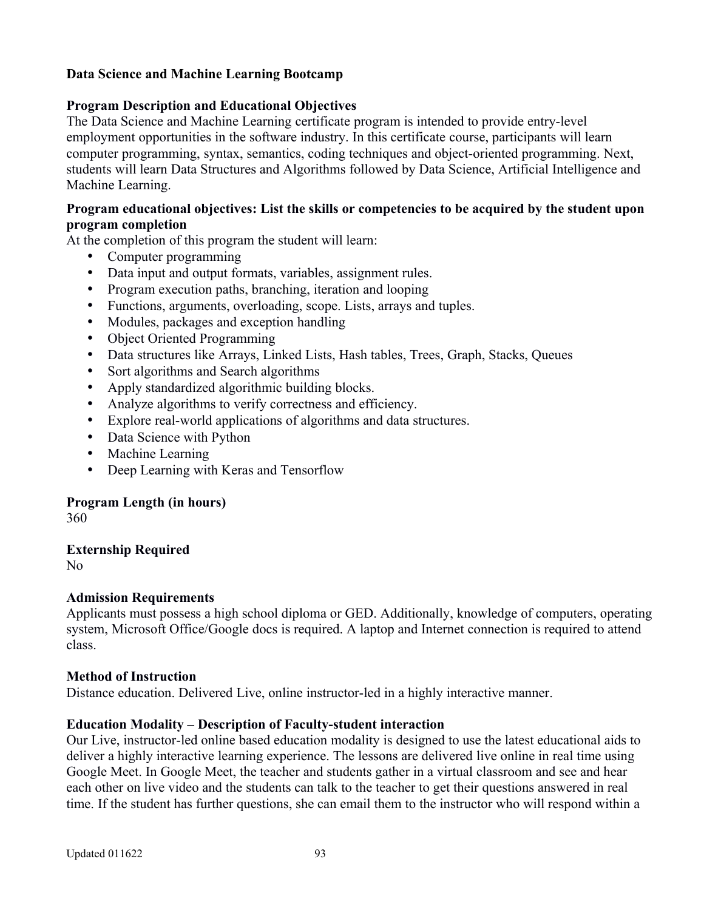**Data Science and Machine Learning Bootcamp**

**Program Description and Educational Objectives**

The Data Science and Machine Learning certificate program is intended to provide entry-level employment opportunities in the software industry. In this certificate course, participants will learn computer programming, syntax, semantics, coding techniques and object-oriented programming. Next, students will learn Data Structures and Algorithms followed by Data Science, Artificial Intelligence and Machine Learning.

**Program educational objectives: List the skills or competencies to be acquired by the student upon program completion**

At the completion of this program the student will learn:

- Computer programming
- Data input and output formats, variables, assignment rules.
- Program execution paths, branching, iteration and looping
- Functions, arguments, overloading, scope. Lists, arrays and tuples.
- Modules, packages and exception handling
- Object Oriented Programming
- Data structures like Arrays, Linked Lists, Hash tables, Trees, Graph, Stacks, Queues
- Sort algorithms and Search algorithms
- Apply standardized algorithmic building blocks.
- Analyze algorithms to verify correctness and efficiency.
- Explore real-world applications of algorithms and data structures.
- Data Science with Python
- Machine Learning
- Deep Learning with Keras and Tensorflow

**Program Length (in hours)**

360

**Externship Required**

No

**Admission Requirements**

Applicants must possess a high school diploma or GED. Additionally, knowledge of computers, operating system, Microsoft Office/Google docs is required. A laptop and Internet connection is required to attend class.

**Method of Instruction**

Distance education. Delivered Live, online instructor-led in a highly interactive manner.

**Education Modality – Description of Faculty-student interaction**

Our Live, instructor-led online based education modality is designed to use the latest educational aids to deliver a highly interactive learning experience. The lessons are delivered live online in real time using Google Meet. In Google Meet, the teacher and students gather in a virtual classroom and see and hear each other on live video and the students can talk to the teacher to get their questions answered in real time. If the student has further questions, she can email them to the instructor who will respond within a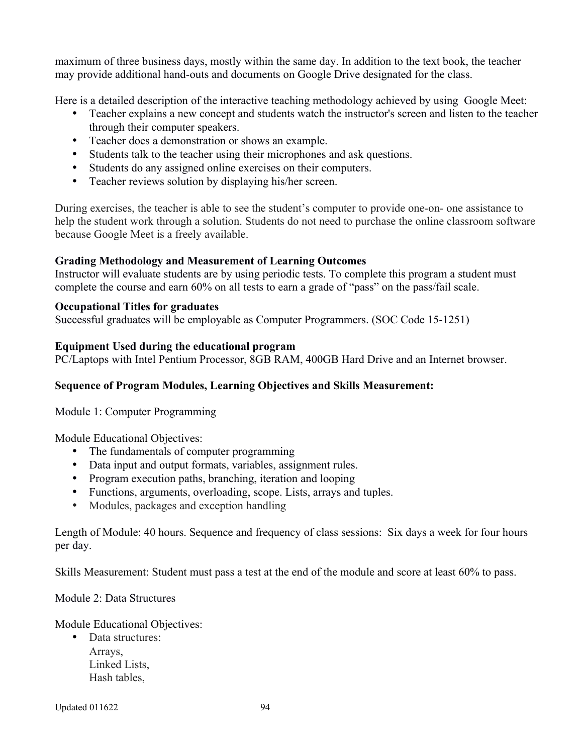maximum of three business days, mostly within the same day. In addition to the text book, the teacher may provide additional hand-outs and documents on Google Drive designated for the class.

Here is a detailed description of the interactive teaching methodology achieved by using Google Meet:

- Teacher explains a new concept and students watch the instructor's screen and listen to the teacher through their computer speakers.
- Teacher does a demonstration or shows an example.
- Students talk to the teacher using their microphones and ask questions.
- Students do any assigned online exercises on their computers.
- Teacher reviews solution by displaying his/her screen.

During exercises, the teacher is able to see the student's computer to provide one-on- one assistance to help the student work through a solution. Students do not need to purchase the online classroom software because Google Meet is a freely available.

**Grading Methodology and Measurement of Learning Outcomes**
Instructor will evaluate students are by using periodic tests. To complete this program a student must complete the course and earn 60% on all tests to earn a grade of "pass" on the pass/fail scale.

**Occupational Titles for graduates**
Successful graduates will be employable as Computer Programmers. (SOC Code 15-1251)

**Equipment Used during the educational program**
PC/Laptops with Intel Pentium Processor, 8GB RAM, 400GB Hard Drive and an Internet browser.

**Sequence of Program Modules, Learning Objectives and Skills Measurement:**

Module 1: Computer Programming

Module Educational Objectives:

- The fundamentals of computer programming
- Data input and output formats, variables, assignment rules.
- Program execution paths, branching, iteration and looping
- Functions, arguments, overloading, scope. Lists, arrays and tuples.
- Modules, packages and exception handling

Length of Module: 40 hours. Sequence and frequency of class sessions: Six days a week for four hours per day.

Skills Measurement: Student must pass a test at the end of the module and score at least 60% to pass.

Module 2: Data Structures

Module Educational Objectives:

- Data structures:
  Arrays,
  Linked Lists,
  Hash tables,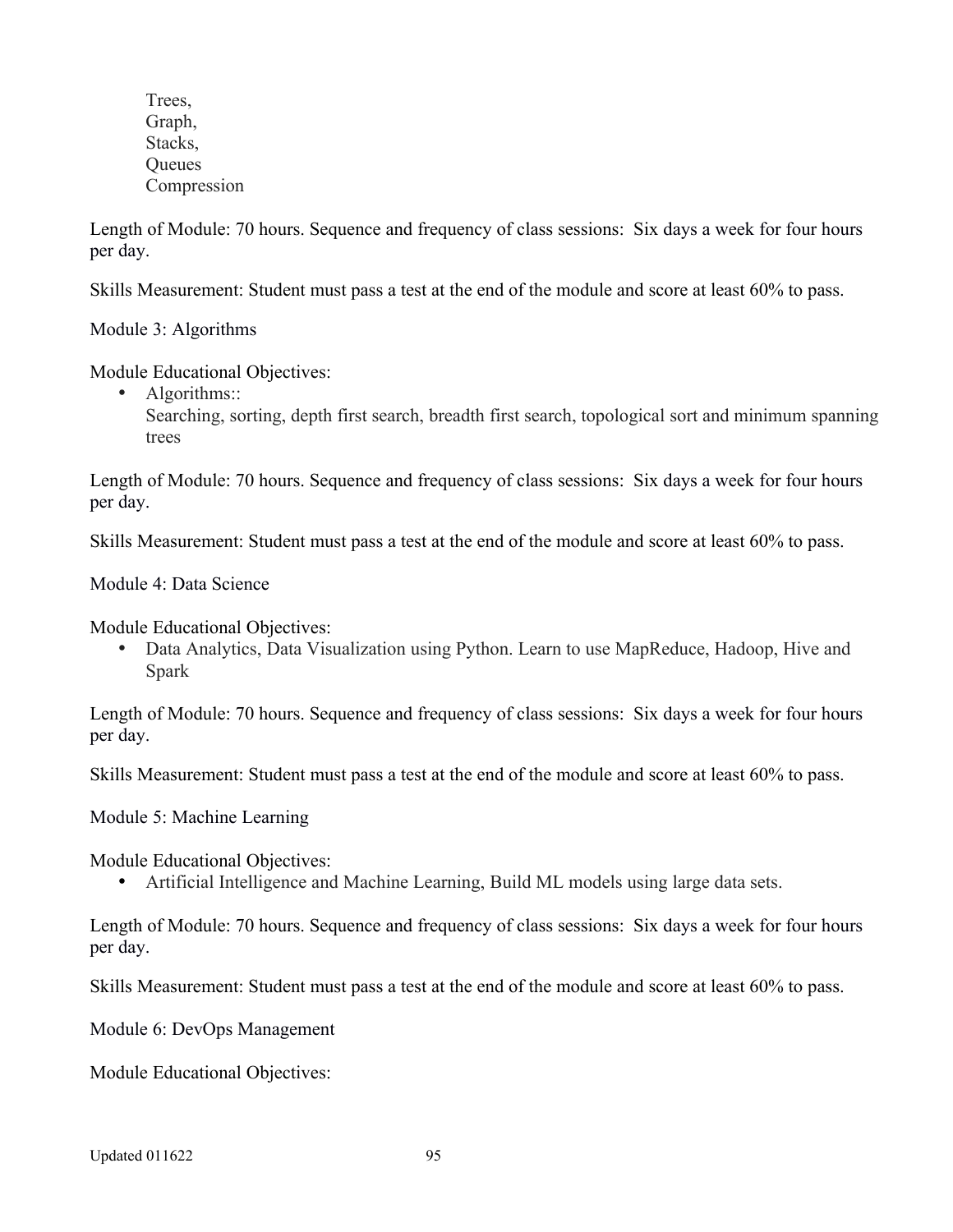Trees,
Graph,
Stacks,
Queues
Compression

Length of Module: 70 hours. Sequence and frequency of class sessions: Six days a week for four hours per day.

Skills Measurement: Student must pass a test at the end of the module and score at least 60% to pass.

Module 3: Algorithms

Module Educational Objectives:

- Algorithms::
  Searching, sorting, depth first search, breadth first search, topological sort and minimum spanning trees

Length of Module: 70 hours. Sequence and frequency of class sessions: Six days a week for four hours per day.

Skills Measurement: Student must pass a test at the end of the module and score at least 60% to pass.

Module 4: Data Science

Module Educational Objectives:

- Data Analytics, Data Visualization using Python. Learn to use MapReduce, Hadoop, Hive and Spark

Length of Module: 70 hours. Sequence and frequency of class sessions: Six days a week for four hours per day.

Skills Measurement: Student must pass a test at the end of the module and score at least 60% to pass.

Module 5: Machine Learning

Module Educational Objectives:

- Artificial Intelligence and Machine Learning, Build ML models using large data sets.

Length of Module: 70 hours. Sequence and frequency of class sessions: Six days a week for four hours per day.

Skills Measurement: Student must pass a test at the end of the module and score at least 60% to pass.

Module 6: DevOps Management

Module Educational Objectives: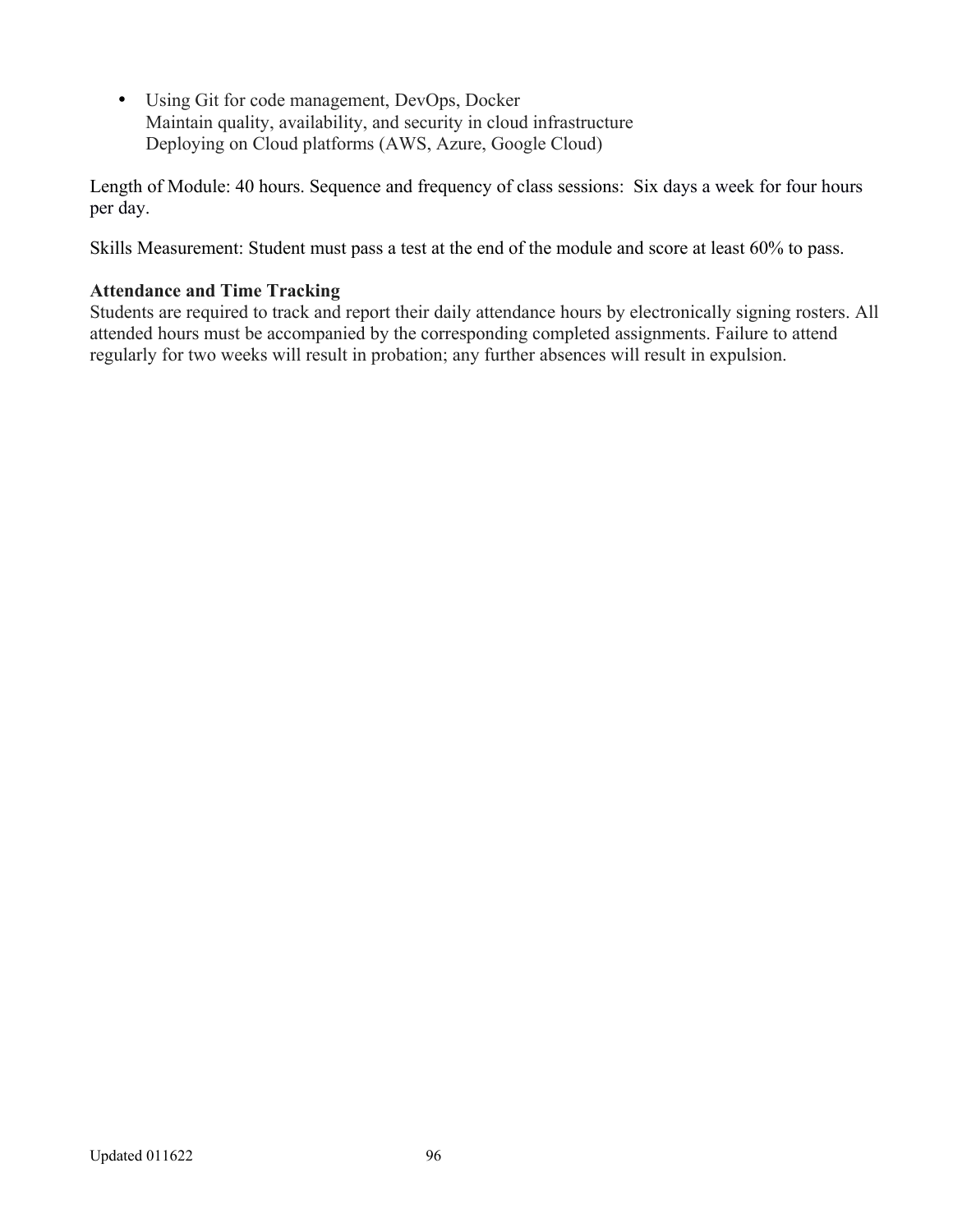- Using Git for code management, DevOps, Docker
  Maintain quality, availability, and security in cloud infrastructure
  Deploying on Cloud platforms (AWS, Azure, Google Cloud)

Length of Module: 40 hours. Sequence and frequency of class sessions: Six days a week for four hours per day.

Skills Measurement: Student must pass a test at the end of the module and score at least 60% to pass.

**Attendance and Time Tracking**
Students are required to track and report their daily attendance hours by electronically signing rosters. All attended hours must be accompanied by the corresponding completed assignments. Failure to attend regularly for two weeks will result in probation; any further absences will result in expulsion.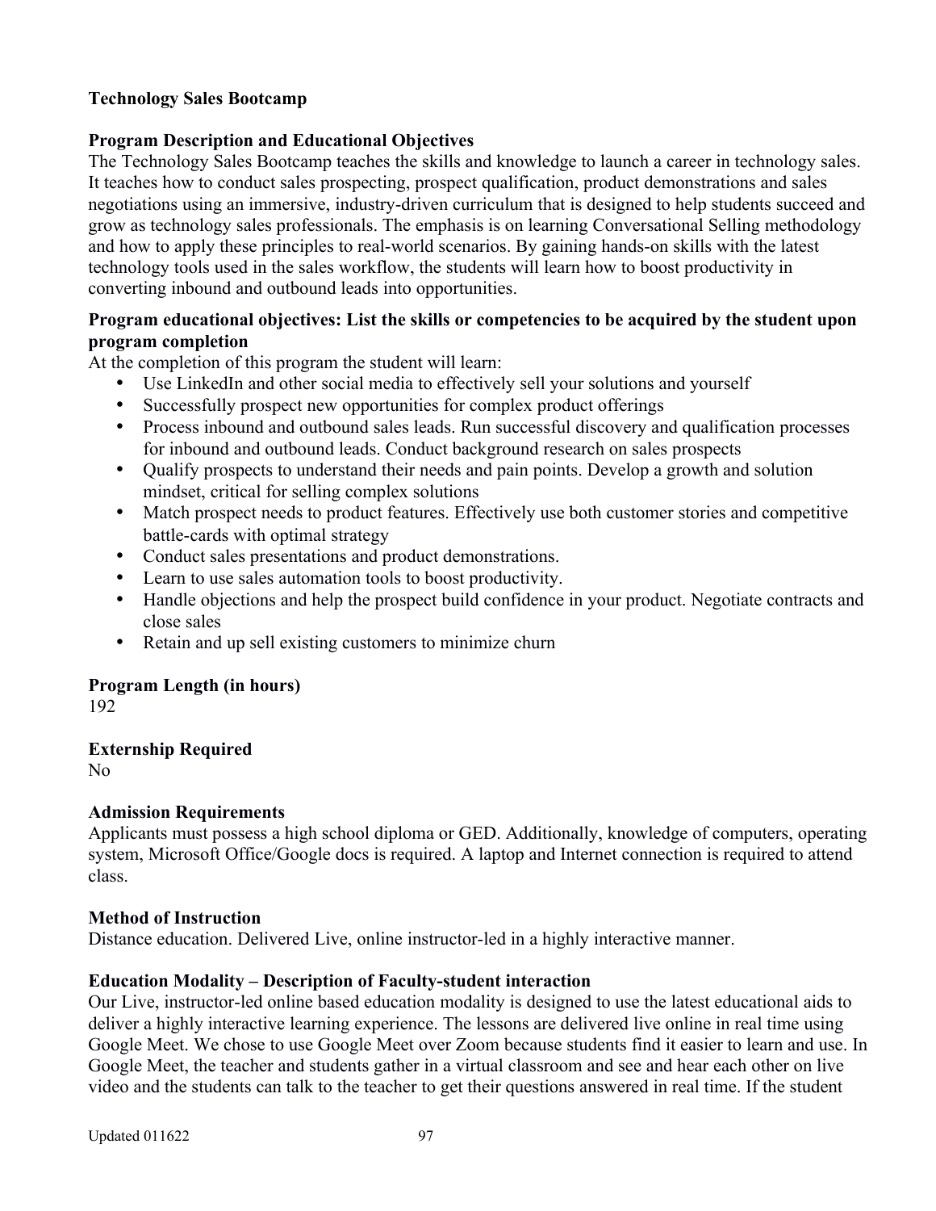**Technology Sales Bootcamp**

**Program Description and Educational Objectives**
The Technology Sales Bootcamp teaches the skills and knowledge to launch a career in technology sales. It teaches how to conduct sales prospecting, prospect qualification, product demonstrations and sales negotiations using an immersive, industry-driven curriculum that is designed to help students succeed and grow as technology sales professionals. The emphasis is on learning Conversational Selling methodology and how to apply these principles to real-world scenarios. By gaining hands-on skills with the latest technology tools used in the sales workflow, the students will learn how to boost productivity in converting inbound and outbound leads into opportunities.

**Program educational objectives: List the skills or competencies to be acquired by the student upon program completion**
At the completion of this program the student will learn:

- Use LinkedIn and other social media to effectively sell your solutions and yourself
- Successfully prospect new opportunities for complex product offerings
- Process inbound and outbound sales leads. Run successful discovery and qualification processes for inbound and outbound leads. Conduct background research on sales prospects
- Qualify prospects to understand their needs and pain points. Develop a growth and solution mindset, critical for selling complex solutions
- Match prospect needs to product features. Effectively use both customer stories and competitive battle-cards with optimal strategy
- Conduct sales presentations and product demonstrations.
- Learn to use sales automation tools to boost productivity.
- Handle objections and help the prospect build confidence in your product. Negotiate contracts and close sales
- Retain and up sell existing customers to minimize churn

**Program Length (in hours)**
192

**Externship Required**
No

**Admission Requirements**
Applicants must possess a high school diploma or GED. Additionally, knowledge of computers, operating system, Microsoft Office/Google docs is required. A laptop and Internet connection is required to attend class.

**Method of Instruction**
Distance education. Delivered Live, online instructor-led in a highly interactive manner.

**Education Modality – Description of Faculty-student interaction**
Our Live, instructor-led online based education modality is designed to use the latest educational aids to deliver a highly interactive learning experience. The lessons are delivered live online in real time using Google Meet. We chose to use Google Meet over Zoom because students find it easier to learn and use. In Google Meet, the teacher and students gather in a virtual classroom and see and hear each other on live video and the students can talk to the teacher to get their questions answered in real time. If the student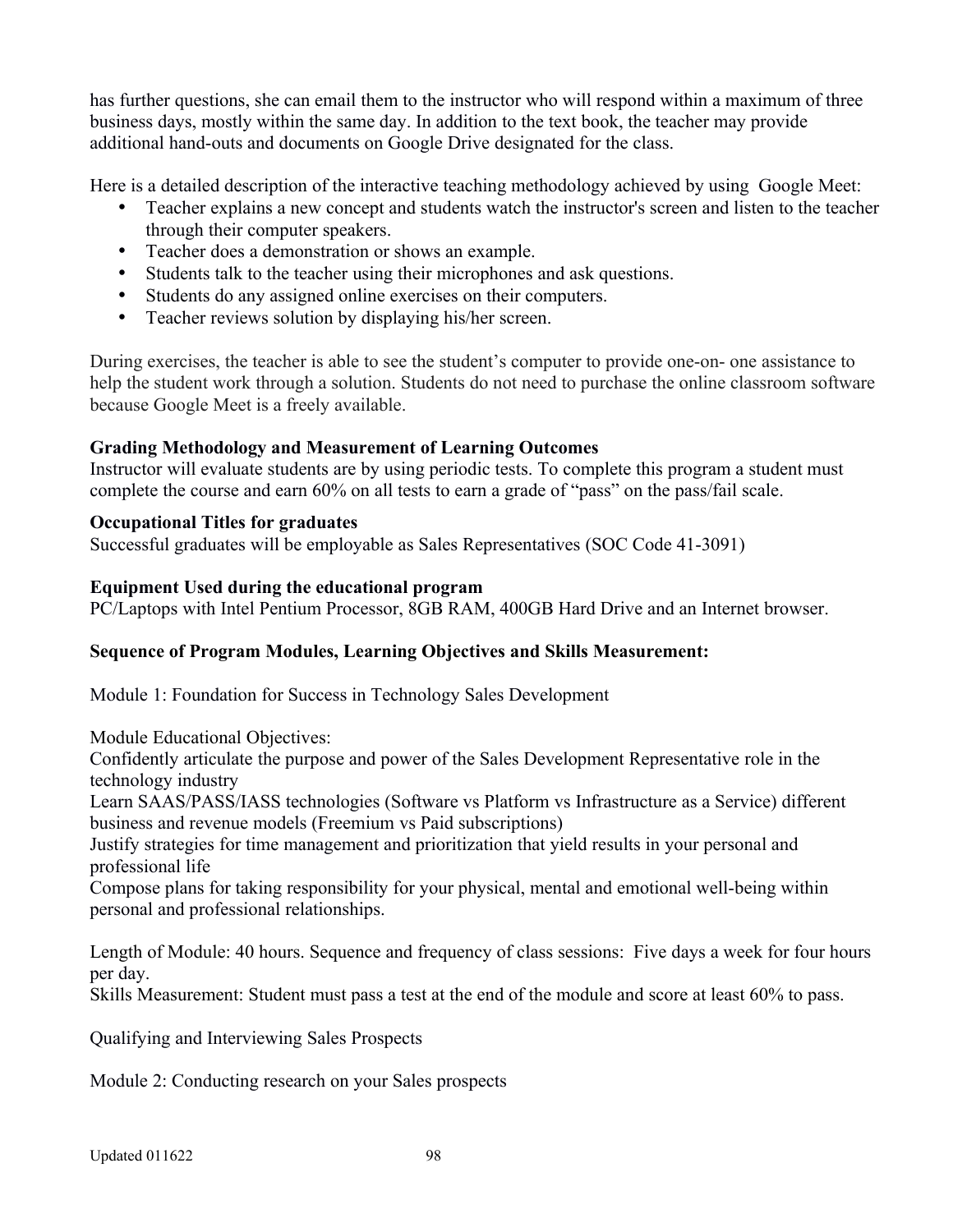has further questions, she can email them to the instructor who will respond within a maximum of three business days, mostly within the same day. In addition to the text book, the teacher may provide additional hand-outs and documents on Google Drive designated for the class.

Here is a detailed description of the interactive teaching methodology achieved by using Google Meet:

- Teacher explains a new concept and students watch the instructor's screen and listen to the teacher through their computer speakers.
- Teacher does a demonstration or shows an example.
- Students talk to the teacher using their microphones and ask questions.
- Students do any assigned online exercises on their computers.
- Teacher reviews solution by displaying his/her screen.

During exercises, the teacher is able to see the student's computer to provide one-on- one assistance to help the student work through a solution. Students do not need to purchase the online classroom software because Google Meet is a freely available.

**Grading Methodology and Measurement of Learning Outcomes**
Instructor will evaluate students are by using periodic tests. To complete this program a student must complete the course and earn 60% on all tests to earn a grade of "pass" on the pass/fail scale.

**Occupational Titles for graduates**
Successful graduates will be employable as Sales Representatives (SOC Code 41-3091)

**Equipment Used during the educational program**
PC/Laptops with Intel Pentium Processor, 8GB RAM, 400GB Hard Drive and an Internet browser.

**Sequence of Program Modules, Learning Objectives and Skills Measurement:**

Module 1: Foundation for Success in Technology Sales Development

Module Educational Objectives:
Confidently articulate the purpose and power of the Sales Development Representative role in the technology industry
Learn SAAS/PASS/IASS technologies (Software vs Platform vs Infrastructure as a Service) different business and revenue models (Freemium vs Paid subscriptions)
Justify strategies for time management and prioritization that yield results in your personal and professional life
Compose plans for taking responsibility for your physical, mental and emotional well-being within personal and professional relationships.

Length of Module: 40 hours. Sequence and frequency of class sessions: Five days a week for four hours per day.
Skills Measurement: Student must pass a test at the end of the module and score at least 60% to pass.

Qualifying and Interviewing Sales Prospects

Module 2: Conducting research on your Sales prospects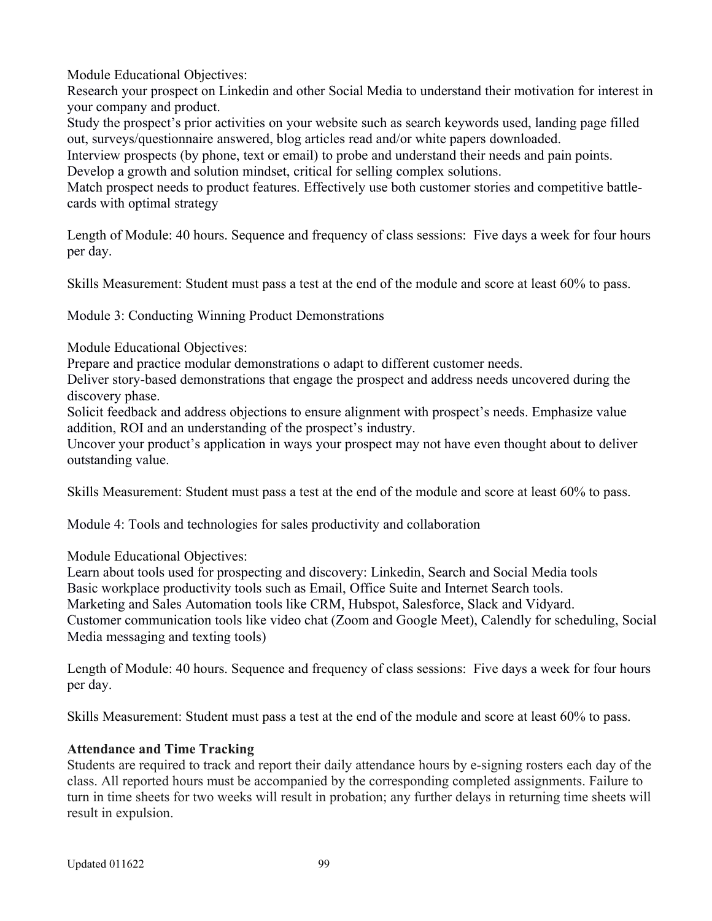Module Educational Objectives:
Research your prospect on Linkedin and other Social Media to understand their motivation for interest in your company and product.
Study the prospect's prior activities on your website such as search keywords used, landing page filled out, surveys/questionnaire answered, blog articles read and/or white papers downloaded.
Interview prospects (by phone, text or email) to probe and understand their needs and pain points.
Develop a growth and solution mindset, critical for selling complex solutions.
Match prospect needs to product features. Effectively use both customer stories and competitive battle-cards with optimal strategy

Length of Module: 40 hours. Sequence and frequency of class sessions: Five days a week for four hours per day.

Skills Measurement: Student must pass a test at the end of the module and score at least 60% to pass.

Module 3: Conducting Winning Product Demonstrations

Module Educational Objectives:
Prepare and practice modular demonstrations o adapt to different customer needs.
Deliver story-based demonstrations that engage the prospect and address needs uncovered during the discovery phase.
Solicit feedback and address objections to ensure alignment with prospect's needs. Emphasize value addition, ROI and an understanding of the prospect's industry.
Uncover your product's application in ways your prospect may not have even thought about to deliver outstanding value.

Skills Measurement: Student must pass a test at the end of the module and score at least 60% to pass.

Module 4: Tools and technologies for sales productivity and collaboration

Module Educational Objectives:
Learn about tools used for prospecting and discovery: Linkedin, Search and Social Media tools
Basic workplace productivity tools such as Email, Office Suite and Internet Search tools.
Marketing and Sales Automation tools like CRM, Hubspot, Salesforce, Slack and Vidyard.
Customer communication tools like video chat (Zoom and Google Meet), Calendly for scheduling, Social Media messaging and texting tools)

Length of Module: 40 hours. Sequence and frequency of class sessions: Five days a week for four hours per day.

Skills Measurement: Student must pass a test at the end of the module and score at least 60% to pass.

**Attendance and Time Tracking**

Students are required to track and report their daily attendance hours by e-signing rosters each day of the class. All reported hours must be accompanied by the corresponding completed assignments. Failure to turn in time sheets for two weeks will result in probation; any further delays in returning time sheets will result in expulsion.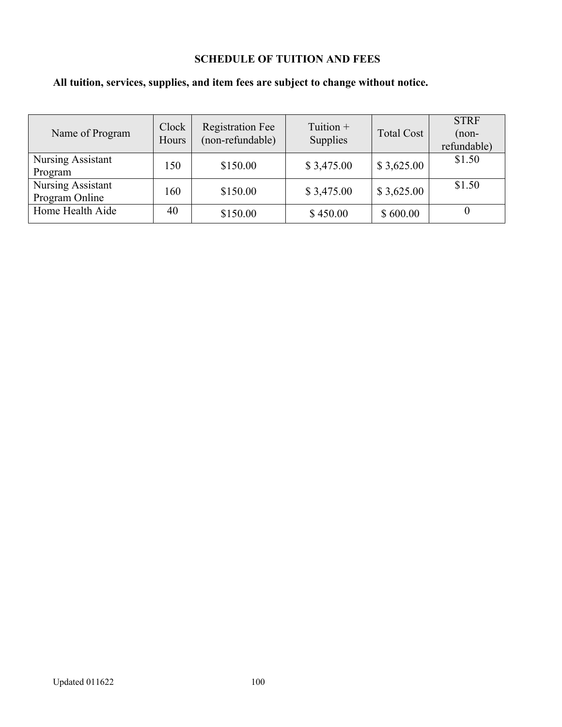## SCHEDULE OF TUITION AND FEES

**All tuition, services, supplies, and item fees are subject to change without notice.**

| Name of Program | Clock Hours | Registration Fee (non-refundable) | Tuition + Supplies | Total Cost | STRF (non-refundable) |
|---|---|---|---|---|---|
| Nursing Assistant Program | 150 | $150.00 | $ 3,475.00 | $ 3,625.00 | $1.50 |
| Nursing Assistant Program Online | 160 | $150.00 | $ 3,475.00 | $ 3,625.00 | $1.50 |
| Home Health Aide | 40 | $150.00 | $ 450.00 | $ 600.00 | 0 |

Updated 011622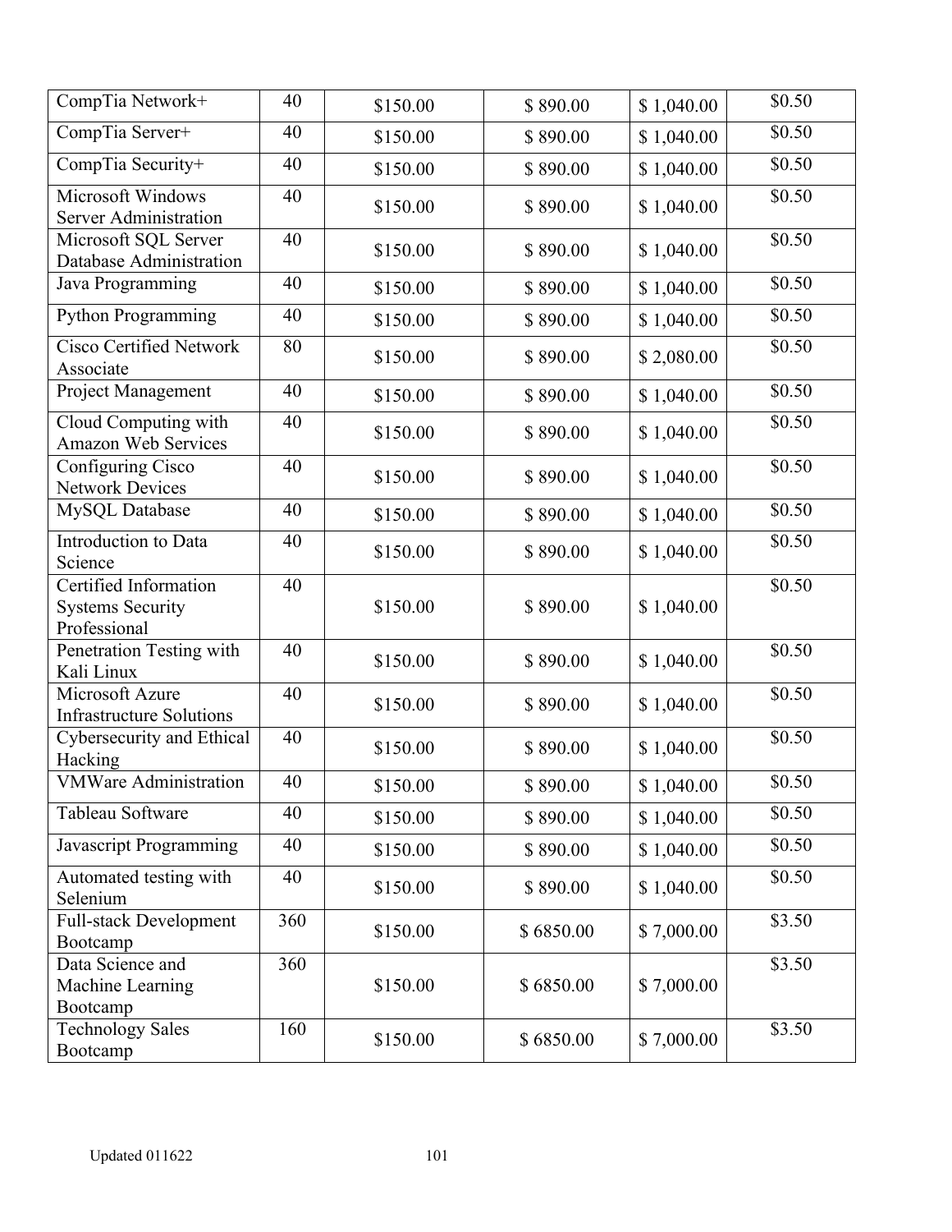| CompTia Network+ | 40 | $150.00 | $ 890.00 | $ 1,040.00 | $0.50 |
|---|---|---|---|---|---|
| CompTia Server+ | 40 | $150.00 | $ 890.00 | $ 1,040.00 | $0.50 |
| CompTia Security+ | 40 | $150.00 | $ 890.00 | $ 1,040.00 | $0.50 |
| Microsoft Windows Server Administration | 40 | $150.00 | $ 890.00 | $ 1,040.00 | $0.50 |
| Microsoft SQL Server Database Administration | 40 | $150.00 | $ 890.00 | $ 1,040.00 | $0.50 |
| Java Programming | 40 | $150.00 | $ 890.00 | $ 1,040.00 | $0.50 |
| Python Programming | 40 | $150.00 | $ 890.00 | $ 1,040.00 | $0.50 |
| Cisco Certified Network Associate | 80 | $150.00 | $ 890.00 | $ 2,080.00 | $0.50 |
| Project Management | 40 | $150.00 | $ 890.00 | $ 1,040.00 | $0.50 |
| Cloud Computing with Amazon Web Services | 40 | $150.00 | $ 890.00 | $ 1,040.00 | $0.50 |
| Configuring Cisco Network Devices | 40 | $150.00 | $ 890.00 | $ 1,040.00 | $0.50 |
| MySQL Database | 40 | $150.00 | $ 890.00 | $ 1,040.00 | $0.50 |
| Introduction to Data Science | 40 | $150.00 | $ 890.00 | $ 1,040.00 | $0.50 |
| Certified Information Systems Security Professional | 40 | $150.00 | $ 890.00 | $ 1,040.00 | $0.50 |
| Penetration Testing with Kali Linux | 40 | $150.00 | $ 890.00 | $ 1,040.00 | $0.50 |
| Microsoft Azure Infrastructure Solutions | 40 | $150.00 | $ 890.00 | $ 1,040.00 | $0.50 |
| Cybersecurity and Ethical Hacking | 40 | $150.00 | $ 890.00 | $ 1,040.00 | $0.50 |
| VMWare Administration | 40 | $150.00 | $ 890.00 | $ 1,040.00 | $0.50 |
| Tableau Software | 40 | $150.00 | $ 890.00 | $ 1,040.00 | $0.50 |
| Javascript Programming | 40 | $150.00 | $ 890.00 | $ 1,040.00 | $0.50 |
| Automated testing with Selenium | 40 | $150.00 | $ 890.00 | $ 1,040.00 | $0.50 |
| Full-stack Development Bootcamp | 360 | $150.00 | $ 6850.00 | $ 7,000.00 | $3.50 |
| Data Science and Machine Learning Bootcamp | 360 | $150.00 | $ 6850.00 | $ 7,000.00 | $3.50 |
| Technology Sales Bootcamp | 160 | $150.00 | $ 6850.00 | $ 7,000.00 | $3.50 |

Updated 011622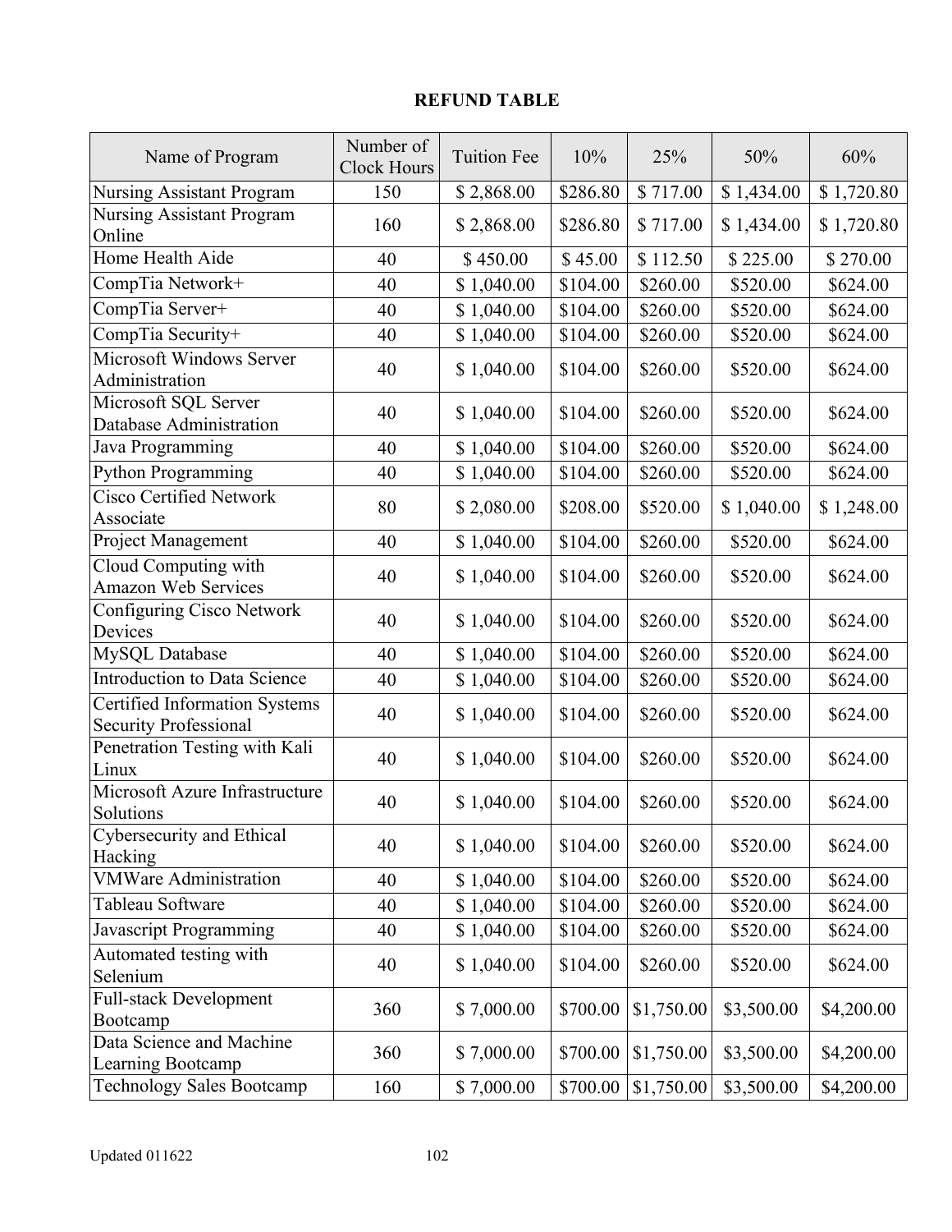## REFUND TABLE

| Name of Program | Number of Clock Hours | Tuition Fee | 10% | 25% | 50% | 60% |
|---|---|---|---|---|---|---|
| Nursing Assistant Program | 150 | $ 2,868.00 | $286.80 | $ 717.00 | $ 1,434.00 | $ 1,720.80 |
| Nursing Assistant Program Online | 160 | $ 2,868.00 | $286.80 | $ 717.00 | $ 1,434.00 | $ 1,720.80 |
| Home Health Aide | 40 | $ 450.00 | $ 45.00 | $ 112.50 | $ 225.00 | $ 270.00 |
| CompTia Network+ | 40 | $ 1,040.00 | $104.00 | $260.00 | $520.00 | $624.00 |
| CompTia Server+ | 40 | $ 1,040.00 | $104.00 | $260.00 | $520.00 | $624.00 |
| CompTia Security+ | 40 | $ 1,040.00 | $104.00 | $260.00 | $520.00 | $624.00 |
| Microsoft Windows Server Administration | 40 | $ 1,040.00 | $104.00 | $260.00 | $520.00 | $624.00 |
| Microsoft SQL Server Database Administration | 40 | $ 1,040.00 | $104.00 | $260.00 | $520.00 | $624.00 |
| Java Programming | 40 | $ 1,040.00 | $104.00 | $260.00 | $520.00 | $624.00 |
| Python Programming | 40 | $ 1,040.00 | $104.00 | $260.00 | $520.00 | $624.00 |
| Cisco Certified Network Associate | 80 | $ 2,080.00 | $208.00 | $520.00 | $ 1,040.00 | $ 1,248.00 |
| Project Management | 40 | $ 1,040.00 | $104.00 | $260.00 | $520.00 | $624.00 |
| Cloud Computing with Amazon Web Services | 40 | $ 1,040.00 | $104.00 | $260.00 | $520.00 | $624.00 |
| Configuring Cisco Network Devices | 40 | $ 1,040.00 | $104.00 | $260.00 | $520.00 | $624.00 |
| MySQL Database | 40 | $ 1,040.00 | $104.00 | $260.00 | $520.00 | $624.00 |
| Introduction to Data Science | 40 | $ 1,040.00 | $104.00 | $260.00 | $520.00 | $624.00 |
| Certified Information Systems Security Professional | 40 | $ 1,040.00 | $104.00 | $260.00 | $520.00 | $624.00 |
| Penetration Testing with Kali Linux | 40 | $ 1,040.00 | $104.00 | $260.00 | $520.00 | $624.00 |
| Microsoft Azure Infrastructure Solutions | 40 | $ 1,040.00 | $104.00 | $260.00 | $520.00 | $624.00 |
| Cybersecurity and Ethical Hacking | 40 | $ 1,040.00 | $104.00 | $260.00 | $520.00 | $624.00 |
| VMWare Administration | 40 | $ 1,040.00 | $104.00 | $260.00 | $520.00 | $624.00 |
| Tableau Software | 40 | $ 1,040.00 | $104.00 | $260.00 | $520.00 | $624.00 |
| Javascript Programming | 40 | $ 1,040.00 | $104.00 | $260.00 | $520.00 | $624.00 |
| Automated testing with Selenium | 40 | $ 1,040.00 | $104.00 | $260.00 | $520.00 | $624.00 |
| Full-stack Development Bootcamp | 360 | $ 7,000.00 | $700.00 | $1,750.00 | $3,500.00 | $4,200.00 |
| Data Science and Machine Learning Bootcamp | 360 | $ 7,000.00 | $700.00 | $1,750.00 | $3,500.00 | $4,200.00 |
| Technology Sales Bootcamp | 160 | $ 7,000.00 | $700.00 | $1,750.00 | $3,500.00 | $4,200.00 |

Updated 011622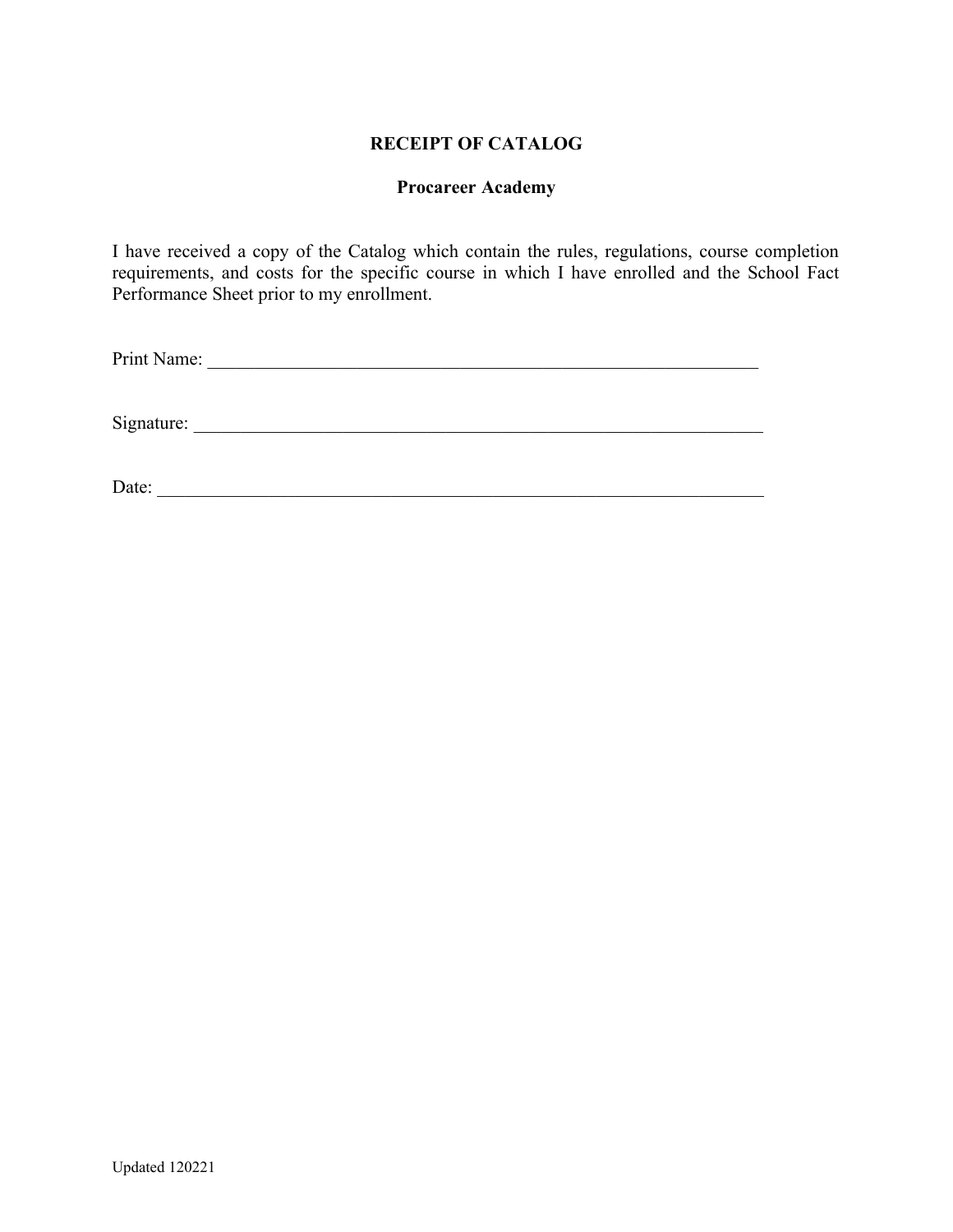# RECEIPT OF CATALOG

## Procareer Academy

I have received a copy of the Catalog which contain the rules, regulations, course completion requirements, and costs for the specific course in which I have enrolled and the School Fact Performance Sheet prior to my enrollment.

Print Name: _______________________________________________________________

Signature: _________________________________________________________________

Date: _____________________________________________________________________

Updated 120221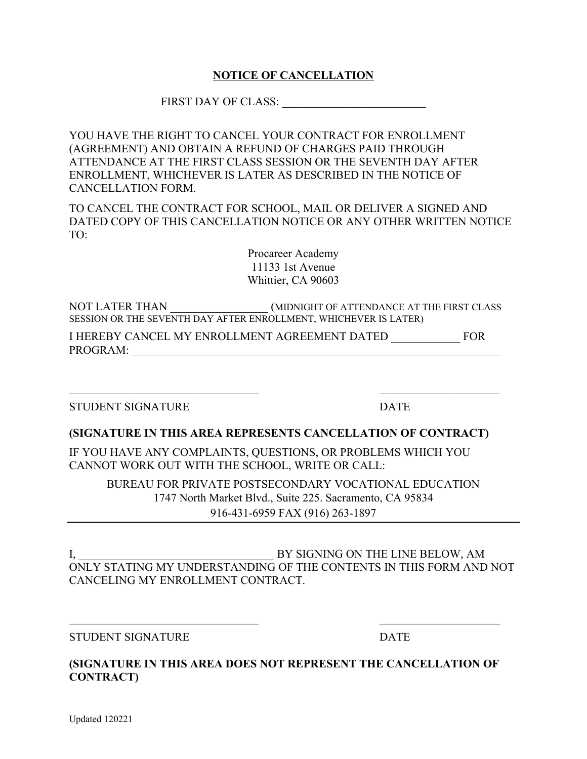# NOTICE OF CANCELLATION

FIRST DAY OF CLASS: _________________________

YOU HAVE THE RIGHT TO CANCEL YOUR CONTRACT FOR ENROLLMENT (AGREEMENT) AND OBTAIN A REFUND OF CHARGES PAID THROUGH ATTENDANCE AT THE FIRST CLASS SESSION OR THE SEVENTH DAY AFTER ENROLLMENT, WHICHEVER IS LATER AS DESCRIBED IN THE NOTICE OF CANCELLATION FORM.

TO CANCEL THE CONTRACT FOR SCHOOL, MAIL OR DELIVER A SIGNED AND DATED COPY OF THIS CANCELLATION NOTICE OR ANY OTHER WRITTEN NOTICE TO:

Procareer Academy
11133 1st Avenue
Whittier, CA 90603

NOT LATER THAN _________________ (MIDNIGHT OF ATTENDANCE AT THE FIRST CLASS SESSION OR THE SEVENTH DAY AFTER ENROLLMENT, WHICHEVER IS LATER)

I HEREBY CANCEL MY ENROLLMENT AGREEMENT DATED ____________ FOR PROGRAM: ___________________________________________________________________

_________________________________ _____________________

STUDENT SIGNATURE DATE

**(SIGNATURE IN THIS AREA REPRESENTS CANCELLATION OF CONTRACT)**

IF YOU HAVE ANY COMPLAINTS, QUESTIONS, OR PROBLEMS WHICH YOU CANNOT WORK OUT WITH THE SCHOOL, WRITE OR CALL:

BUREAU FOR PRIVATE POSTSECONDARY VOCATIONAL EDUCATION
1747 North Market Blvd., Suite 225. Sacramento, CA 95834
916-431-6959 FAX (916) 263-1897

---

I, __________________________________ BY SIGNING ON THE LINE BELOW, AM ONLY STATING MY UNDERSTANDING OF THE CONTENTS IN THIS FORM AND NOT CANCELING MY ENROLLMENT CONTRACT.

_________________________________ _____________________

STUDENT SIGNATURE DATE

**(SIGNATURE IN THIS AREA DOES NOT REPRESENT THE CANCELLATION OF CONTRACT)**

Updated 120221